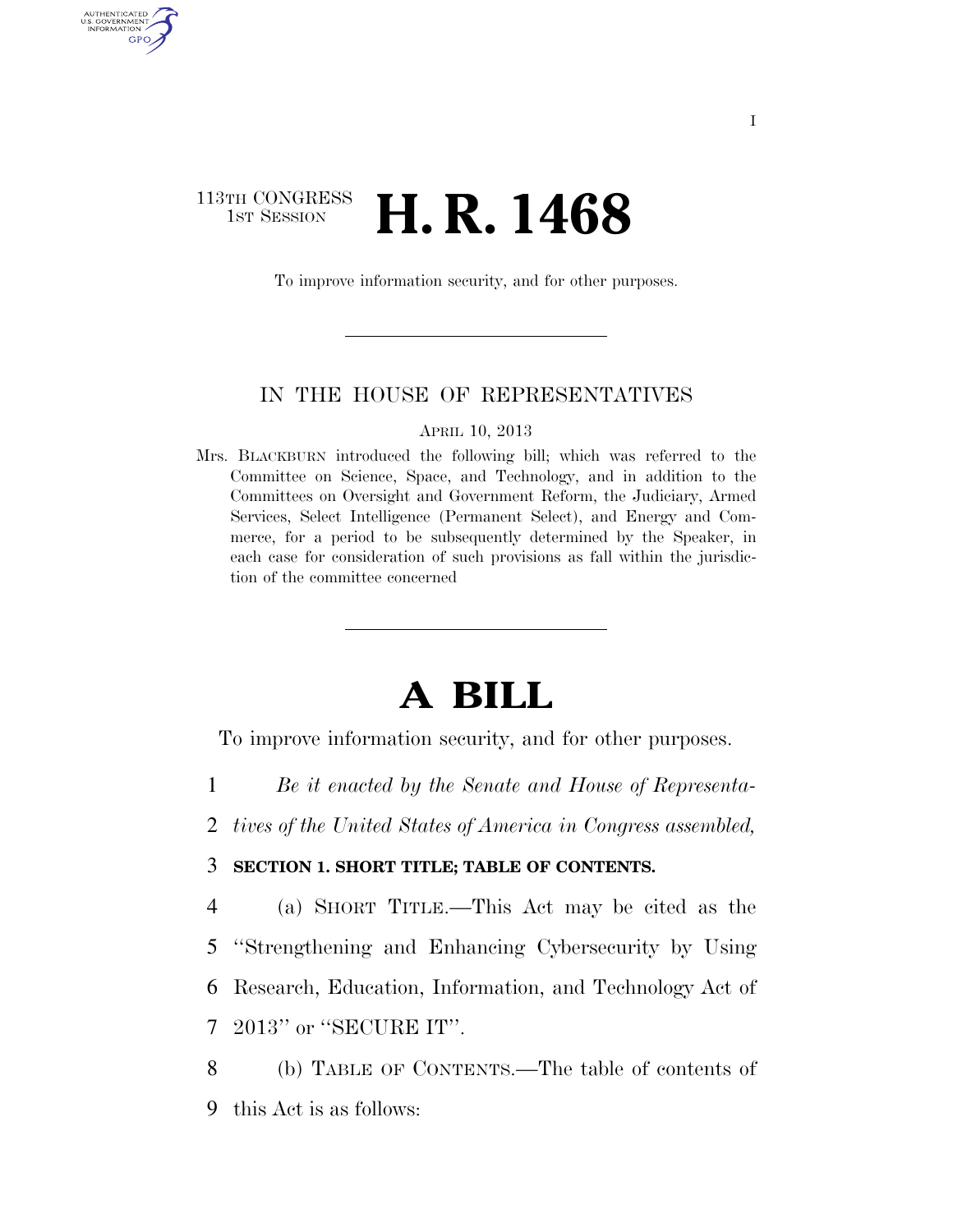113TH CONGRESS
1ST SESSION

# H. R. 1468

To improve information security, and for other purposes.

---

IN THE HOUSE OF REPRESENTATIVES

APRIL 10, 2013

Mrs. BLACKBURN introduced the following bill; which was referred to the Committee on Science, Space, and Technology, and in addition to the Committees on Oversight and Government Reform, the Judiciary, Armed Services, Select Intelligence (Permanent Select), and Energy and Commerce, for a period to be subsequently determined by the Speaker, in each case for consideration of such provisions as fall within the jurisdiction of the committee concerned

---

# A BILL

To improve information security, and for other purposes.

1 *Be it enacted by the Senate and House of Representa-*
2 *tives of the United States of America in Congress assembled,*

3 **SECTION 1. SHORT TITLE; TABLE OF CONTENTS.**

4 (a) SHORT TITLE.—This Act may be cited as the
5 ''Strengthening and Enhancing Cybersecurity by Using
6 Research, Education, Information, and Technology Act of
7 2013'' or ''SECURE IT''.

8 (b) TABLE OF CONTENTS.—The table of contents of
9 this Act is as follows: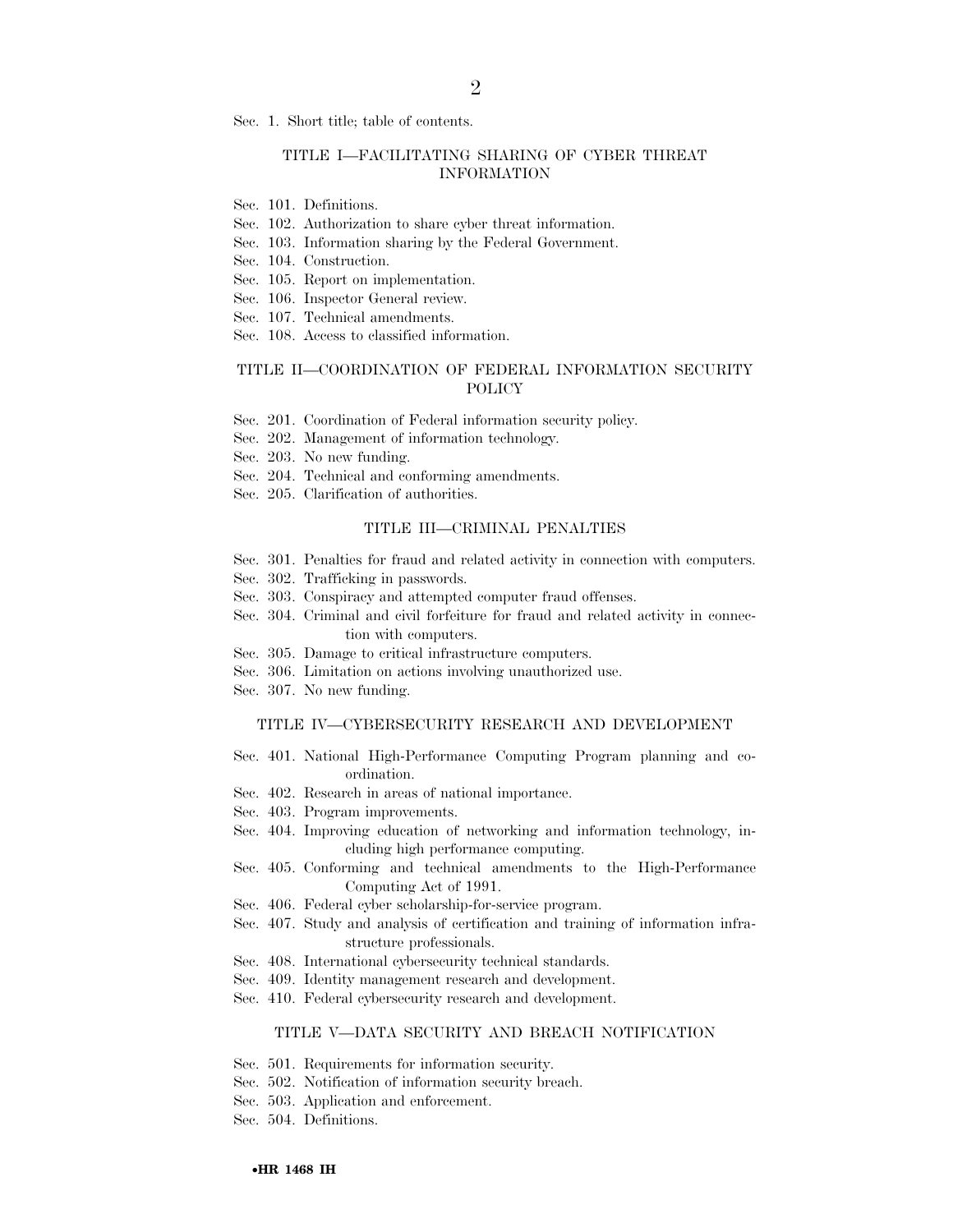Sec. 1. Short title; table of contents.

### TITLE I—FACILITATING SHARING OF CYBER THREAT INFORMATION

Sec. 101. Definitions.
Sec. 102. Authorization to share cyber threat information.
Sec. 103. Information sharing by the Federal Government.
Sec. 104. Construction.
Sec. 105. Report on implementation.
Sec. 106. Inspector General review.
Sec. 107. Technical amendments.
Sec. 108. Access to classified information.

### TITLE II—COORDINATION OF FEDERAL INFORMATION SECURITY POLICY

Sec. 201. Coordination of Federal information security policy.
Sec. 202. Management of information technology.
Sec. 203. No new funding.
Sec. 204. Technical and conforming amendments.
Sec. 205. Clarification of authorities.

### TITLE III—CRIMINAL PENALTIES

Sec. 301. Penalties for fraud and related activity in connection with computers.
Sec. 302. Trafficking in passwords.
Sec. 303. Conspiracy and attempted computer fraud offenses.
Sec. 304. Criminal and civil forfeiture for fraud and related activity in connection with computers.
Sec. 305. Damage to critical infrastructure computers.
Sec. 306. Limitation on actions involving unauthorized use.
Sec. 307. No new funding.

### TITLE IV—CYBERSECURITY RESEARCH AND DEVELOPMENT

Sec. 401. National High-Performance Computing Program planning and coordination.
Sec. 402. Research in areas of national importance.
Sec. 403. Program improvements.
Sec. 404. Improving education of networking and information technology, including high performance computing.
Sec. 405. Conforming and technical amendments to the High-Performance Computing Act of 1991.
Sec. 406. Federal cyber scholarship-for-service program.
Sec. 407. Study and analysis of certification and training of information infrastructure professionals.
Sec. 408. International cybersecurity technical standards.
Sec. 409. Identity management research and development.
Sec. 410. Federal cybersecurity research and development.

### TITLE V—DATA SECURITY AND BREACH NOTIFICATION

Sec. 501. Requirements for information security.
Sec. 502. Notification of information security breach.
Sec. 503. Application and enforcement.
Sec. 504. Definitions.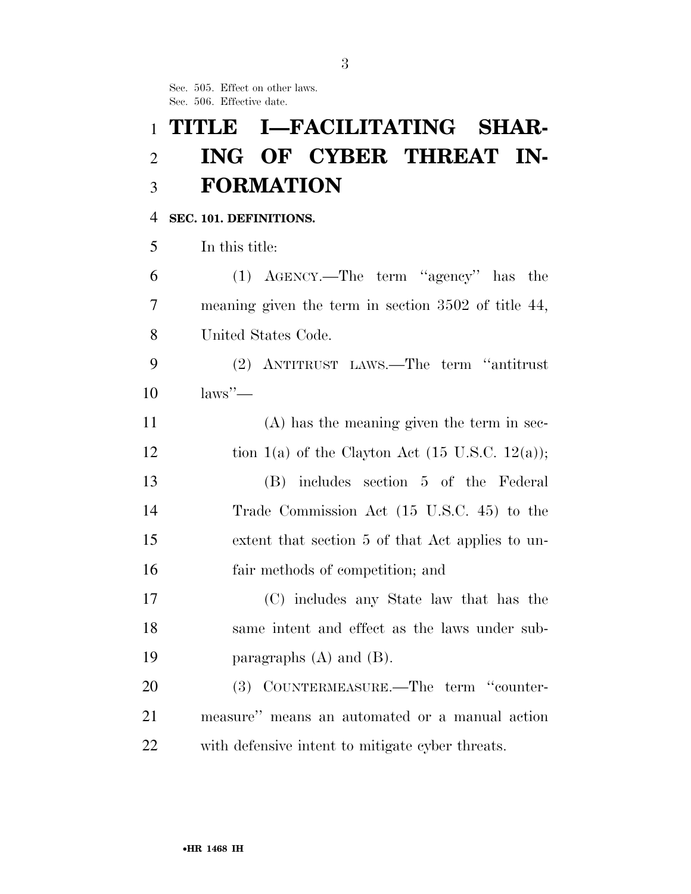Sec. 505. Effect on other laws.
Sec. 506. Effective date.

# TITLE I—FACILITATING SHARING OF CYBER THREAT INFORMATION

## SEC. 101. DEFINITIONS.

In this title:

(1) AGENCY.—The term ''agency'' has the meaning given the term in section 3502 of title 44, United States Code.

(2) ANTITRUST LAWS.—The term ''antitrust laws''—

(A) has the meaning given the term in section 1(a) of the Clayton Act (15 U.S.C. 12(a));

(B) includes section 5 of the Federal Trade Commission Act (15 U.S.C. 45) to the extent that section 5 of that Act applies to unfair methods of competition; and

(C) includes any State law that has the same intent and effect as the laws under subparagraphs (A) and (B).

(3) COUNTERMEASURE.—The term ''countermeasure'' means an automated or a manual action with defensive intent to mitigate cyber threats.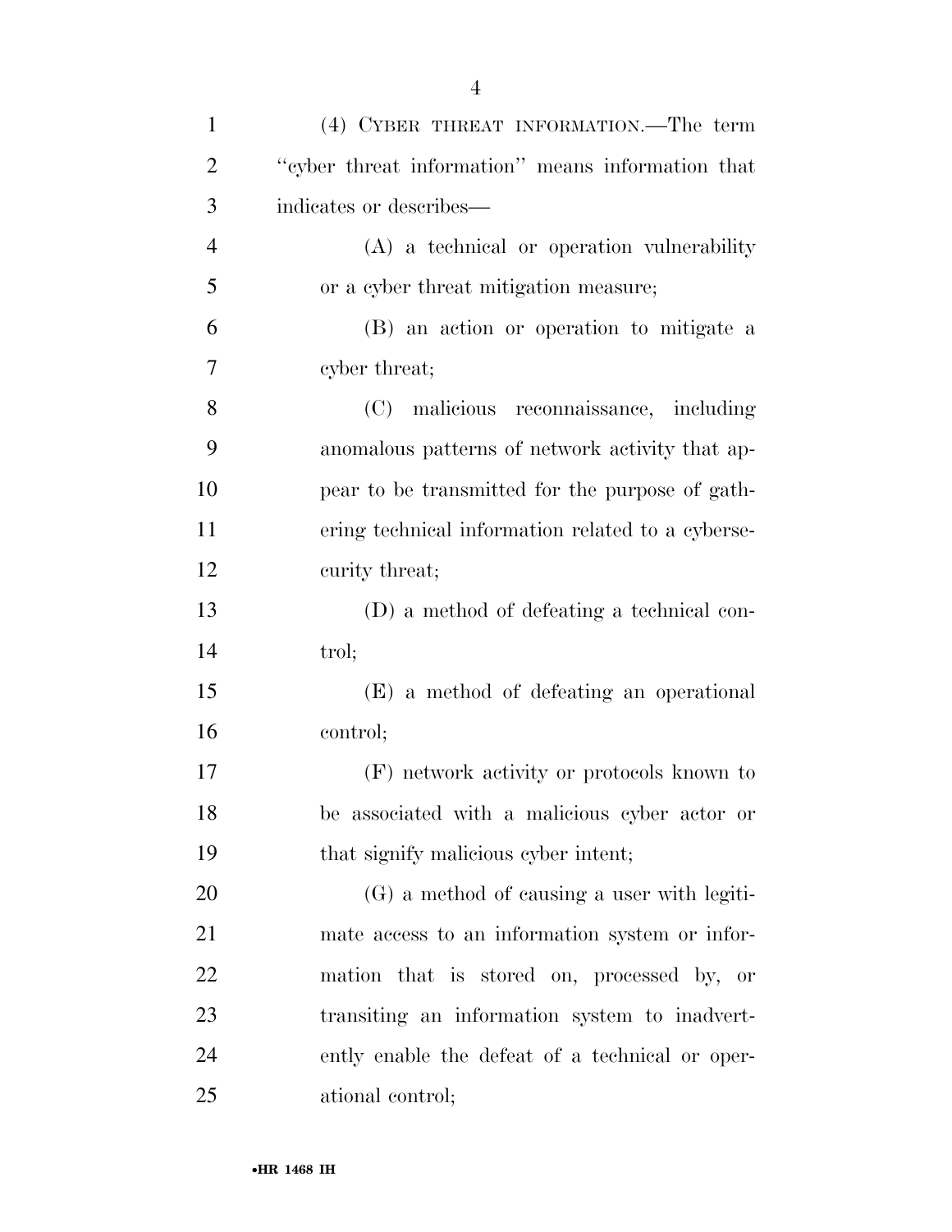(4) CYBER THREAT INFORMATION.—The term "cyber threat information" means information that indicates or describes—

(A) a technical or operation vulnerability or a cyber threat mitigation measure;

(B) an action or operation to mitigate a cyber threat;

(C) malicious reconnaissance, including anomalous patterns of network activity that appear to be transmitted for the purpose of gathering technical information related to a cybersecurity threat;

(D) a method of defeating a technical control;

(E) a method of defeating an operational control;

(F) network activity or protocols known to be associated with a malicious cyber actor or that signify malicious cyber intent;

(G) a method of causing a user with legitimate access to an information system or information that is stored on, processed by, or transiting an information system to inadvertently enable the defeat of a technical or operational control;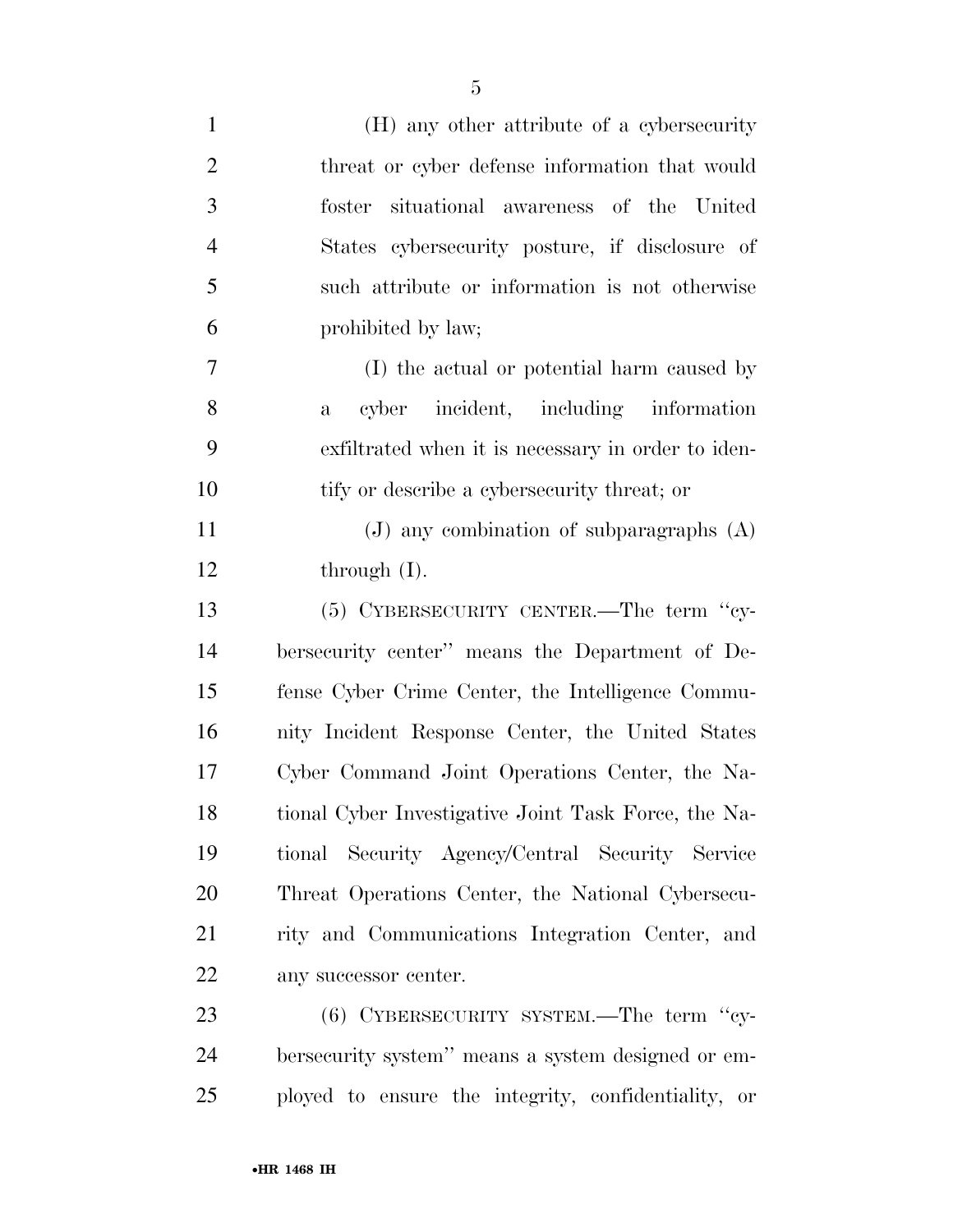(H) any other attribute of a cybersecurity threat or cyber defense information that would foster situational awareness of the United States cybersecurity posture, if disclosure of such attribute or information is not otherwise prohibited by law;

(I) the actual or potential harm caused by a cyber incident, including information exfiltrated when it is necessary in order to identify or describe a cybersecurity threat; or

(J) any combination of subparagraphs (A) through (I).

(5) CYBERSECURITY CENTER.—The term ''cybersecurity center'' means the Department of Defense Cyber Crime Center, the Intelligence Community Incident Response Center, the United States Cyber Command Joint Operations Center, the National Cyber Investigative Joint Task Force, the National Security Agency/Central Security Service Threat Operations Center, the National Cybersecurity and Communications Integration Center, and any successor center.

(6) CYBERSECURITY SYSTEM.—The term ''cybersecurity system'' means a system designed or employed to ensure the integrity, confidentiality, or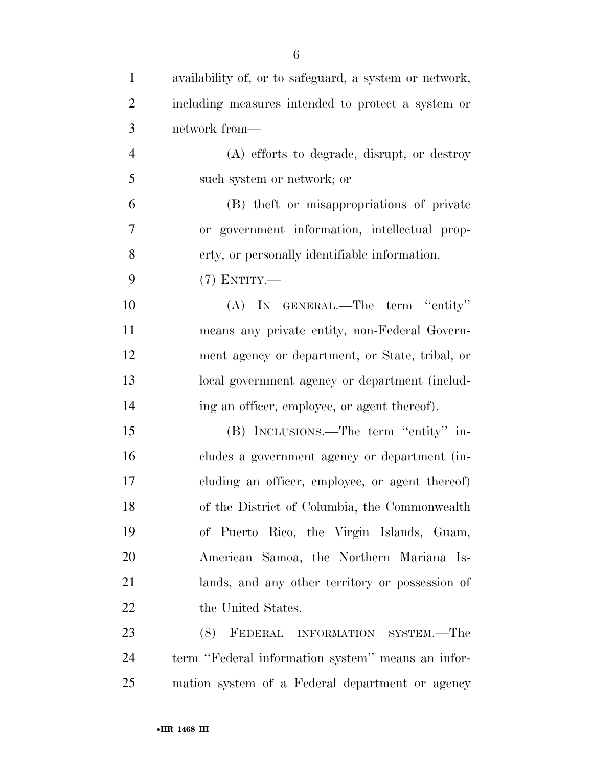availability of, or to safeguard, a system or network, including measures intended to protect a system or network from—

(A) efforts to degrade, disrupt, or destroy such system or network; or

(B) theft or misappropriations of private or government information, intellectual property, or personally identifiable information.

(7) ENTITY.—

(A) IN GENERAL.—The term ''entity'' means any private entity, non-Federal Government agency or department, or State, tribal, or local government agency or department (including an officer, employee, or agent thereof).

(B) INCLUSIONS.—The term ''entity'' includes a government agency or department (including an officer, employee, or agent thereof) of the District of Columbia, the Commonwealth of Puerto Rico, the Virgin Islands, Guam, American Samoa, the Northern Mariana Islands, and any other territory or possession of the United States.

(8) FEDERAL INFORMATION SYSTEM.—The term ''Federal information system'' means an information system of a Federal department or agency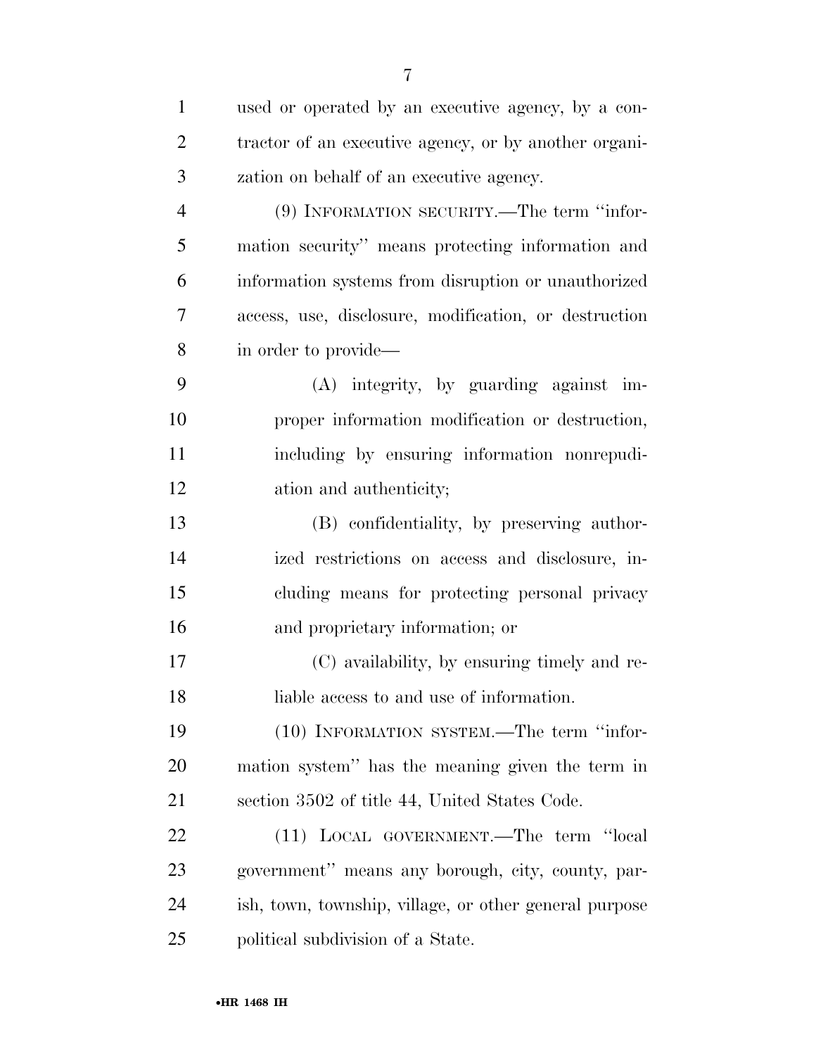used or operated by an executive agency, by a contractor of an executive agency, or by another organization on behalf of an executive agency.

(9) INFORMATION SECURITY.—The term ''information security'' means protecting information and information systems from disruption or unauthorized access, use, disclosure, modification, or destruction in order to provide—

(A) integrity, by guarding against improper information modification or destruction, including by ensuring information nonrepudiation and authenticity;

(B) confidentiality, by preserving authorized restrictions on access and disclosure, including means for protecting personal privacy and proprietary information; or

(C) availability, by ensuring timely and reliable access to and use of information.

(10) INFORMATION SYSTEM.—The term ''information system'' has the meaning given the term in section 3502 of title 44, United States Code.

(11) LOCAL GOVERNMENT.—The term ''local government'' means any borough, city, county, parish, town, township, village, or other general purpose political subdivision of a State.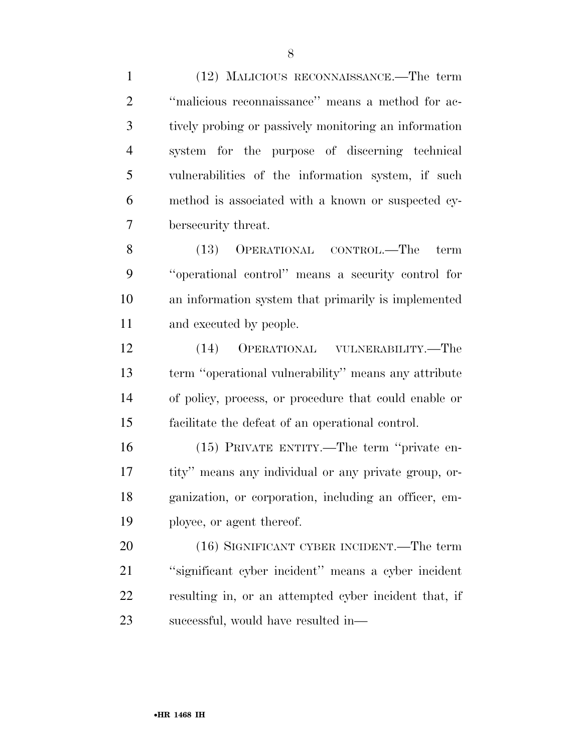(12) MALICIOUS RECONNAISSANCE.—The term ''malicious reconnaissance'' means a method for actively probing or passively monitoring an information system for the purpose of discerning technical vulnerabilities of the information system, if such method is associated with a known or suspected cybersecurity threat.

(13) OPERATIONAL CONTROL.—The term ''operational control'' means a security control for an information system that primarily is implemented and executed by people.

(14) OPERATIONAL VULNERABILITY.—The term ''operational vulnerability'' means any attribute of policy, process, or procedure that could enable or facilitate the defeat of an operational control.

(15) PRIVATE ENTITY.—The term ''private entity'' means any individual or any private group, organization, or corporation, including an officer, employee, or agent thereof.

(16) SIGNIFICANT CYBER INCIDENT.—The term ''significant cyber incident'' means a cyber incident resulting in, or an attempted cyber incident that, if successful, would have resulted in—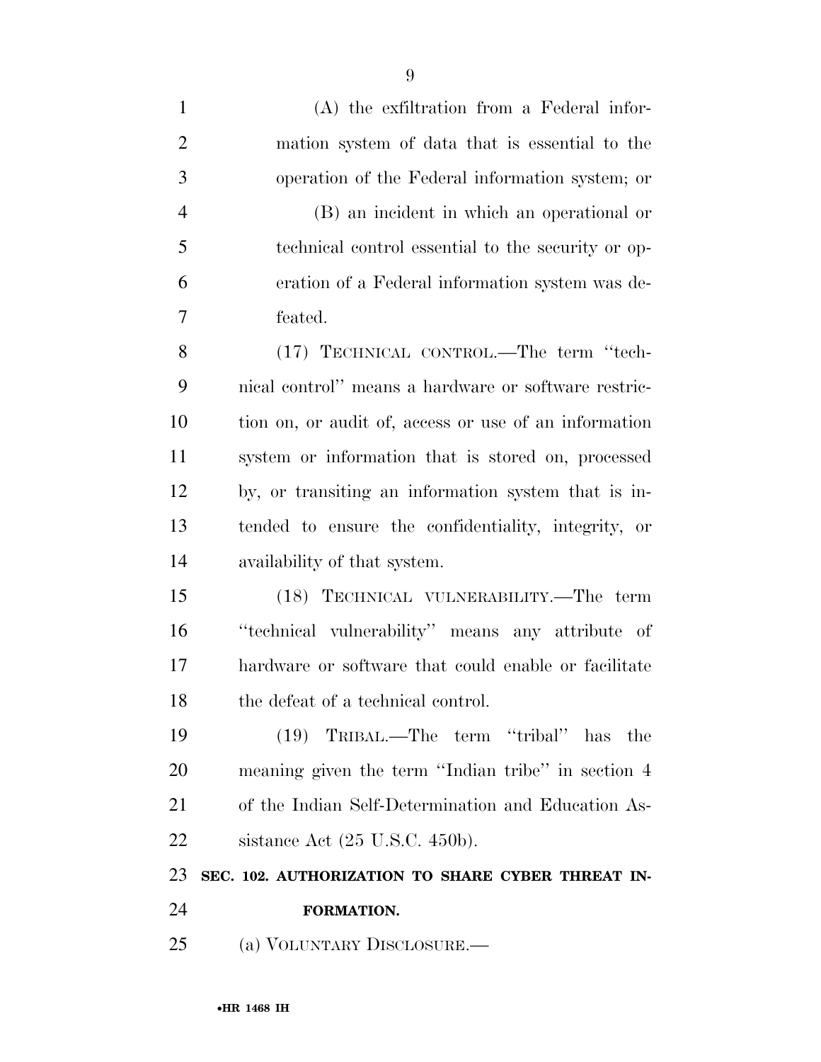(A) the exfiltration from a Federal information system of data that is essential to the operation of the Federal information system; or

(B) an incident in which an operational or technical control essential to the security or operation of a Federal information system was defeated.

(17) TECHNICAL CONTROL.—The term ''technical control'' means a hardware or software restriction on, or audit of, access or use of an information system or information that is stored on, processed by, or transiting an information system that is intended to ensure the confidentiality, integrity, or availability of that system.

(18) TECHNICAL VULNERABILITY.—The term ''technical vulnerability'' means any attribute of hardware or software that could enable or facilitate the defeat of a technical control.

(19) TRIBAL.—The term ''tribal'' has the meaning given the term ''Indian tribe'' in section 4 of the Indian Self-Determination and Education Assistance Act (25 U.S.C. 450b).

**SEC. 102. AUTHORIZATION TO SHARE CYBER THREAT INFORMATION.**

(a) VOLUNTARY DISCLOSURE.—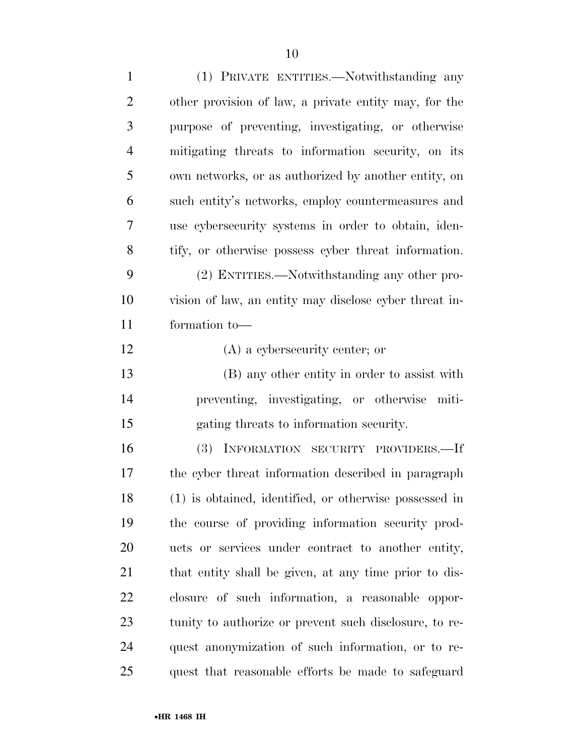(1) PRIVATE ENTITIES.—Notwithstanding any other provision of law, a private entity may, for the purpose of preventing, investigating, or otherwise mitigating threats to information security, on its own networks, or as authorized by another entity, on such entity's networks, employ countermeasures and use cybersecurity systems in order to obtain, identify, or otherwise possess cyber threat information.

(2) ENTITIES.—Notwithstanding any other provision of law, an entity may disclose cyber threat information to—

(A) a cybersecurity center; or

(B) any other entity in order to assist with preventing, investigating, or otherwise mitigating threats to information security.

(3) INFORMATION SECURITY PROVIDERS.—If the cyber threat information described in paragraph (1) is obtained, identified, or otherwise possessed in the course of providing information security products or services under contract to another entity, that entity shall be given, at any time prior to disclosure of such information, a reasonable opportunity to authorize or prevent such disclosure, to request anonymization of such information, or to request that reasonable efforts be made to safeguard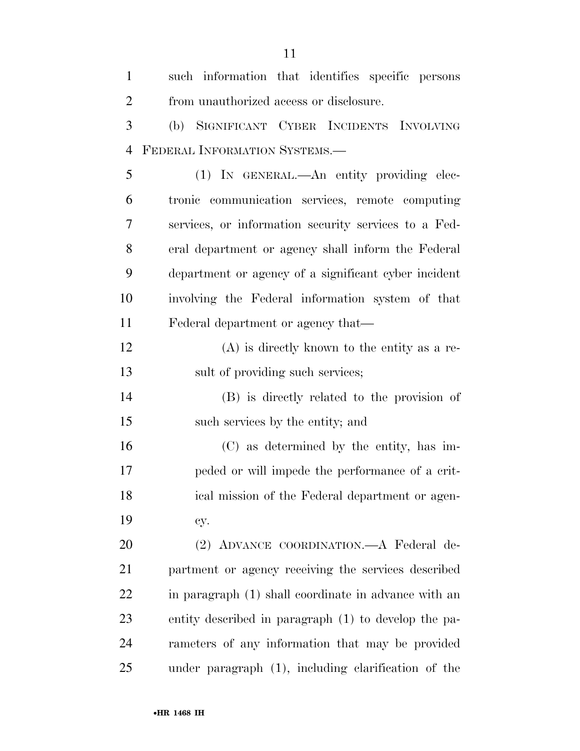such information that identifies specific persons from unauthorized access or disclosure.

(b) SIGNIFICANT CYBER INCIDENTS INVOLVING FEDERAL INFORMATION SYSTEMS.—

(1) IN GENERAL.—An entity providing electronic communication services, remote computing services, or information security services to a Federal department or agency shall inform the Federal department or agency of a significant cyber incident involving the Federal information system of that Federal department or agency that—

(A) is directly known to the entity as a result of providing such services;

(B) is directly related to the provision of such services by the entity; and

(C) as determined by the entity, has impeded or will impede the performance of a critical mission of the Federal department or agency.

(2) ADVANCE COORDINATION.—A Federal department or agency receiving the services described in paragraph (1) shall coordinate in advance with an entity described in paragraph (1) to develop the parameters of any information that may be provided under paragraph (1), including clarification of the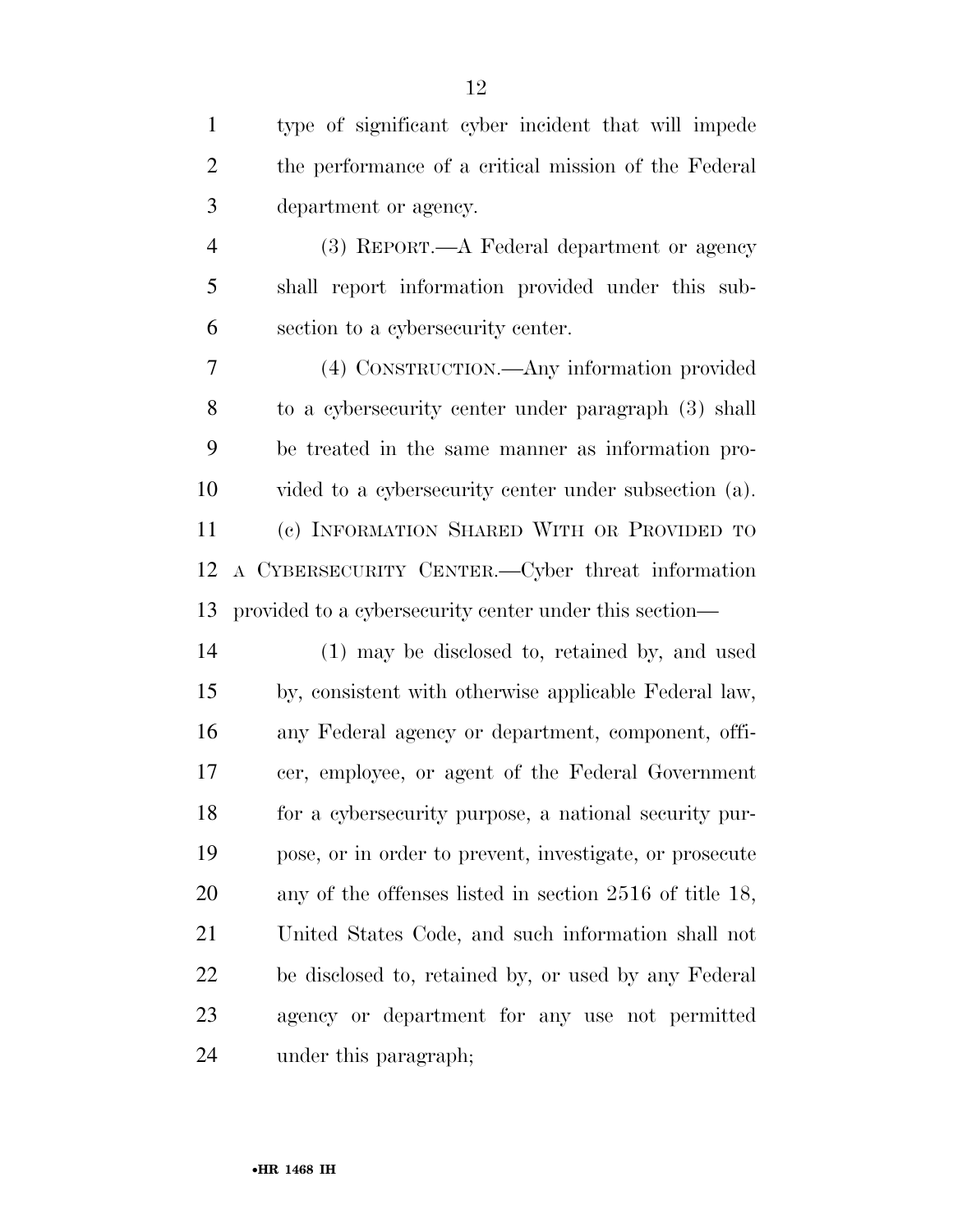type of significant cyber incident that will impede the performance of a critical mission of the Federal department or agency.

(3) REPORT.—A Federal department or agency shall report information provided under this subsection to a cybersecurity center.

(4) CONSTRUCTION.—Any information provided to a cybersecurity center under paragraph (3) shall be treated in the same manner as information provided to a cybersecurity center under subsection (a).

(c) INFORMATION SHARED WITH OR PROVIDED TO A CYBERSECURITY CENTER.—Cyber threat information provided to a cybersecurity center under this section—

(1) may be disclosed to, retained by, and used by, consistent with otherwise applicable Federal law, any Federal agency or department, component, officer, employee, or agent of the Federal Government for a cybersecurity purpose, a national security purpose, or in order to prevent, investigate, or prosecute any of the offenses listed in section 2516 of title 18, United States Code, and such information shall not be disclosed to, retained by, or used by any Federal agency or department for any use not permitted under this paragraph;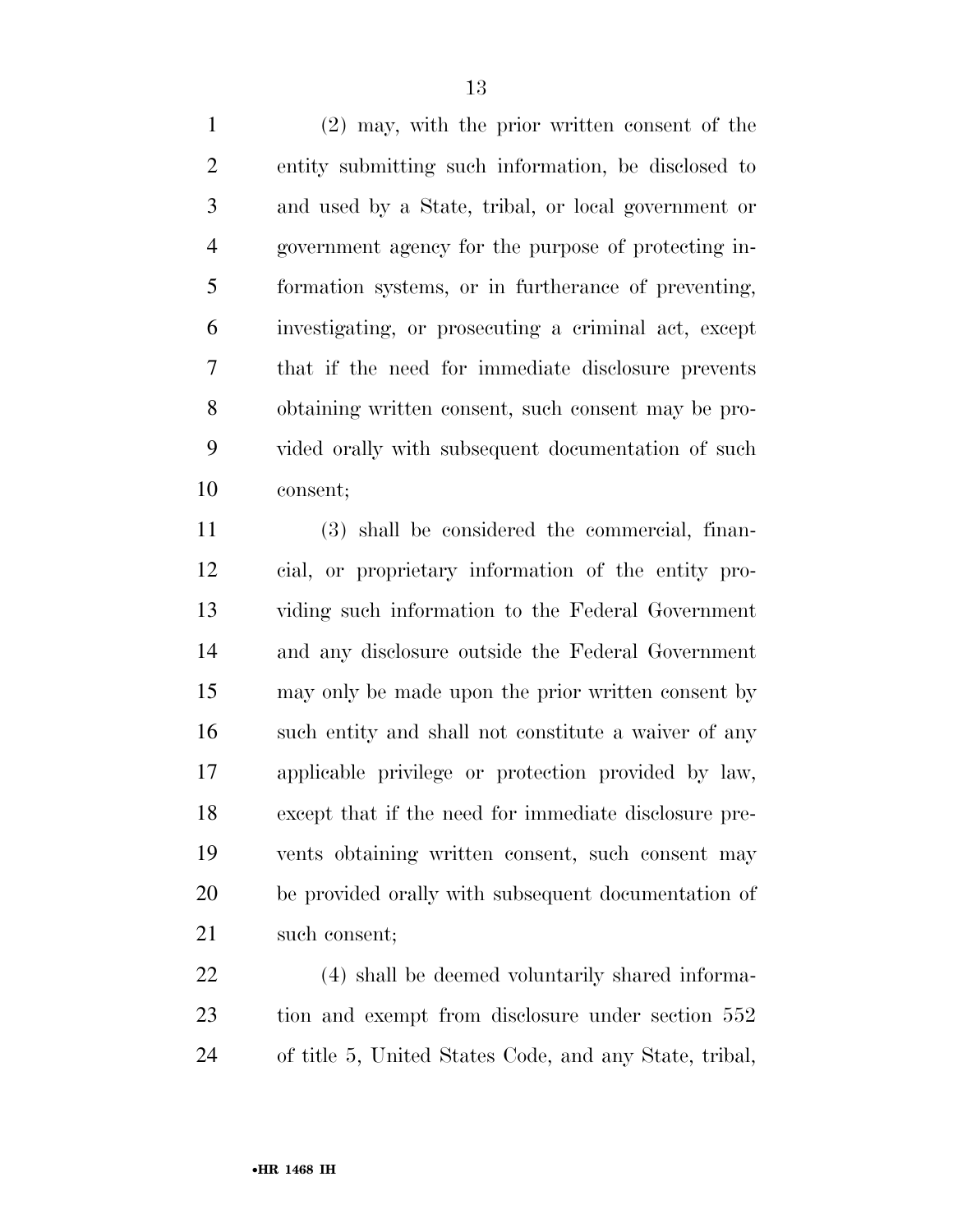(2) may, with the prior written consent of the entity submitting such information, be disclosed to and used by a State, tribal, or local government or government agency for the purpose of protecting information systems, or in furtherance of preventing, investigating, or prosecuting a criminal act, except that if the need for immediate disclosure prevents obtaining written consent, such consent may be provided orally with subsequent documentation of such consent;

(3) shall be considered the commercial, financial, or proprietary information of the entity providing such information to the Federal Government and any disclosure outside the Federal Government may only be made upon the prior written consent by such entity and shall not constitute a waiver of any applicable privilege or protection provided by law, except that if the need for immediate disclosure prevents obtaining written consent, such consent may be provided orally with subsequent documentation of such consent;

(4) shall be deemed voluntarily shared information and exempt from disclosure under section 552 of title 5, United States Code, and any State, tribal,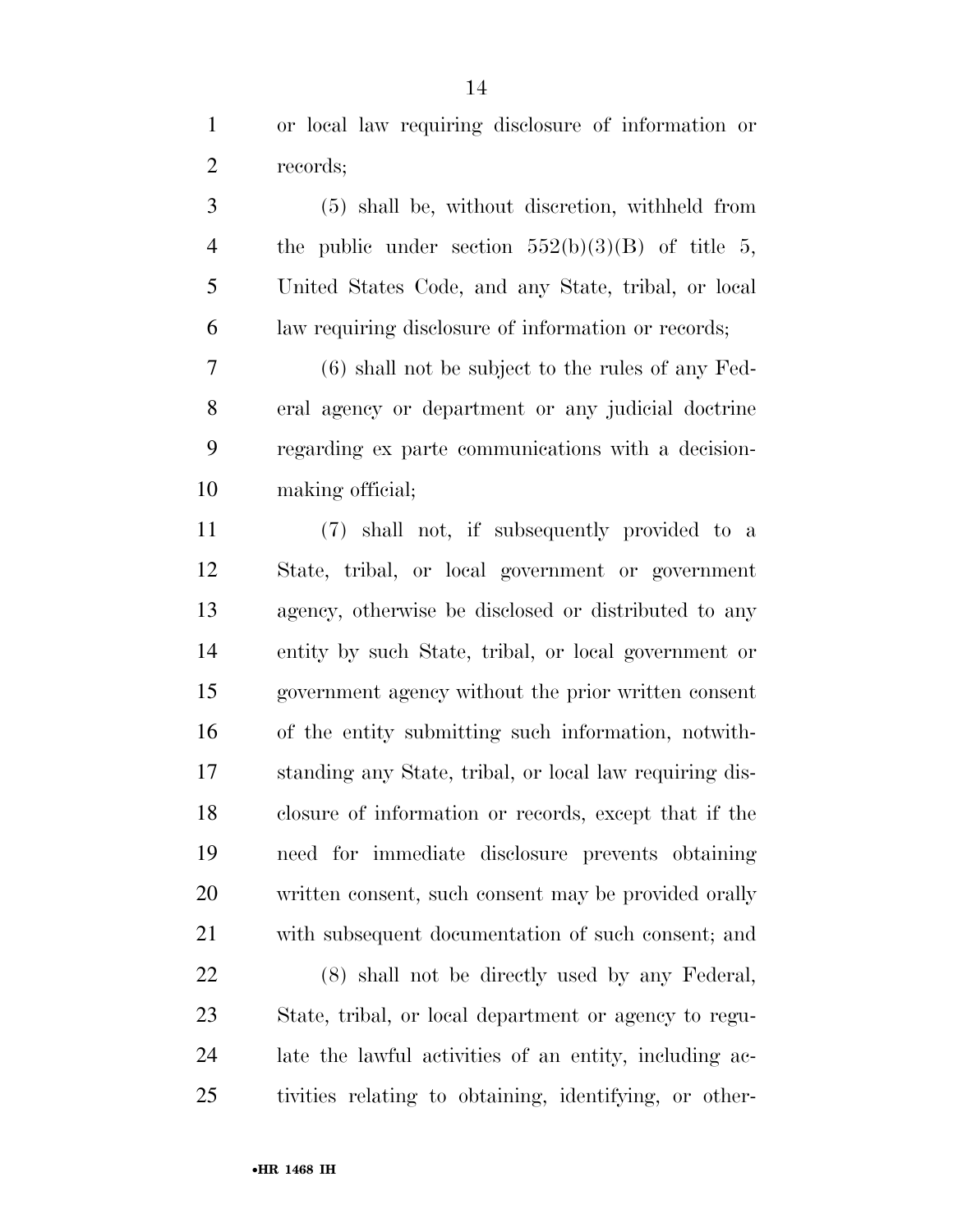or local law requiring disclosure of information or records;

(5) shall be, without discretion, withheld from the public under section 552(b)(3)(B) of title 5, United States Code, and any State, tribal, or local law requiring disclosure of information or records;

(6) shall not be subject to the rules of any Federal agency or department or any judicial doctrine regarding ex parte communications with a decision-making official;

(7) shall not, if subsequently provided to a State, tribal, or local government or government agency, otherwise be disclosed or distributed to any entity by such State, tribal, or local government or government agency without the prior written consent of the entity submitting such information, notwithstanding any State, tribal, or local law requiring disclosure of information or records, except that if the need for immediate disclosure prevents obtaining written consent, such consent may be provided orally with subsequent documentation of such consent; and

(8) shall not be directly used by any Federal, State, tribal, or local department or agency to regulate the lawful activities of an entity, including activities relating to obtaining, identifying, or other-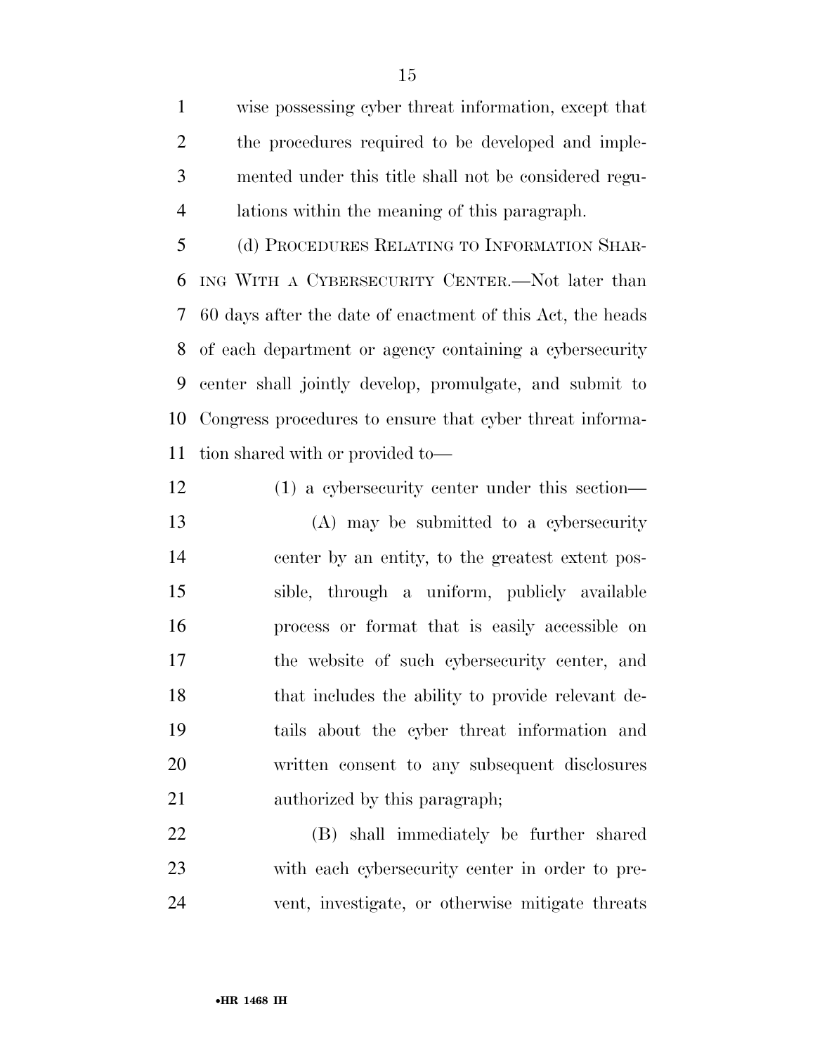wise possessing cyber threat information, except that the procedures required to be developed and implemented under this title shall not be considered regulations within the meaning of this paragraph.

(d) PROCEDURES RELATING TO INFORMATION SHARING WITH A CYBERSECURITY CENTER.—Not later than 60 days after the date of enactment of this Act, the heads of each department or agency containing a cybersecurity center shall jointly develop, promulgate, and submit to Congress procedures to ensure that cyber threat information shared with or provided to—

(1) a cybersecurity center under this section—

(A) may be submitted to a cybersecurity center by an entity, to the greatest extent possible, through a uniform, publicly available process or format that is easily accessible on the website of such cybersecurity center, and that includes the ability to provide relevant details about the cyber threat information and written consent to any subsequent disclosures authorized by this paragraph;

(B) shall immediately be further shared with each cybersecurity center in order to prevent, investigate, or otherwise mitigate threats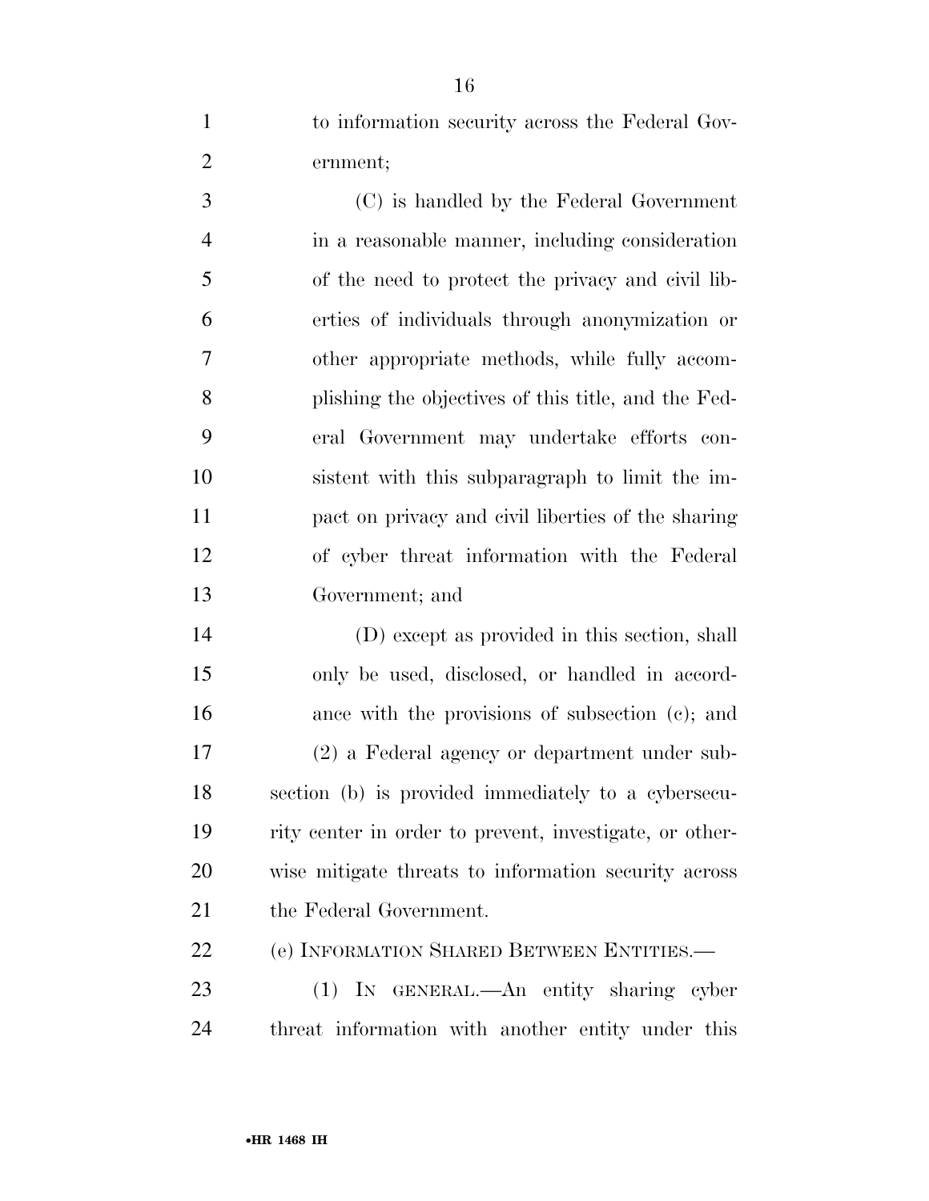to information security across the Federal Government;

(C) is handled by the Federal Government in a reasonable manner, including consideration of the need to protect the privacy and civil liberties of individuals through anonymization or other appropriate methods, while fully accomplishing the objectives of this title, and the Federal Government may undertake efforts consistent with this subparagraph to limit the impact on privacy and civil liberties of the sharing of cyber threat information with the Federal Government; and

(D) except as provided in this section, shall only be used, disclosed, or handled in accordance with the provisions of subsection (c); and

(2) a Federal agency or department under subsection (b) is provided immediately to a cybersecurity center in order to prevent, investigate, or otherwise mitigate threats to information security across the Federal Government.

(e) INFORMATION SHARED BETWEEN ENTITIES.—

(1) IN GENERAL.—An entity sharing cyber threat information with another entity under this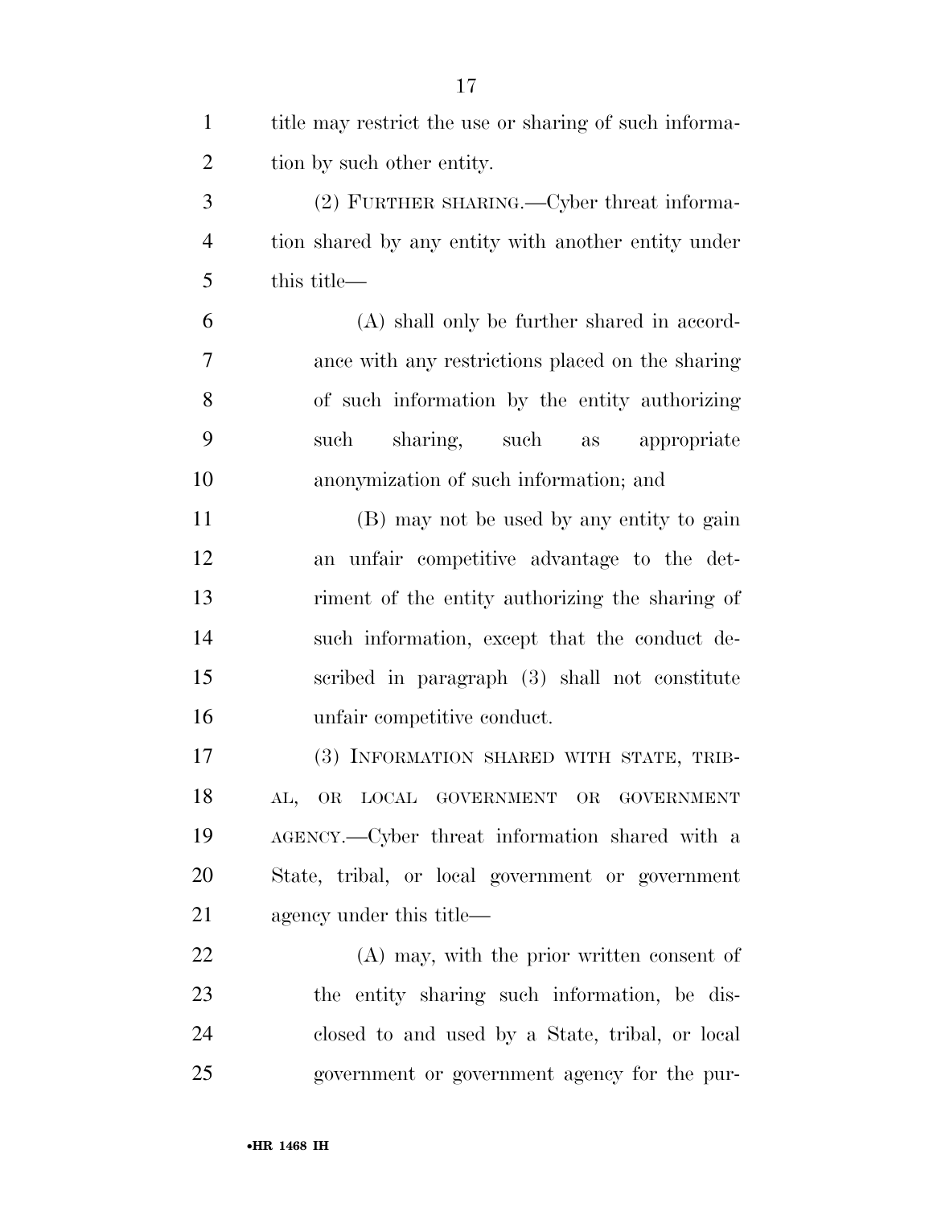title may restrict the use or sharing of such information by such other entity.

(2) FURTHER SHARING.—Cyber threat information shared by any entity with another entity under this title—

(A) shall only be further shared in accordance with any restrictions placed on the sharing of such information by the entity authorizing such sharing, such as appropriate anonymization of such information; and

(B) may not be used by any entity to gain an unfair competitive advantage to the detriment of the entity authorizing the sharing of such information, except that the conduct described in paragraph (3) shall not constitute unfair competitive conduct.

(3) INFORMATION SHARED WITH STATE, TRIBAL, OR LOCAL GOVERNMENT OR GOVERNMENT AGENCY.—Cyber threat information shared with a State, tribal, or local government or government agency under this title—

(A) may, with the prior written consent of the entity sharing such information, be disclosed to and used by a State, tribal, or local government or government agency for the pur-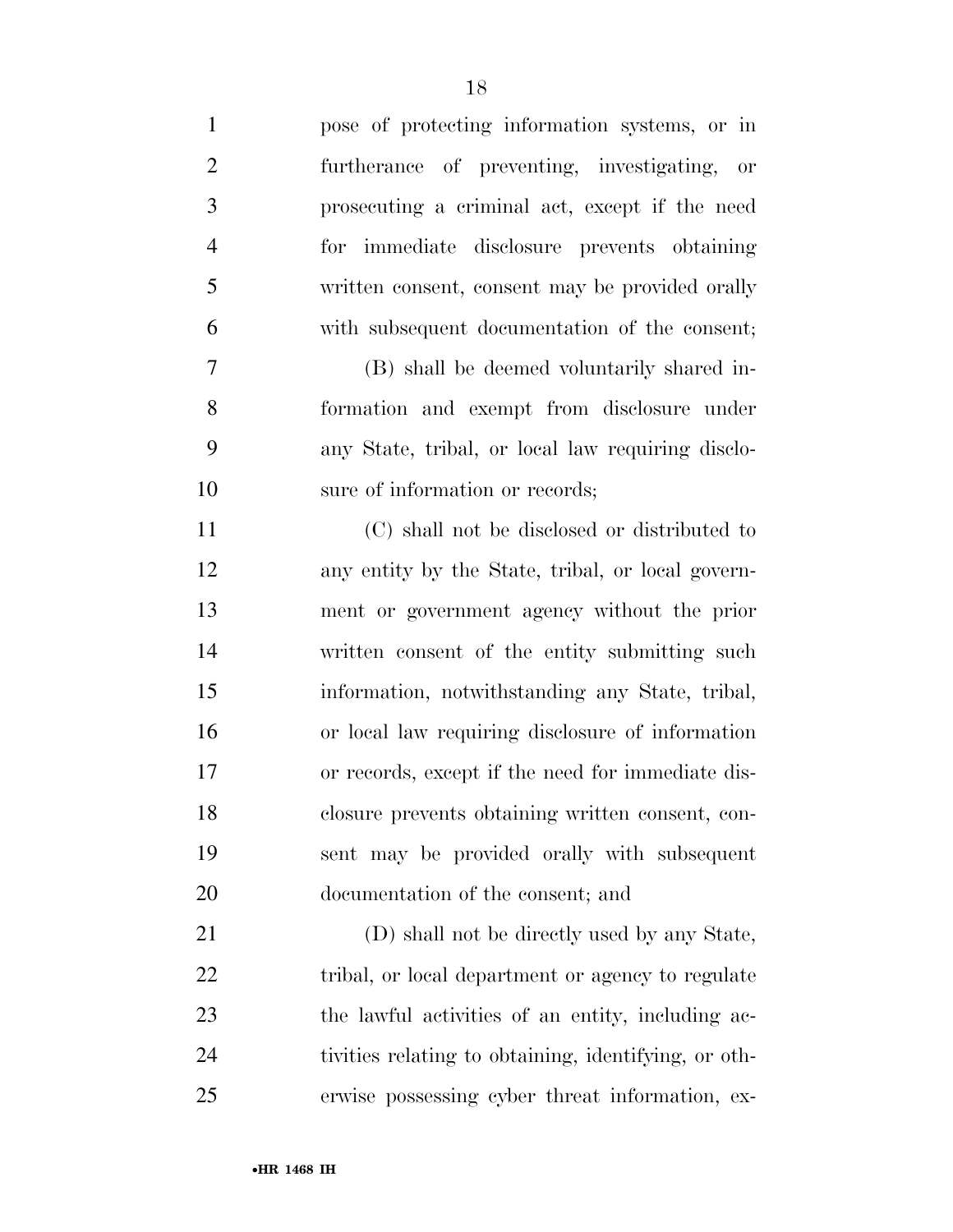pose of protecting information systems, or in furtherance of preventing, investigating, or prosecuting a criminal act, except if the need for immediate disclosure prevents obtaining written consent, consent may be provided orally with subsequent documentation of the consent;

(B) shall be deemed voluntarily shared information and exempt from disclosure under any State, tribal, or local law requiring disclosure of information or records;

(C) shall not be disclosed or distributed to any entity by the State, tribal, or local government or government agency without the prior written consent of the entity submitting such information, notwithstanding any State, tribal, or local law requiring disclosure of information or records, except if the need for immediate disclosure prevents obtaining written consent, consent may be provided orally with subsequent documentation of the consent; and

(D) shall not be directly used by any State, tribal, or local department or agency to regulate the lawful activities of an entity, including activities relating to obtaining, identifying, or otherwise possessing cyber threat information, ex-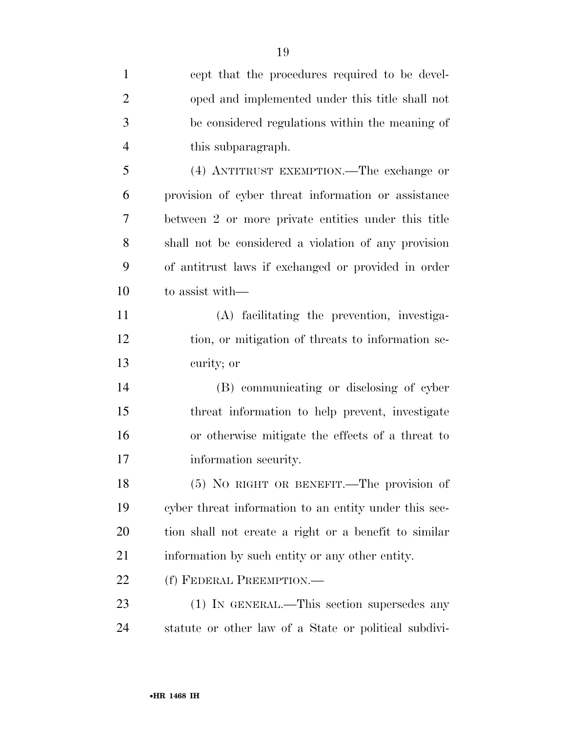cept that the procedures required to be developed and implemented under this title shall not be considered regulations within the meaning of this subparagraph.

(4) ANTITRUST EXEMPTION.—The exchange or provision of cyber threat information or assistance between 2 or more private entities under this title shall not be considered a violation of any provision of antitrust laws if exchanged or provided in order to assist with—

(A) facilitating the prevention, investigation, or mitigation of threats to information security; or

(B) communicating or disclosing of cyber threat information to help prevent, investigate or otherwise mitigate the effects of a threat to information security.

(5) NO RIGHT OR BENEFIT.—The provision of cyber threat information to an entity under this section shall not create a right or a benefit to similar information by such entity or any other entity.

(f) FEDERAL PREEMPTION.—

(1) IN GENERAL.—This section supersedes any statute or other law of a State or political subdivi-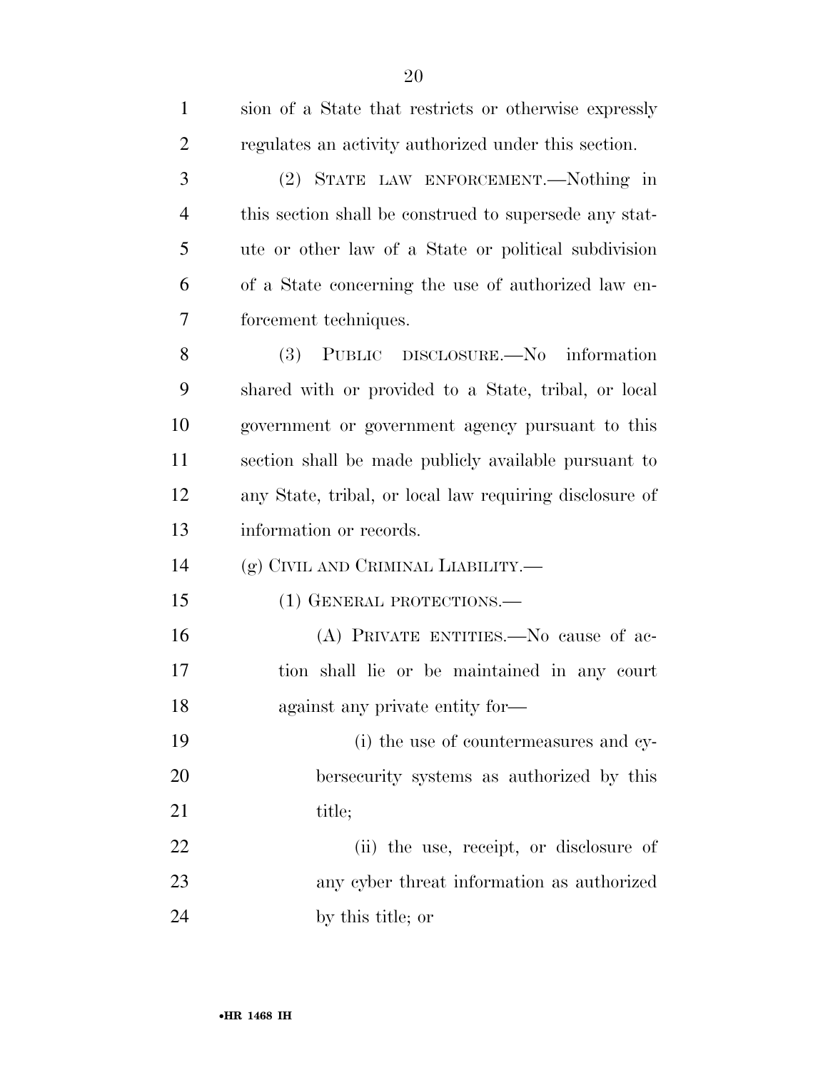sion of a State that restricts or otherwise expressly regulates an activity authorized under this section.

(2) STATE LAW ENFORCEMENT.—Nothing in this section shall be construed to supersede any statute or other law of a State or political subdivision of a State concerning the use of authorized law enforcement techniques.

(3) PUBLIC DISCLOSURE.—No information shared with or provided to a State, tribal, or local government or government agency pursuant to this section shall be made publicly available pursuant to any State, tribal, or local law requiring disclosure of information or records.

(g) CIVIL AND CRIMINAL LIABILITY.—

(1) GENERAL PROTECTIONS.—

(A) PRIVATE ENTITIES.—No cause of action shall lie or be maintained in any court against any private entity for—

(i) the use of countermeasures and cybersecurity systems as authorized by this title;

(ii) the use, receipt, or disclosure of any cyber threat information as authorized by this title; or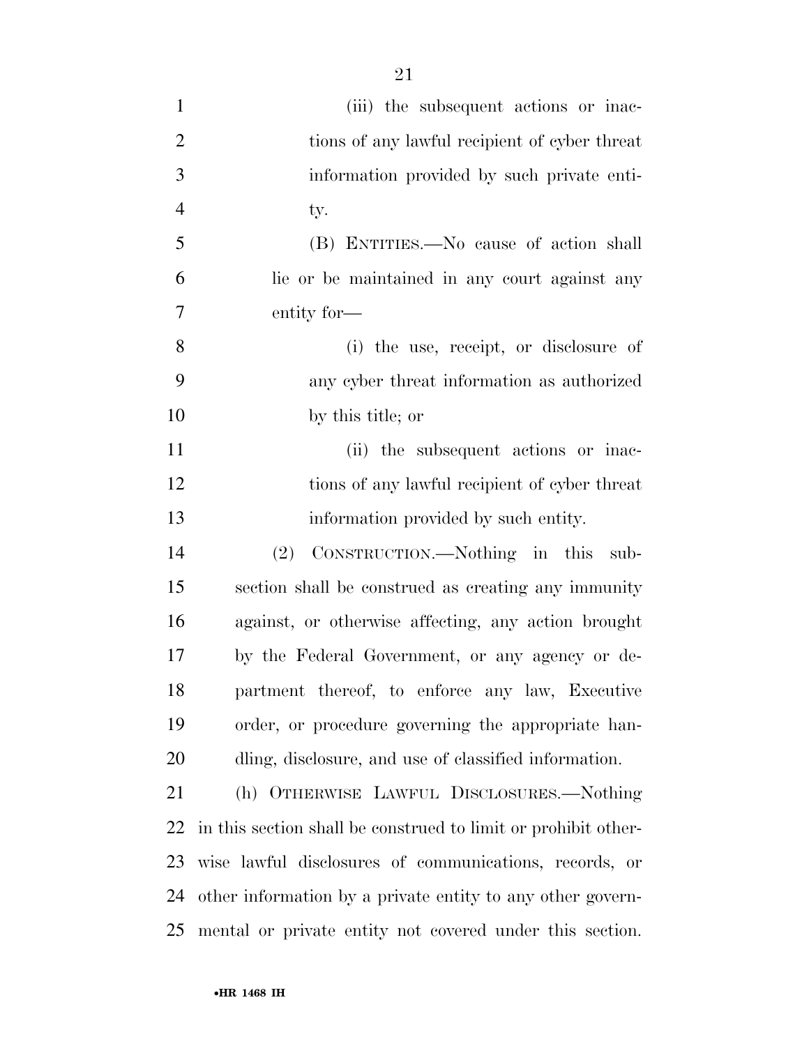(iii) the subsequent actions or inactions of any lawful recipient of cyber threat information provided by such private entity.

(B) ENTITIES.—No cause of action shall lie or be maintained in any court against any entity for—

(i) the use, receipt, or disclosure of any cyber threat information as authorized by this title; or

(ii) the subsequent actions or inactions of any lawful recipient of cyber threat information provided by such entity.

(2) CONSTRUCTION.—Nothing in this subsection shall be construed as creating any immunity against, or otherwise affecting, any action brought by the Federal Government, or any agency or department thereof, to enforce any law, Executive order, or procedure governing the appropriate handling, disclosure, and use of classified information.

(h) OTHERWISE LAWFUL DISCLOSURES.—Nothing in this section shall be construed to limit or prohibit otherwise lawful disclosures of communications, records, or other information by a private entity to any other governmental or private entity not covered under this section.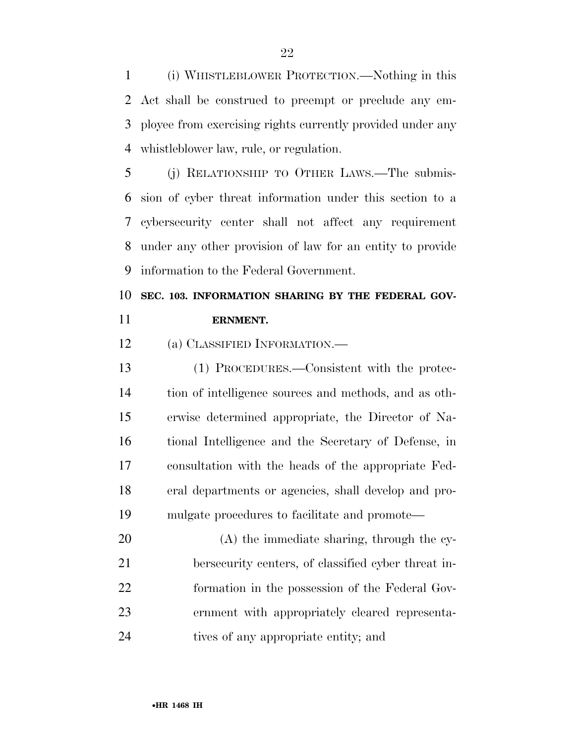(i) WHISTLEBLOWER PROTECTION.—Nothing in this Act shall be construed to preempt or preclude any employee from exercising rights currently provided under any whistleblower law, rule, or regulation.

(j) RELATIONSHIP TO OTHER LAWS.—The submission of cyber threat information under this section to a cybersecurity center shall not affect any requirement under any other provision of law for an entity to provide information to the Federal Government.

## SEC. 103. INFORMATION SHARING BY THE FEDERAL GOVERNMENT.

(a) CLASSIFIED INFORMATION.—

(1) PROCEDURES.—Consistent with the protection of intelligence sources and methods, and as otherwise determined appropriate, the Director of National Intelligence and the Secretary of Defense, in consultation with the heads of the appropriate Federal departments or agencies, shall develop and promulgate procedures to facilitate and promote—

(A) the immediate sharing, through the cybersecurity centers, of classified cyber threat information in the possession of the Federal Government with appropriately cleared representatives of any appropriate entity; and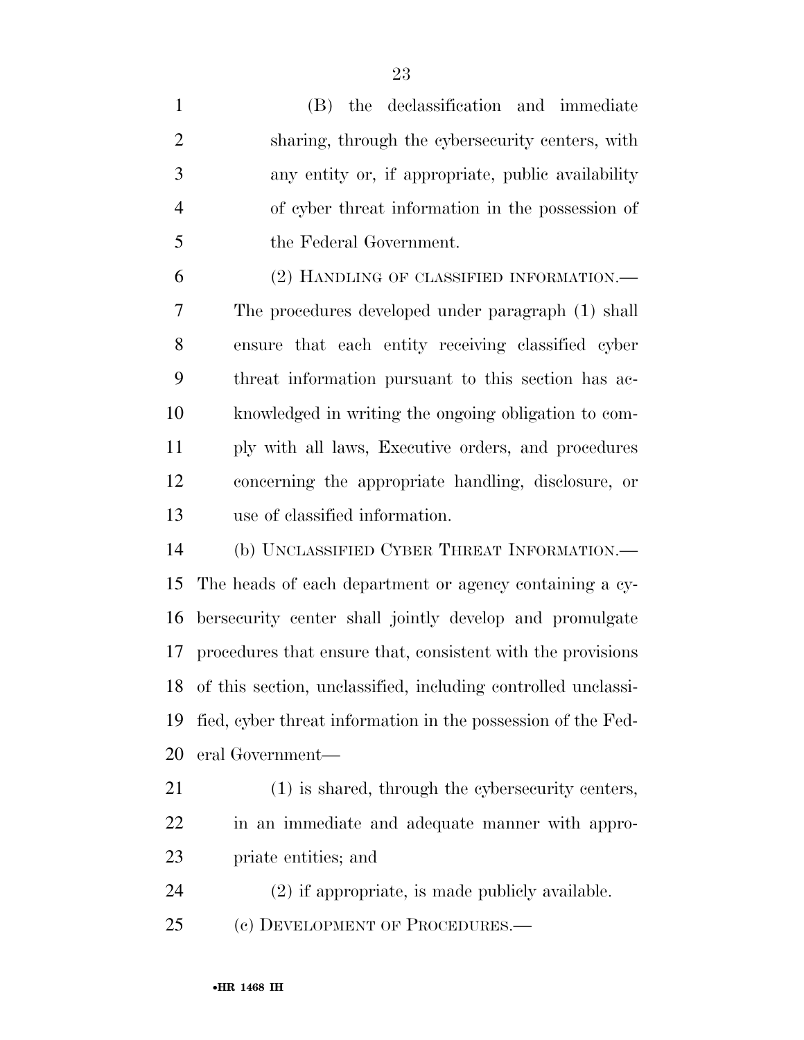(B) the declassification and immediate sharing, through the cybersecurity centers, with any entity or, if appropriate, public availability of cyber threat information in the possession of the Federal Government.

(2) HANDLING OF CLASSIFIED INFORMATION.—The procedures developed under paragraph (1) shall ensure that each entity receiving classified cyber threat information pursuant to this section has acknowledged in writing the ongoing obligation to comply with all laws, Executive orders, and procedures concerning the appropriate handling, disclosure, or use of classified information.

(b) UNCLASSIFIED CYBER THREAT INFORMATION.—The heads of each department or agency containing a cybersecurity center shall jointly develop and promulgate procedures that ensure that, consistent with the provisions of this section, unclassified, including controlled unclassified, cyber threat information in the possession of the Federal Government—

(1) is shared, through the cybersecurity centers, in an immediate and adequate manner with appropriate entities; and

(2) if appropriate, is made publicly available.

(c) DEVELOPMENT OF PROCEDURES.—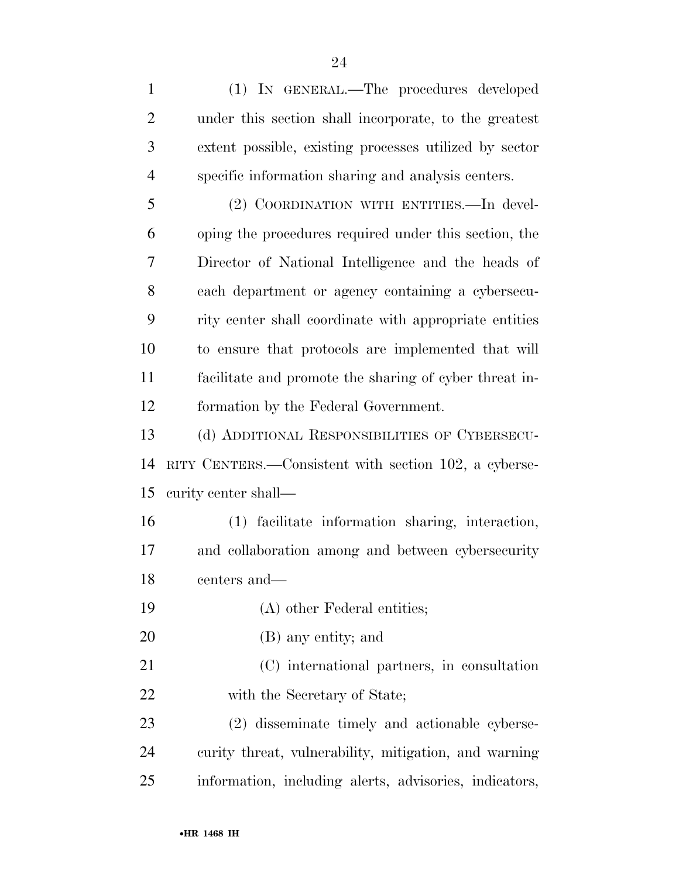(1) IN GENERAL.—The procedures developed under this section shall incorporate, to the greatest extent possible, existing processes utilized by sector specific information sharing and analysis centers.

(2) COORDINATION WITH ENTITIES.—In developing the procedures required under this section, the Director of National Intelligence and the heads of each department or agency containing a cybersecurity center shall coordinate with appropriate entities to ensure that protocols are implemented that will facilitate and promote the sharing of cyber threat information by the Federal Government.

(d) ADDITIONAL RESPONSIBILITIES OF CYBERSECURITY CENTERS.—Consistent with section 102, a cybersecurity center shall—

(1) facilitate information sharing, interaction, and collaboration among and between cybersecurity centers and—

(A) other Federal entities;

(B) any entity; and

(C) international partners, in consultation with the Secretary of State;

(2) disseminate timely and actionable cybersecurity threat, vulnerability, mitigation, and warning information, including alerts, advisories, indicators,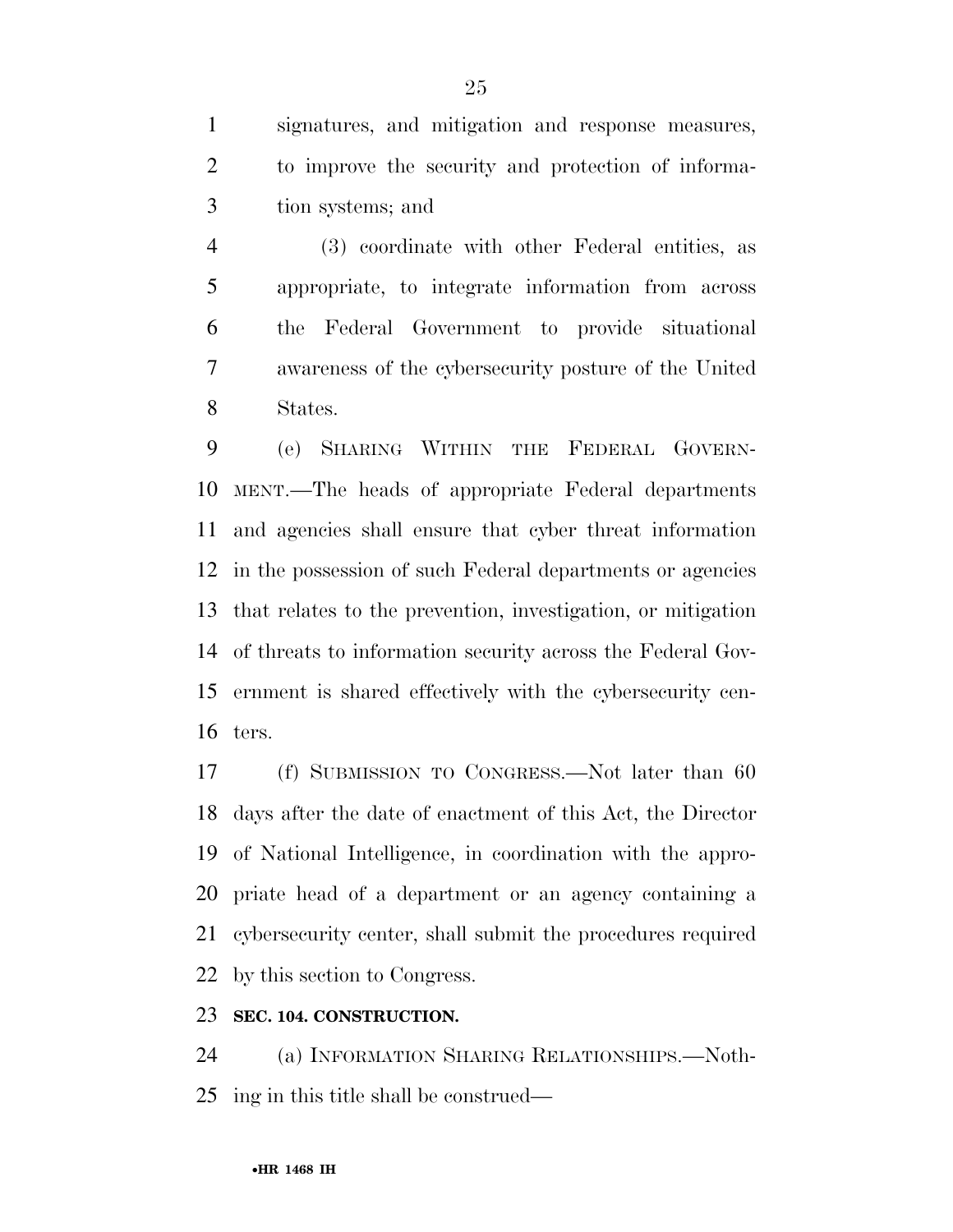signatures, and mitigation and response measures, to improve the security and protection of information systems; and

(3) coordinate with other Federal entities, as appropriate, to integrate information from across the Federal Government to provide situational awareness of the cybersecurity posture of the United States.

(e) SHARING WITHIN THE FEDERAL GOVERNMENT.—The heads of appropriate Federal departments and agencies shall ensure that cyber threat information in the possession of such Federal departments or agencies that relates to the prevention, investigation, or mitigation of threats to information security across the Federal Government is shared effectively with the cybersecurity centers.

(f) SUBMISSION TO CONGRESS.—Not later than 60 days after the date of enactment of this Act, the Director of National Intelligence, in coordination with the appropriate head of a department or an agency containing a cybersecurity center, shall submit the procedures required by this section to Congress.

**SEC. 104. CONSTRUCTION.**

(a) INFORMATION SHARING RELATIONSHIPS.—Nothing in this title shall be construed—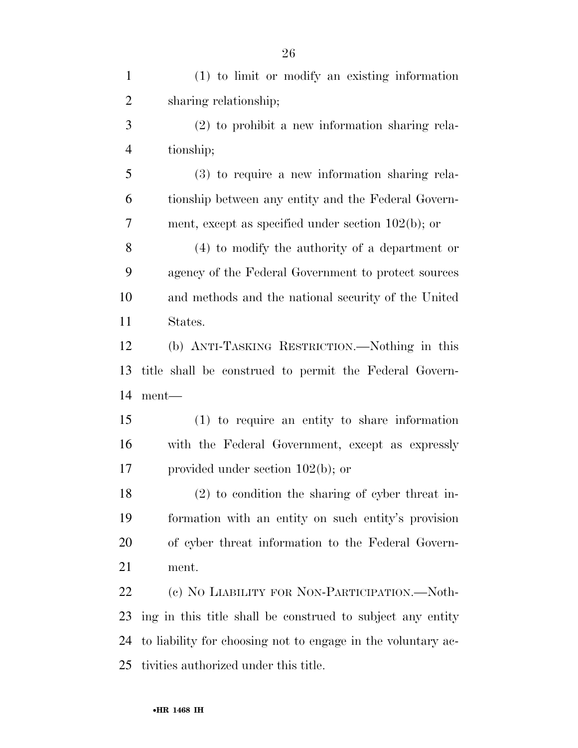(1) to limit or modify an existing information sharing relationship;

(2) to prohibit a new information sharing relationship;

(3) to require a new information sharing relationship between any entity and the Federal Government, except as specified under section 102(b); or

(4) to modify the authority of a department or agency of the Federal Government to protect sources and methods and the national security of the United States.

(b) ANTI-TASKING RESTRICTION.—Nothing in this title shall be construed to permit the Federal Government—

(1) to require an entity to share information with the Federal Government, except as expressly provided under section 102(b); or

(2) to condition the sharing of cyber threat information with an entity on such entity's provision of cyber threat information to the Federal Government.

(c) NO LIABILITY FOR NON-PARTICIPATION.—Nothing in this title shall be construed to subject any entity to liability for choosing not to engage in the voluntary activities authorized under this title.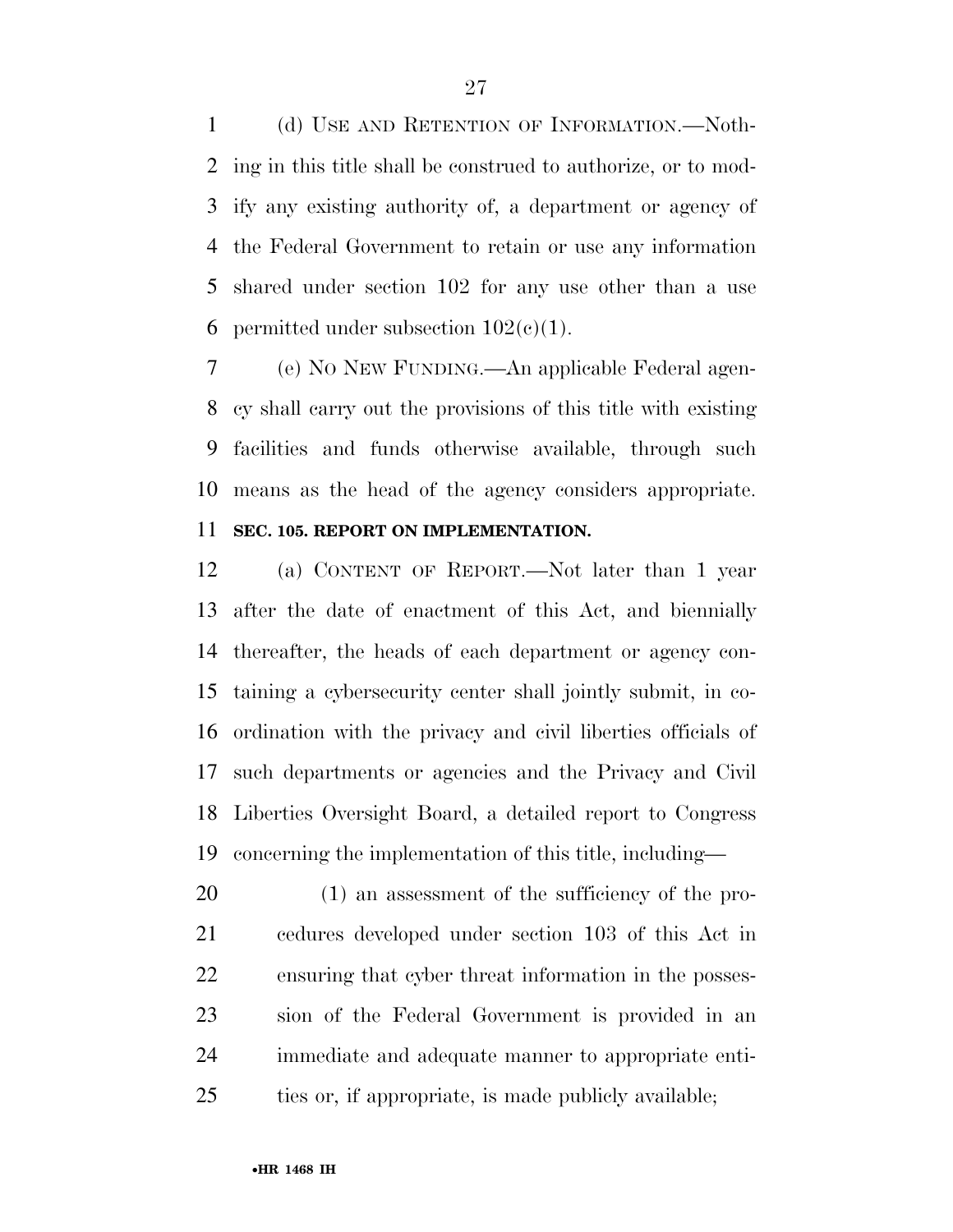(d) USE AND RETENTION OF INFORMATION.—Nothing in this title shall be construed to authorize, or to modify any existing authority of, a department or agency of the Federal Government to retain or use any information shared under section 102 for any use other than a use permitted under subsection 102(c)(1).

(e) NO NEW FUNDING.—An applicable Federal agency shall carry out the provisions of this title with existing facilities and funds otherwise available, through such means as the head of the agency considers appropriate.

**SEC. 105. REPORT ON IMPLEMENTATION.**

(a) CONTENT OF REPORT.—Not later than 1 year after the date of enactment of this Act, and biennially thereafter, the heads of each department or agency containing a cybersecurity center shall jointly submit, in coordination with the privacy and civil liberties officials of such departments or agencies and the Privacy and Civil Liberties Oversight Board, a detailed report to Congress concerning the implementation of this title, including—

(1) an assessment of the sufficiency of the procedures developed under section 103 of this Act in ensuring that cyber threat information in the possession of the Federal Government is provided in an immediate and adequate manner to appropriate entities or, if appropriate, is made publicly available;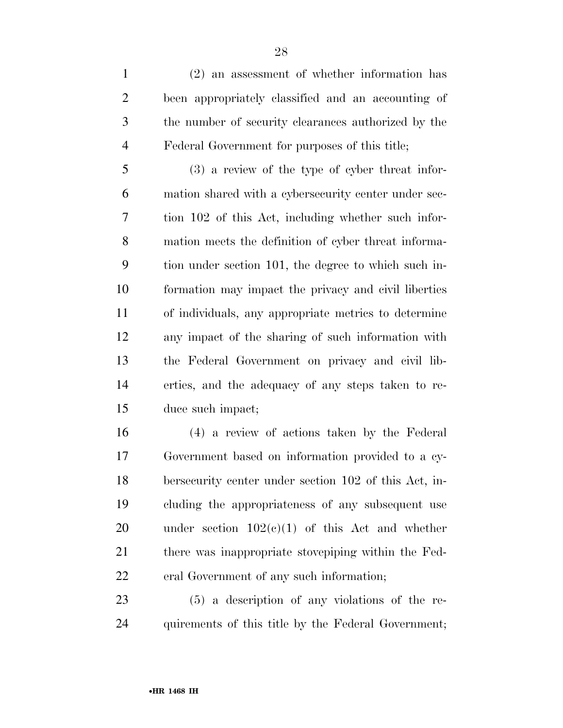(2) an assessment of whether information has been appropriately classified and an accounting of the number of security clearances authorized by the Federal Government for purposes of this title;

(3) a review of the type of cyber threat information shared with a cybersecurity center under section 102 of this Act, including whether such information meets the definition of cyber threat information under section 101, the degree to which such information may impact the privacy and civil liberties of individuals, any appropriate metrics to determine any impact of the sharing of such information with the Federal Government on privacy and civil liberties, and the adequacy of any steps taken to reduce such impact;

(4) a review of actions taken by the Federal Government based on information provided to a cybersecurity center under section 102 of this Act, including the appropriateness of any subsequent use under section 102(c)(1) of this Act and whether there was inappropriate stovepiping within the Federal Government of any such information;

(5) a description of any violations of the requirements of this title by the Federal Government;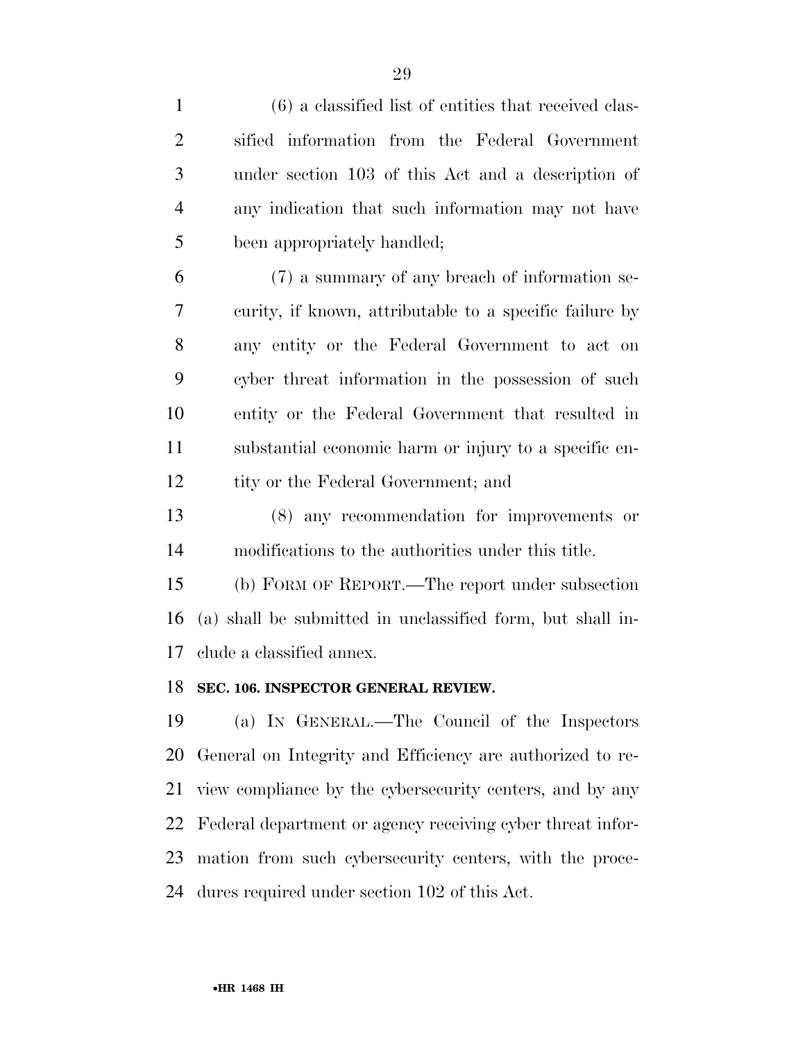(6) a classified list of entities that received classified information from the Federal Government under section 103 of this Act and a description of any indication that such information may not have been appropriately handled;

(7) a summary of any breach of information security, if known, attributable to a specific failure by any entity or the Federal Government to act on cyber threat information in the possession of such entity or the Federal Government that resulted in substantial economic harm or injury to a specific entity or the Federal Government; and

(8) any recommendation for improvements or modifications to the authorities under this title.

(b) FORM OF REPORT.—The report under subsection (a) shall be submitted in unclassified form, but shall include a classified annex.

**SEC. 106. INSPECTOR GENERAL REVIEW.**

(a) IN GENERAL.—The Council of the Inspectors General on Integrity and Efficiency are authorized to review compliance by the cybersecurity centers, and by any Federal department or agency receiving cyber threat information from such cybersecurity centers, with the procedures required under section 102 of this Act.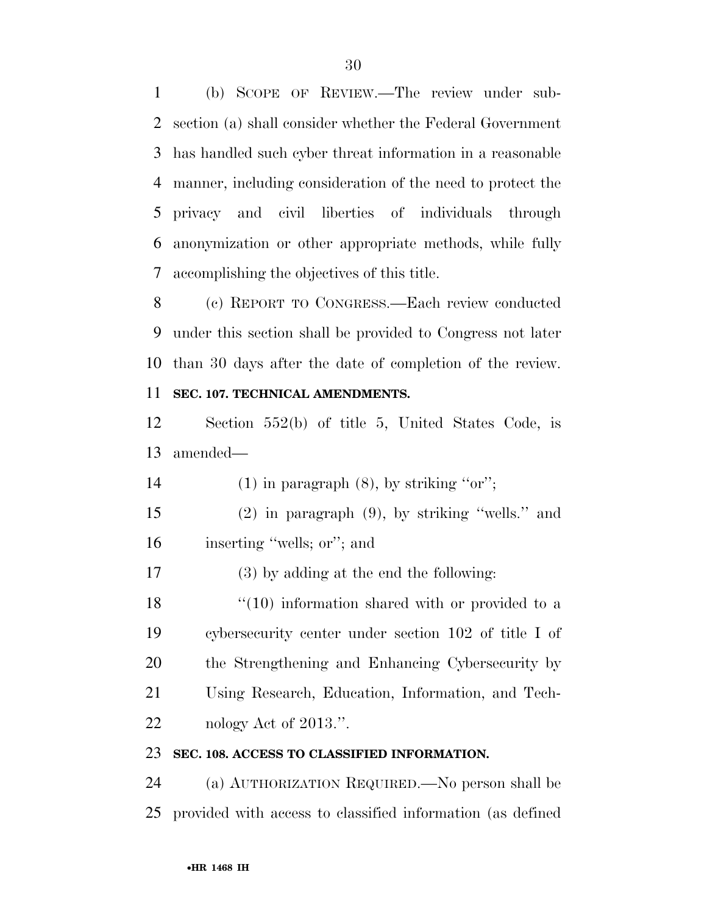(b) SCOPE OF REVIEW.—The review under subsection (a) shall consider whether the Federal Government has handled such cyber threat information in a reasonable manner, including consideration of the need to protect the privacy and civil liberties of individuals through anonymization or other appropriate methods, while fully accomplishing the objectives of this title.

(c) REPORT TO CONGRESS.—Each review conducted under this section shall be provided to Congress not later than 30 days after the date of completion of the review.

**SEC. 107. TECHNICAL AMENDMENTS.**

Section 552(b) of title 5, United States Code, is amended—

(1) in paragraph (8), by striking ''or'';

(2) in paragraph (9), by striking ''wells.'' and inserting ''wells; or''; and

(3) by adding at the end the following:

''(10) information shared with or provided to a cybersecurity center under section 102 of title I of the Strengthening and Enhancing Cybersecurity by Using Research, Education, Information, and Technology Act of 2013.''.

**SEC. 108. ACCESS TO CLASSIFIED INFORMATION.**

(a) AUTHORIZATION REQUIRED.—No person shall be provided with access to classified information (as defined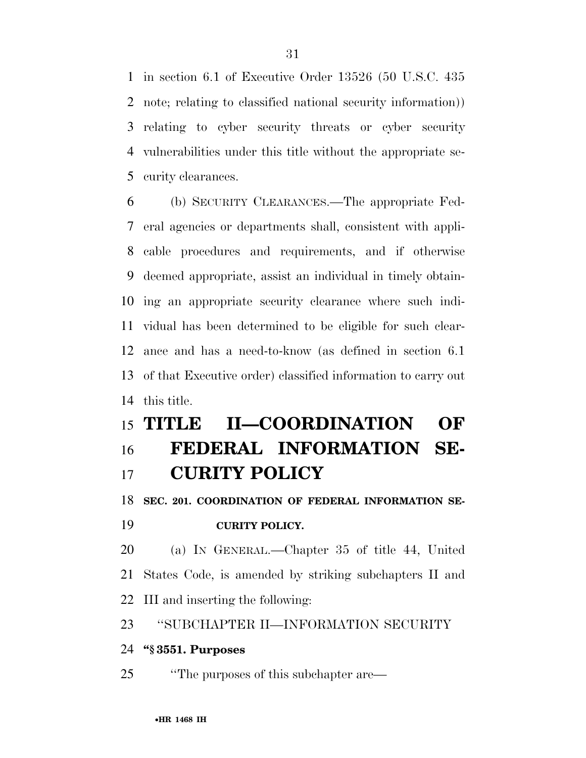in section 6.1 of Executive Order 13526 (50 U.S.C. 435 note; relating to classified national security information)) relating to cyber security threats or cyber security vulnerabilities under this title without the appropriate security clearances.

(b) SECURITY CLEARANCES.—The appropriate Federal agencies or departments shall, consistent with applicable procedures and requirements, and if otherwise deemed appropriate, assist an individual in timely obtaining an appropriate security clearance where such individual has been determined to be eligible for such clearance and has a need-to-know (as defined in section 6.1 of that Executive order) classified information to carry out this title.

# TITLE II—COORDINATION OF FEDERAL INFORMATION SECURITY POLICY

### SEC. 201. COORDINATION OF FEDERAL INFORMATION SECURITY POLICY.

(a) IN GENERAL.—Chapter 35 of title 44, United States Code, is amended by striking subchapters II and III and inserting the following:

"SUBCHAPTER II—INFORMATION SECURITY

**"§ 3551. Purposes**

"The purposes of this subchapter are—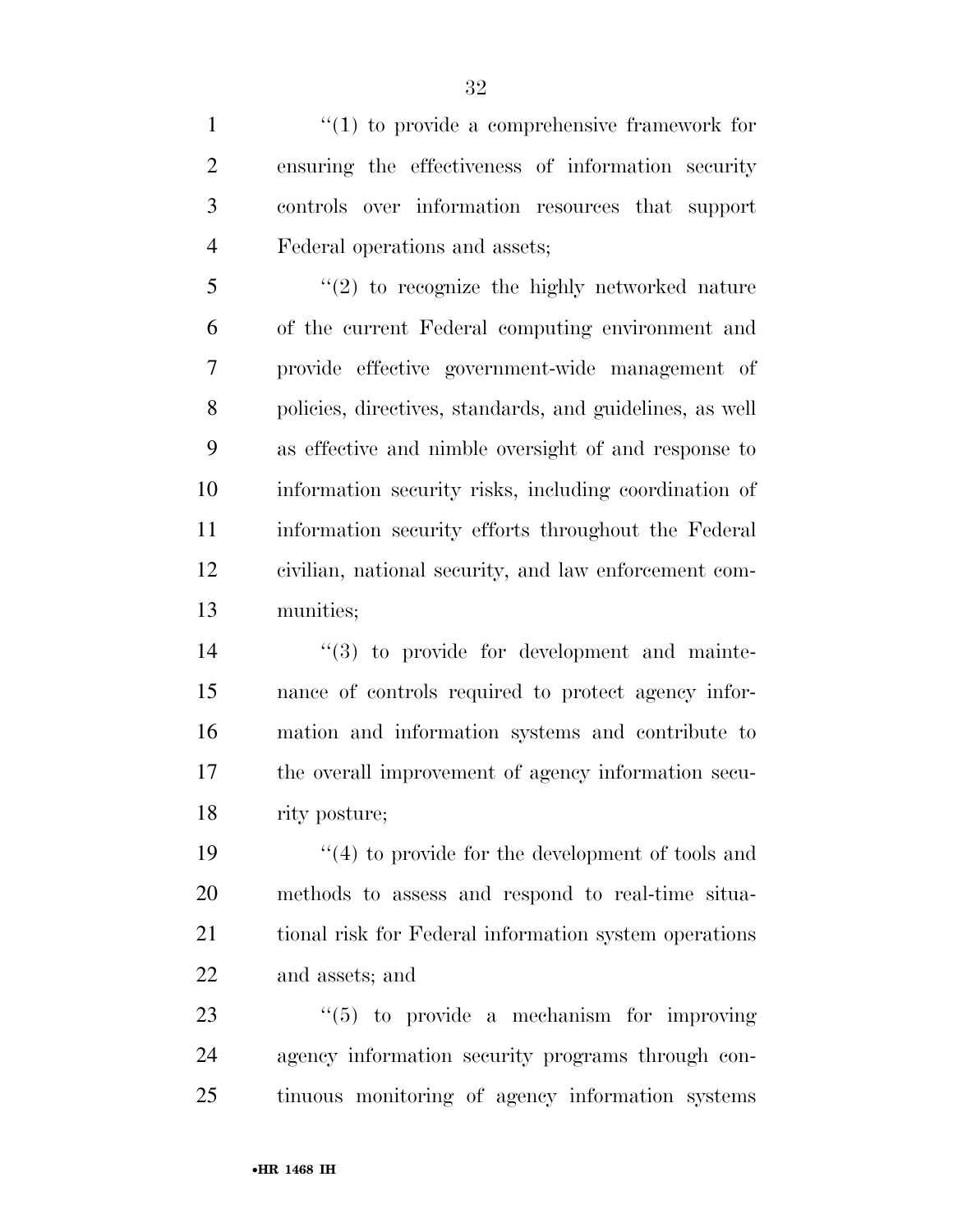''(1) to provide a comprehensive framework for ensuring the effectiveness of information security controls over information resources that support Federal operations and assets;

''(2) to recognize the highly networked nature of the current Federal computing environment and provide effective government-wide management of policies, directives, standards, and guidelines, as well as effective and nimble oversight of and response to information security risks, including coordination of information security efforts throughout the Federal civilian, national security, and law enforcement communities;

''(3) to provide for development and maintenance of controls required to protect agency information and information systems and contribute to the overall improvement of agency information security posture;

''(4) to provide for the development of tools and methods to assess and respond to real-time situational risk for Federal information system operations and assets; and

''(5) to provide a mechanism for improving agency information security programs through continuous monitoring of agency information systems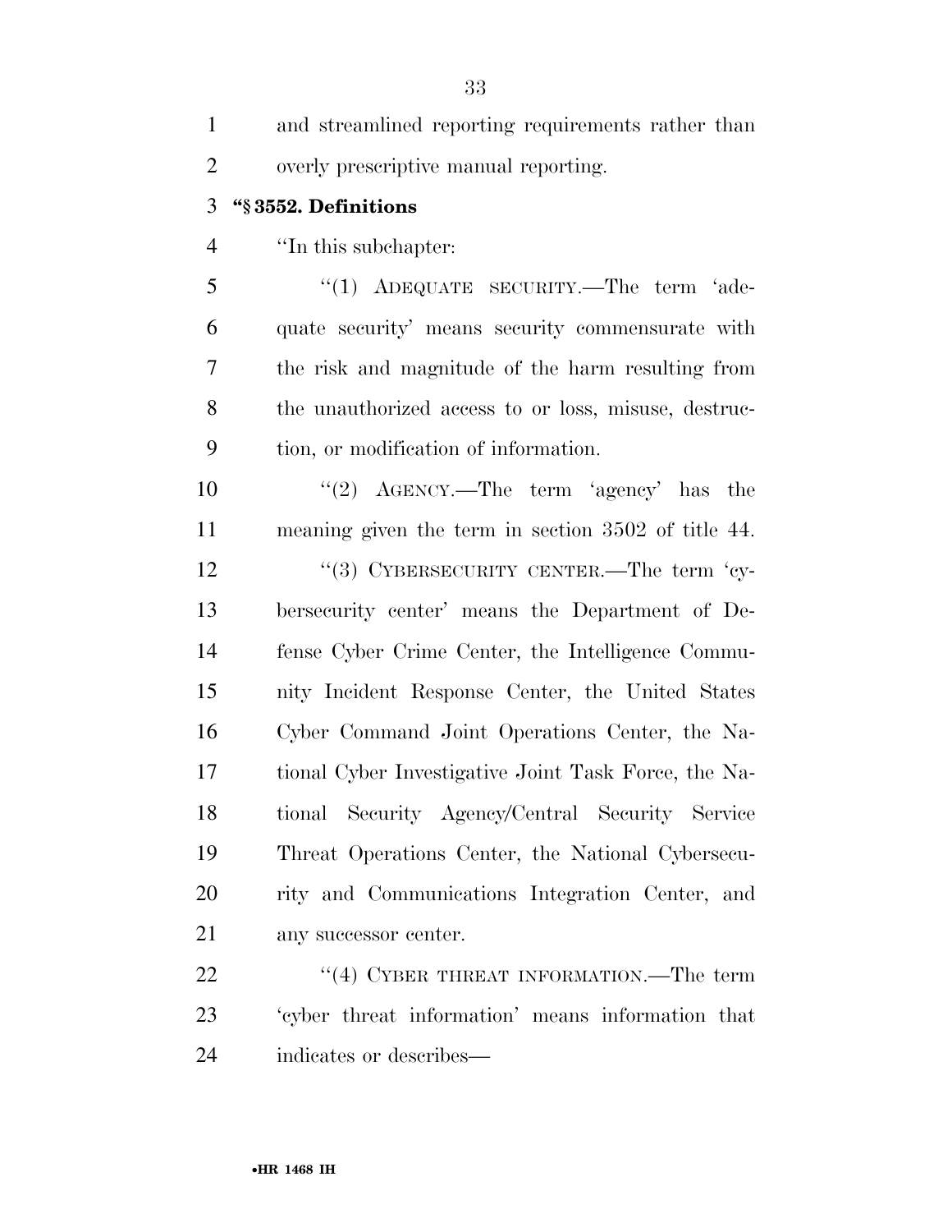and streamlined reporting requirements rather than overly prescriptive manual reporting.

**"§ 3552. Definitions**

"In this subchapter:

"(1) ADEQUATE SECURITY.—The term 'adequate security' means security commensurate with the risk and magnitude of the harm resulting from the unauthorized access to or loss, misuse, destruction, or modification of information.

"(2) AGENCY.—The term 'agency' has the meaning given the term in section 3502 of title 44.

"(3) CYBERSECURITY CENTER.—The term 'cybersecurity center' means the Department of Defense Cyber Crime Center, the Intelligence Community Incident Response Center, the United States Cyber Command Joint Operations Center, the National Cyber Investigative Joint Task Force, the National Security Agency/Central Security Service Threat Operations Center, the National Cybersecurity and Communications Integration Center, and any successor center.

"(4) CYBER THREAT INFORMATION.—The term 'cyber threat information' means information that indicates or describes—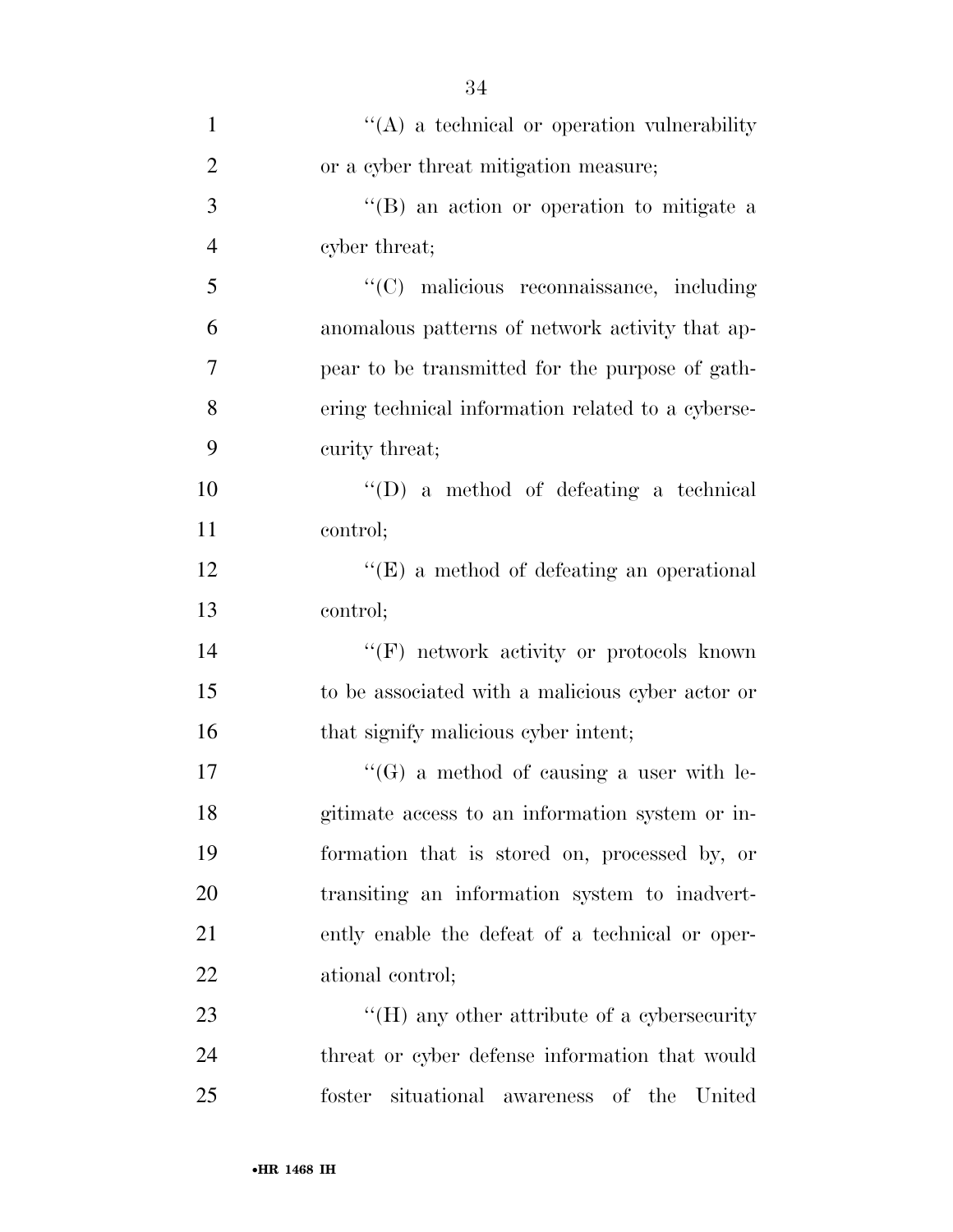''(A) a technical or operation vulnerability or a cyber threat mitigation measure;

''(B) an action or operation to mitigate a cyber threat;

''(C) malicious reconnaissance, including anomalous patterns of network activity that appear to be transmitted for the purpose of gathering technical information related to a cybersecurity threat;

''(D) a method of defeating a technical control;

''(E) a method of defeating an operational control;

''(F) network activity or protocols known to be associated with a malicious cyber actor or that signify malicious cyber intent;

''(G) a method of causing a user with legitimate access to an information system or information that is stored on, processed by, or transiting an information system to inadvertently enable the defeat of a technical or operational control;

''(H) any other attribute of a cybersecurity threat or cyber defense information that would foster situational awareness of the United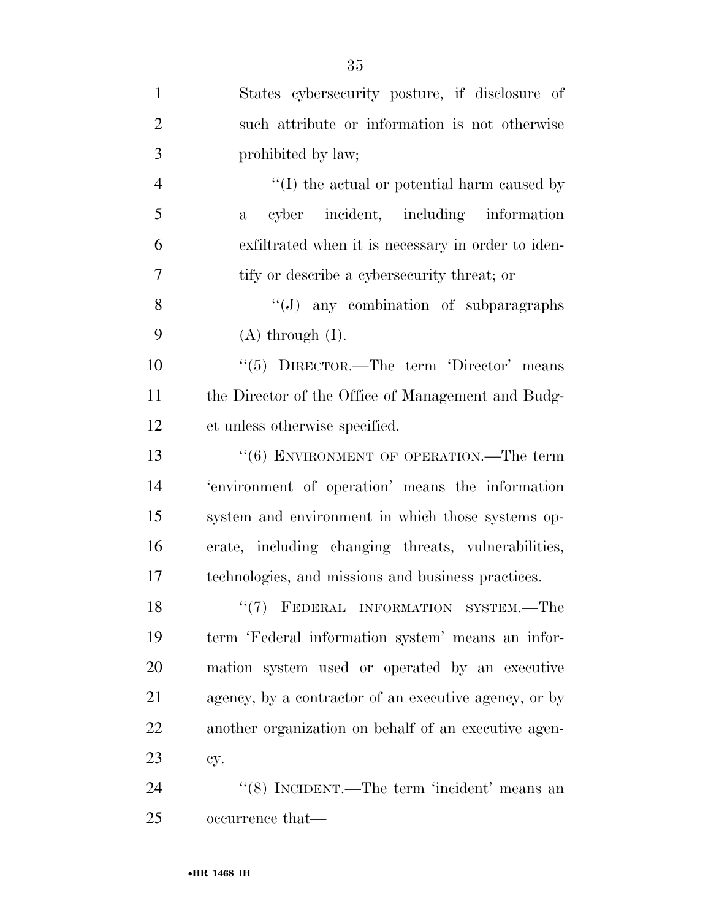States cybersecurity posture, if disclosure of such attribute or information is not otherwise prohibited by law;

"(I) the actual or potential harm caused by a cyber incident, including information exfiltrated when it is necessary in order to identify or describe a cybersecurity threat; or

"(J) any combination of subparagraphs (A) through (I).

"(5) DIRECTOR.—The term 'Director' means the Director of the Office of Management and Budget unless otherwise specified.

"(6) ENVIRONMENT OF OPERATION.—The term 'environment of operation' means the information system and environment in which those systems operate, including changing threats, vulnerabilities, technologies, and missions and business practices.

"(7) FEDERAL INFORMATION SYSTEM.—The term 'Federal information system' means an information system used or operated by an executive agency, by a contractor of an executive agency, or by another organization on behalf of an executive agency.

"(8) INCIDENT.—The term 'incident' means an occurrence that—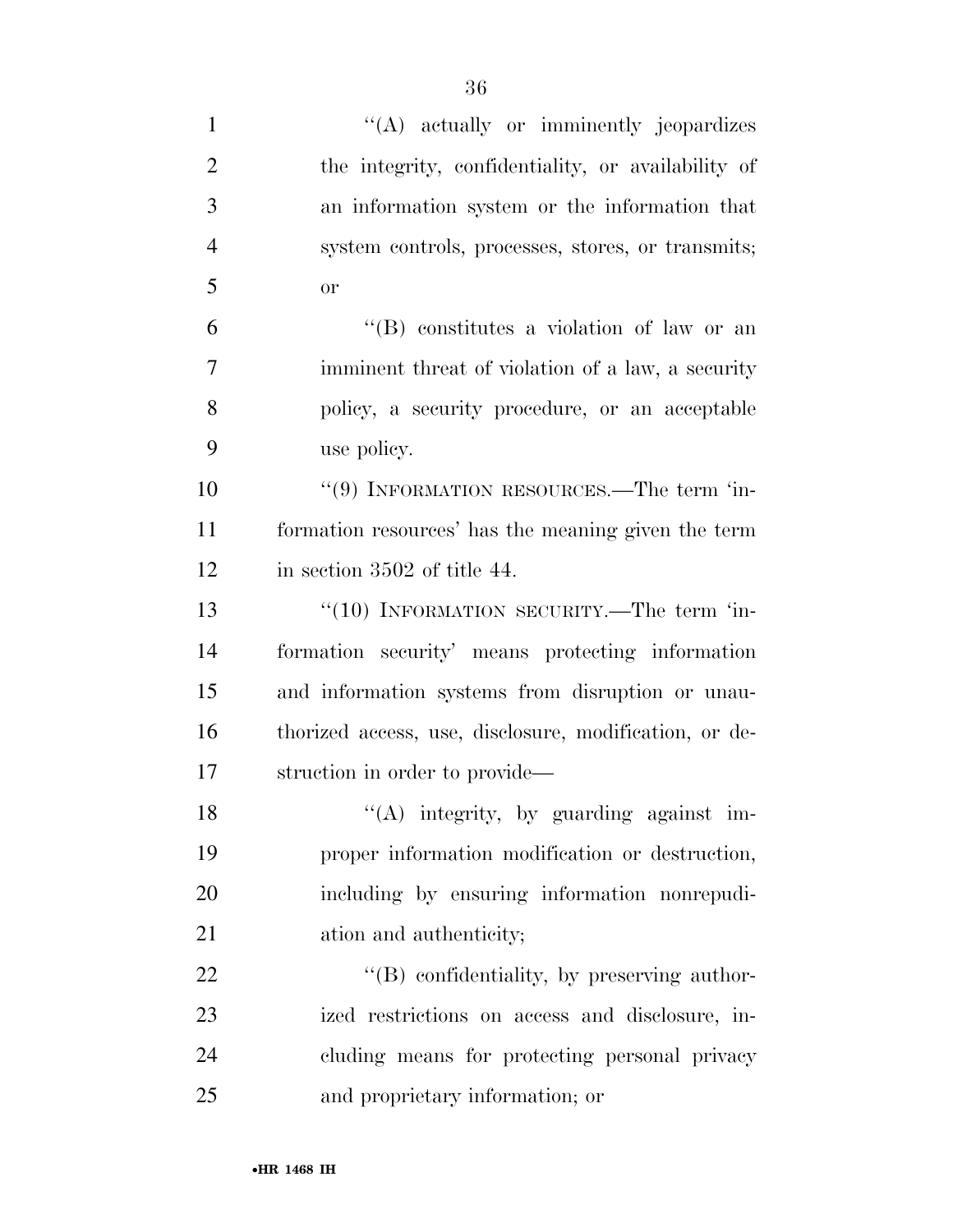"(A) actually or imminently jeopardizes the integrity, confidentiality, or availability of an information system or the information that system controls, processes, stores, or transmits; or

"(B) constitutes a violation of law or an imminent threat of violation of a law, a security policy, a security procedure, or an acceptable use policy.

"(9) INFORMATION RESOURCES.—The term 'information resources' has the meaning given the term in section 3502 of title 44.

"(10) INFORMATION SECURITY.—The term 'information security' means protecting information and information systems from disruption or unauthorized access, use, disclosure, modification, or destruction in order to provide—

"(A) integrity, by guarding against improper information modification or destruction, including by ensuring information nonrepudiation and authenticity;

"(B) confidentiality, by preserving authorized restrictions on access and disclosure, including means for protecting personal privacy and proprietary information; or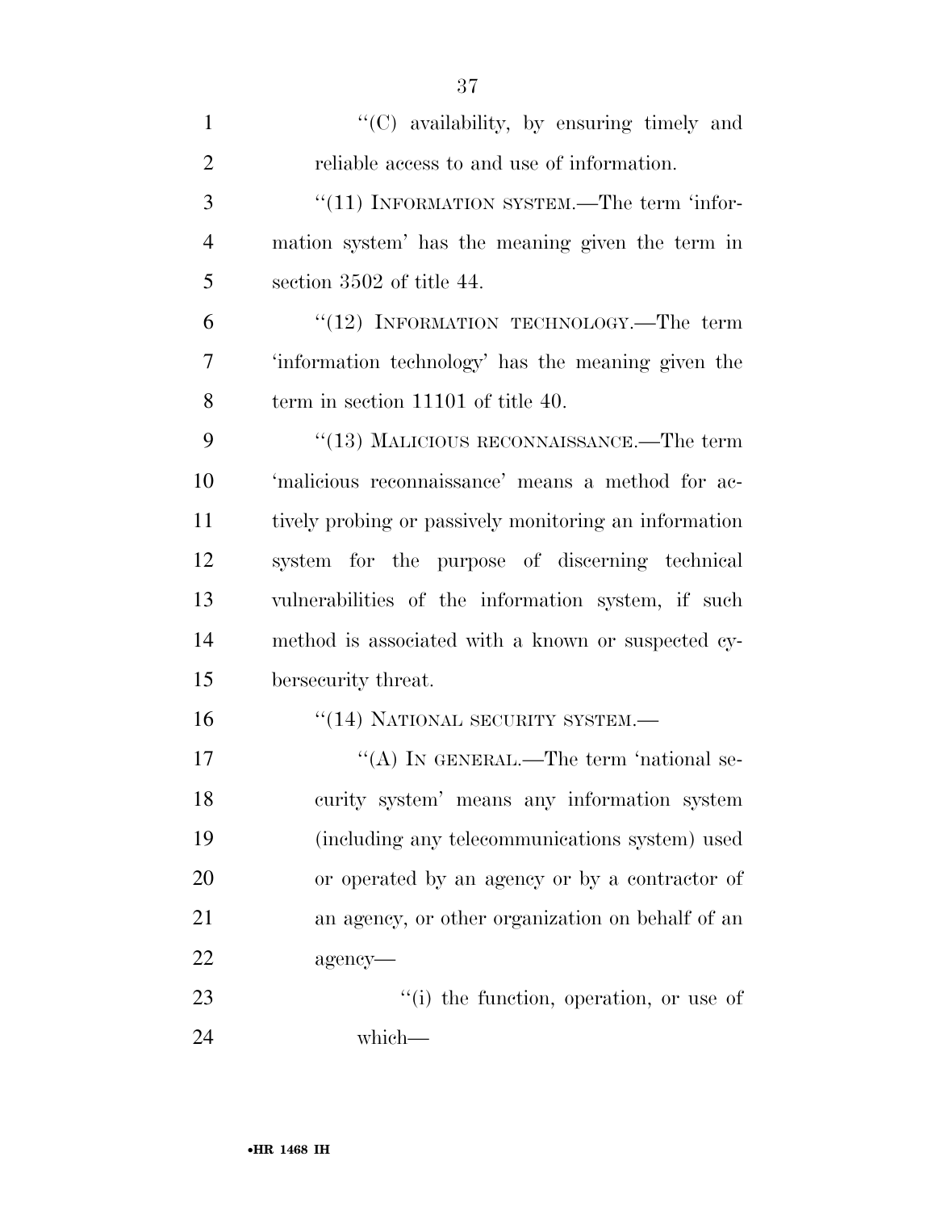"(C) availability, by ensuring timely and reliable access to and use of information.

"(11) INFORMATION SYSTEM.—The term 'information system' has the meaning given the term in section 3502 of title 44.

"(12) INFORMATION TECHNOLOGY.—The term 'information technology' has the meaning given the term in section 11101 of title 40.

"(13) MALICIOUS RECONNAISSANCE.—The term 'malicious reconnaissance' means a method for actively probing or passively monitoring an information system for the purpose of discerning technical vulnerabilities of the information system, if such method is associated with a known or suspected cybersecurity threat.

"(14) NATIONAL SECURITY SYSTEM.—

"(A) IN GENERAL.—The term 'national security system' means any information system (including any telecommunications system) used or operated by an agency or by a contractor of an agency, or other organization on behalf of an agency—

"(i) the function, operation, or use of which—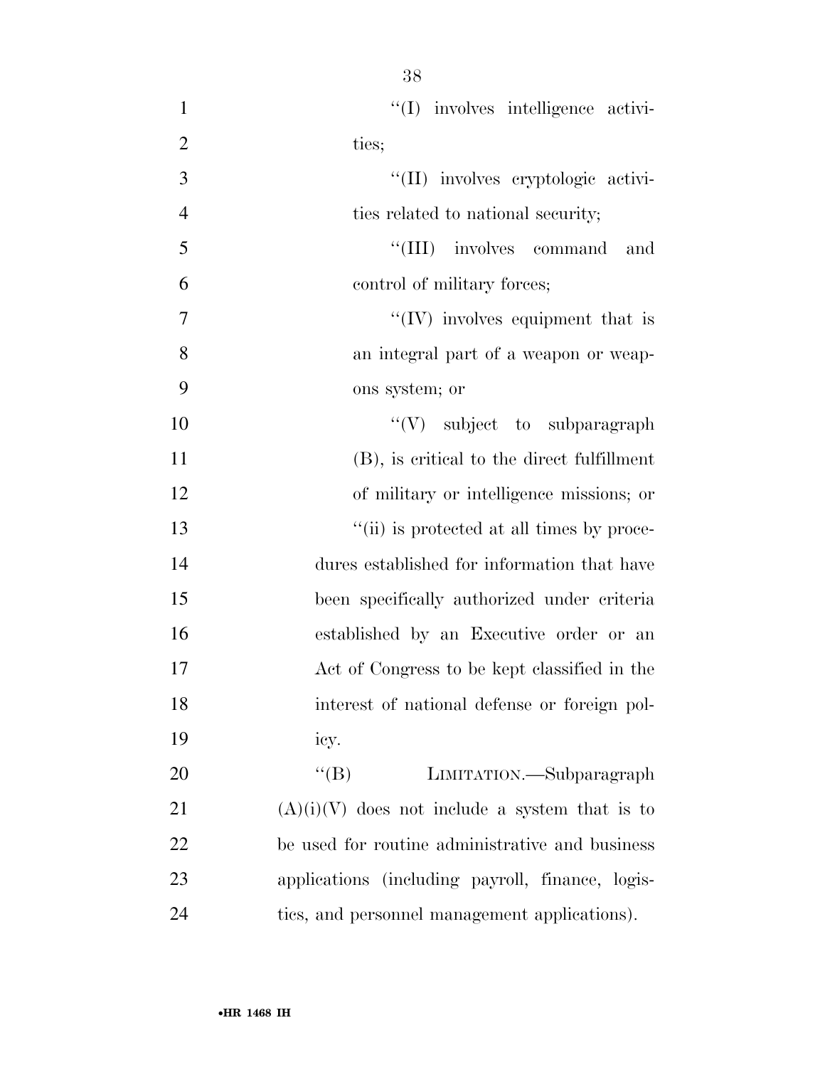''(I) involves intelligence activities;

''(II) involves cryptologic activities related to national security;

''(III) involves command and control of military forces;

''(IV) involves equipment that is an integral part of a weapon or weapons system; or

''(V) subject to subparagraph (B), is critical to the direct fulfillment of military or intelligence missions; or

''(ii) is protected at all times by procedures established for information that have been specifically authorized under criteria established by an Executive order or an Act of Congress to be kept classified in the interest of national defense or foreign policy.

''(B) LIMITATION.—Subparagraph (A)(i)(V) does not include a system that is to be used for routine administrative and business applications (including payroll, finance, logistics, and personnel management applications).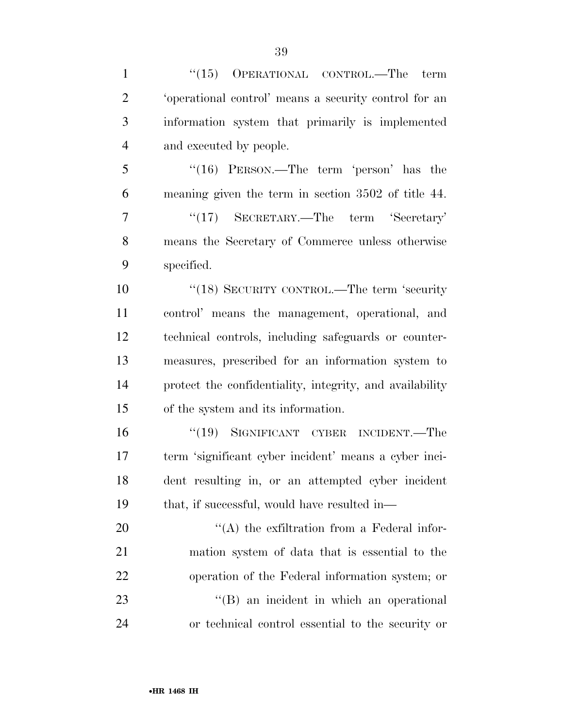"(15) OPERATIONAL CONTROL.—The term 'operational control' means a security control for an information system that primarily is implemented and executed by people.

"(16) PERSON.—The term 'person' has the meaning given the term in section 3502 of title 44.

"(17) SECRETARY.—The term 'Secretary' means the Secretary of Commerce unless otherwise specified.

"(18) SECURITY CONTROL.—The term 'security control' means the management, operational, and technical controls, including safeguards or countermeasures, prescribed for an information system to protect the confidentiality, integrity, and availability of the system and its information.

"(19) SIGNIFICANT CYBER INCIDENT.—The term 'significant cyber incident' means a cyber incident resulting in, or an attempted cyber incident that, if successful, would have resulted in—

"(A) the exfiltration from a Federal information system of data that is essential to the operation of the Federal information system; or

"(B) an incident in which an operational or technical control essential to the security or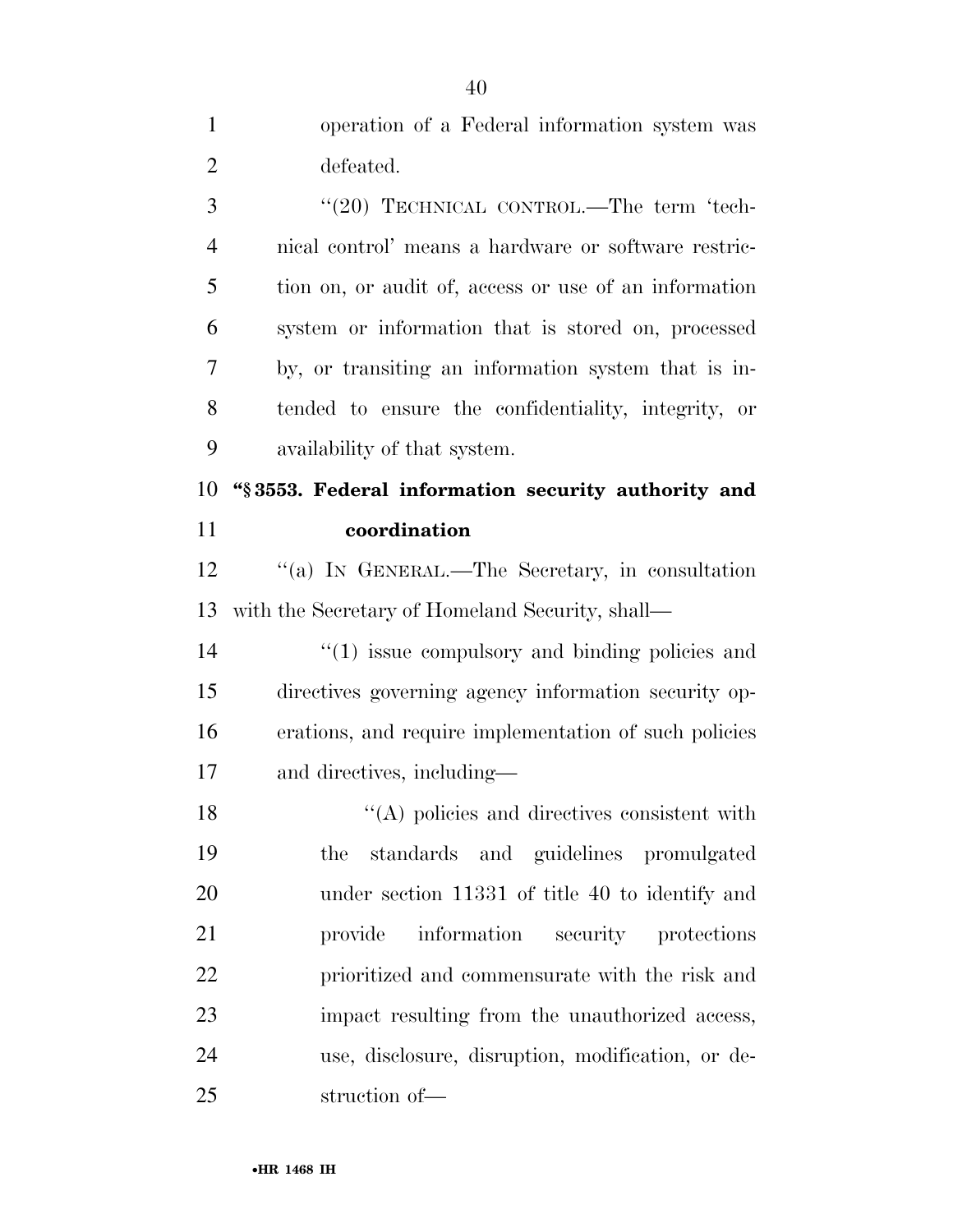operation of a Federal information system was defeated.

''(20) TECHNICAL CONTROL.—The term 'technical control' means a hardware or software restriction on, or audit of, access or use of an information system or information that is stored on, processed by, or transiting an information system that is intended to ensure the confidentiality, integrity, or availability of that system.

### ''§ 3553. Federal information security authority and coordination

''(a) IN GENERAL.—The Secretary, in consultation with the Secretary of Homeland Security, shall—

''(1) issue compulsory and binding policies and directives governing agency information security operations, and require implementation of such policies and directives, including—

''(A) policies and directives consistent with the standards and guidelines promulgated under section 11331 of title 40 to identify and provide information security protections prioritized and commensurate with the risk and impact resulting from the unauthorized access, use, disclosure, disruption, modification, or destruction of—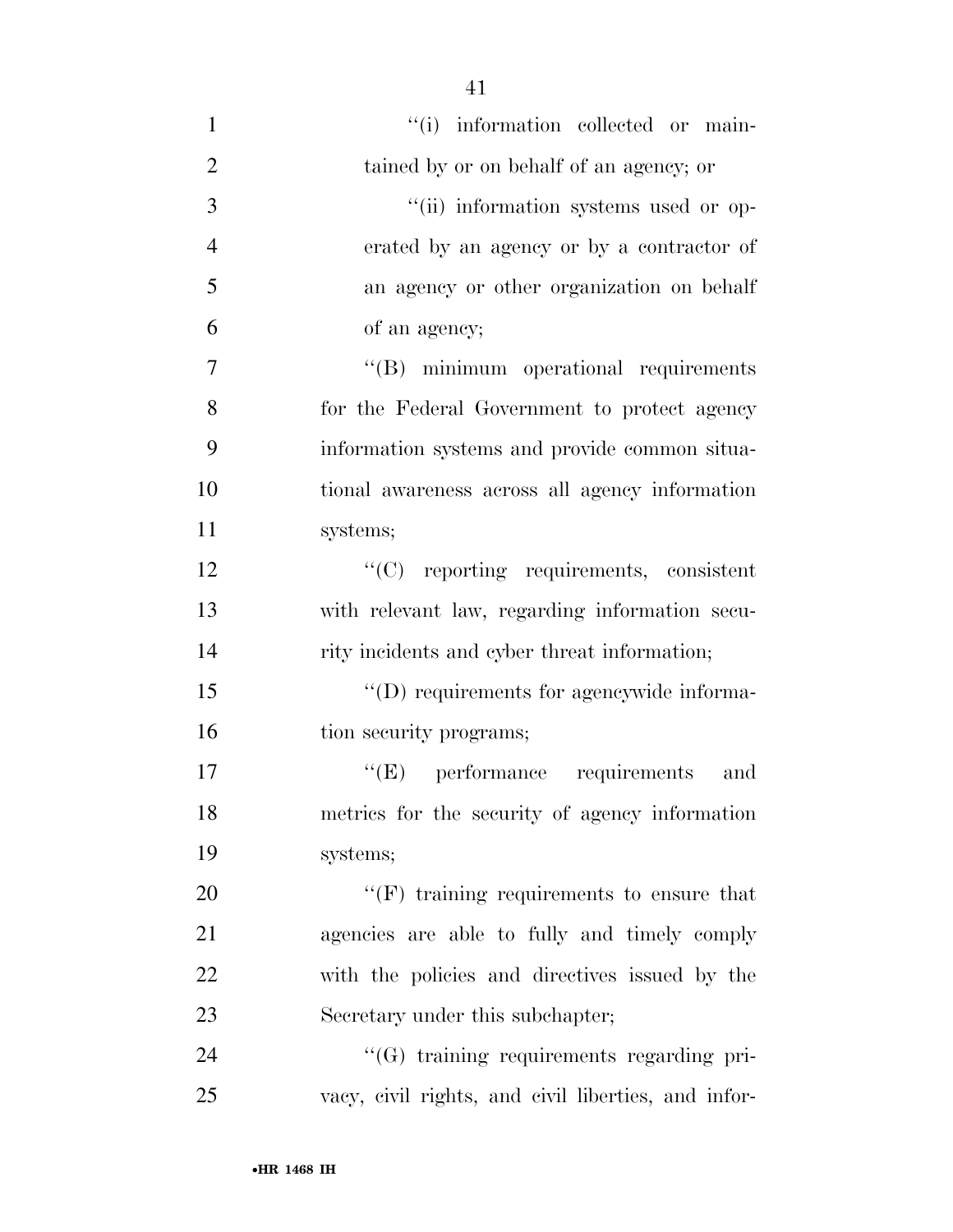''(i) information collected or maintained by or on behalf of an agency; or

''(ii) information systems used or operated by an agency or by a contractor of an agency or other organization on behalf of an agency;

''(B) minimum operational requirements for the Federal Government to protect agency information systems and provide common situational awareness across all agency information systems;

''(C) reporting requirements, consistent with relevant law, regarding information security incidents and cyber threat information;

''(D) requirements for agencywide information security programs;

''(E) performance requirements and metrics for the security of agency information systems;

''(F) training requirements to ensure that agencies are able to fully and timely comply with the policies and directives issued by the Secretary under this subchapter;

''(G) training requirements regarding privacy, civil rights, and civil liberties, and infor-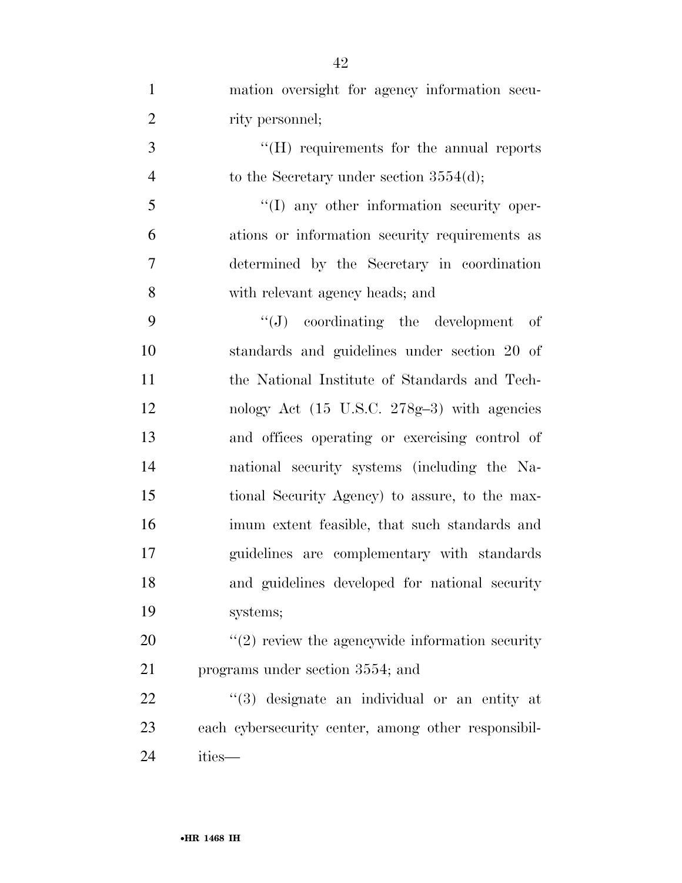mation oversight for agency information security personnel;

''(H) requirements for the annual reports to the Secretary under section 3554(d);

''(I) any other information security operations or information security requirements as determined by the Secretary in coordination with relevant agency heads; and

''(J) coordinating the development of standards and guidelines under section 20 of the National Institute of Standards and Technology Act (15 U.S.C. 278g–3) with agencies and offices operating or exercising control of national security systems (including the National Security Agency) to assure, to the maximum extent feasible, that such standards and guidelines are complementary with standards and guidelines developed for national security systems;

''(2) review the agencywide information security programs under section 3554; and

''(3) designate an individual or an entity at each cybersecurity center, among other responsibilities—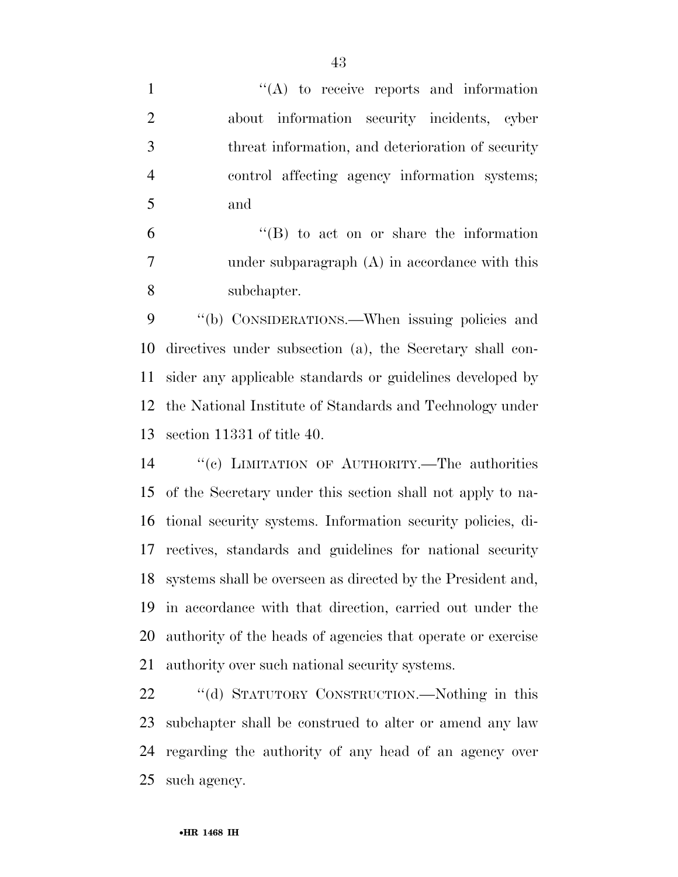''(A) to receive reports and information about information security incidents, cyber threat information, and deterioration of security control affecting agency information systems; and

''(B) to act on or share the information under subparagraph (A) in accordance with this subchapter.

''(b) CONSIDERATIONS.—When issuing policies and directives under subsection (a), the Secretary shall consider any applicable standards or guidelines developed by the National Institute of Standards and Technology under section 11331 of title 40.

''(c) LIMITATION OF AUTHORITY.—The authorities of the Secretary under this section shall not apply to national security systems. Information security policies, directives, standards and guidelines for national security systems shall be overseen as directed by the President and, in accordance with that direction, carried out under the authority of the heads of agencies that operate or exercise authority over such national security systems.

''(d) STATUTORY CONSTRUCTION.—Nothing in this subchapter shall be construed to alter or amend any law regarding the authority of any head of an agency over such agency.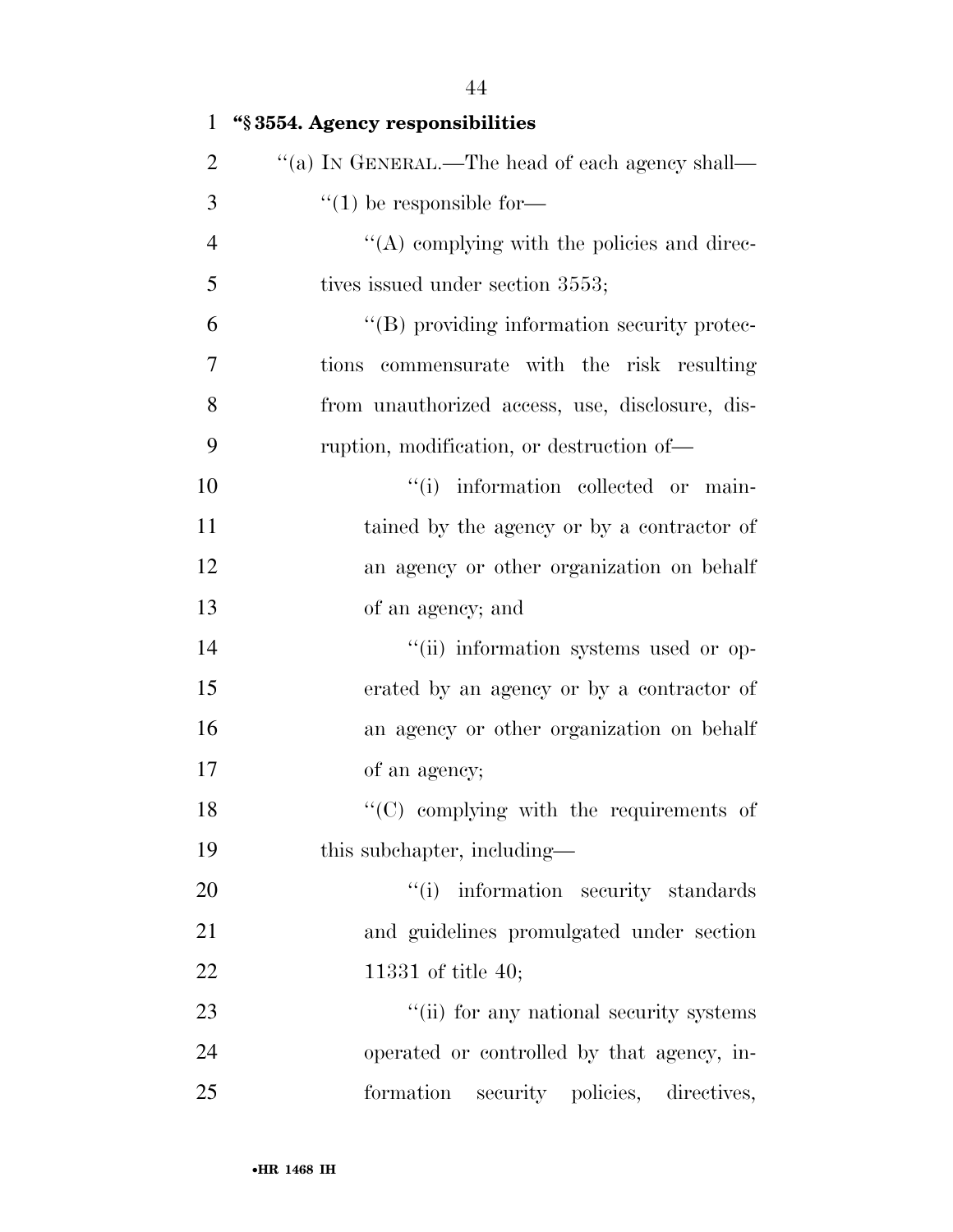**"§ 3554. Agency responsibilities**

"(a) IN GENERAL.—The head of each agency shall—

"(1) be responsible for—

"(A) complying with the policies and directives issued under section 3553;

"(B) providing information security protections commensurate with the risk resulting from unauthorized access, use, disclosure, disruption, modification, or destruction of—

"(i) information collected or maintained by the agency or by a contractor of an agency or other organization on behalf of an agency; and

"(ii) information systems used or operated by an agency or by a contractor of an agency or other organization on behalf of an agency;

"(C) complying with the requirements of this subchapter, including—

"(i) information security standards and guidelines promulgated under section 11331 of title 40;

"(ii) for any national security systems operated or controlled by that agency, information security policies, directives,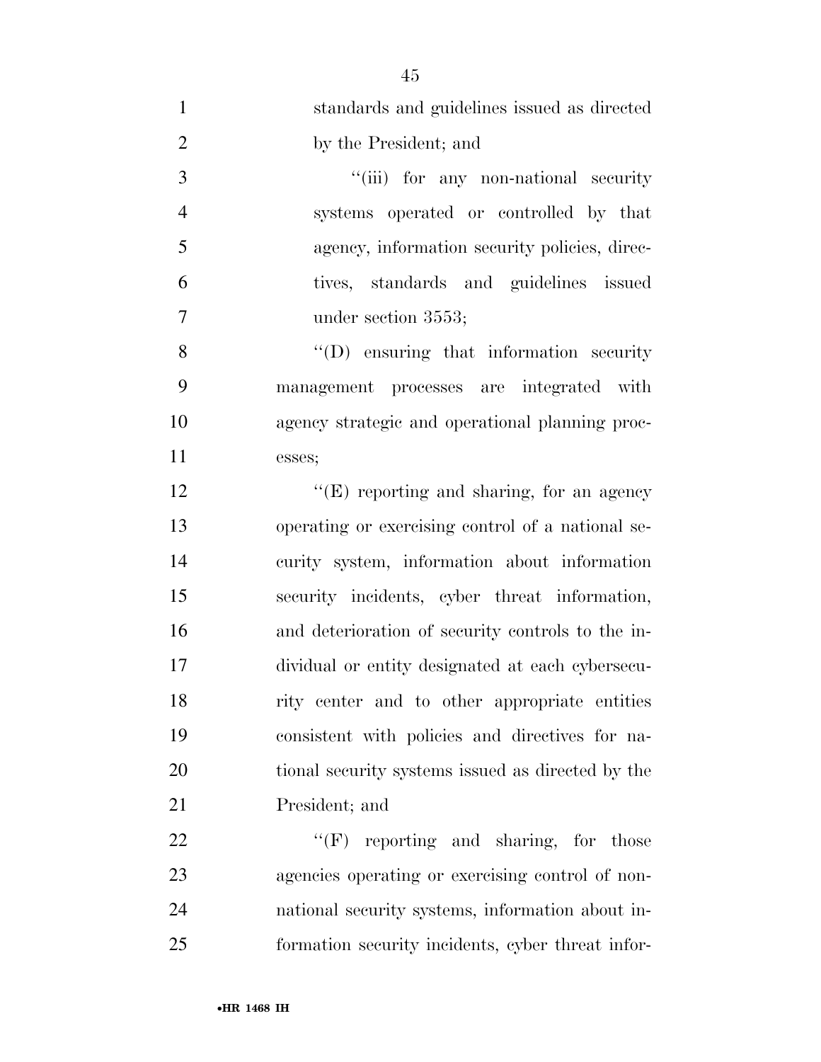standards and guidelines issued as directed by the President; and

"(iii) for any non-national security systems operated or controlled by that agency, information security policies, directives, standards and guidelines issued under section 3553;

"(D) ensuring that information security management processes are integrated with agency strategic and operational planning processes;

"(E) reporting and sharing, for an agency operating or exercising control of a national security system, information about information security incidents, cyber threat information, and deterioration of security controls to the individual or entity designated at each cybersecurity center and to other appropriate entities consistent with policies and directives for national security systems issued as directed by the President; and

"(F) reporting and sharing, for those agencies operating or exercising control of non-national security systems, information about information security incidents, cyber threat infor-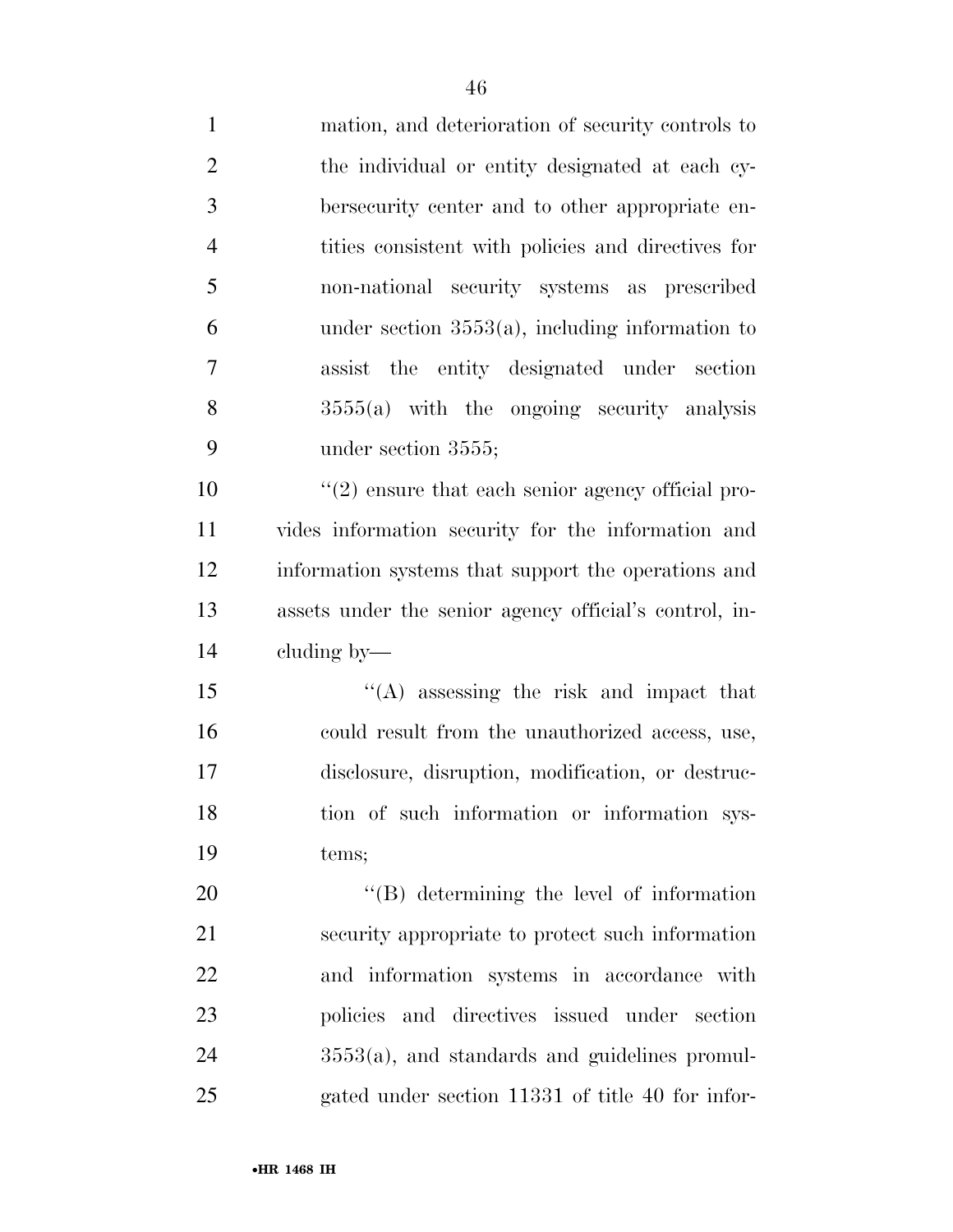mation, and deterioration of security controls to the individual or entity designated at each cybersecurity center and to other appropriate entities consistent with policies and directives for non-national security systems as prescribed under section 3553(a), including information to assist the entity designated under section 3555(a) with the ongoing security analysis under section 3555;

''(2) ensure that each senior agency official provides information security for the information and information systems that support the operations and assets under the senior agency official's control, including by—

''(A) assessing the risk and impact that could result from the unauthorized access, use, disclosure, disruption, modification, or destruction of such information or information systems;

''(B) determining the level of information security appropriate to protect such information and information systems in accordance with policies and directives issued under section 3553(a), and standards and guidelines promulgated under section 11331 of title 40 for infor-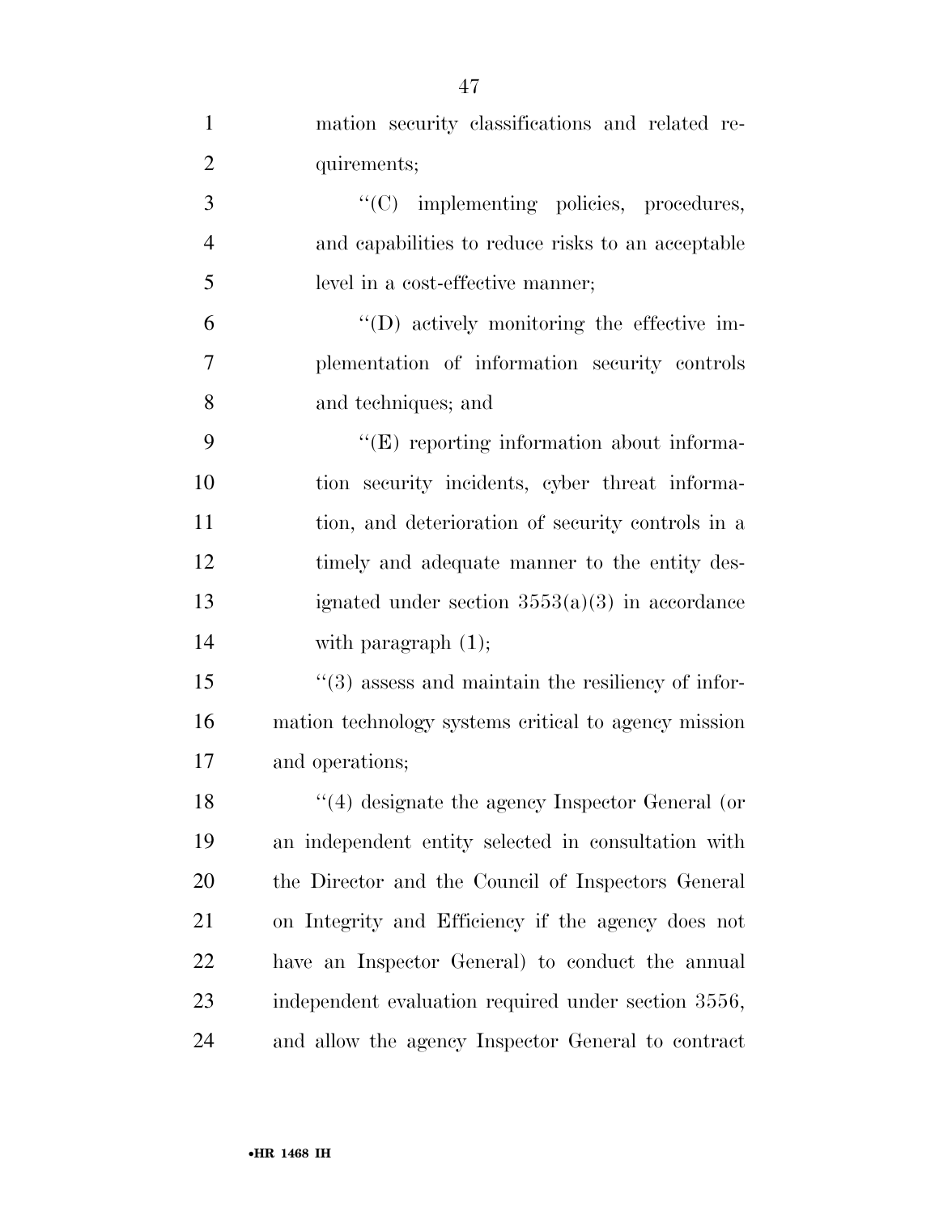mation security classifications and related requirements;

"(C) implementing policies, procedures, and capabilities to reduce risks to an acceptable level in a cost-effective manner;

"(D) actively monitoring the effective implementation of information security controls and techniques; and

"(E) reporting information about information security incidents, cyber threat information, and deterioration of security controls in a timely and adequate manner to the entity designated under section 3553(a)(3) in accordance with paragraph (1);

"(3) assess and maintain the resiliency of information technology systems critical to agency mission and operations;

"(4) designate the agency Inspector General (or an independent entity selected in consultation with the Director and the Council of Inspectors General on Integrity and Efficiency if the agency does not have an Inspector General) to conduct the annual independent evaluation required under section 3556, and allow the agency Inspector General to contract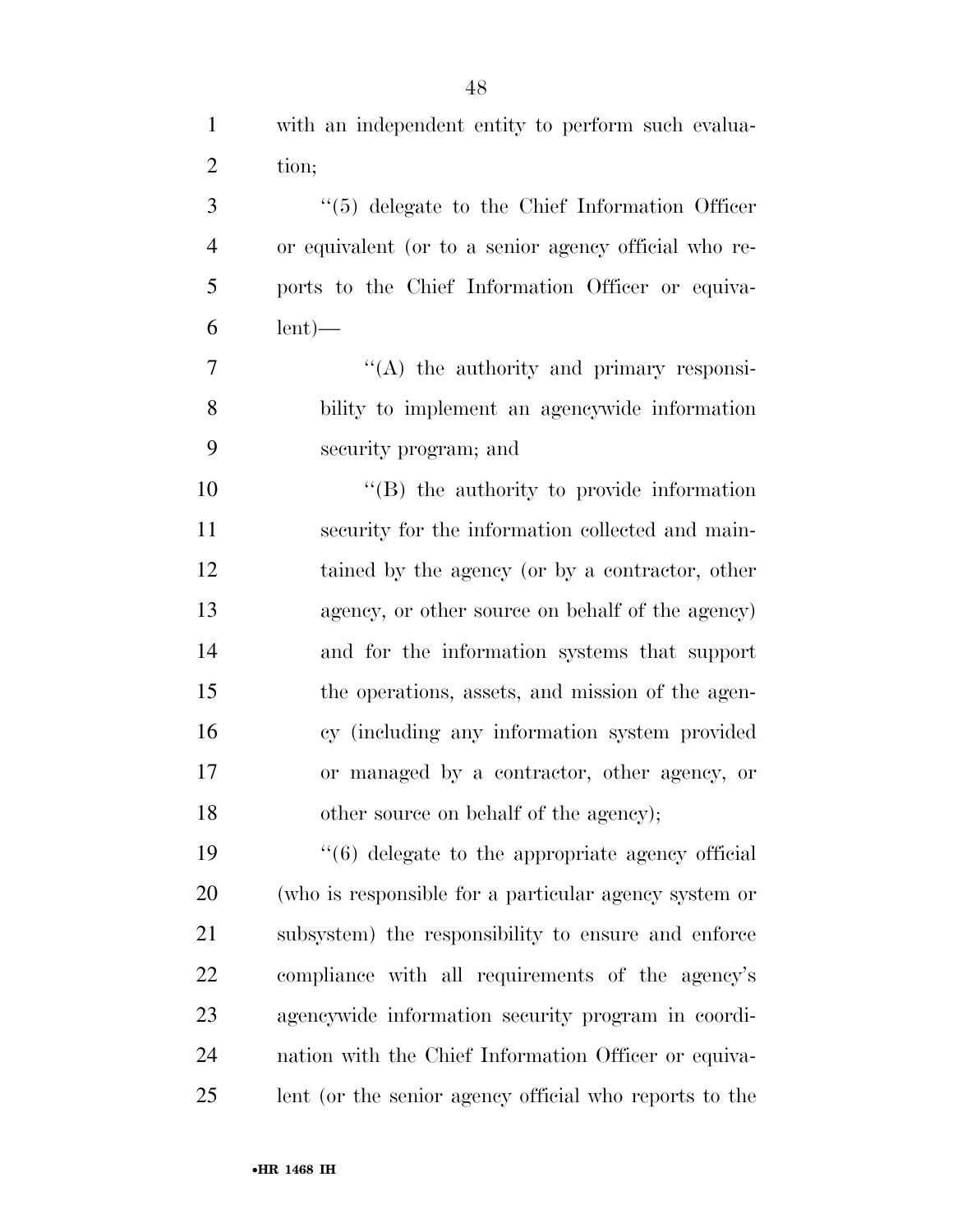with an independent entity to perform such evaluation;

''(5) delegate to the Chief Information Officer or equivalent (or to a senior agency official who reports to the Chief Information Officer or equivalent)—

''(A) the authority and primary responsibility to implement an agencywide information security program; and

''(B) the authority to provide information security for the information collected and maintained by the agency (or by a contractor, other agency, or other source on behalf of the agency) and for the information systems that support the operations, assets, and mission of the agency (including any information system provided or managed by a contractor, other agency, or other source on behalf of the agency);

''(6) delegate to the appropriate agency official (who is responsible for a particular agency system or subsystem) the responsibility to ensure and enforce compliance with all requirements of the agency's agencywide information security program in coordination with the Chief Information Officer or equivalent (or the senior agency official who reports to the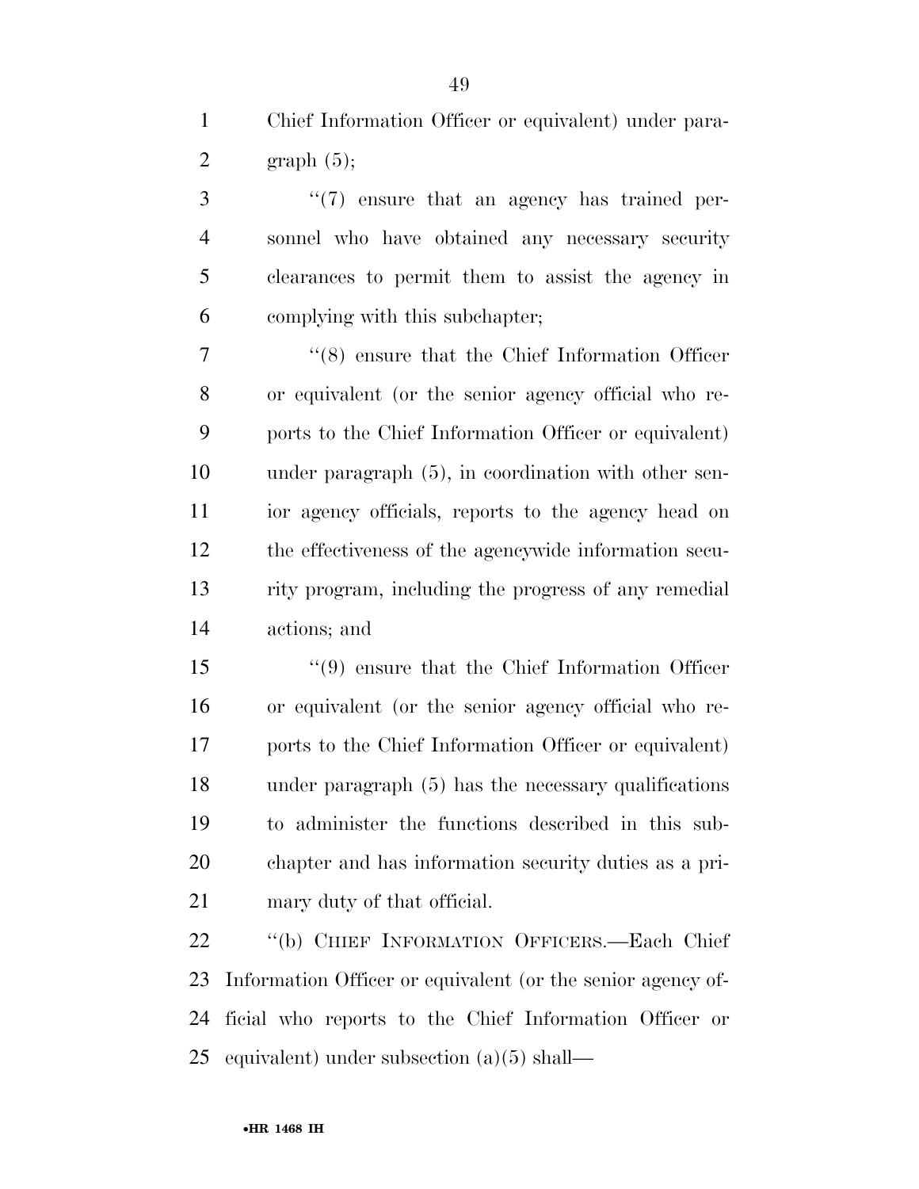Chief Information Officer or equivalent) under paragraph (5);

"(7) ensure that an agency has trained personnel who have obtained any necessary security clearances to permit them to assist the agency in complying with this subchapter;

"(8) ensure that the Chief Information Officer or equivalent (or the senior agency official who reports to the Chief Information Officer or equivalent) under paragraph (5), in coordination with other senior agency officials, reports to the agency head on the effectiveness of the agencywide information security program, including the progress of any remedial actions; and

"(9) ensure that the Chief Information Officer or equivalent (or the senior agency official who reports to the Chief Information Officer or equivalent) under paragraph (5) has the necessary qualifications to administer the functions described in this subchapter and has information security duties as a primary duty of that official.

"(b) CHIEF INFORMATION OFFICERS.—Each Chief Information Officer or equivalent (or the senior agency official who reports to the Chief Information Officer or equivalent) under subsection (a)(5) shall—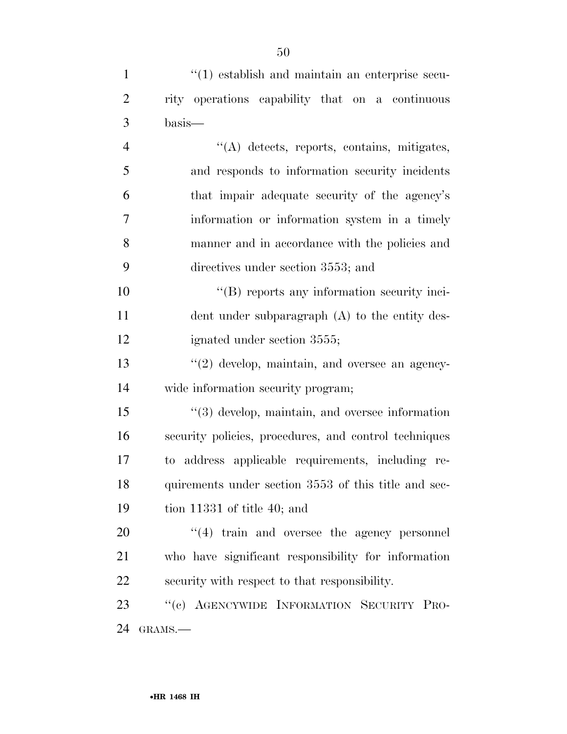''(1) establish and maintain an enterprise security operations capability that on a continuous basis—

''(A) detects, reports, contains, mitigates, and responds to information security incidents that impair adequate security of the agency's information or information system in a timely manner and in accordance with the policies and directives under section 3553; and

''(B) reports any information security incident under subparagraph (A) to the entity designated under section 3555;

''(2) develop, maintain, and oversee an agencywide information security program;

''(3) develop, maintain, and oversee information security policies, procedures, and control techniques to address applicable requirements, including requirements under section 3553 of this title and section 11331 of title 40; and

''(4) train and oversee the agency personnel who have significant responsibility for information security with respect to that responsibility.

''(c) AGENCYWIDE INFORMATION SECURITY PROGRAMS.—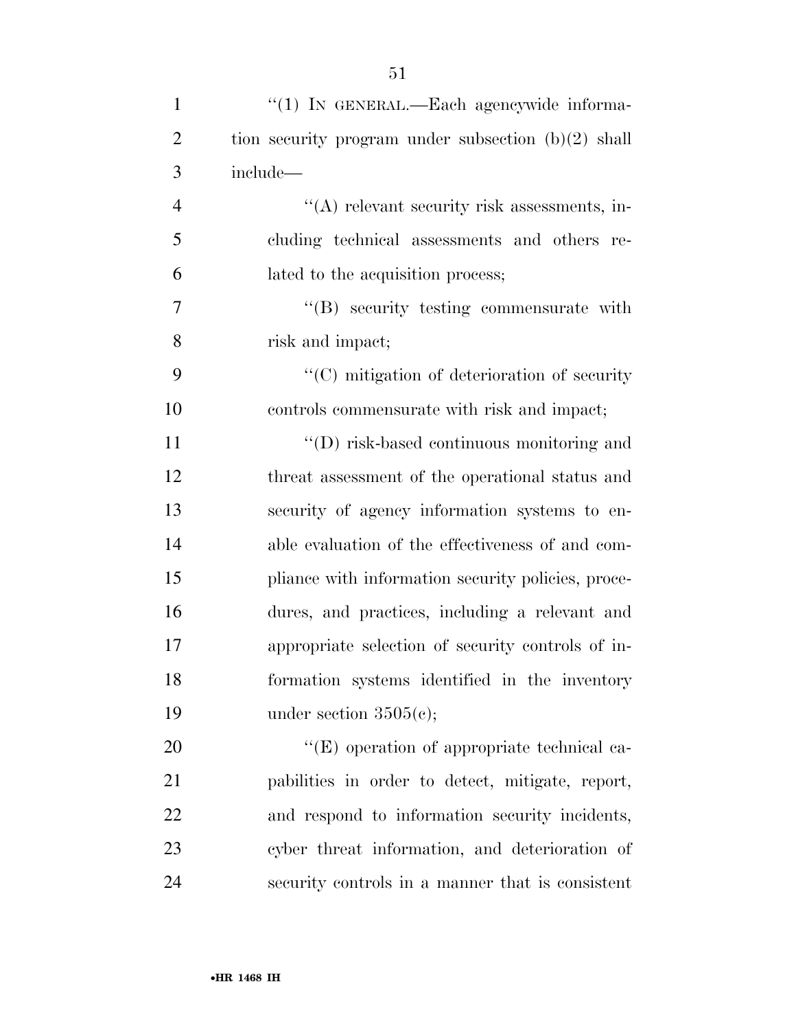''(1) IN GENERAL.—Each agencywide information security program under subsection (b)(2) shall include—

''(A) relevant security risk assessments, including technical assessments and others related to the acquisition process;

''(B) security testing commensurate with risk and impact;

''(C) mitigation of deterioration of security controls commensurate with risk and impact;

''(D) risk-based continuous monitoring and threat assessment of the operational status and security of agency information systems to enable evaluation of the effectiveness of and compliance with information security policies, procedures, and practices, including a relevant and appropriate selection of security controls of information systems identified in the inventory under section 3505(c);

''(E) operation of appropriate technical capabilities in order to detect, mitigate, report, and respond to information security incidents, cyber threat information, and deterioration of security controls in a manner that is consistent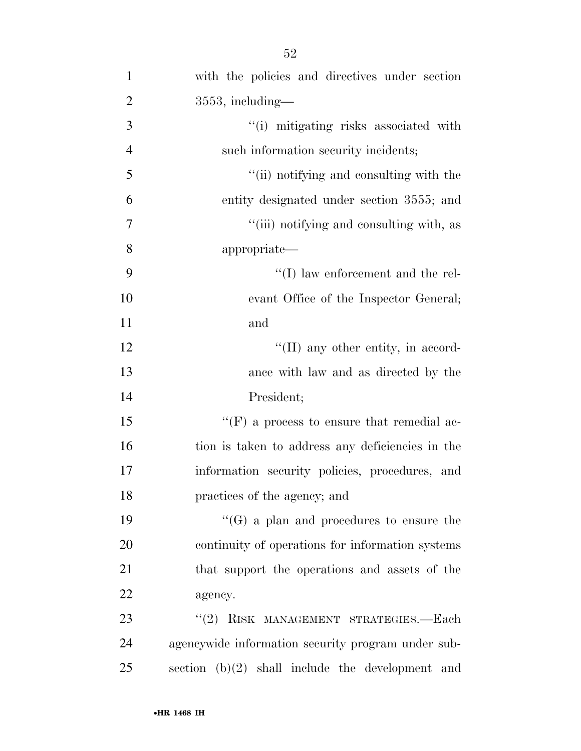with the policies and directives under section 3553, including—

''(i) mitigating risks associated with such information security incidents;

''(ii) notifying and consulting with the entity designated under section 3555; and

''(iii) notifying and consulting with, as appropriate—

''(I) law enforcement and the relevant Office of the Inspector General; and

''(II) any other entity, in accordance with law and as directed by the President;

''(F) a process to ensure that remedial action is taken to address any deficiencies in the information security policies, procedures, and practices of the agency; and

''(G) a plan and procedures to ensure the continuity of operations for information systems that support the operations and assets of the agency.

''(2) RISK MANAGEMENT STRATEGIES.—Each agencywide information security program under subsection (b)(2) shall include the development and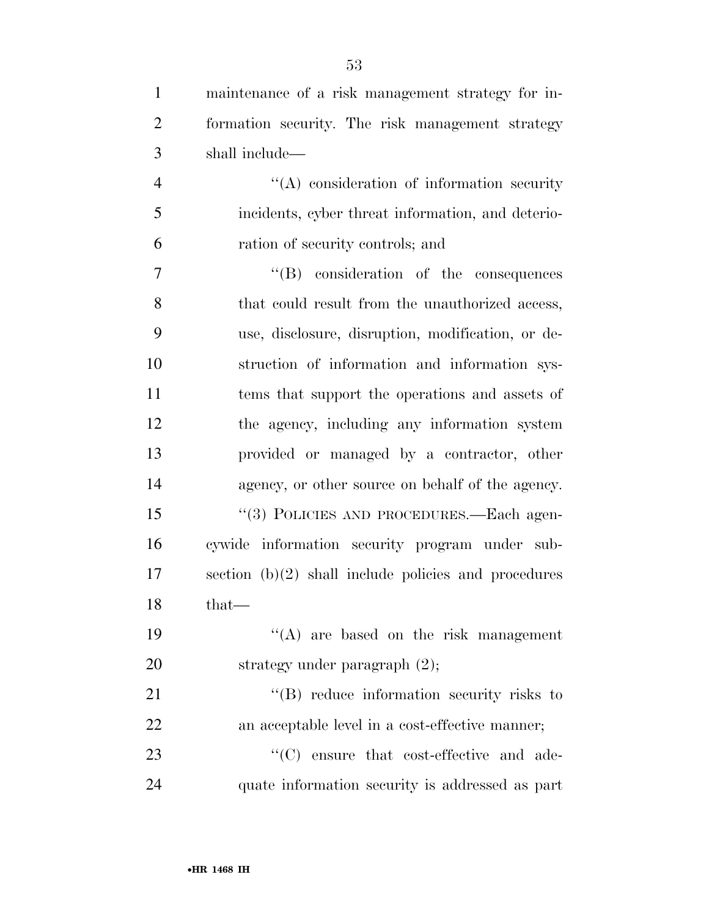maintenance of a risk management strategy for information security. The risk management strategy shall include—

''(A) consideration of information security incidents, cyber threat information, and deterioration of security controls; and

''(B) consideration of the consequences that could result from the unauthorized access, use, disclosure, disruption, modification, or destruction of information and information systems that support the operations and assets of the agency, including any information system provided or managed by a contractor, other agency, or other source on behalf of the agency.

''(3) POLICIES AND PROCEDURES.—Each agencywide information security program under subsection (b)(2) shall include policies and procedures that—

''(A) are based on the risk management strategy under paragraph (2);

''(B) reduce information security risks to an acceptable level in a cost-effective manner;

''(C) ensure that cost-effective and adequate information security is addressed as part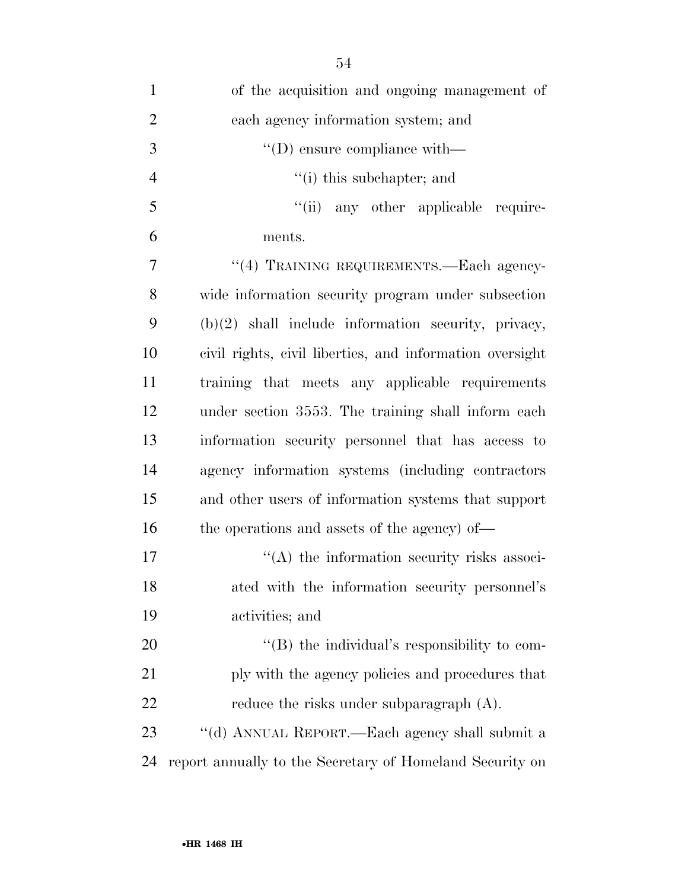of the acquisition and ongoing management of each agency information system; and

''(D) ensure compliance with—

''(i) this subchapter; and

''(ii) any other applicable requirements.

''(4) TRAINING REQUIREMENTS.—Each agency-wide information security program under subsection (b)(2) shall include information security, privacy, civil rights, civil liberties, and information oversight training that meets any applicable requirements under section 3553. The training shall inform each information security personnel that has access to agency information systems (including contractors and other users of information systems that support the operations and assets of the agency) of—

''(A) the information security risks associated with the information security personnel's activities; and

''(B) the individual's responsibility to comply with the agency policies and procedures that reduce the risks under subparagraph (A).

''(d) ANNUAL REPORT.—Each agency shall submit a report annually to the Secretary of Homeland Security on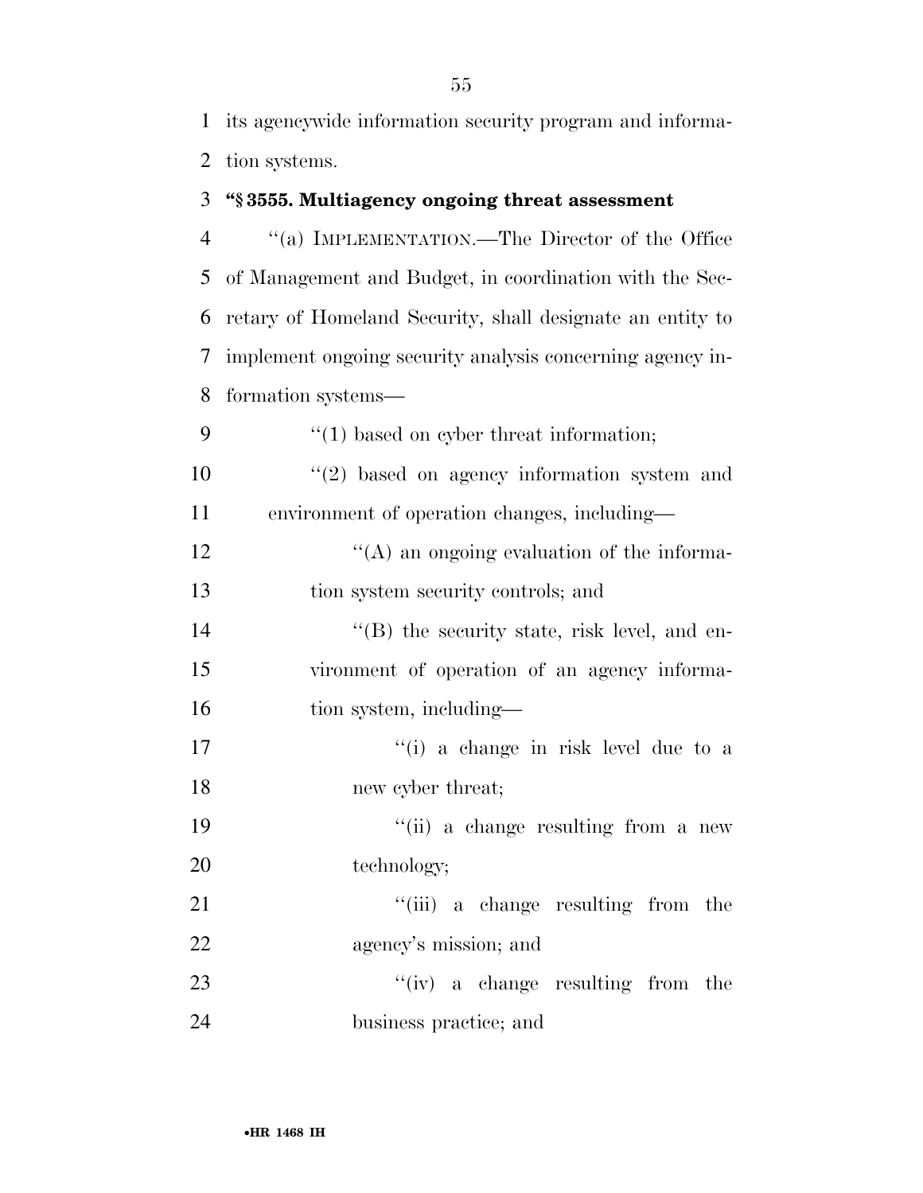its agencywide information security program and information systems.

**"§ 3555. Multiagency ongoing threat assessment**

"(a) IMPLEMENTATION.—The Director of the Office of Management and Budget, in coordination with the Secretary of Homeland Security, shall designate an entity to implement ongoing security analysis concerning agency information systems—

"(1) based on cyber threat information;

"(2) based on agency information system and environment of operation changes, including—

"(A) an ongoing evaluation of the information system security controls; and

"(B) the security state, risk level, and environment of operation of an agency information system, including—

"(i) a change in risk level due to a new cyber threat;

"(ii) a change resulting from a new technology;

"(iii) a change resulting from the agency's mission; and

"(iv) a change resulting from the business practice; and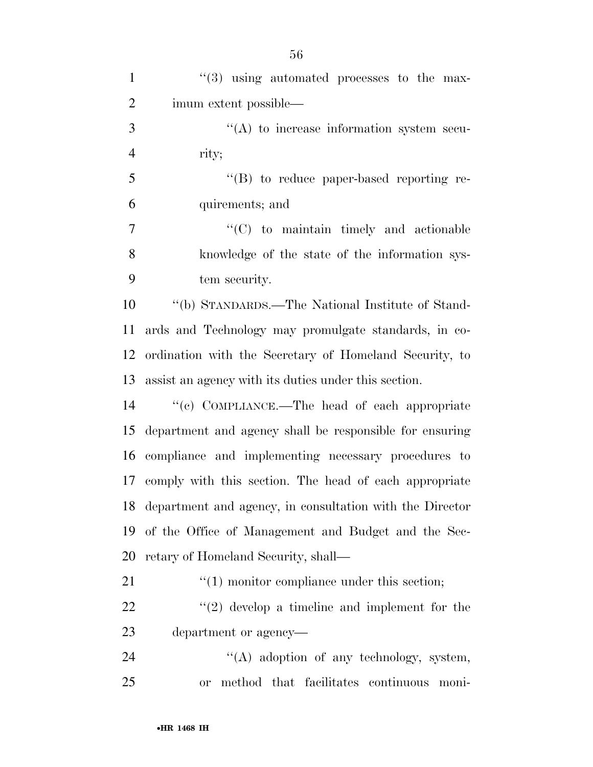"(3) using automated processes to the maximum extent possible—

"(A) to increase information system security;

"(B) to reduce paper-based reporting requirements; and

"(C) to maintain timely and actionable knowledge of the state of the information system security.

"(b) STANDARDS.—The National Institute of Standards and Technology may promulgate standards, in coordination with the Secretary of Homeland Security, to assist an agency with its duties under this section.

"(c) COMPLIANCE.—The head of each appropriate department and agency shall be responsible for ensuring compliance and implementing necessary procedures to comply with this section. The head of each appropriate department and agency, in consultation with the Director of the Office of Management and Budget and the Secretary of Homeland Security, shall—

"(1) monitor compliance under this section;

"(2) develop a timeline and implement for the department or agency—

"(A) adoption of any technology, system, or method that facilitates continuous moni-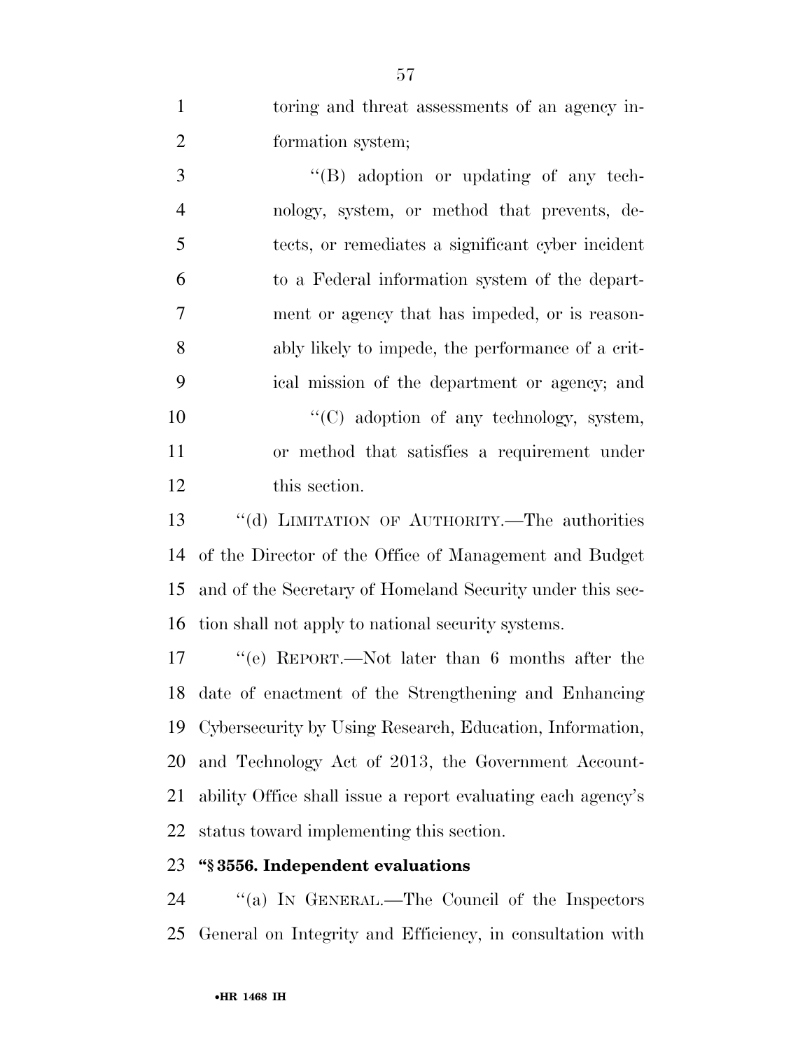toring and threat assessments of an agency information system;

''(B) adoption or updating of any technology, system, or method that prevents, detects, or remediates a significant cyber incident to a Federal information system of the department or agency that has impeded, or is reasonably likely to impede, the performance of a critical mission of the department or agency; and

''(C) adoption of any technology, system, or method that satisfies a requirement under this section.

''(d) LIMITATION OF AUTHORITY.—The authorities of the Director of the Office of Management and Budget and of the Secretary of Homeland Security under this section shall not apply to national security systems.

''(e) REPORT.—Not later than 6 months after the date of enactment of the Strengthening and Enhancing Cybersecurity by Using Research, Education, Information, and Technology Act of 2013, the Government Accountability Office shall issue a report evaluating each agency's status toward implementing this section.

**''§ 3556. Independent evaluations**

''(a) IN GENERAL.—The Council of the Inspectors General on Integrity and Efficiency, in consultation with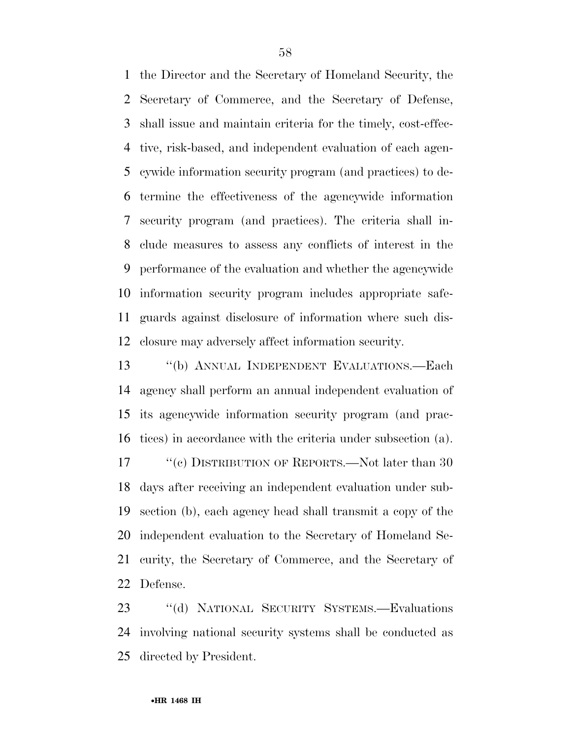the Director and the Secretary of Homeland Security, the Secretary of Commerce, and the Secretary of Defense, shall issue and maintain criteria for the timely, cost-effective, risk-based, and independent evaluation of each agencywide information security program (and practices) to determine the effectiveness of the agencywide information security program (and practices). The criteria shall include measures to assess any conflicts of interest in the performance of the evaluation and whether the agencywide information security program includes appropriate safeguards against disclosure of information where such disclosure may adversely affect information security.

"(b) ANNUAL INDEPENDENT EVALUATIONS.—Each agency shall perform an annual independent evaluation of its agencywide information security program (and practices) in accordance with the criteria under subsection (a).

"(c) DISTRIBUTION OF REPORTS.—Not later than 30 days after receiving an independent evaluation under subsection (b), each agency head shall transmit a copy of the independent evaluation to the Secretary of Homeland Security, the Secretary of Commerce, and the Secretary of Defense.

"(d) NATIONAL SECURITY SYSTEMS.—Evaluations involving national security systems shall be conducted as directed by President.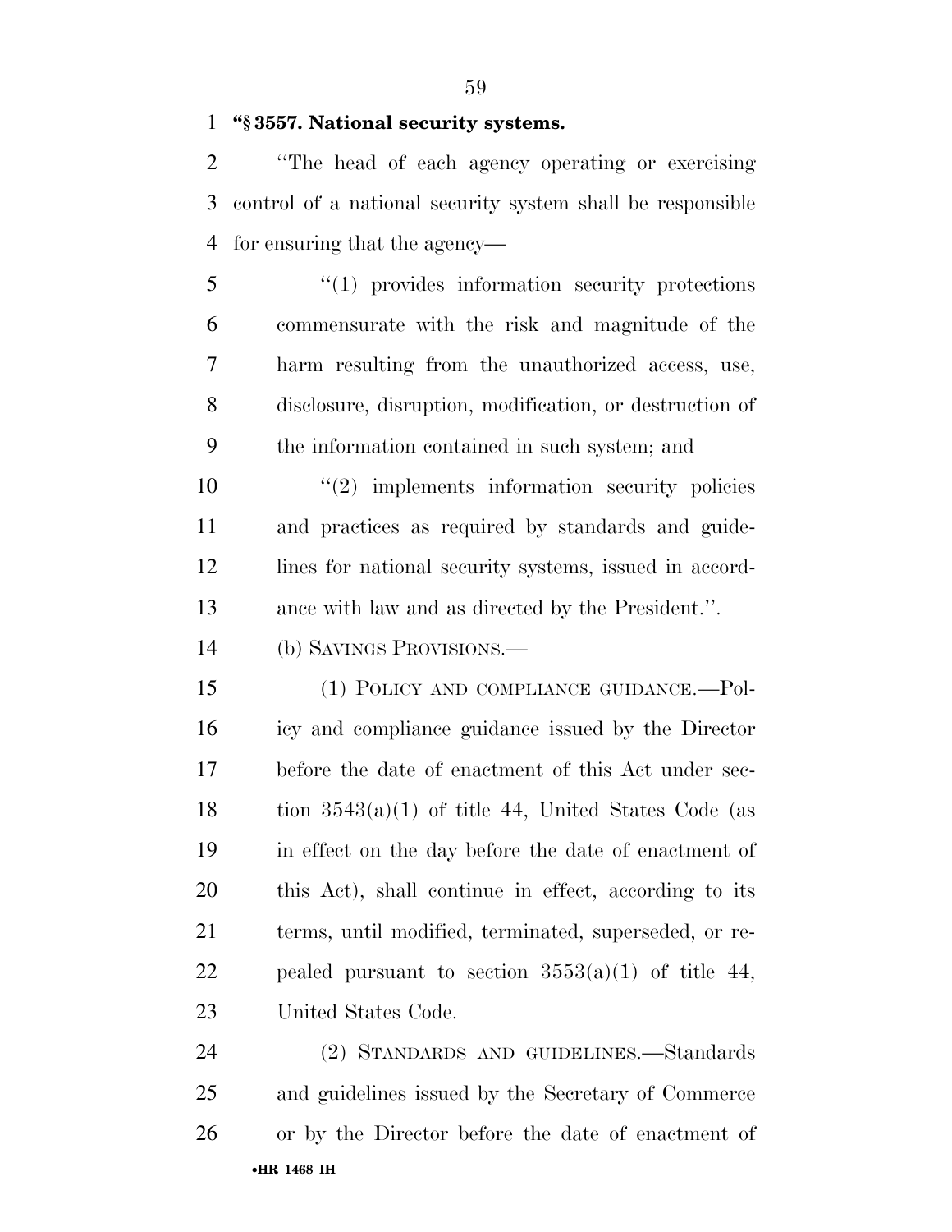**"§ 3557. National security systems.**

"The head of each agency operating or exercising control of a national security system shall be responsible for ensuring that the agency—

"(1) provides information security protections commensurate with the risk and magnitude of the harm resulting from the unauthorized access, use, disclosure, disruption, modification, or destruction of the information contained in such system; and

"(2) implements information security policies and practices as required by standards and guidelines for national security systems, issued in accordance with law and as directed by the President.".

(b) SAVINGS PROVISIONS.—

(1) POLICY AND COMPLIANCE GUIDANCE.—Policy and compliance guidance issued by the Director before the date of enactment of this Act under section 3543(a)(1) of title 44, United States Code (as in effect on the day before the date of enactment of this Act), shall continue in effect, according to its terms, until modified, terminated, superseded, or repealed pursuant to section 3553(a)(1) of title 44, United States Code.

(2) STANDARDS AND GUIDELINES.—Standards and guidelines issued by the Secretary of Commerce or by the Director before the date of enactment of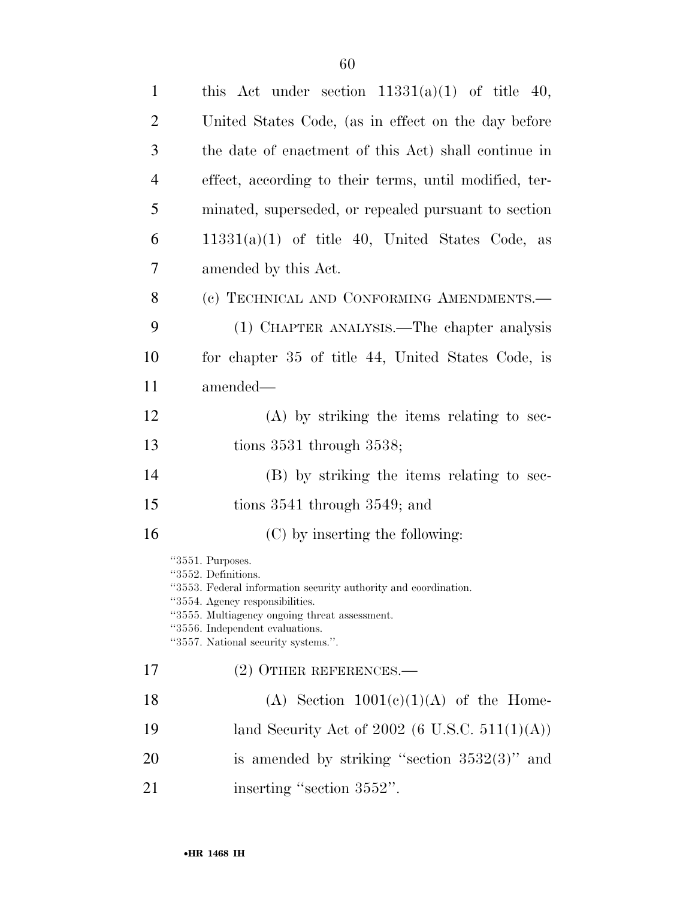this Act under section 11331(a)(1) of title 40, United States Code, (as in effect on the day before the date of enactment of this Act) shall continue in effect, according to their terms, until modified, terminated, superseded, or repealed pursuant to section 11331(a)(1) of title 40, United States Code, as amended by this Act.

(c) TECHNICAL AND CONFORMING AMENDMENTS.—

(1) CHAPTER ANALYSIS.—The chapter analysis for chapter 35 of title 44, United States Code, is amended—

(A) by striking the items relating to sections 3531 through 3538;

(B) by striking the items relating to sections 3541 through 3549; and

(C) by inserting the following:

"3551. Purposes.
"3552. Definitions.
"3553. Federal information security authority and coordination.
"3554. Agency responsibilities.
"3555. Multiagency ongoing threat assessment.
"3556. Independent evaluations.
"3557. National security systems.".

(2) OTHER REFERENCES.—

(A) Section 1001(c)(1)(A) of the Homeland Security Act of 2002 (6 U.S.C. 511(1)(A)) is amended by striking "section 3532(3)" and inserting "section 3552".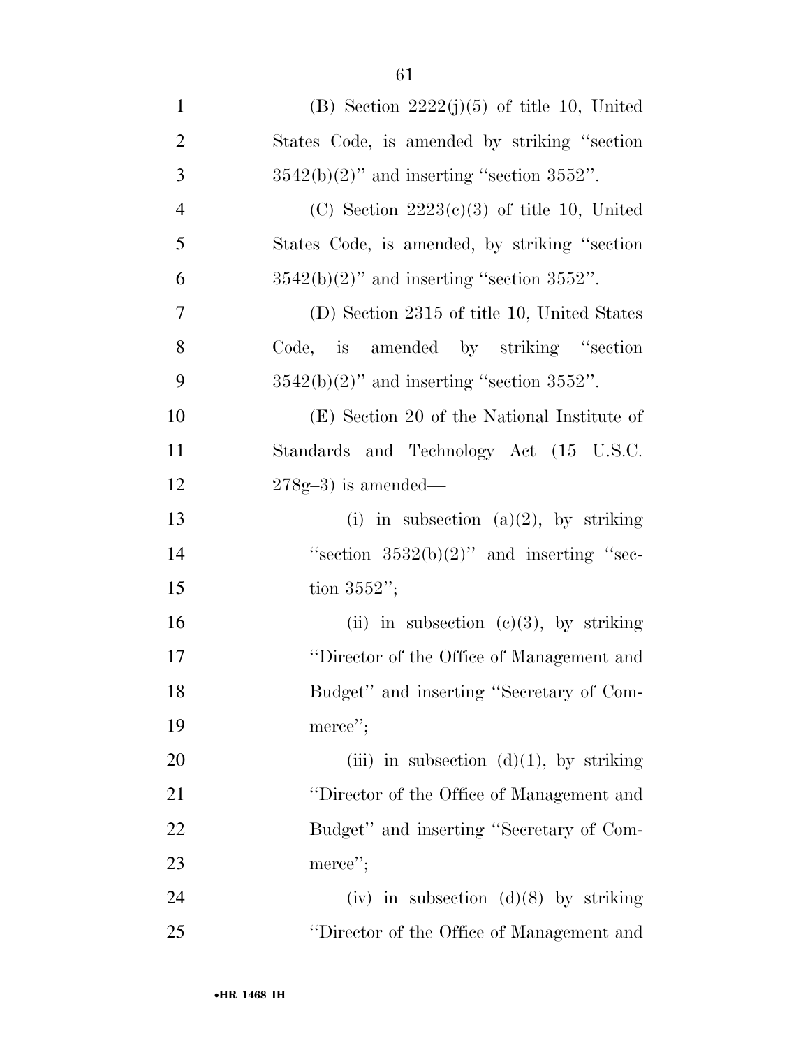(B) Section 2222(j)(5) of title 10, United States Code, is amended by striking "section 3542(b)(2)" and inserting "section 3552".

(C) Section 2223(c)(3) of title 10, United States Code, is amended, by striking "section 3542(b)(2)" and inserting "section 3552".

(D) Section 2315 of title 10, United States Code, is amended by striking "section 3542(b)(2)" and inserting "section 3552".

(E) Section 20 of the National Institute of Standards and Technology Act (15 U.S.C. 278g–3) is amended—

(i) in subsection (a)(2), by striking "section 3532(b)(2)" and inserting "section 3552";

(ii) in subsection (c)(3), by striking "Director of the Office of Management and Budget" and inserting "Secretary of Commerce";

(iii) in subsection (d)(1), by striking "Director of the Office of Management and Budget" and inserting "Secretary of Commerce";

(iv) in subsection (d)(8) by striking "Director of the Office of Management and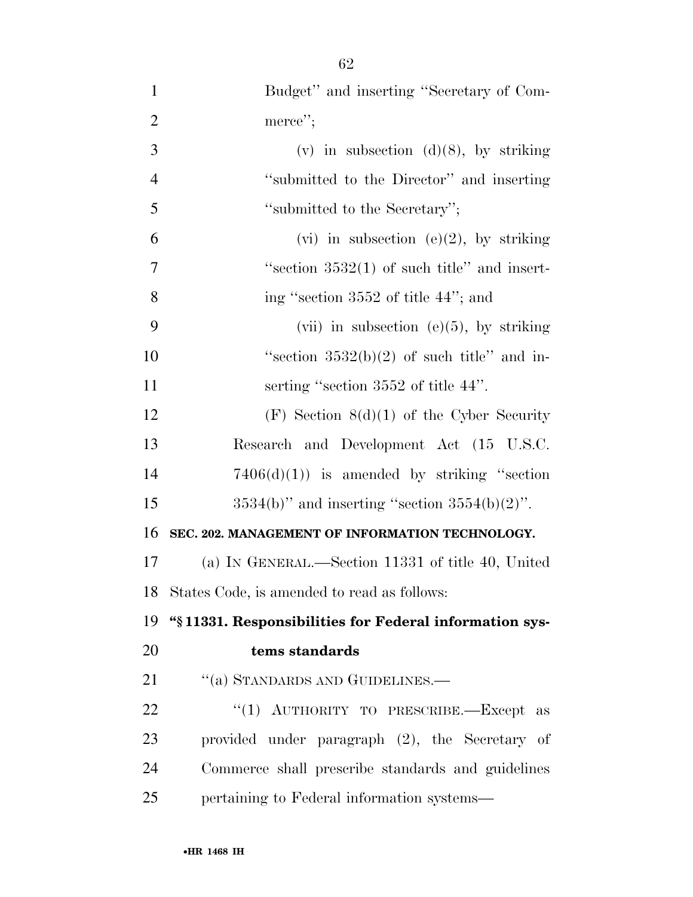Budget" and inserting "Secretary of Commerce";

(v) in subsection (d)(8), by striking "submitted to the Director" and inserting "submitted to the Secretary";

(vi) in subsection (e)(2), by striking "section 3532(1) of such title" and inserting "section 3552 of title 44"; and

(vii) in subsection (e)(5), by striking "section 3532(b)(2) of such title" and inserting "section 3552 of title 44".

(F) Section 8(d)(1) of the Cyber Security Research and Development Act (15 U.S.C. 7406(d)(1)) is amended by striking "section 3534(b)" and inserting "section 3554(b)(2)".

**SEC. 202. MANAGEMENT OF INFORMATION TECHNOLOGY.**

(a) IN GENERAL.—Section 11331 of title 40, United States Code, is amended to read as follows:

**"§ 11331. Responsibilities for Federal information systems standards**

"(a) STANDARDS AND GUIDELINES.—

"(1) AUTHORITY TO PRESCRIBE.—Except as provided under paragraph (2), the Secretary of Commerce shall prescribe standards and guidelines pertaining to Federal information systems—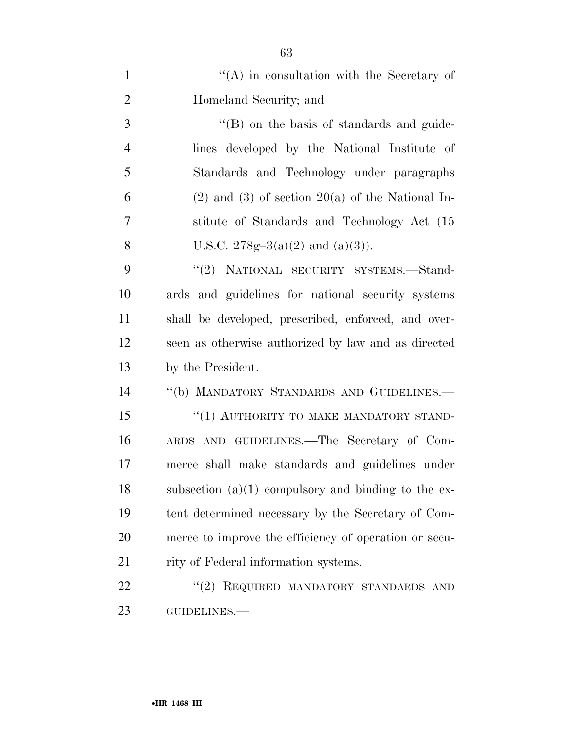''(A) in consultation with the Secretary of Homeland Security; and

''(B) on the basis of standards and guidelines developed by the National Institute of Standards and Technology under paragraphs (2) and (3) of section 20(a) of the National Institute of Standards and Technology Act (15 U.S.C. 278g–3(a)(2) and (a)(3)).

''(2) NATIONAL SECURITY SYSTEMS.—Standards and guidelines for national security systems shall be developed, prescribed, enforced, and overseen as otherwise authorized by law and as directed by the President.

''(b) MANDATORY STANDARDS AND GUIDELINES.—

''(1) AUTHORITY TO MAKE MANDATORY STANDARDS AND GUIDELINES.—The Secretary of Commerce shall make standards and guidelines under subsection (a)(1) compulsory and binding to the extent determined necessary by the Secretary of Commerce to improve the efficiency of operation or security of Federal information systems.

''(2) REQUIRED MANDATORY STANDARDS AND GUIDELINES.—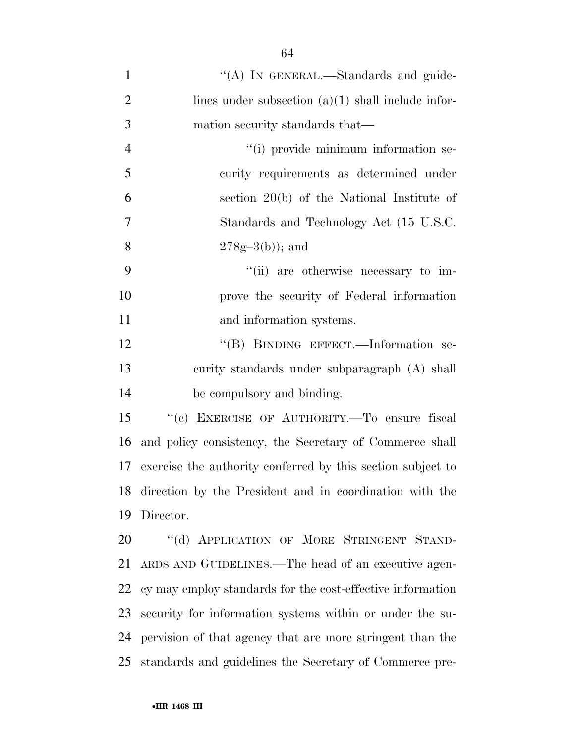''(A) IN GENERAL.—Standards and guidelines under subsection (a)(1) shall include information security standards that—

''(i) provide minimum information security requirements as determined under section 20(b) of the National Institute of Standards and Technology Act (15 U.S.C. 278g–3(b)); and

''(ii) are otherwise necessary to improve the security of Federal information and information systems.

''(B) BINDING EFFECT.—Information security standards under subparagraph (A) shall be compulsory and binding.

''(c) EXERCISE OF AUTHORITY.—To ensure fiscal and policy consistency, the Secretary of Commerce shall exercise the authority conferred by this section subject to direction by the President and in coordination with the Director.

''(d) APPLICATION OF MORE STRINGENT STANDARDS AND GUIDELINES.—The head of an executive agency may employ standards for the cost-effective information security for information systems within or under the supervision of that agency that are more stringent than the standards and guidelines the Secretary of Commerce pre-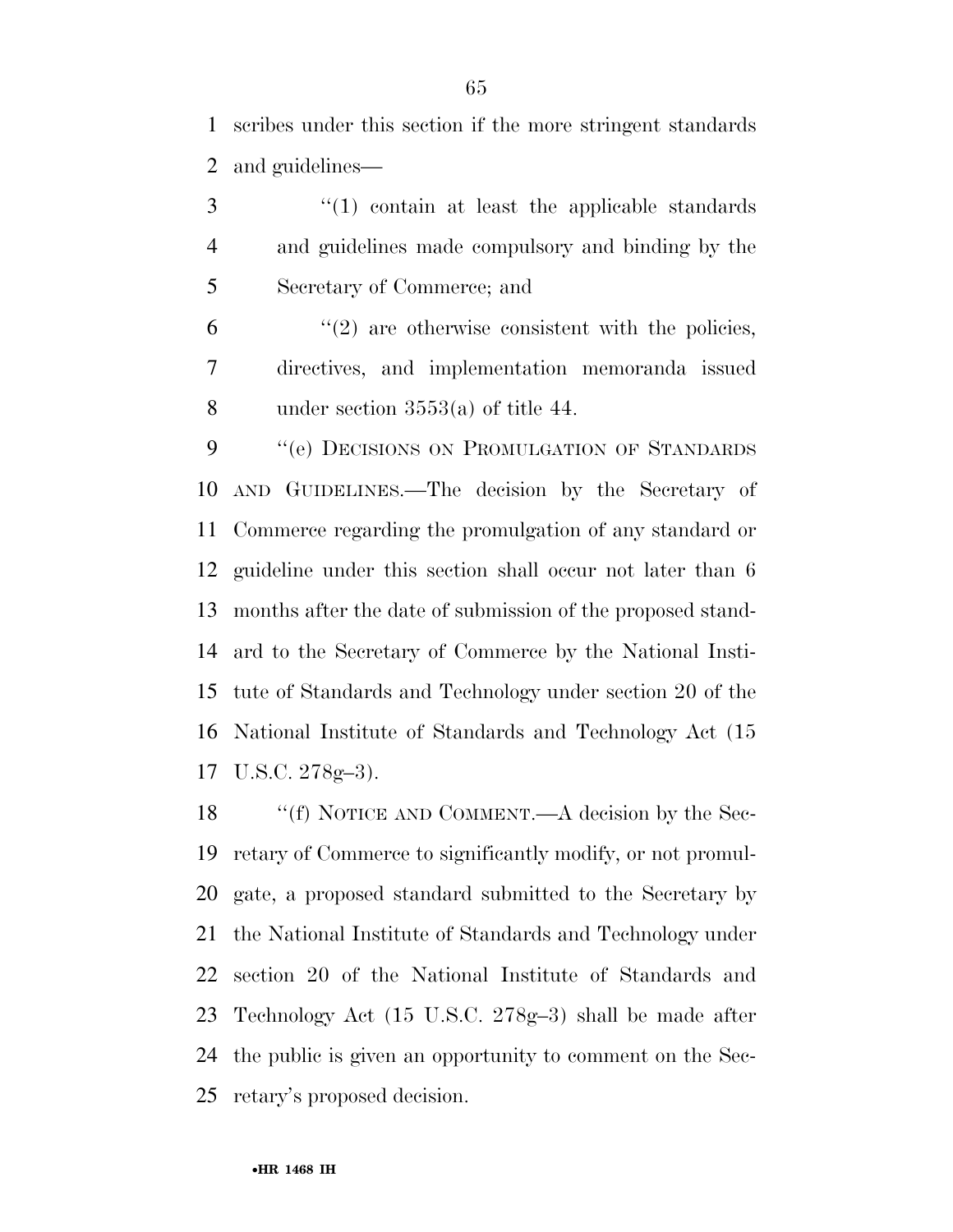scribes under this section if the more stringent standards and guidelines—

> ''(1) contain at least the applicable standards and guidelines made compulsory and binding by the Secretary of Commerce; and
>
> ''(2) are otherwise consistent with the policies, directives, and implementation memoranda issued under section 3553(a) of title 44.

''(e) DECISIONS ON PROMULGATION OF STANDARDS AND GUIDELINES.—The decision by the Secretary of Commerce regarding the promulgation of any standard or guideline under this section shall occur not later than 6 months after the date of submission of the proposed standard to the Secretary of Commerce by the National Institute of Standards and Technology under section 20 of the National Institute of Standards and Technology Act (15 U.S.C. 278g–3).

''(f) NOTICE AND COMMENT.—A decision by the Secretary of Commerce to significantly modify, or not promulgate, a proposed standard submitted to the Secretary by the National Institute of Standards and Technology under section 20 of the National Institute of Standards and Technology Act (15 U.S.C. 278g–3) shall be made after the public is given an opportunity to comment on the Secretary's proposed decision.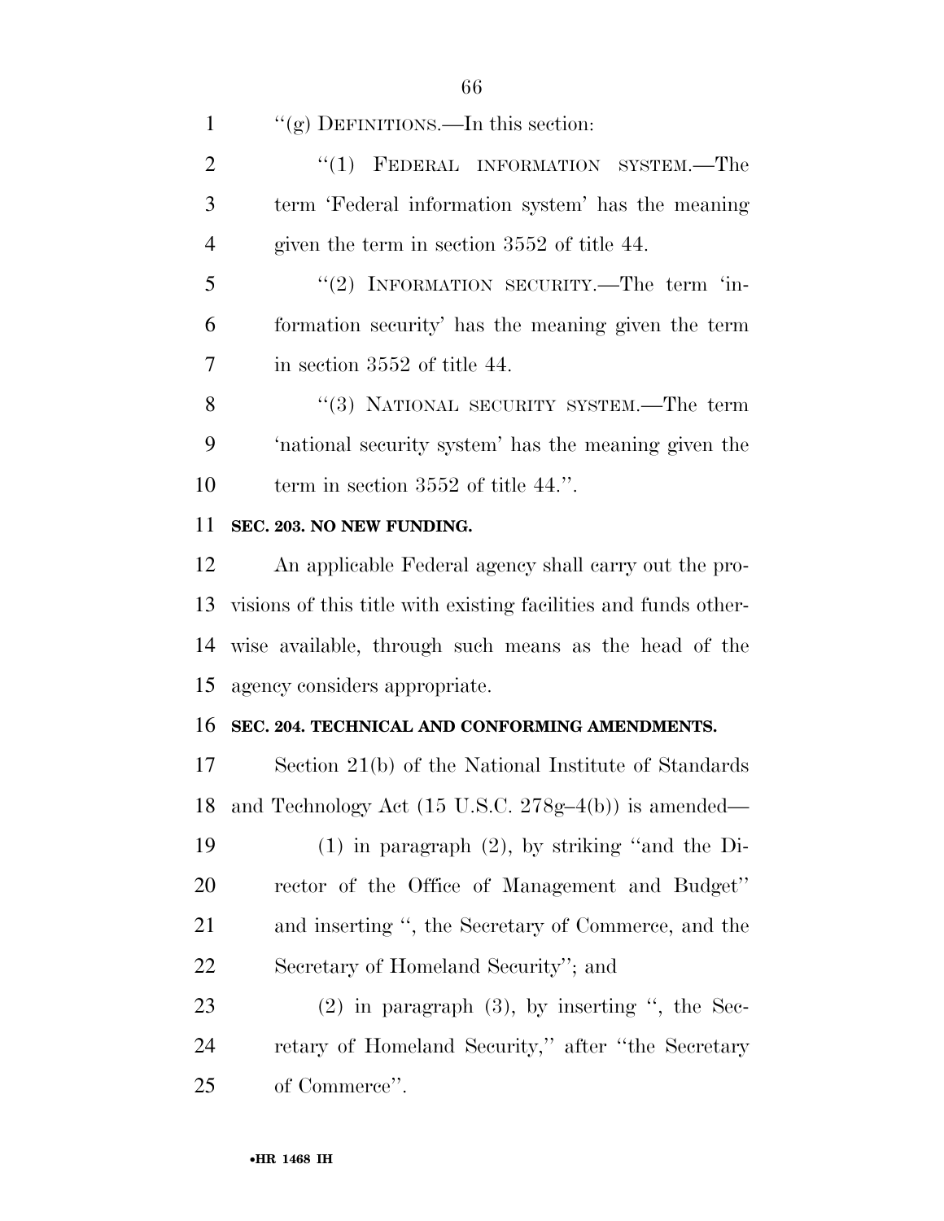''(g) DEFINITIONS.—In this section:

''(1) FEDERAL INFORMATION SYSTEM.—The term 'Federal information system' has the meaning given the term in section 3552 of title 44.

''(2) INFORMATION SECURITY.—The term 'information security' has the meaning given the term in section 3552 of title 44.

''(3) NATIONAL SECURITY SYSTEM.—The term 'national security system' has the meaning given the term in section 3552 of title 44.''.

**SEC. 203. NO NEW FUNDING.**

An applicable Federal agency shall carry out the provisions of this title with existing facilities and funds otherwise available, through such means as the head of the agency considers appropriate.

**SEC. 204. TECHNICAL AND CONFORMING AMENDMENTS.**

Section 21(b) of the National Institute of Standards and Technology Act (15 U.S.C. 278g–4(b)) is amended—

(1) in paragraph (2), by striking ''and the Director of the Office of Management and Budget'' and inserting '', the Secretary of Commerce, and the Secretary of Homeland Security''; and

(2) in paragraph (3), by inserting '', the Secretary of Homeland Security,'' after ''the Secretary of Commerce''.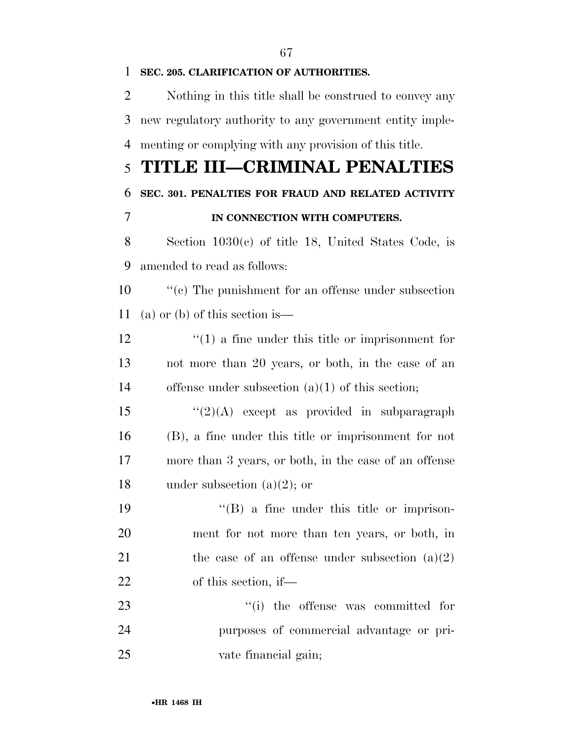**SEC. 205. CLARIFICATION OF AUTHORITIES.**

Nothing in this title shall be construed to convey any new regulatory authority to any government entity implementing or complying with any provision of this title.

# TITLE III—CRIMINAL PENALTIES

**SEC. 301. PENALTIES FOR FRAUD AND RELATED ACTIVITY IN CONNECTION WITH COMPUTERS.**

Section 1030(c) of title 18, United States Code, is amended to read as follows:

"(c) The punishment for an offense under subsection (a) or (b) of this section is—

"(1) a fine under this title or imprisonment for not more than 20 years, or both, in the case of an offense under subsection (a)(1) of this section;

"(2)(A) except as provided in subparagraph (B), a fine under this title or imprisonment for not more than 3 years, or both, in the case of an offense under subsection (a)(2); or

"(B) a fine under this title or imprisonment for not more than ten years, or both, in the case of an offense under subsection (a)(2) of this section, if—

"(i) the offense was committed for purposes of commercial advantage or private financial gain;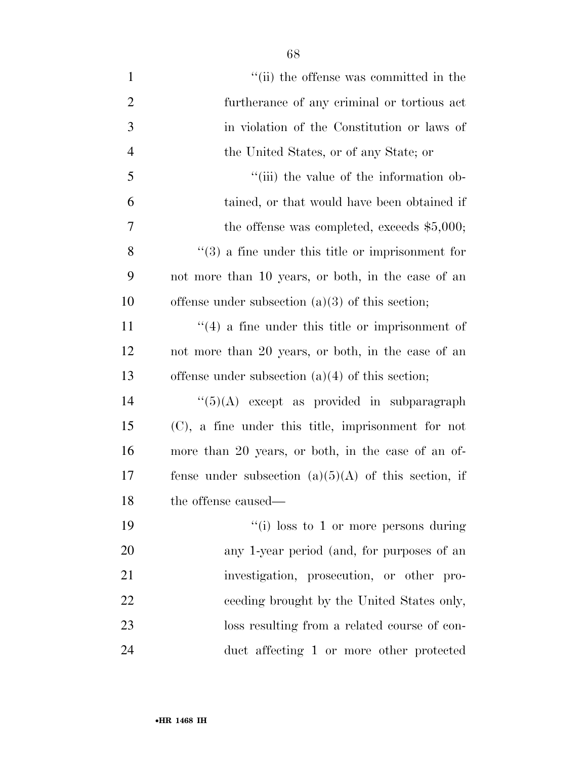''(ii) the offense was committed in the furtherance of any criminal or tortious act in violation of the Constitution or laws of the United States, or of any State; or

''(iii) the value of the information obtained, or that would have been obtained if the offense was completed, exceeds $5,000;

''(3) a fine under this title or imprisonment for not more than 10 years, or both, in the case of an offense under subsection (a)(3) of this section;

''(4) a fine under this title or imprisonment of not more than 20 years, or both, in the case of an offense under subsection (a)(4) of this section;

''(5)(A) except as provided in subparagraph (C), a fine under this title, imprisonment for not more than 20 years, or both, in the case of an offense under subsection (a)(5)(A) of this section, if the offense caused—

''(i) loss to 1 or more persons during any 1-year period (and, for purposes of an investigation, prosecution, or other proceeding brought by the United States only, loss resulting from a related course of conduct affecting 1 or more other protected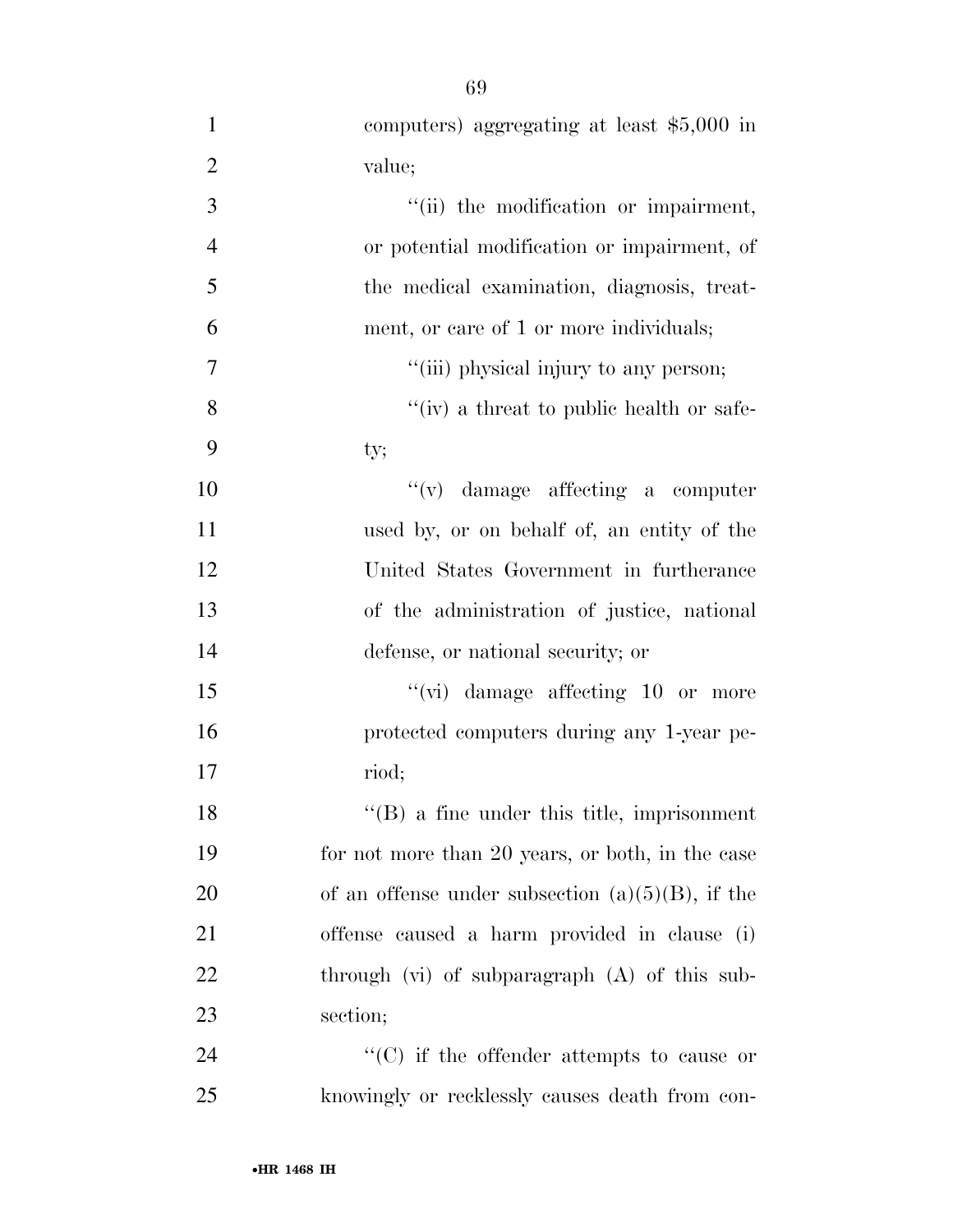computers) aggregating at least $5,000 in value;

''(ii) the modification or impairment, or potential modification or impairment, of the medical examination, diagnosis, treatment, or care of 1 or more individuals;

''(iii) physical injury to any person;

''(iv) a threat to public health or safety;

''(v) damage affecting a computer used by, or on behalf of, an entity of the United States Government in furtherance of the administration of justice, national defense, or national security; or

''(vi) damage affecting 10 or more protected computers during any 1-year period;

''(B) a fine under this title, imprisonment for not more than 20 years, or both, in the case of an offense under subsection (a)(5)(B), if the offense caused a harm provided in clause (i) through (vi) of subparagraph (A) of this subsection;

''(C) if the offender attempts to cause or knowingly or recklessly causes death from con-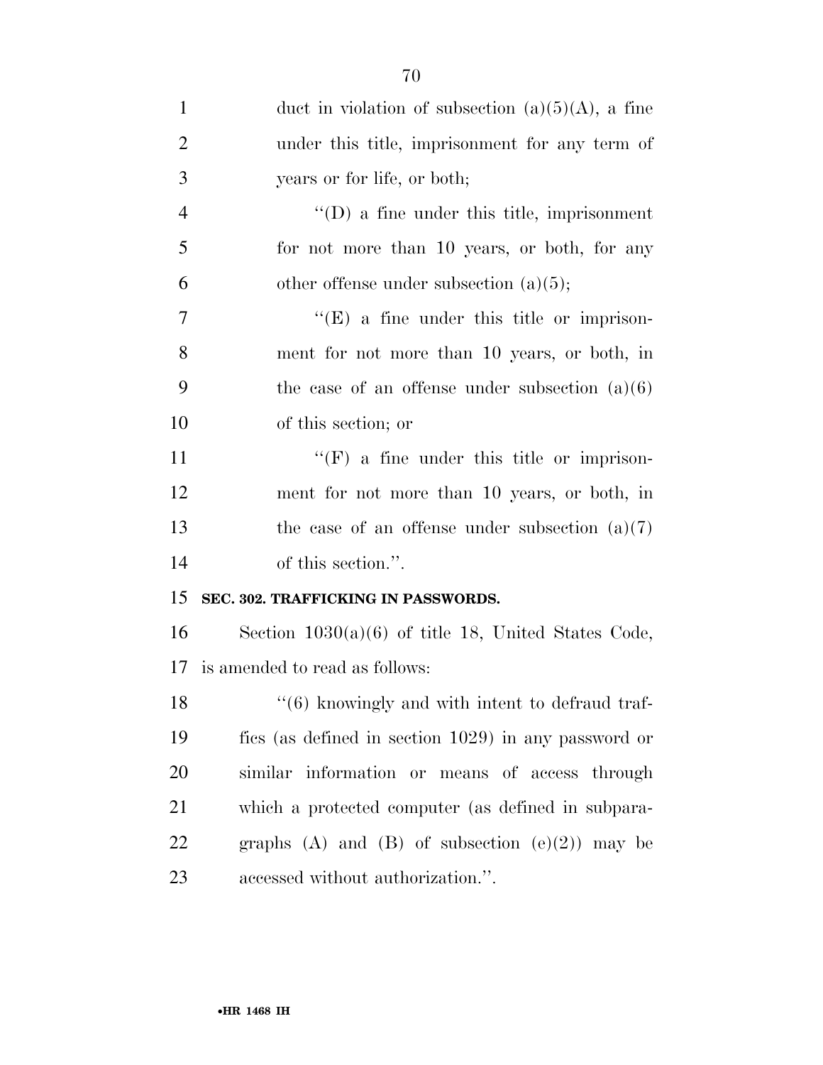duct in violation of subsection (a)(5)(A), a fine under this title, imprisonment for any term of years or for life, or both;

"(D) a fine under this title, imprisonment for not more than 10 years, or both, for any other offense under subsection (a)(5);

"(E) a fine under this title or imprisonment for not more than 10 years, or both, in the case of an offense under subsection (a)(6) of this section; or

"(F) a fine under this title or imprisonment for not more than 10 years, or both, in the case of an offense under subsection (a)(7) of this section.".

**SEC. 302. TRAFFICKING IN PASSWORDS.**

Section 1030(a)(6) of title 18, United States Code, is amended to read as follows:

"(6) knowingly and with intent to defraud traffics (as defined in section 1029) in any password or similar information or means of access through which a protected computer (as defined in subparagraphs (A) and (B) of subsection (e)(2)) may be accessed without authorization.".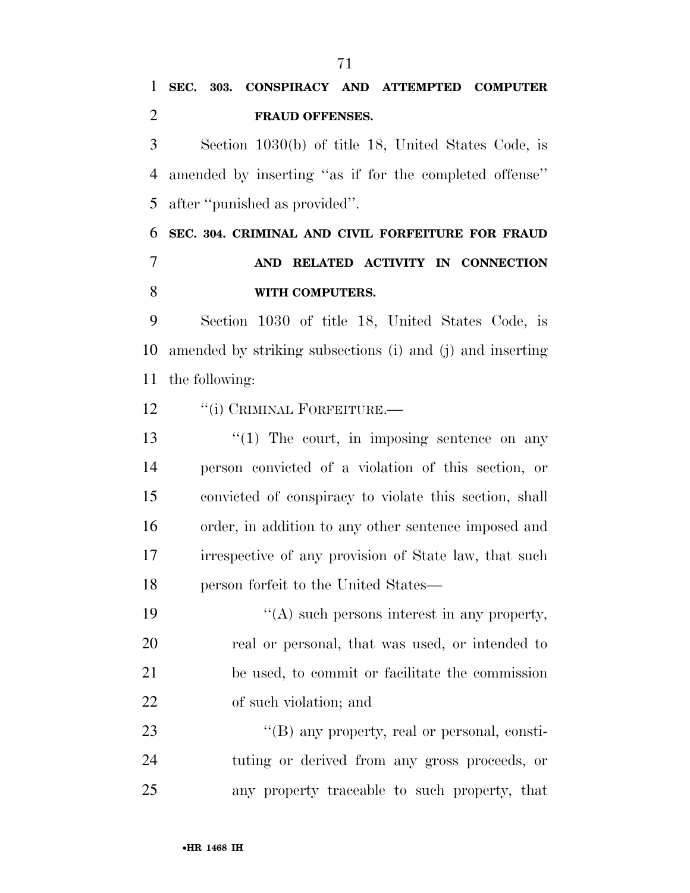**SEC. 303. CONSPIRACY AND ATTEMPTED COMPUTER FRAUD OFFENSES.**

Section 1030(b) of title 18, United States Code, is amended by inserting ''as if for the completed offense'' after ''punished as provided''.

**SEC. 304. CRIMINAL AND CIVIL FORFEITURE FOR FRAUD AND RELATED ACTIVITY IN CONNECTION WITH COMPUTERS.**

Section 1030 of title 18, United States Code, is amended by striking subsections (i) and (j) and inserting the following:

''(i) CRIMINAL FORFEITURE.—

''(1) The court, in imposing sentence on any person convicted of a violation of this section, or convicted of conspiracy to violate this section, shall order, in addition to any other sentence imposed and irrespective of any provision of State law, that such person forfeit to the United States—

''(A) such persons interest in any property, real or personal, that was used, or intended to be used, to commit or facilitate the commission of such violation; and

''(B) any property, real or personal, constituting or derived from any gross proceeds, or any property traceable to such property, that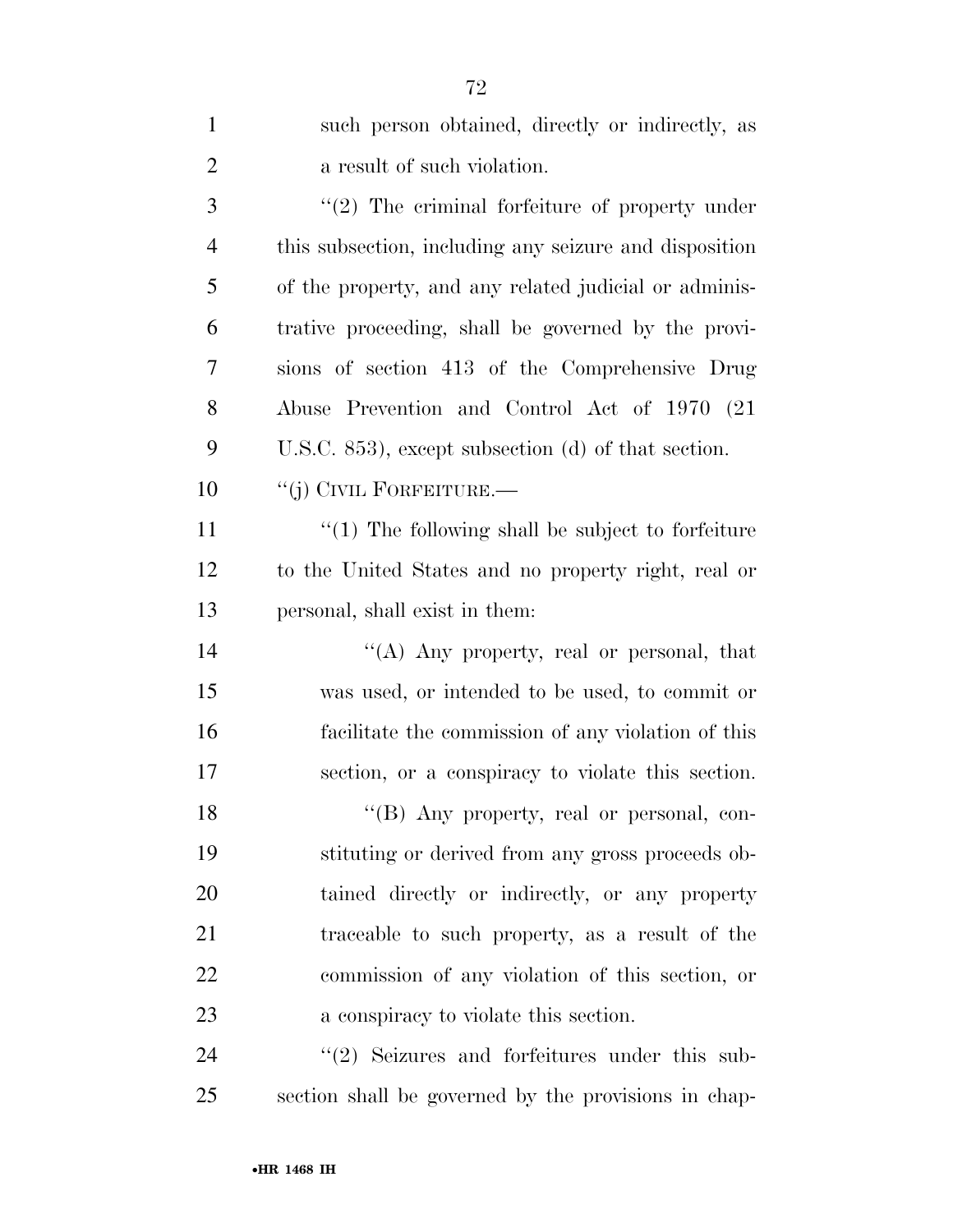such person obtained, directly or indirectly, as a result of such violation.

''(2) The criminal forfeiture of property under this subsection, including any seizure and disposition of the property, and any related judicial or administrative proceeding, shall be governed by the provisions of section 413 of the Comprehensive Drug Abuse Prevention and Control Act of 1970 (21 U.S.C. 853), except subsection (d) of that section.

''(j) CIVIL FORFEITURE.—

''(1) The following shall be subject to forfeiture to the United States and no property right, real or personal, shall exist in them:

''(A) Any property, real or personal, that was used, or intended to be used, to commit or facilitate the commission of any violation of this section, or a conspiracy to violate this section.

''(B) Any property, real or personal, constituting or derived from any gross proceeds obtained directly or indirectly, or any property traceable to such property, as a result of the commission of any violation of this section, or a conspiracy to violate this section.

''(2) Seizures and forfeitures under this subsection shall be governed by the provisions in chap-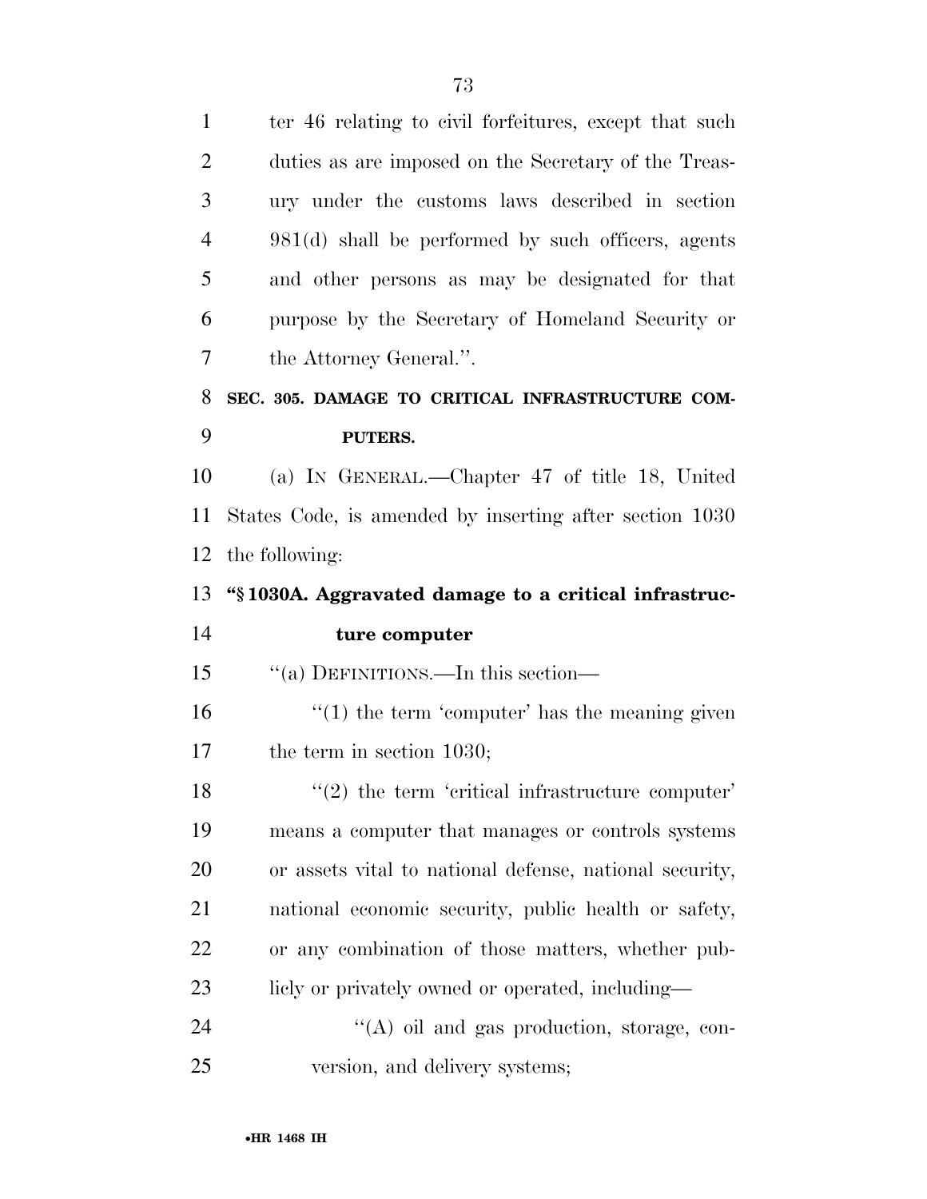ter 46 relating to civil forfeitures, except that such duties as are imposed on the Secretary of the Treasury under the customs laws described in section 981(d) shall be performed by such officers, agents and other persons as may be designated for that purpose by the Secretary of Homeland Security or the Attorney General.''.

**SEC. 305. DAMAGE TO CRITICAL INFRASTRUCTURE COMPUTERS.**

(a) IN GENERAL.—Chapter 47 of title 18, United States Code, is amended by inserting after section 1030 the following:

**''§ 1030A. Aggravated damage to a critical infrastructure computer**

''(a) DEFINITIONS.—In this section—

''(1) the term 'computer' has the meaning given the term in section 1030;

''(2) the term 'critical infrastructure computer' means a computer that manages or controls systems or assets vital to national defense, national security, national economic security, public health or safety, or any combination of those matters, whether publicly or privately owned or operated, including—

''(A) oil and gas production, storage, conversion, and delivery systems;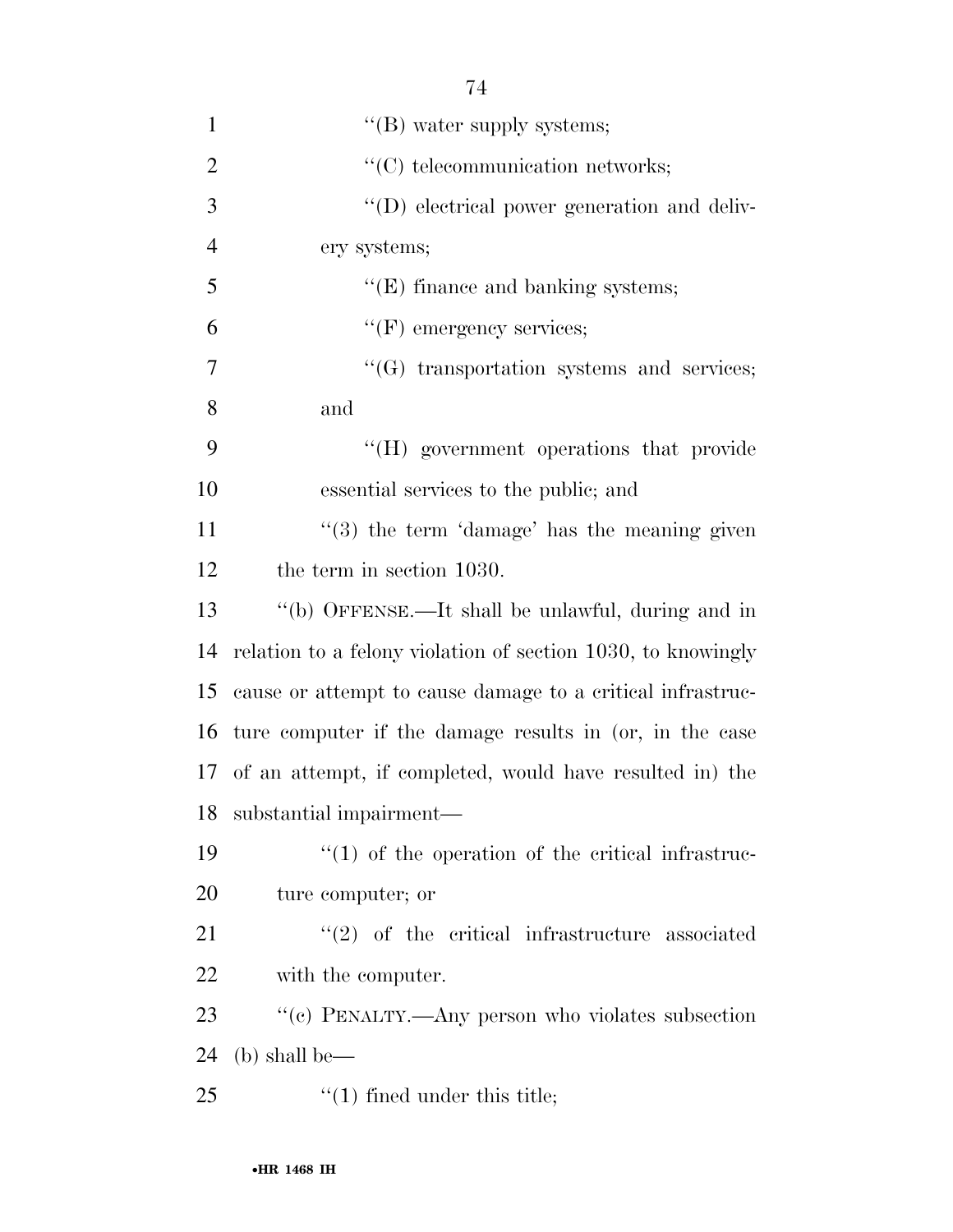"(B) water supply systems;

"(C) telecommunication networks;

"(D) electrical power generation and delivery systems;

"(E) finance and banking systems;

"(F) emergency services;

"(G) transportation systems and services; and

"(H) government operations that provide essential services to the public; and

"(3) the term 'damage' has the meaning given the term in section 1030.

"(b) OFFENSE.—It shall be unlawful, during and in relation to a felony violation of section 1030, to knowingly cause or attempt to cause damage to a critical infrastructure computer if the damage results in (or, in the case of an attempt, if completed, would have resulted in) the substantial impairment—

"(1) of the operation of the critical infrastructure computer; or

"(2) of the critical infrastructure associated with the computer.

"(c) PENALTY.—Any person who violates subsection (b) shall be—

"(1) fined under this title;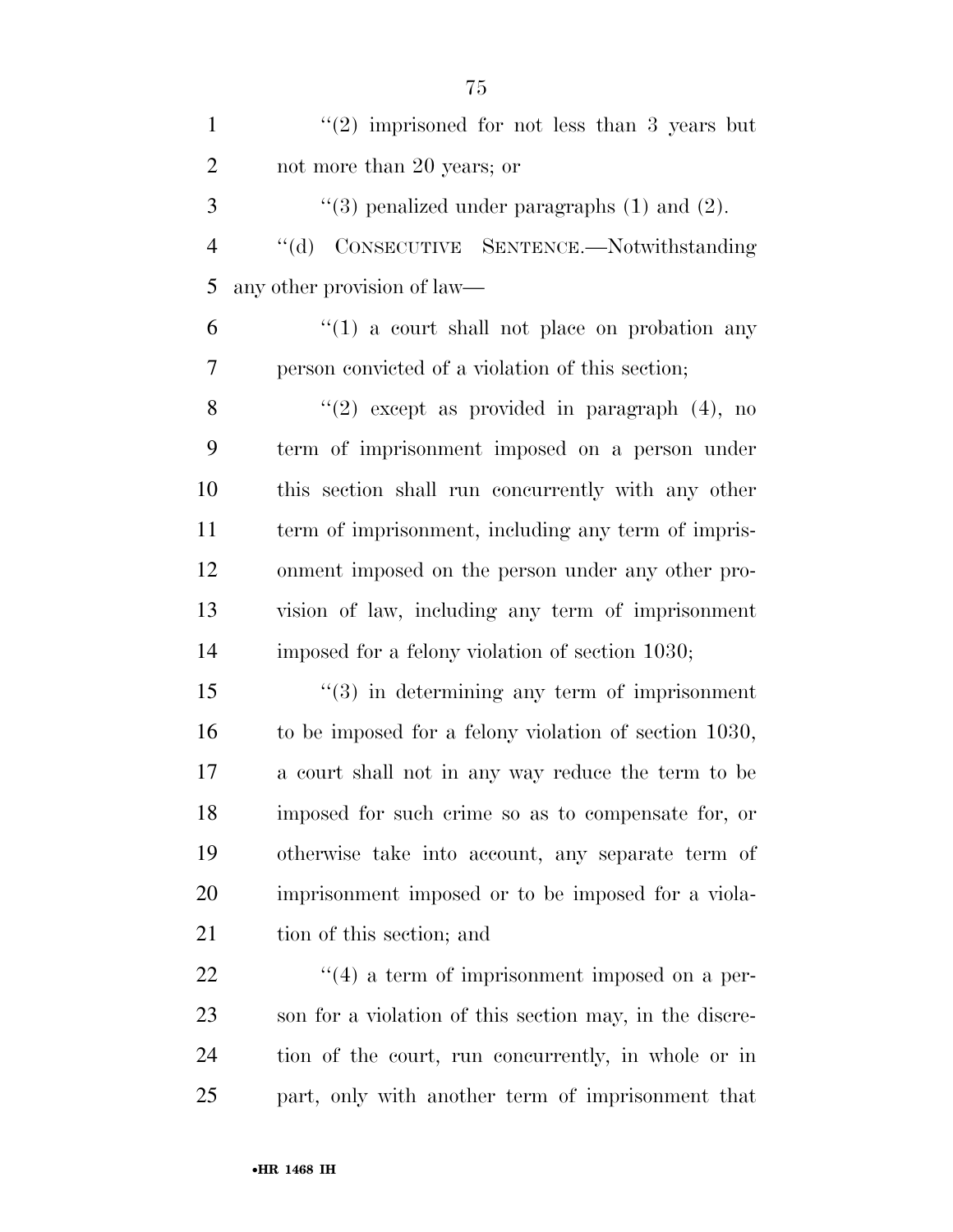''(2) imprisoned for not less than 3 years but not more than 20 years; or

''(3) penalized under paragraphs (1) and (2).

''(d) CONSECUTIVE SENTENCE.—Notwithstanding any other provision of law—

''(1) a court shall not place on probation any person convicted of a violation of this section;

''(2) except as provided in paragraph (4), no term of imprisonment imposed on a person under this section shall run concurrently with any other term of imprisonment, including any term of imprisonment imposed on the person under any other provision of law, including any term of imprisonment imposed for a felony violation of section 1030;

''(3) in determining any term of imprisonment to be imposed for a felony violation of section 1030, a court shall not in any way reduce the term to be imposed for such crime so as to compensate for, or otherwise take into account, any separate term of imprisonment imposed or to be imposed for a violation of this section; and

''(4) a term of imprisonment imposed on a person for a violation of this section may, in the discretion of the court, run concurrently, in whole or in part, only with another term of imprisonment that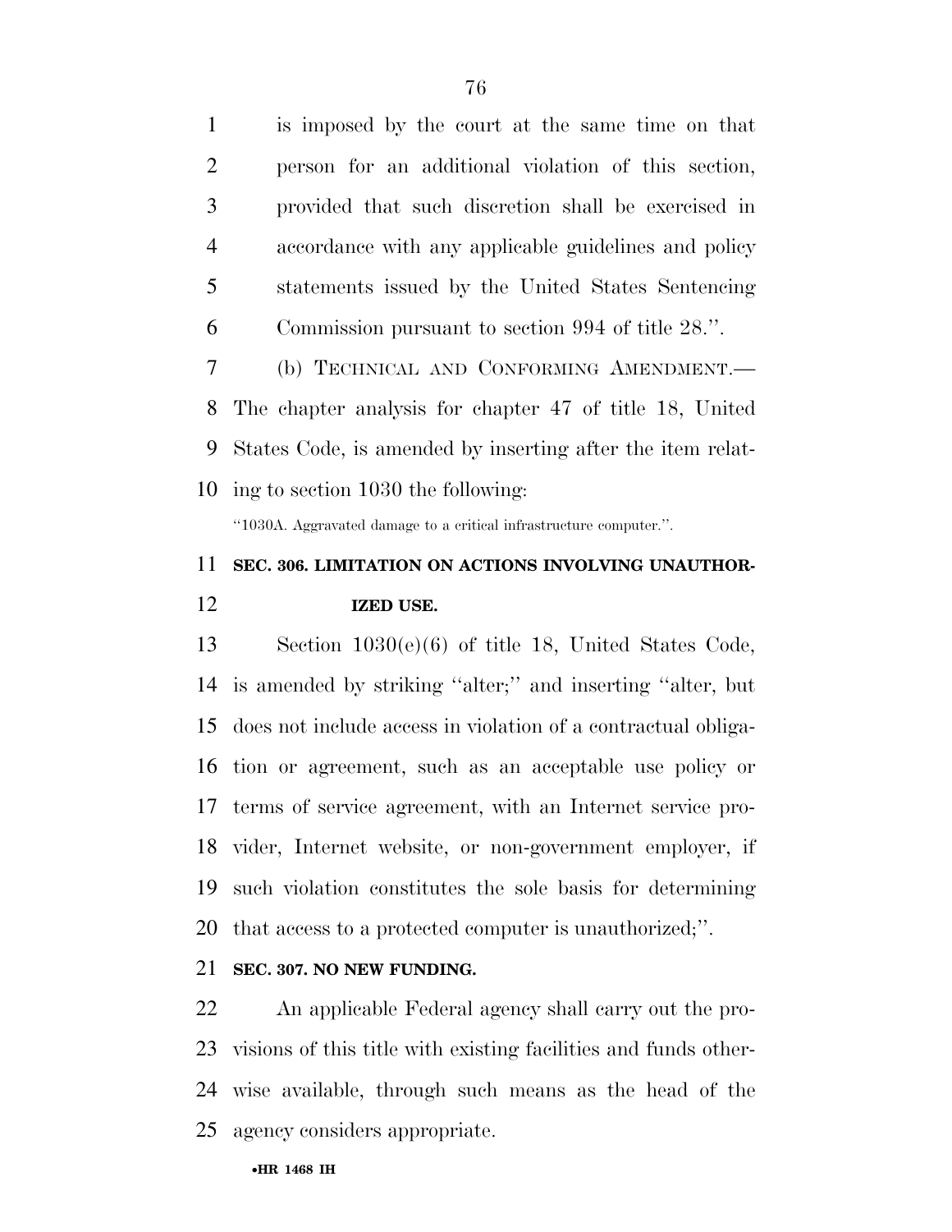is imposed by the court at the same time on that person for an additional violation of this section, provided that such discretion shall be exercised in accordance with any applicable guidelines and policy statements issued by the United States Sentencing Commission pursuant to section 994 of title 28.''.

(b) TECHNICAL AND CONFORMING AMENDMENT.—The chapter analysis for chapter 47 of title 18, United States Code, is amended by inserting after the item relating to section 1030 the following:

''1030A. Aggravated damage to a critical infrastructure computer.''.

**SEC. 306. LIMITATION ON ACTIONS INVOLVING UNAUTHORIZED USE.**

Section 1030(e)(6) of title 18, United States Code, is amended by striking ''alter;'' and inserting ''alter, but does not include access in violation of a contractual obligation or agreement, such as an acceptable use policy or terms of service agreement, with an Internet service provider, Internet website, or non-government employer, if such violation constitutes the sole basis for determining that access to a protected computer is unauthorized;''.

**SEC. 307. NO NEW FUNDING.**

An applicable Federal agency shall carry out the provisions of this title with existing facilities and funds otherwise available, through such means as the head of the agency considers appropriate.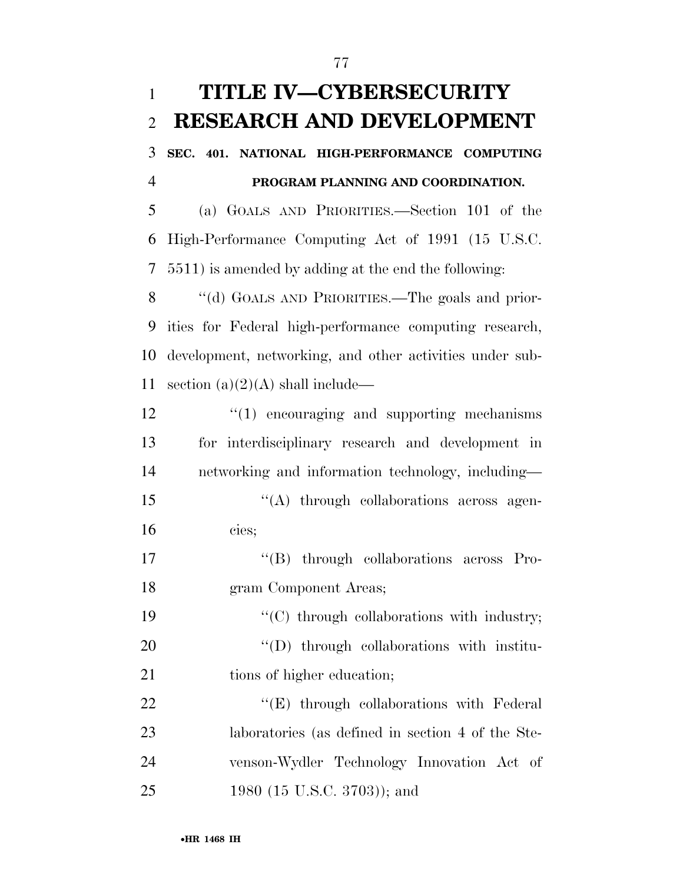# TITLE IV—CYBERSECURITY RESEARCH AND DEVELOPMENT

## SEC. 401. NATIONAL HIGH-PERFORMANCE COMPUTING PROGRAM PLANNING AND COORDINATION.

(a) GOALS AND PRIORITIES.—Section 101 of the High-Performance Computing Act of 1991 (15 U.S.C. 5511) is amended by adding at the end the following:

"(d) GOALS AND PRIORITIES.—The goals and priorities for Federal high-performance computing research, development, networking, and other activities under subsection (a)(2)(A) shall include—

"(1) encouraging and supporting mechanisms for interdisciplinary research and development in networking and information technology, including—

"(A) through collaborations across agencies;

"(B) through collaborations across Program Component Areas;

"(C) through collaborations with industry;

"(D) through collaborations with institutions of higher education;

"(E) through collaborations with Federal laboratories (as defined in section 4 of the Stevenson-Wydler Technology Innovation Act of 1980 (15 U.S.C. 3703)); and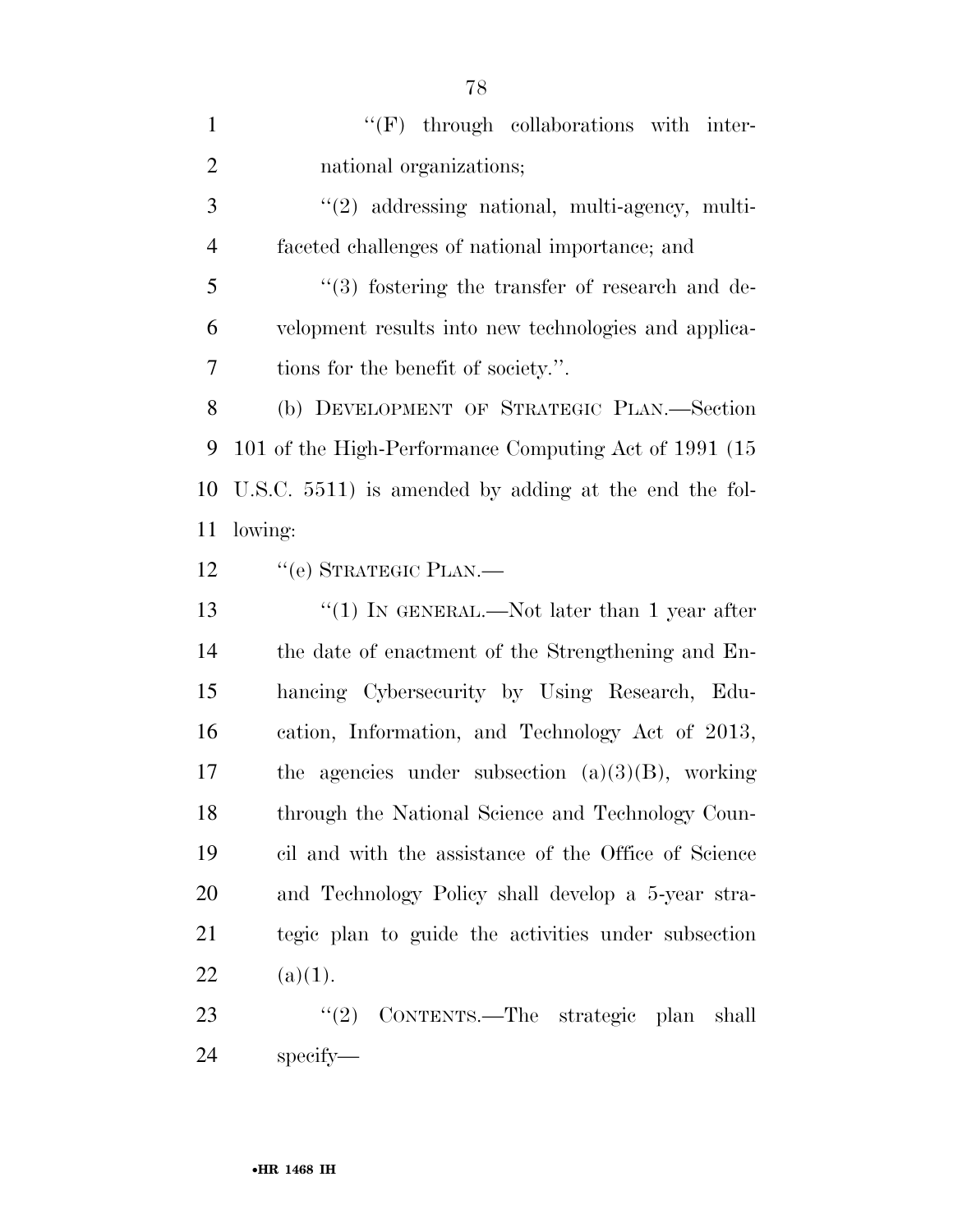''(F) through collaborations with international organizations;

''(2) addressing national, multi-agency, multi-faceted challenges of national importance; and

''(3) fostering the transfer of research and development results into new technologies and applications for the benefit of society.''.

(b) DEVELOPMENT OF STRATEGIC PLAN.—Section 101 of the High-Performance Computing Act of 1991 (15 U.S.C. 5511) is amended by adding at the end the following:

''(e) STRATEGIC PLAN.—

''(1) IN GENERAL.—Not later than 1 year after the date of enactment of the Strengthening and Enhancing Cybersecurity by Using Research, Education, Information, and Technology Act of 2013, the agencies under subsection (a)(3)(B), working through the National Science and Technology Council and with the assistance of the Office of Science and Technology Policy shall develop a 5-year strategic plan to guide the activities under subsection (a)(1).

''(2) CONTENTS.—The strategic plan shall specify—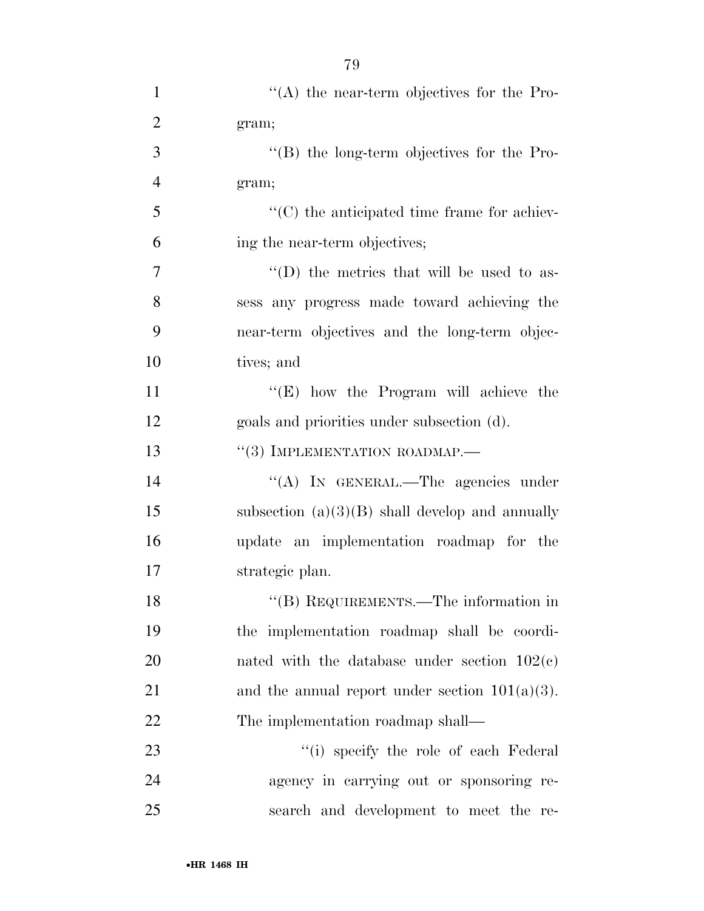''(A) the near-term objectives for the Program;

''(B) the long-term objectives for the Program;

''(C) the anticipated time frame for achieving the near-term objectives;

''(D) the metrics that will be used to assess any progress made toward achieving the near-term objectives and the long-term objectives; and

''(E) how the Program will achieve the goals and priorities under subsection (d).

''(3) IMPLEMENTATION ROADMAP.—

''(A) IN GENERAL.—The agencies under subsection (a)(3)(B) shall develop and annually update an implementation roadmap for the strategic plan.

''(B) REQUIREMENTS.—The information in the implementation roadmap shall be coordinated with the database under section 102(c) and the annual report under section 101(a)(3). The implementation roadmap shall—

''(i) specify the role of each Federal agency in carrying out or sponsoring research and development to meet the re-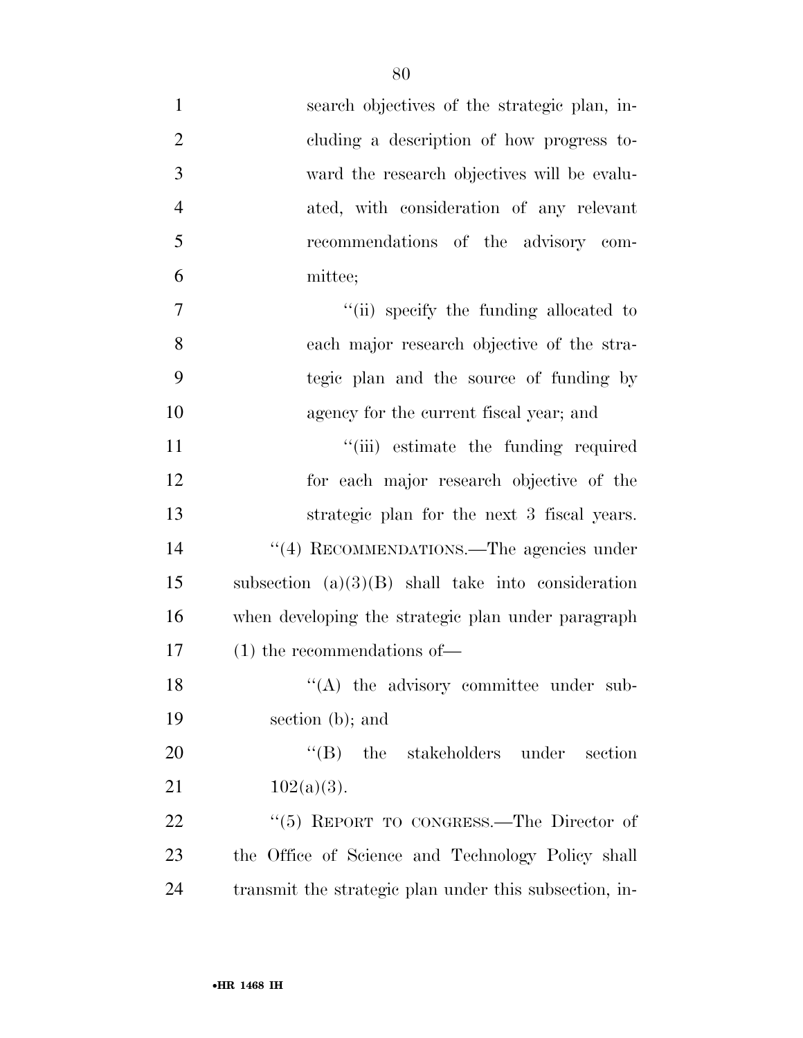search objectives of the strategic plan, including a description of how progress toward the research objectives will be evaluated, with consideration of any relevant recommendations of the advisory committee;

''(ii) specify the funding allocated to each major research objective of the strategic plan and the source of funding by agency for the current fiscal year; and

''(iii) estimate the funding required for each major research objective of the strategic plan for the next 3 fiscal years.

''(4) RECOMMENDATIONS.—The agencies under subsection (a)(3)(B) shall take into consideration when developing the strategic plan under paragraph (1) the recommendations of—

''(A) the advisory committee under subsection (b); and

''(B) the stakeholders under section 102(a)(3).

''(5) REPORT TO CONGRESS.—The Director of the Office of Science and Technology Policy shall transmit the strategic plan under this subsection, in-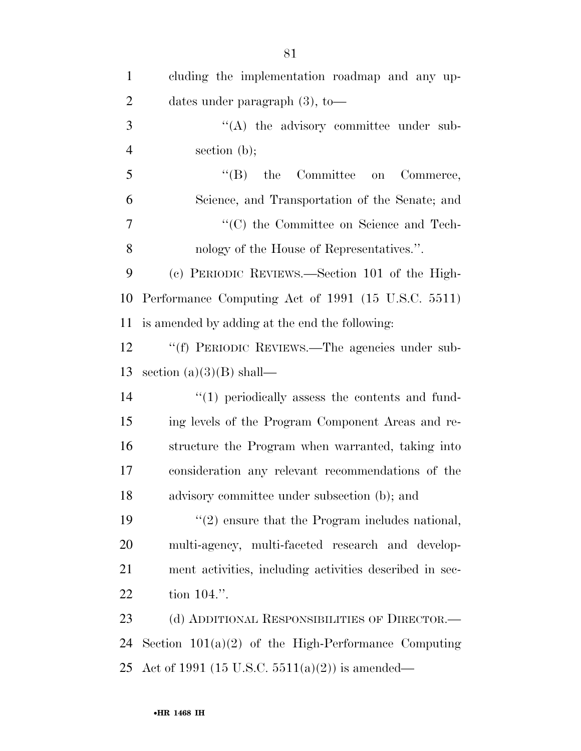cluding the implementation roadmap and any updates under paragraph (3), to—

"(A) the advisory committee under subsection (b);

"(B) the Committee on Commerce, Science, and Transportation of the Senate; and

"(C) the Committee on Science and Technology of the House of Representatives.".

(c) PERIODIC REVIEWS.—Section 101 of the High-Performance Computing Act of 1991 (15 U.S.C. 5511) is amended by adding at the end the following:

"(f) PERIODIC REVIEWS.—The agencies under subsection (a)(3)(B) shall—

"(1) periodically assess the contents and funding levels of the Program Component Areas and restructure the Program when warranted, taking into consideration any relevant recommendations of the advisory committee under subsection (b); and

"(2) ensure that the Program includes national, multi-agency, multi-faceted research and development activities, including activities described in section 104.".

(d) ADDITIONAL RESPONSIBILITIES OF DIRECTOR.—Section 101(a)(2) of the High-Performance Computing Act of 1991 (15 U.S.C. 5511(a)(2)) is amended—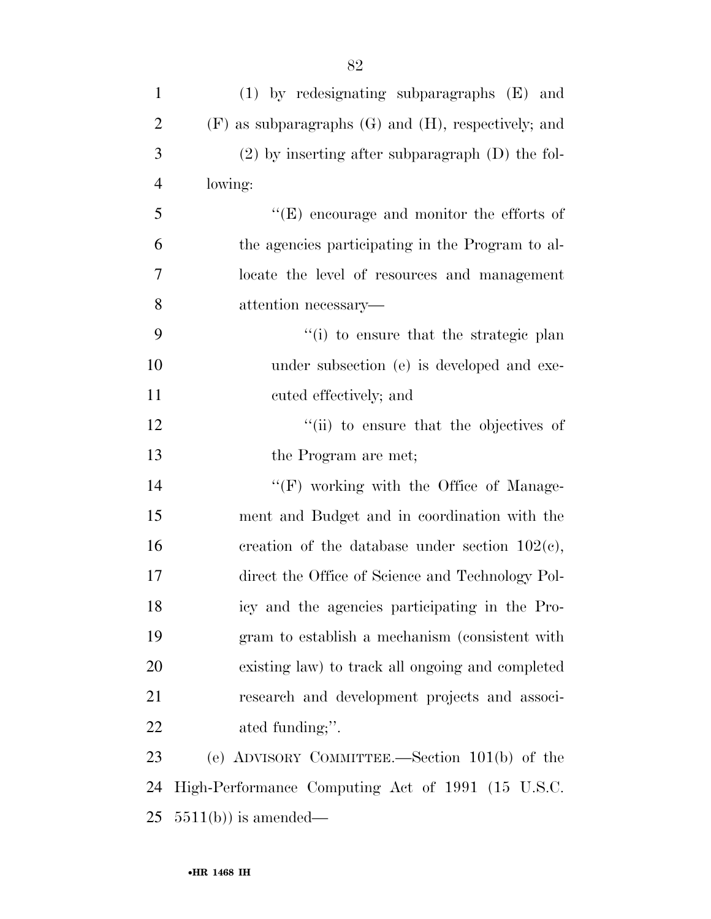(1) by redesignating subparagraphs (E) and (F) as subparagraphs (G) and (H), respectively; and

(2) by inserting after subparagraph (D) the following:

"(E) encourage and monitor the efforts of the agencies participating in the Program to allocate the level of resources and management attention necessary—

"(i) to ensure that the strategic plan under subsection (e) is developed and executed effectively; and

"(ii) to ensure that the objectives of the Program are met;

"(F) working with the Office of Management and Budget and in coordination with the creation of the database under section 102(c), direct the Office of Science and Technology Policy and the agencies participating in the Program to establish a mechanism (consistent with existing law) to track all ongoing and completed research and development projects and associated funding;".

(e) ADVISORY COMMITTEE.—Section 101(b) of the High-Performance Computing Act of 1991 (15 U.S.C. 5511(b)) is amended—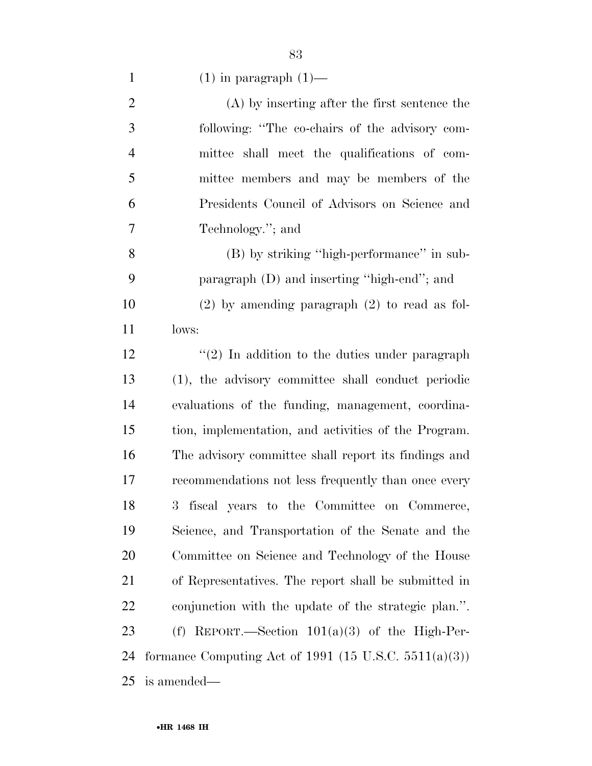(1) in paragraph (1)—

(A) by inserting after the first sentence the following: ''The co-chairs of the advisory committee shall meet the qualifications of committee members and may be members of the Presidents Council of Advisors on Science and Technology.''; and

(B) by striking ''high-performance'' in subparagraph (D) and inserting ''high-end''; and

(2) by amending paragraph (2) to read as follows:

''(2) In addition to the duties under paragraph (1), the advisory committee shall conduct periodic evaluations of the funding, management, coordination, implementation, and activities of the Program. The advisory committee shall report its findings and recommendations not less frequently than once every 3 fiscal years to the Committee on Commerce, Science, and Transportation of the Senate and the Committee on Science and Technology of the House of Representatives. The report shall be submitted in conjunction with the update of the strategic plan.''.

(f) REPORT.—Section 101(a)(3) of the High-Performance Computing Act of 1991 (15 U.S.C. 5511(a)(3)) is amended—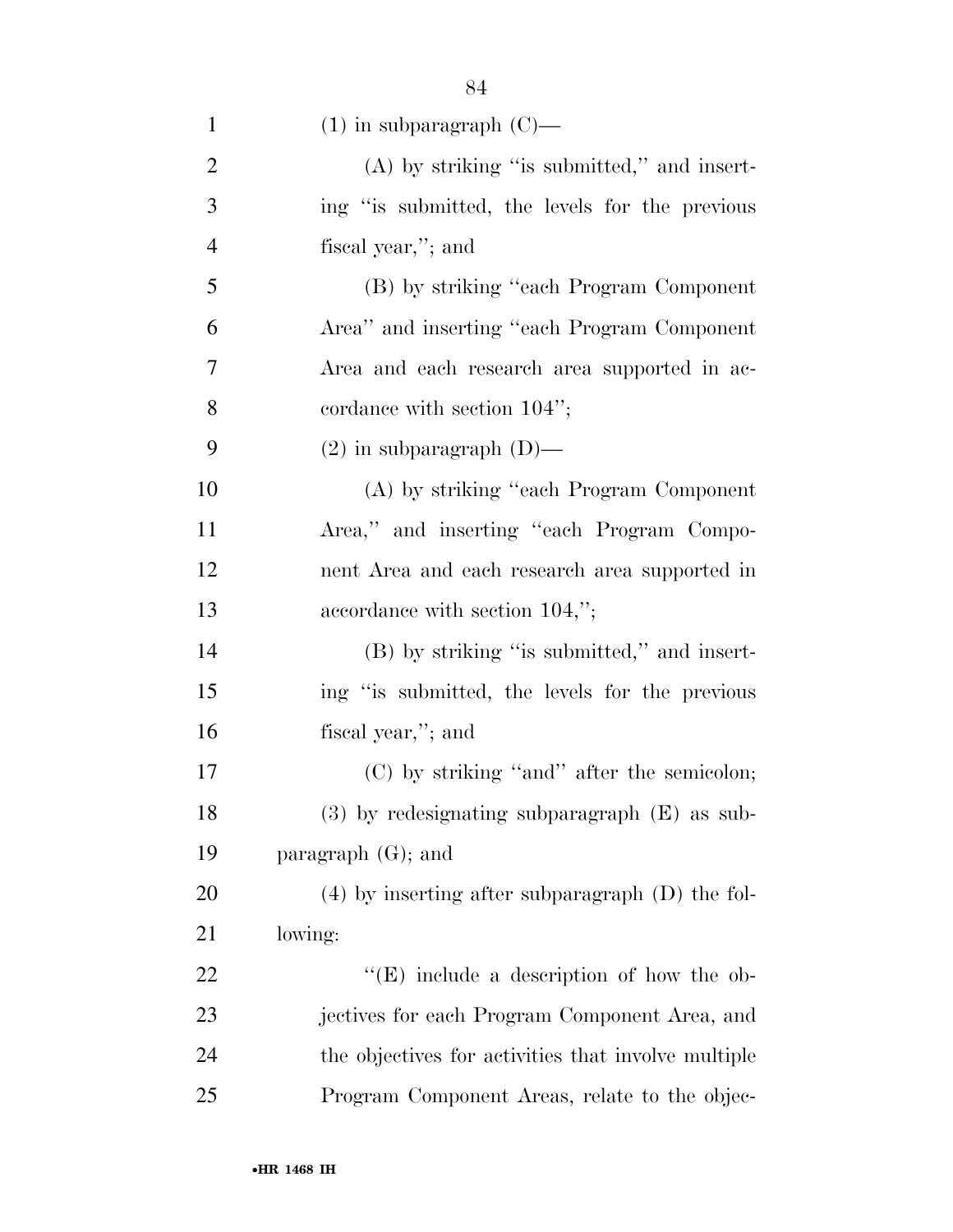(1) in subparagraph (C)—

(A) by striking "is submitted," and inserting "is submitted, the levels for the previous fiscal year,"; and

(B) by striking "each Program Component Area" and inserting "each Program Component Area and each research area supported in accordance with section 104";

(2) in subparagraph (D)—

(A) by striking "each Program Component Area," and inserting "each Program Component Area and each research area supported in accordance with section 104,";

(B) by striking "is submitted," and inserting "is submitted, the levels for the previous fiscal year,"; and

(C) by striking "and" after the semicolon;

(3) by redesignating subparagraph (E) as subparagraph (G); and

(4) by inserting after subparagraph (D) the following:

"(E) include a description of how the objectives for each Program Component Area, and the objectives for activities that involve multiple Program Component Areas, relate to the objec-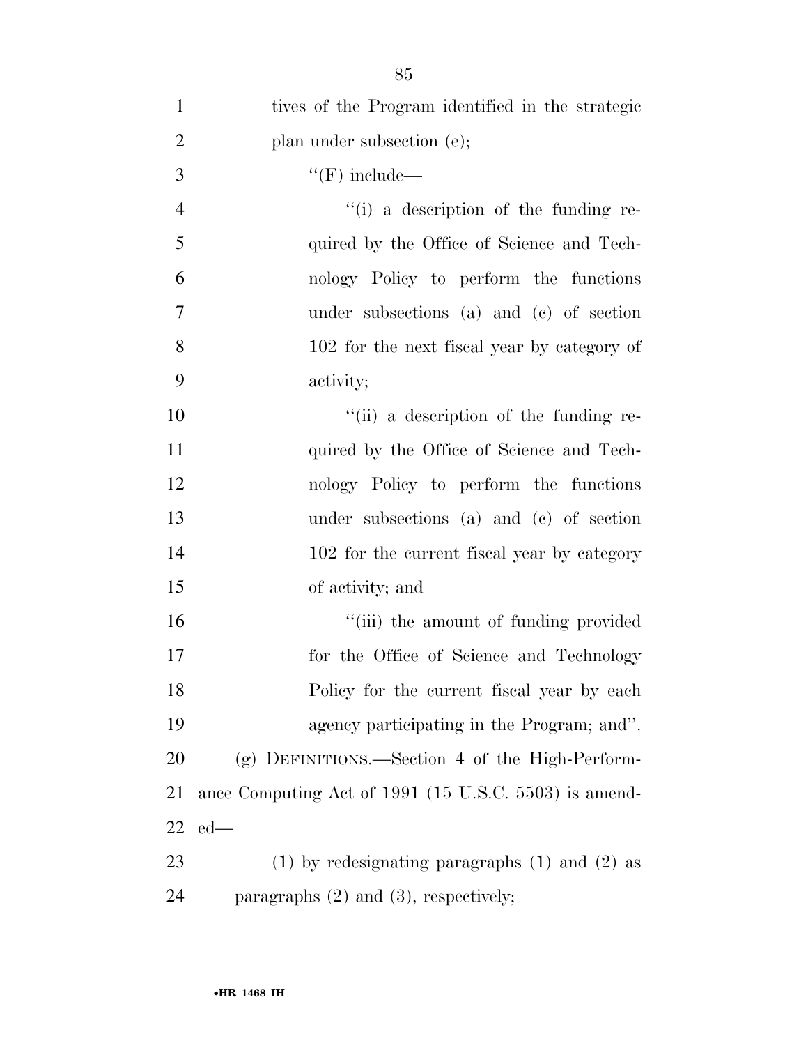tives of the Program identified in the strategic plan under subsection (e);

"(F) include—

"(i) a description of the funding required by the Office of Science and Technology Policy to perform the functions under subsections (a) and (c) of section 102 for the next fiscal year by category of activity;

"(ii) a description of the funding required by the Office of Science and Technology Policy to perform the functions under subsections (a) and (c) of section 102 for the current fiscal year by category of activity; and

"(iii) the amount of funding provided for the Office of Science and Technology Policy for the current fiscal year by each agency participating in the Program; and".

(g) DEFINITIONS.—Section 4 of the High-Performance Computing Act of 1991 (15 U.S.C. 5503) is amended—

(1) by redesignating paragraphs (1) and (2) as paragraphs (2) and (3), respectively;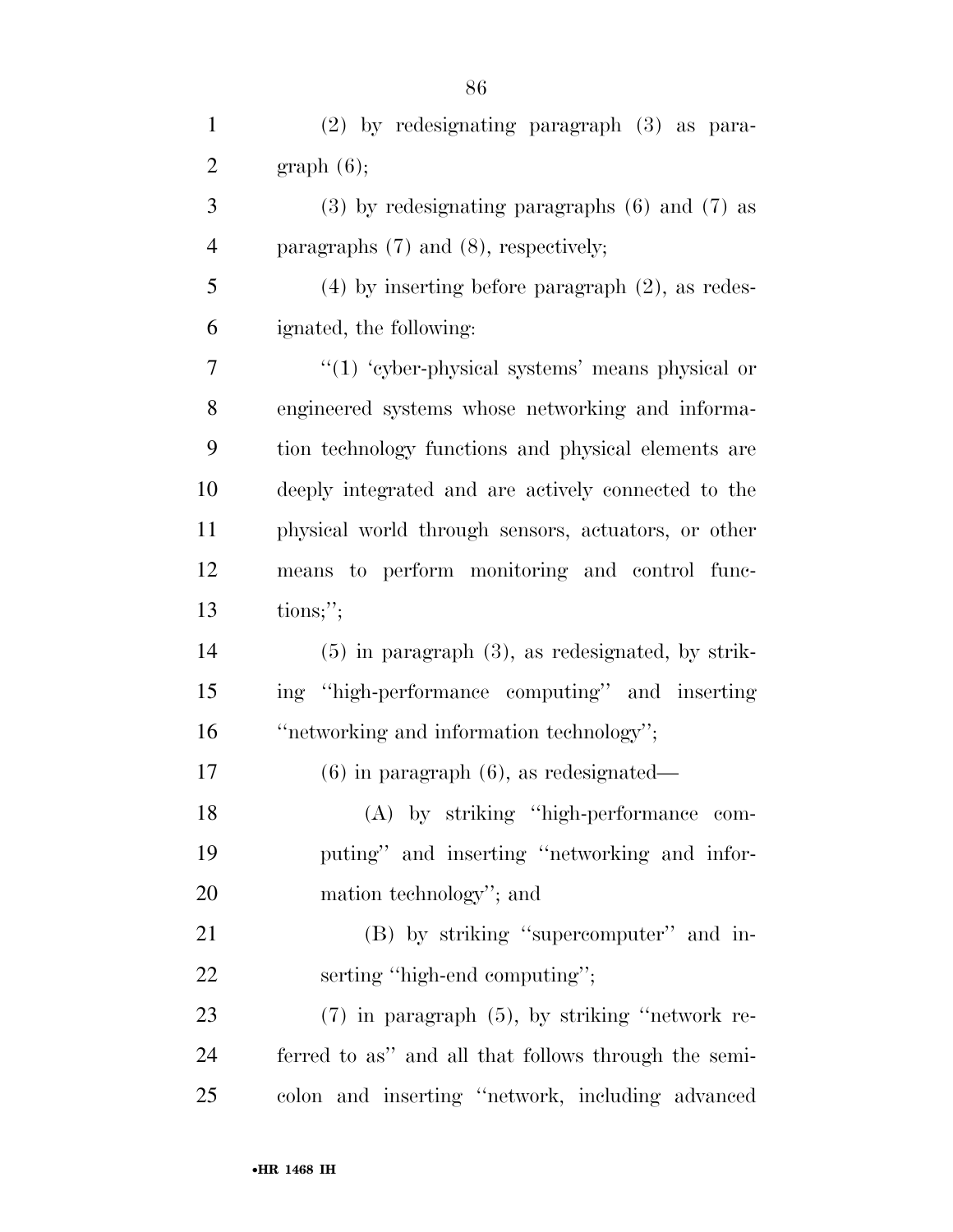(2) by redesignating paragraph (3) as paragraph (6);

(3) by redesignating paragraphs (6) and (7) as paragraphs (7) and (8), respectively;

(4) by inserting before paragraph (2), as redesignated, the following:

"(1) 'cyber-physical systems' means physical or engineered systems whose networking and information technology functions and physical elements are deeply integrated and are actively connected to the physical world through sensors, actuators, or other means to perform monitoring and control functions;";

(5) in paragraph (3), as redesignated, by striking "high-performance computing" and inserting "networking and information technology";

(6) in paragraph (6), as redesignated—

(A) by striking "high-performance computing" and inserting "networking and information technology"; and

(B) by striking "supercomputer" and inserting "high-end computing";

(7) in paragraph (5), by striking "network referred to as" and all that follows through the semicolon and inserting "network, including advanced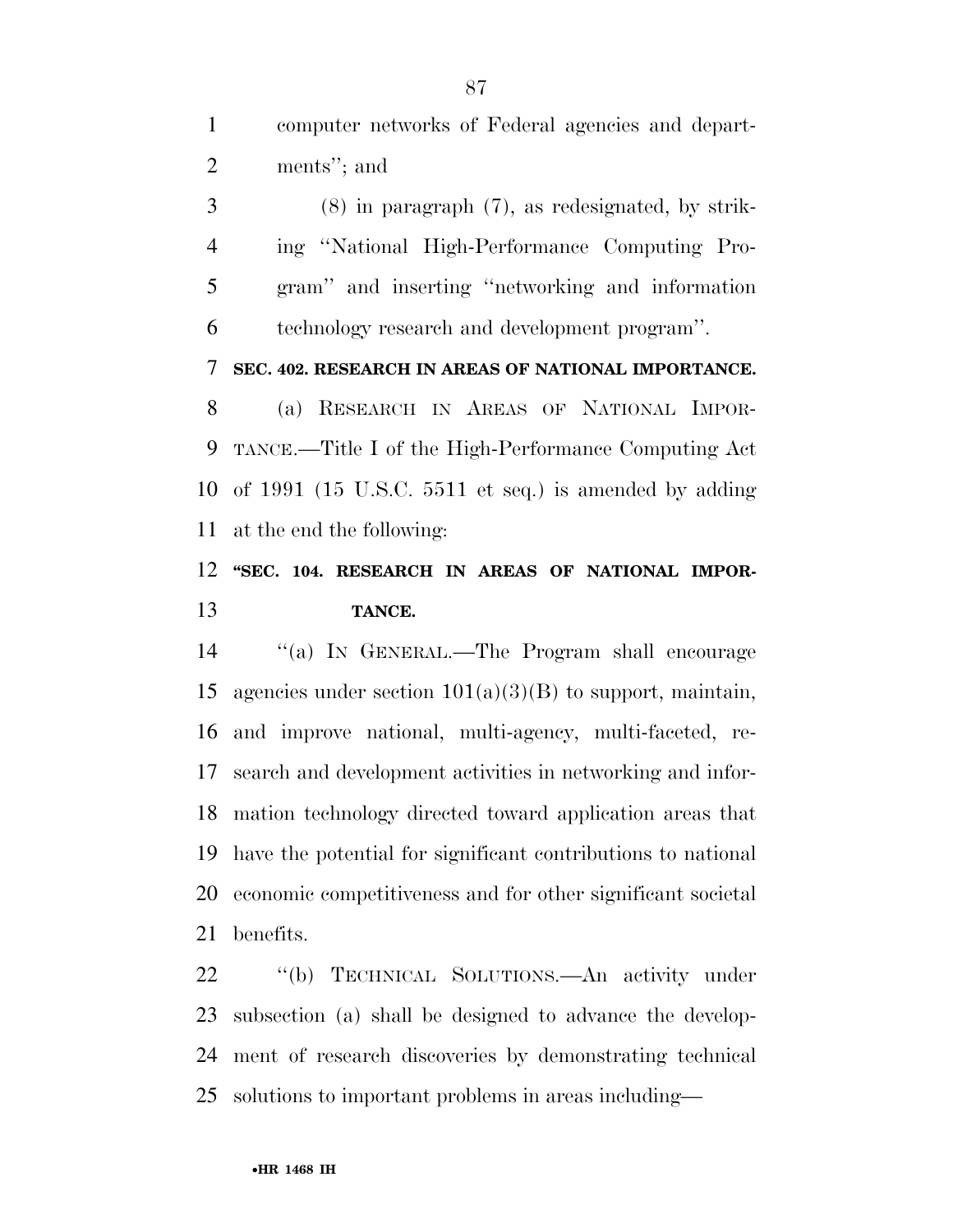computer networks of Federal agencies and departments''; and

(8) in paragraph (7), as redesignated, by striking ''National High-Performance Computing Program'' and inserting ''networking and information technology research and development program''.

**SEC. 402. RESEARCH IN AREAS OF NATIONAL IMPORTANCE.**

(a) RESEARCH IN AREAS OF NATIONAL IMPORTANCE.—Title I of the High-Performance Computing Act of 1991 (15 U.S.C. 5511 et seq.) is amended by adding at the end the following:

**''SEC. 104. RESEARCH IN AREAS OF NATIONAL IMPORTANCE.**

''(a) IN GENERAL.—The Program shall encourage agencies under section 101(a)(3)(B) to support, maintain, and improve national, multi-agency, multi-faceted, research and development activities in networking and information technology directed toward application areas that have the potential for significant contributions to national economic competitiveness and for other significant societal benefits.

''(b) TECHNICAL SOLUTIONS.—An activity under subsection (a) shall be designed to advance the development of research discoveries by demonstrating technical solutions to important problems in areas including—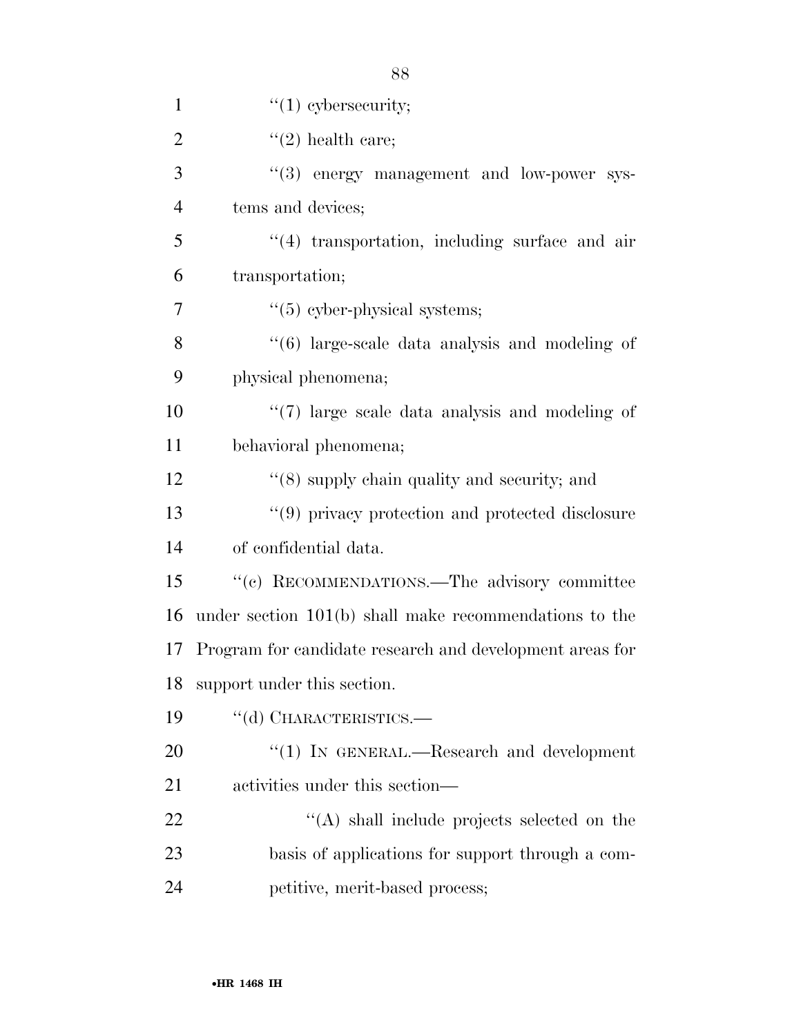"(1) cybersecurity;

"(2) health care;

"(3) energy management and low-power systems and devices;

"(4) transportation, including surface and air transportation;

"(5) cyber-physical systems;

"(6) large-scale data analysis and modeling of physical phenomena;

"(7) large scale data analysis and modeling of behavioral phenomena;

"(8) supply chain quality and security; and

"(9) privacy protection and protected disclosure of confidential data.

"(c) RECOMMENDATIONS.—The advisory committee under section 101(b) shall make recommendations to the Program for candidate research and development areas for support under this section.

"(d) CHARACTERISTICS.—

"(1) IN GENERAL.—Research and development activities under this section—

"(A) shall include projects selected on the basis of applications for support through a competitive, merit-based process;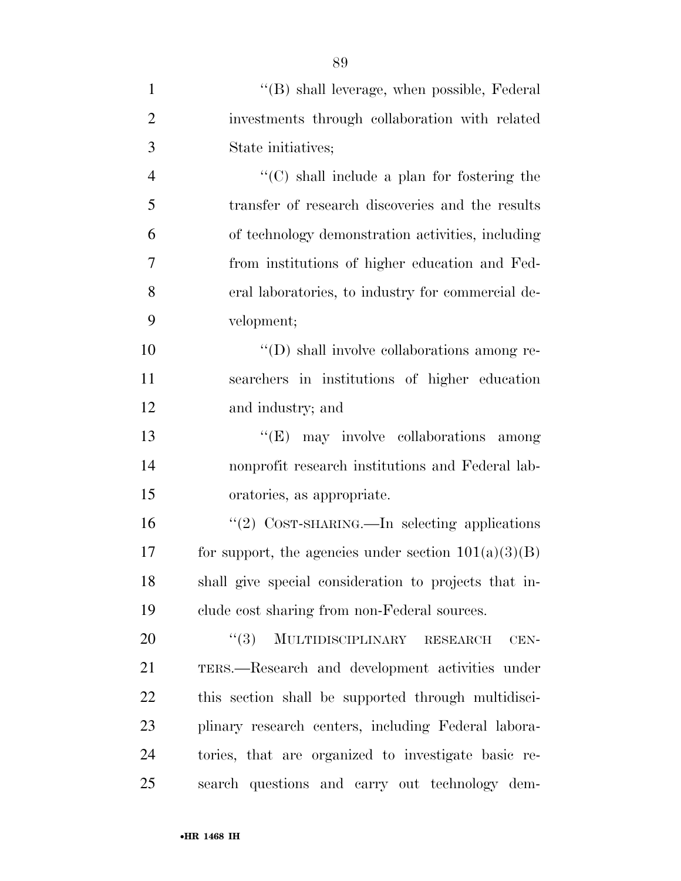''(B) shall leverage, when possible, Federal investments through collaboration with related State initiatives;

''(C) shall include a plan for fostering the transfer of research discoveries and the results of technology demonstration activities, including from institutions of higher education and Federal laboratories, to industry for commercial development;

''(D) shall involve collaborations among researchers in institutions of higher education and industry; and

''(E) may involve collaborations among nonprofit research institutions and Federal laboratories, as appropriate.

''(2) COST-SHARING.—In selecting applications for support, the agencies under section 101(a)(3)(B) shall give special consideration to projects that include cost sharing from non-Federal sources.

''(3) MULTIDISCIPLINARY RESEARCH CENTERS.—Research and development activities under this section shall be supported through multidisciplinary research centers, including Federal laboratories, that are organized to investigate basic research questions and carry out technology dem-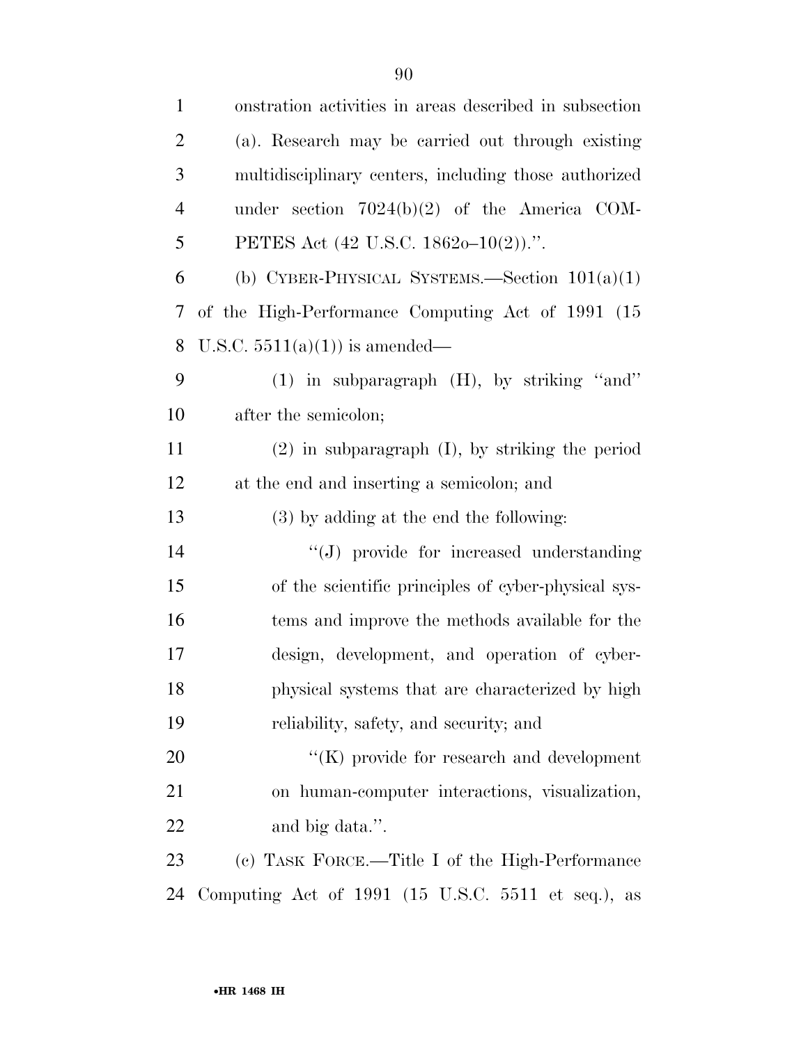onstration activities in areas described in subsection (a). Research may be carried out through existing multidisciplinary centers, including those authorized under section 7024(b)(2) of the America COMPETES Act (42 U.S.C. 1862o–10(2)).''.

(b) CYBER-PHYSICAL SYSTEMS.—Section 101(a)(1) of the High-Performance Computing Act of 1991 (15 U.S.C. 5511(a)(1)) is amended—

(1) in subparagraph (H), by striking ''and'' after the semicolon;

(2) in subparagraph (I), by striking the period at the end and inserting a semicolon; and

(3) by adding at the end the following:

''(J) provide for increased understanding of the scientific principles of cyber-physical systems and improve the methods available for the design, development, and operation of cyber-physical systems that are characterized by high reliability, safety, and security; and

''(K) provide for research and development on human-computer interactions, visualization, and big data.''.

(c) TASK FORCE.—Title I of the High-Performance Computing Act of 1991 (15 U.S.C. 5511 et seq.), as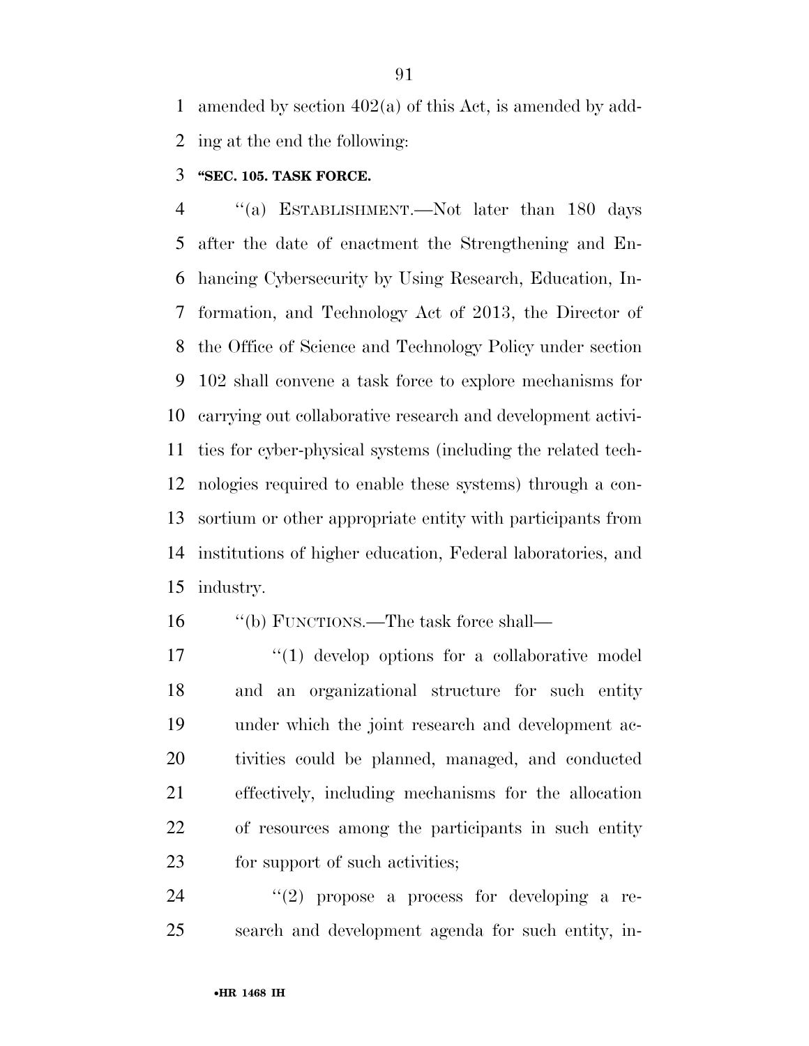amended by section 402(a) of this Act, is amended by adding at the end the following:

**"SEC. 105. TASK FORCE.**

"(a) ESTABLISHMENT.—Not later than 180 days after the date of enactment the Strengthening and Enhancing Cybersecurity by Using Research, Education, Information, and Technology Act of 2013, the Director of the Office of Science and Technology Policy under section 102 shall convene a task force to explore mechanisms for carrying out collaborative research and development activities for cyber-physical systems (including the related technologies required to enable these systems) through a consortium or other appropriate entity with participants from institutions of higher education, Federal laboratories, and industry.

"(b) FUNCTIONS.—The task force shall—

"(1) develop options for a collaborative model and an organizational structure for such entity under which the joint research and development activities could be planned, managed, and conducted effectively, including mechanisms for the allocation of resources among the participants in such entity for support of such activities;

"(2) propose a process for developing a research and development agenda for such entity, in-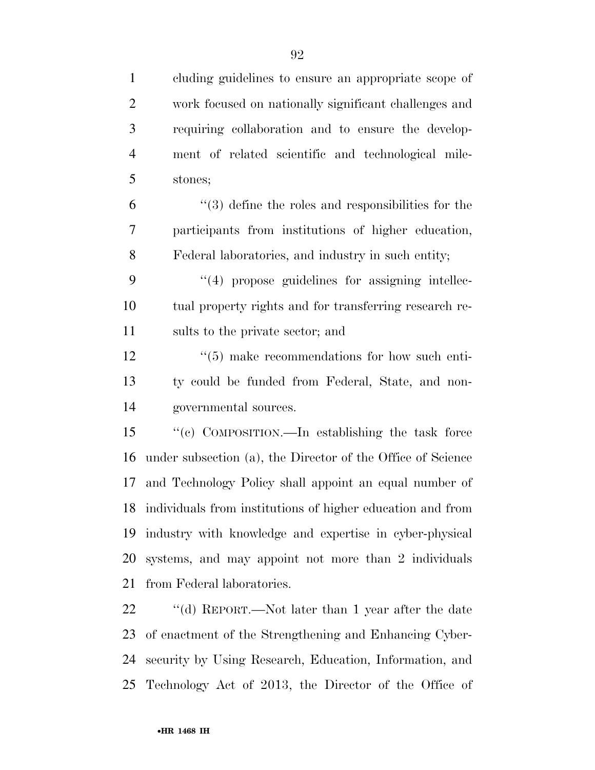cluding guidelines to ensure an appropriate scope of work focused on nationally significant challenges and requiring collaboration and to ensure the development of related scientific and technological milestones;

''(3) define the roles and responsibilities for the participants from institutions of higher education, Federal laboratories, and industry in such entity;

''(4) propose guidelines for assigning intellectual property rights and for transferring research results to the private sector; and

''(5) make recommendations for how such entity could be funded from Federal, State, and nongovernmental sources.

''(c) COMPOSITION.—In establishing the task force under subsection (a), the Director of the Office of Science and Technology Policy shall appoint an equal number of individuals from institutions of higher education and from industry with knowledge and expertise in cyber-physical systems, and may appoint not more than 2 individuals from Federal laboratories.

''(d) REPORT.—Not later than 1 year after the date of enactment of the Strengthening and Enhancing Cybersecurity by Using Research, Education, Information, and Technology Act of 2013, the Director of the Office of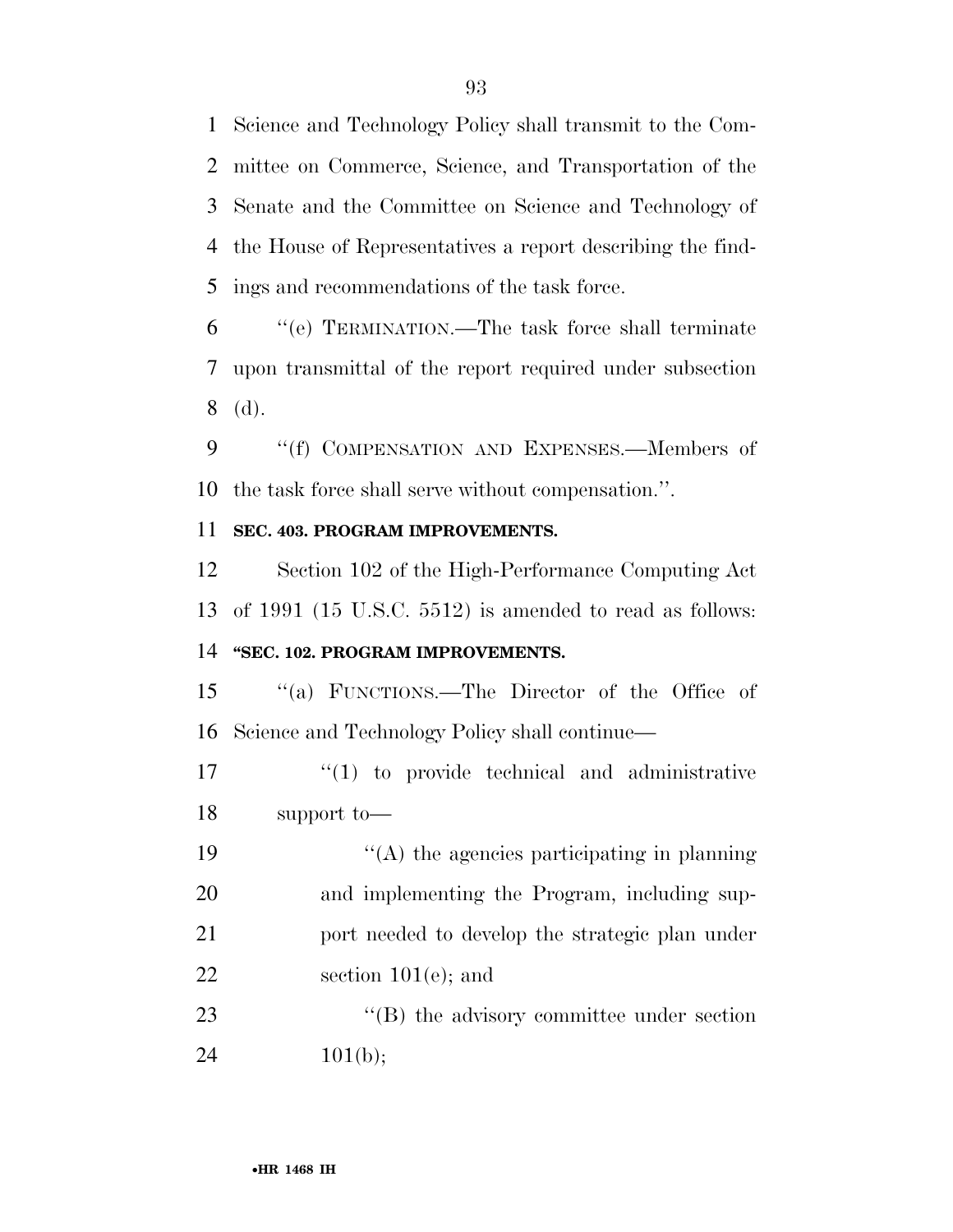Science and Technology Policy shall transmit to the Committee on Commerce, Science, and Transportation of the Senate and the Committee on Science and Technology of the House of Representatives a report describing the findings and recommendations of the task force.

''(e) TERMINATION.—The task force shall terminate upon transmittal of the report required under subsection (d).

''(f) COMPENSATION AND EXPENSES.—Members of the task force shall serve without compensation.''.

**SEC. 403. PROGRAM IMPROVEMENTS.**

Section 102 of the High-Performance Computing Act of 1991 (15 U.S.C. 5512) is amended to read as follows:

**''SEC. 102. PROGRAM IMPROVEMENTS.**

''(a) FUNCTIONS.—The Director of the Office of Science and Technology Policy shall continue—

''(1) to provide technical and administrative support to—

''(A) the agencies participating in planning and implementing the Program, including support needed to develop the strategic plan under section 101(e); and

''(B) the advisory committee under section 101(b);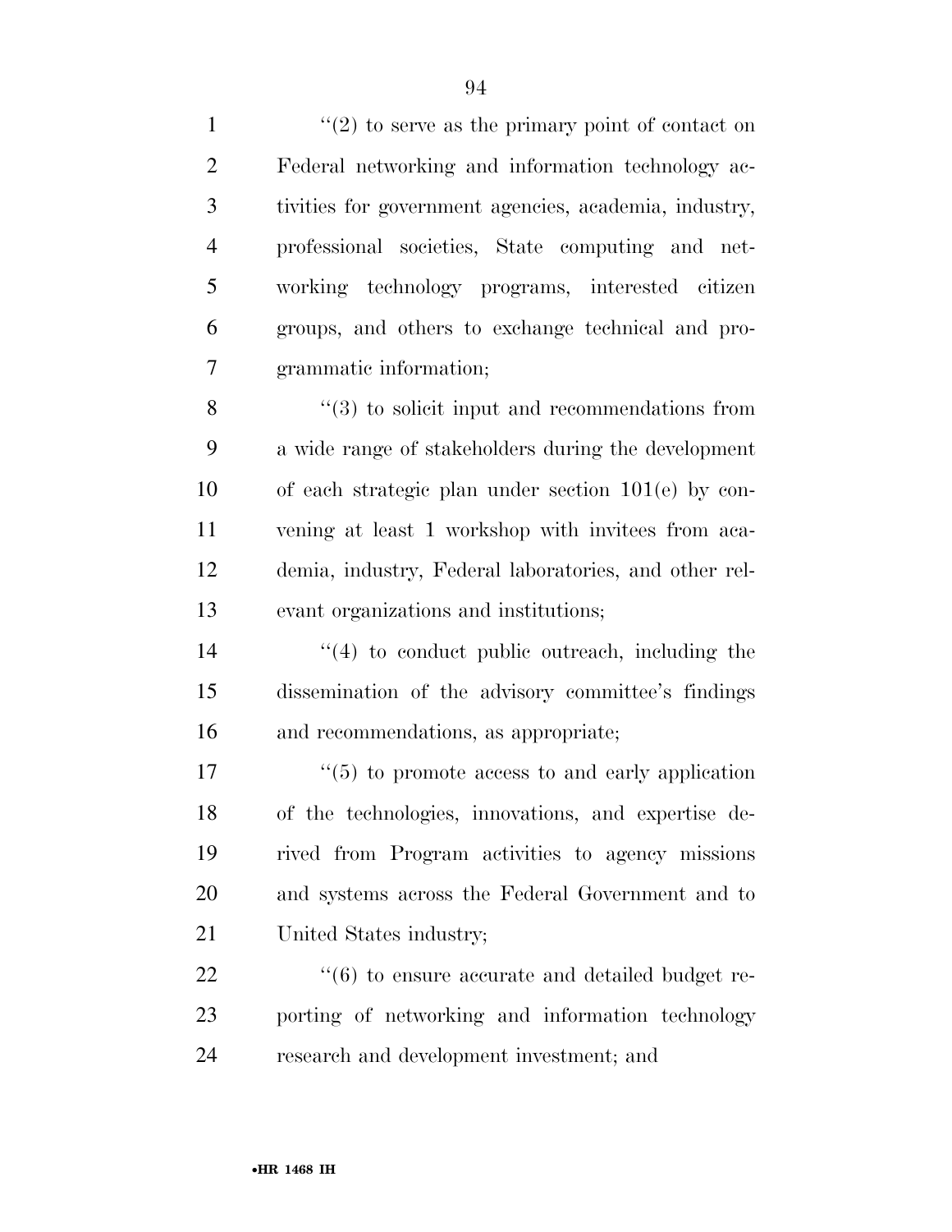"(2) to serve as the primary point of contact on Federal networking and information technology activities for government agencies, academia, industry, professional societies, State computing and networking technology programs, interested citizen groups, and others to exchange technical and programmatic information;

"(3) to solicit input and recommendations from a wide range of stakeholders during the development of each strategic plan under section 101(e) by convening at least 1 workshop with invitees from academia, industry, Federal laboratories, and other relevant organizations and institutions;

"(4) to conduct public outreach, including the dissemination of the advisory committee's findings and recommendations, as appropriate;

"(5) to promote access to and early application of the technologies, innovations, and expertise derived from Program activities to agency missions and systems across the Federal Government and to United States industry;

"(6) to ensure accurate and detailed budget reporting of networking and information technology research and development investment; and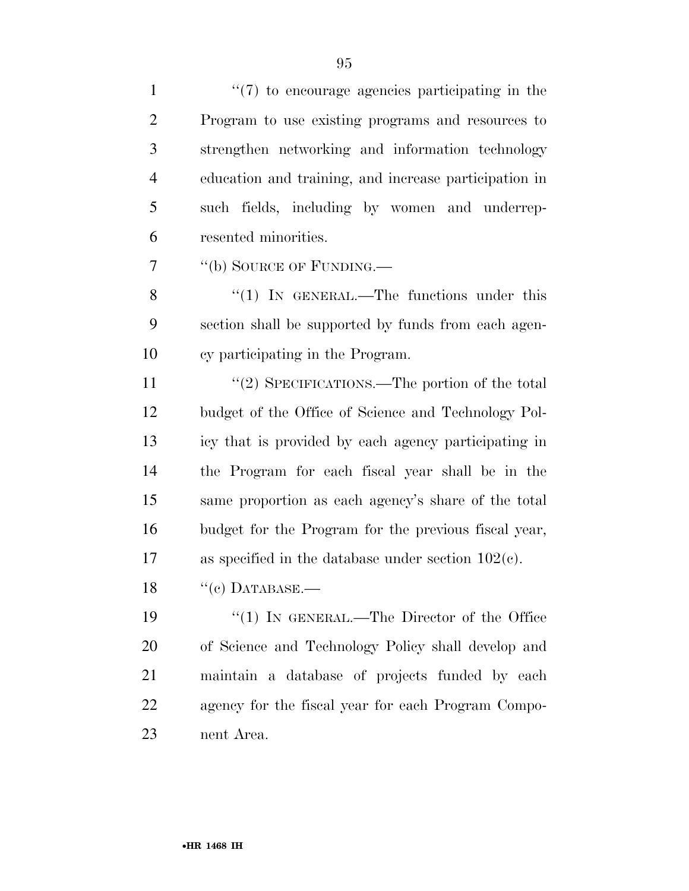''(7) to encourage agencies participating in the Program to use existing programs and resources to strengthen networking and information technology education and training, and increase participation in such fields, including by women and underrepresented minorities.

''(b) SOURCE OF FUNDING.—

''(1) IN GENERAL.—The functions under this section shall be supported by funds from each agency participating in the Program.

''(2) SPECIFICATIONS.—The portion of the total budget of the Office of Science and Technology Policy that is provided by each agency participating in the Program for each fiscal year shall be in the same proportion as each agency's share of the total budget for the Program for the previous fiscal year, as specified in the database under section 102(c).

''(c) DATABASE.—

''(1) IN GENERAL.—The Director of the Office of Science and Technology Policy shall develop and maintain a database of projects funded by each agency for the fiscal year for each Program Component Area.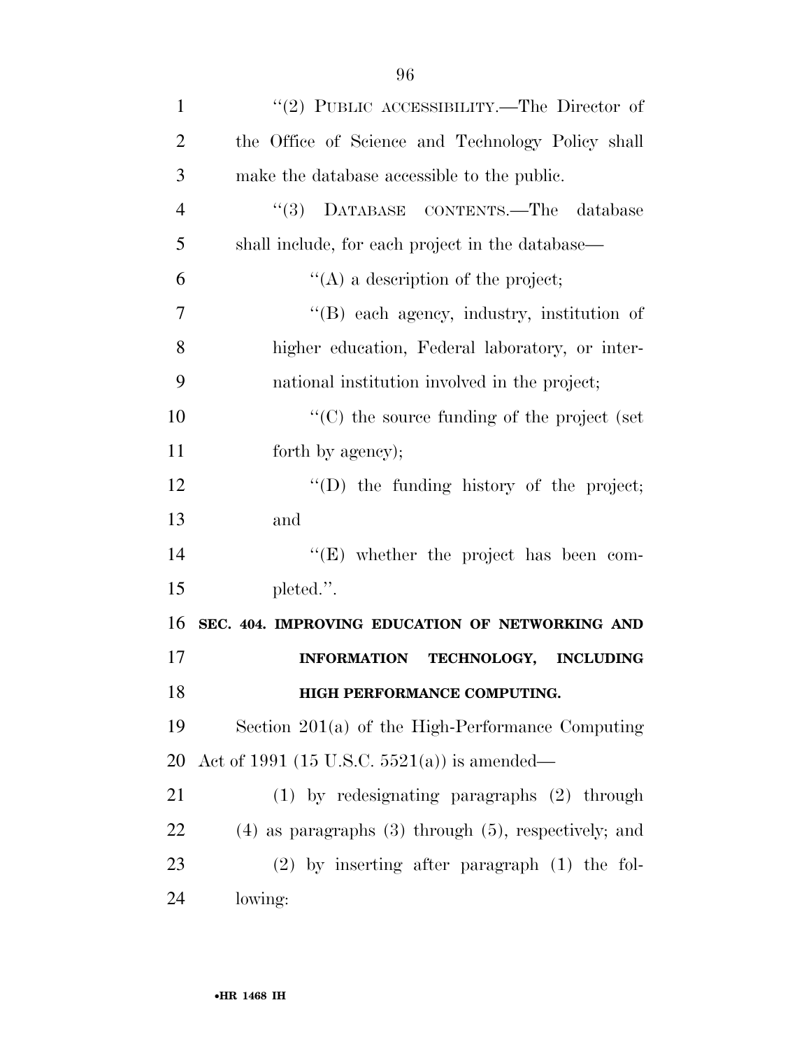"(2) PUBLIC ACCESSIBILITY.—The Director of the Office of Science and Technology Policy shall make the database accessible to the public.

"(3) DATABASE CONTENTS.—The database shall include, for each project in the database—

"(A) a description of the project;

"(B) each agency, industry, institution of higher education, Federal laboratory, or international institution involved in the project;

"(C) the source funding of the project (set forth by agency);

"(D) the funding history of the project; and

"(E) whether the project has been completed.".

**SEC. 404. IMPROVING EDUCATION OF NETWORKING AND INFORMATION TECHNOLOGY, INCLUDING HIGH PERFORMANCE COMPUTING.**

Section 201(a) of the High-Performance Computing Act of 1991 (15 U.S.C. 5521(a)) is amended—

(1) by redesignating paragraphs (2) through (4) as paragraphs (3) through (5), respectively; and

(2) by inserting after paragraph (1) the following: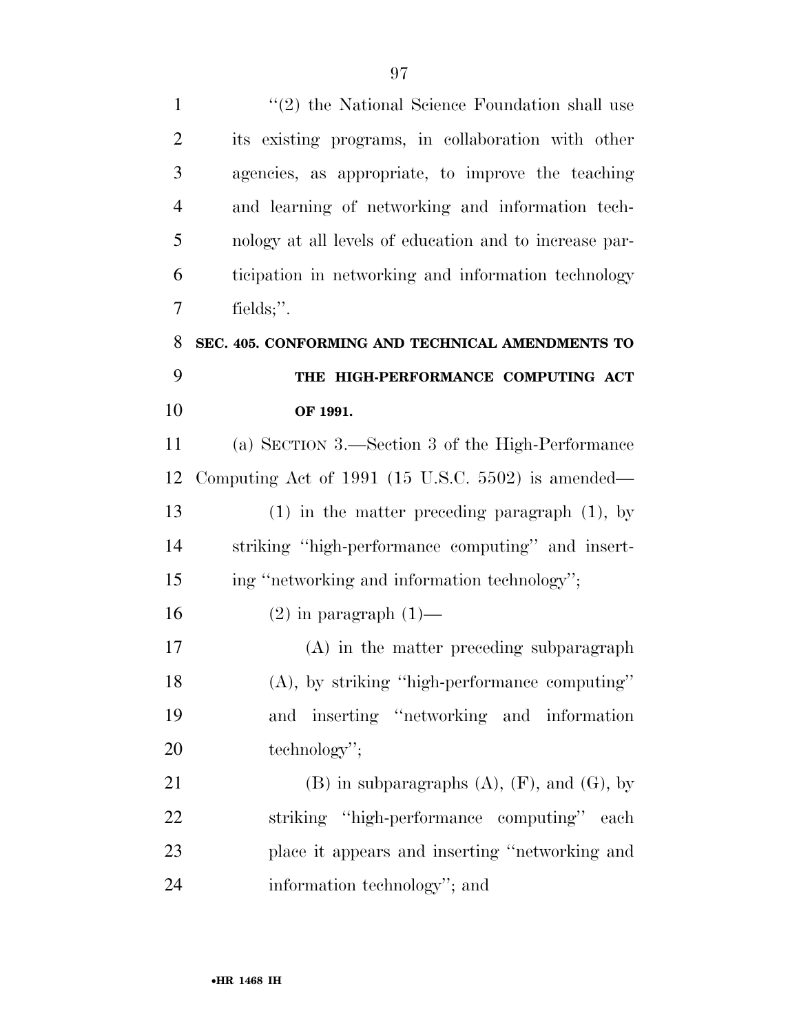''(2) the National Science Foundation shall use its existing programs, in collaboration with other agencies, as appropriate, to improve the teaching and learning of networking and information technology at all levels of education and to increase participation in networking and information technology fields;''.

**SEC. 405. CONFORMING AND TECHNICAL AMENDMENTS TO THE HIGH-PERFORMANCE COMPUTING ACT OF 1991.**

(a) SECTION 3.—Section 3 of the High-Performance Computing Act of 1991 (15 U.S.C. 5502) is amended—

(1) in the matter preceding paragraph (1), by striking ''high-performance computing'' and inserting ''networking and information technology'';

(2) in paragraph (1)—

(A) in the matter preceding subparagraph (A), by striking ''high-performance computing'' and inserting ''networking and information technology'';

(B) in subparagraphs (A), (F), and (G), by striking ''high-performance computing'' each place it appears and inserting ''networking and information technology''; and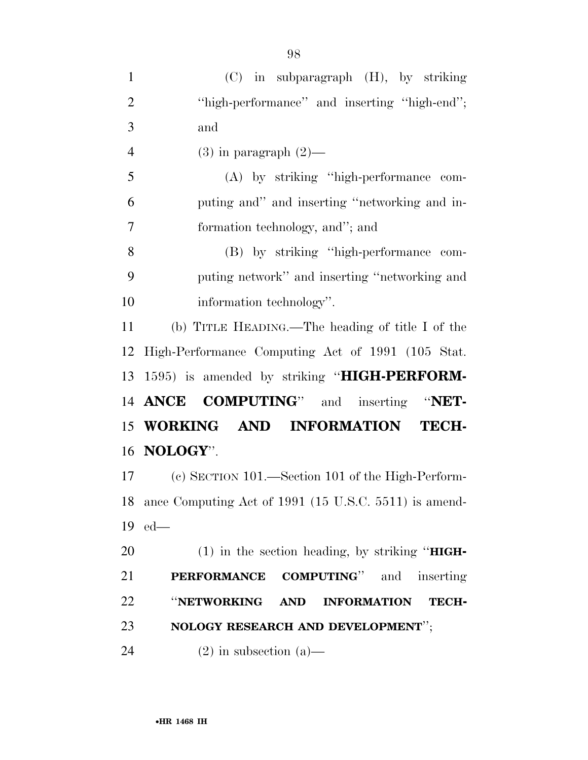(C) in subparagraph (H), by striking "high-performance" and inserting "high-end"; and

(3) in paragraph (2)—

(A) by striking "high-performance computing and" and inserting "networking and information technology, and"; and

(B) by striking "high-performance computing network" and inserting "networking and information technology".

(b) TITLE HEADING.—The heading of title I of the High-Performance Computing Act of 1991 (105 Stat. 1595) is amended by striking "**HIGH-PERFORMANCE COMPUTING**" and inserting "**NETWORKING AND INFORMATION TECHNOLOGY**".

(c) SECTION 101.—Section 101 of the High-Performance Computing Act of 1991 (15 U.S.C. 5511) is amended—

(1) in the section heading, by striking "**HIGH-PERFORMANCE COMPUTING**" and inserting "**NETWORKING AND INFORMATION TECHNOLOGY RESEARCH AND DEVELOPMENT**";

(2) in subsection (a)—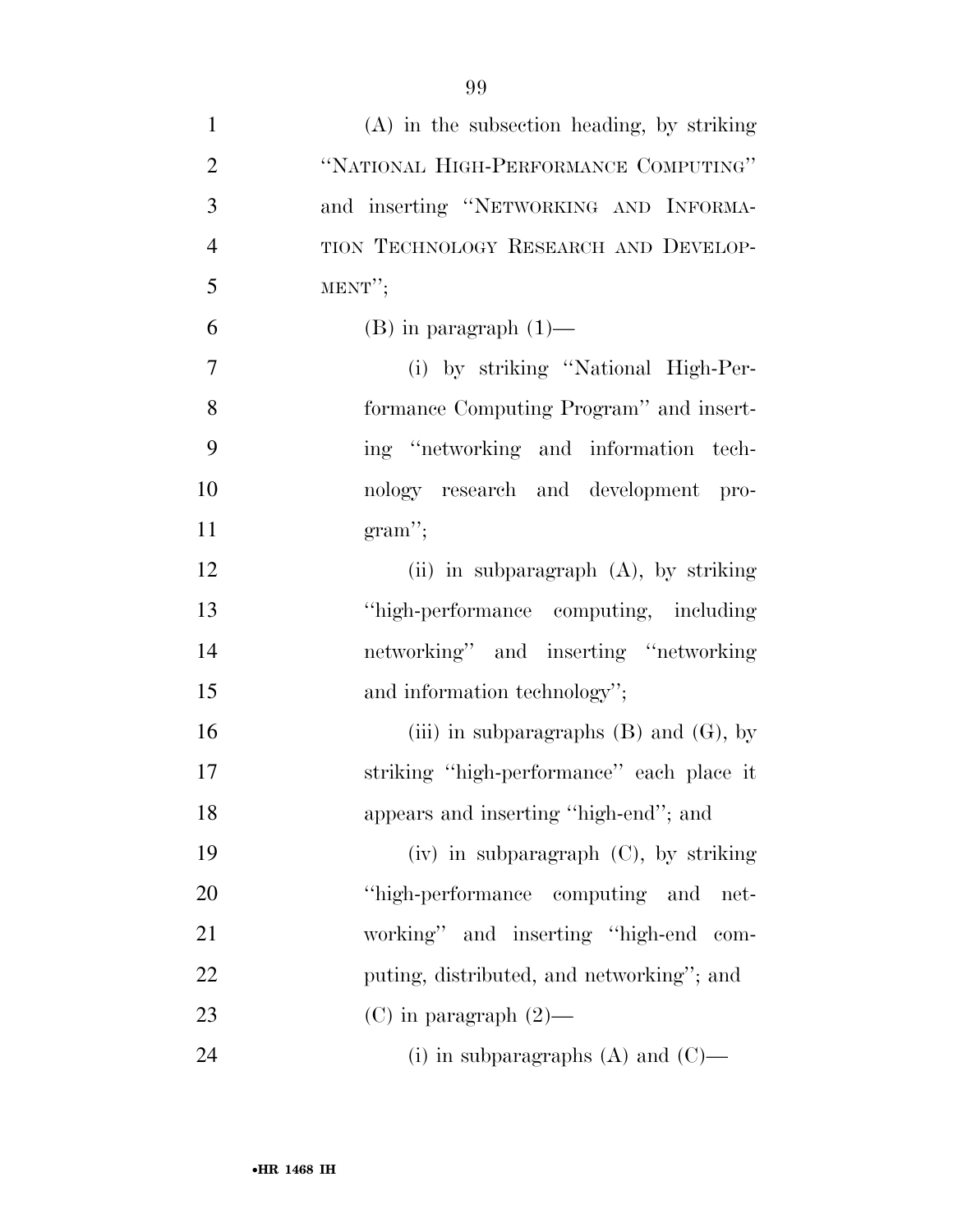(A) in the subsection heading, by striking "NATIONAL HIGH-PERFORMANCE COMPUTING" and inserting "NETWORKING AND INFORMATION TECHNOLOGY RESEARCH AND DEVELOPMENT";

(B) in paragraph (1)—

(i) by striking "National High-Performance Computing Program" and inserting "networking and information technology research and development program";

(ii) in subparagraph (A), by striking "high-performance computing, including networking" and inserting "networking and information technology";

(iii) in subparagraphs (B) and (G), by striking "high-performance" each place it appears and inserting "high-end"; and

(iv) in subparagraph (C), by striking "high-performance computing and networking" and inserting "high-end computing, distributed, and networking"; and

(C) in paragraph (2)—

(i) in subparagraphs (A) and (C)—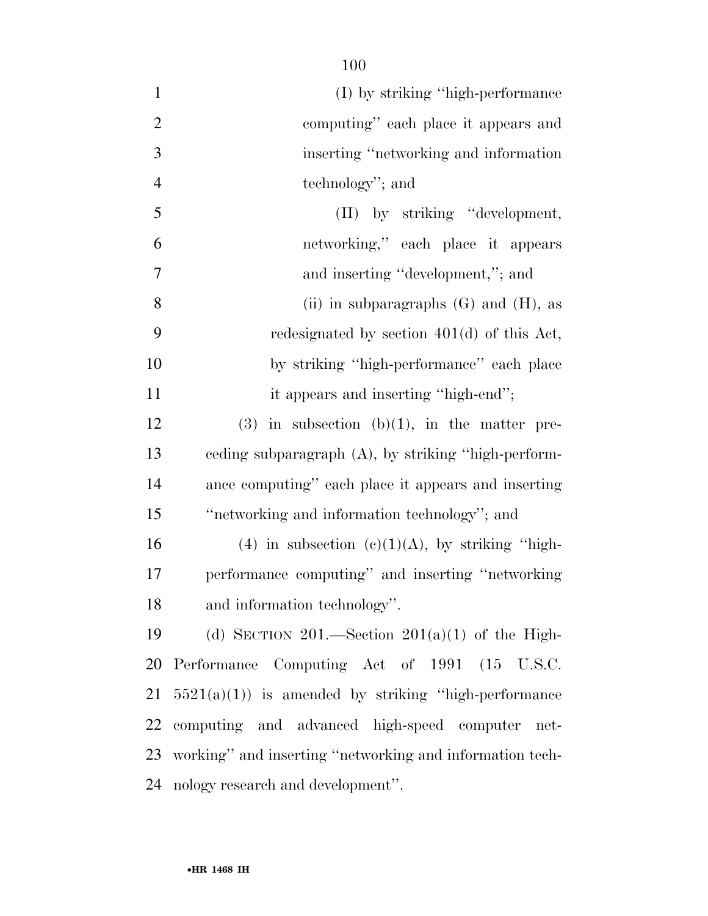(I) by striking ''high-performance computing'' each place it appears and inserting ''networking and information technology''; and

(II) by striking ''development, networking,'' each place it appears and inserting ''development,''; and

(ii) in subparagraphs (G) and (H), as redesignated by section 401(d) of this Act, by striking ''high-performance'' each place it appears and inserting ''high-end'';

(3) in subsection (b)(1), in the matter preceding subparagraph (A), by striking ''high-performance computing'' each place it appears and inserting ''networking and information technology''; and

(4) in subsection (c)(1)(A), by striking ''high-performance computing'' and inserting ''networking and information technology''.

(d) SECTION 201.—Section 201(a)(1) of the High-Performance Computing Act of 1991 (15 U.S.C. 5521(a)(1)) is amended by striking ''high-performance computing and advanced high-speed computer networking'' and inserting ''networking and information technology research and development''.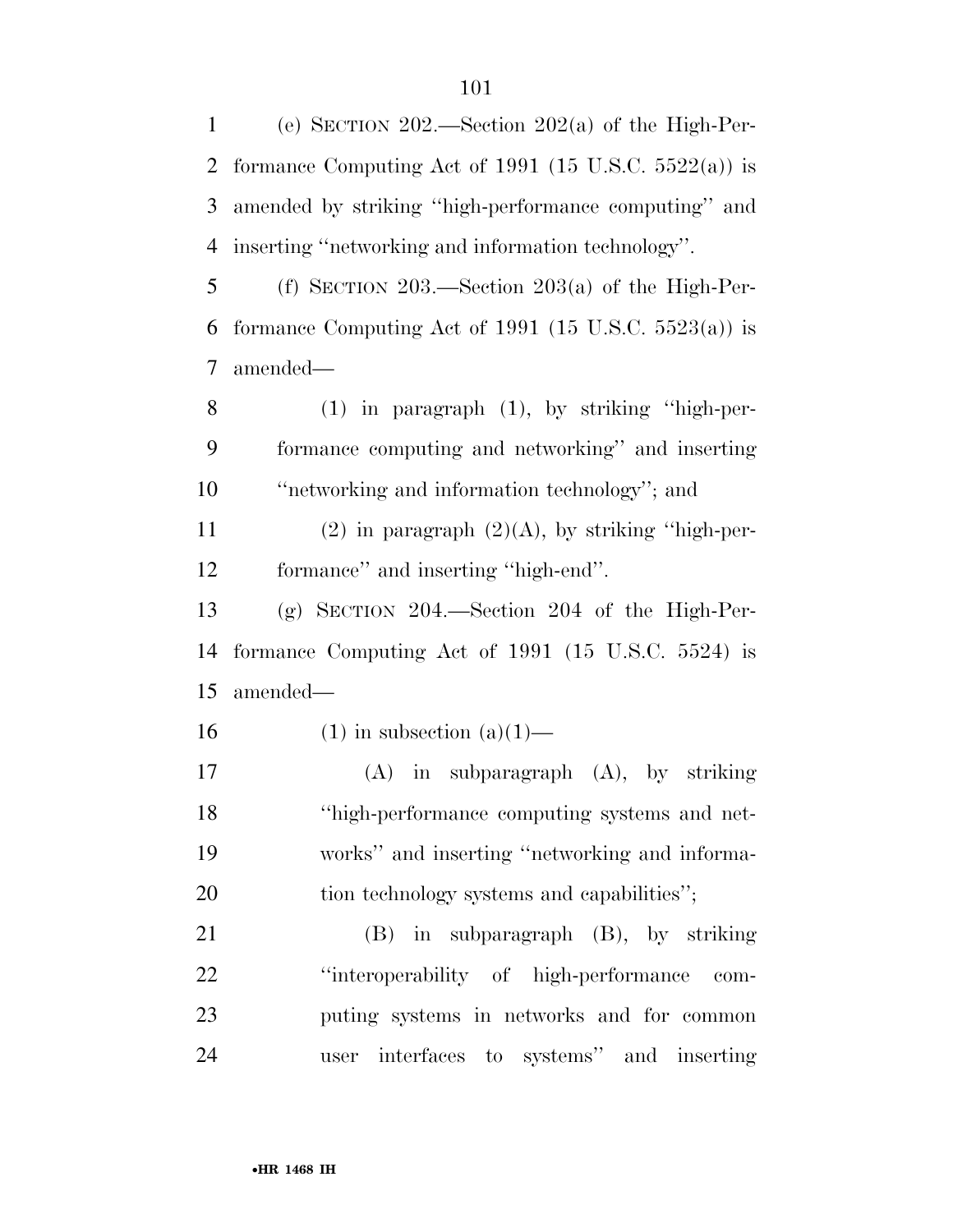(e) SECTION 202.—Section 202(a) of the High-Performance Computing Act of 1991 (15 U.S.C. 5522(a)) is amended by striking ''high-performance computing'' and inserting ''networking and information technology''.

(f) SECTION 203.—Section 203(a) of the High-Performance Computing Act of 1991 (15 U.S.C. 5523(a)) is amended—

(1) in paragraph (1), by striking ''high-performance computing and networking'' and inserting ''networking and information technology''; and

(2) in paragraph (2)(A), by striking ''high-performance'' and inserting ''high-end''.

(g) SECTION 204.—Section 204 of the High-Performance Computing Act of 1991 (15 U.S.C. 5524) is amended—

(1) in subsection (a)(1)—

(A) in subparagraph (A), by striking ''high-performance computing systems and networks'' and inserting ''networking and information technology systems and capabilities'';

(B) in subparagraph (B), by striking ''interoperability of high-performance computing systems in networks and for common user interfaces to systems'' and inserting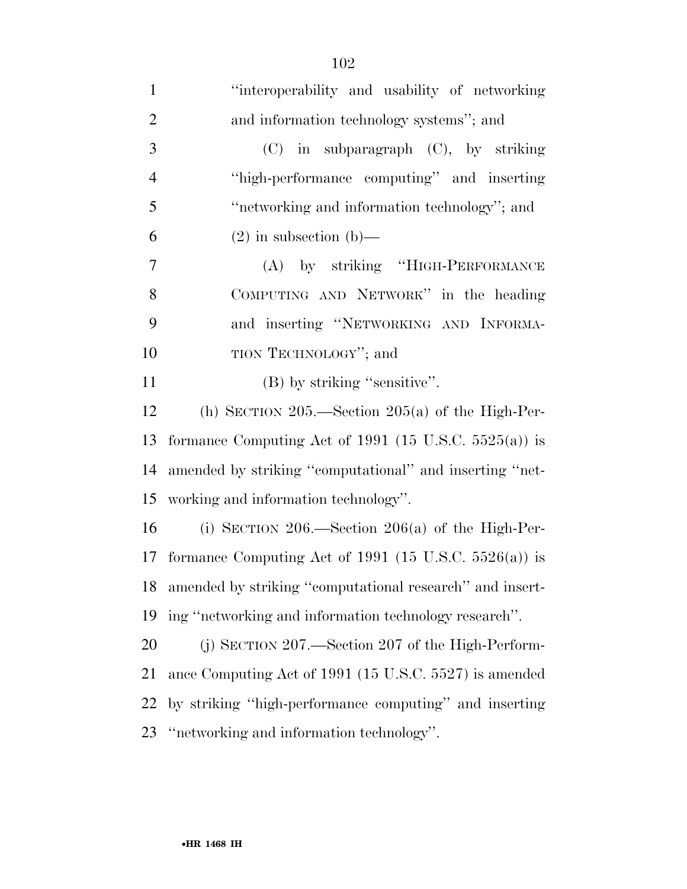"interoperability and usability of networking and information technology systems"; and

(C) in subparagraph (C), by striking "high-performance computing" and inserting "networking and information technology"; and

(2) in subsection (b)—

(A) by striking "HIGH-PERFORMANCE COMPUTING AND NETWORK" in the heading and inserting "NETWORKING AND INFORMATION TECHNOLOGY"; and

(B) by striking "sensitive".

(h) SECTION 205.—Section 205(a) of the High-Performance Computing Act of 1991 (15 U.S.C. 5525(a)) is amended by striking "computational" and inserting "networking and information technology".

(i) SECTION 206.—Section 206(a) of the High-Performance Computing Act of 1991 (15 U.S.C. 5526(a)) is amended by striking "computational research" and inserting "networking and information technology research".

(j) SECTION 207.—Section 207 of the High-Performance Computing Act of 1991 (15 U.S.C. 5527) is amended by striking "high-performance computing" and inserting "networking and information technology".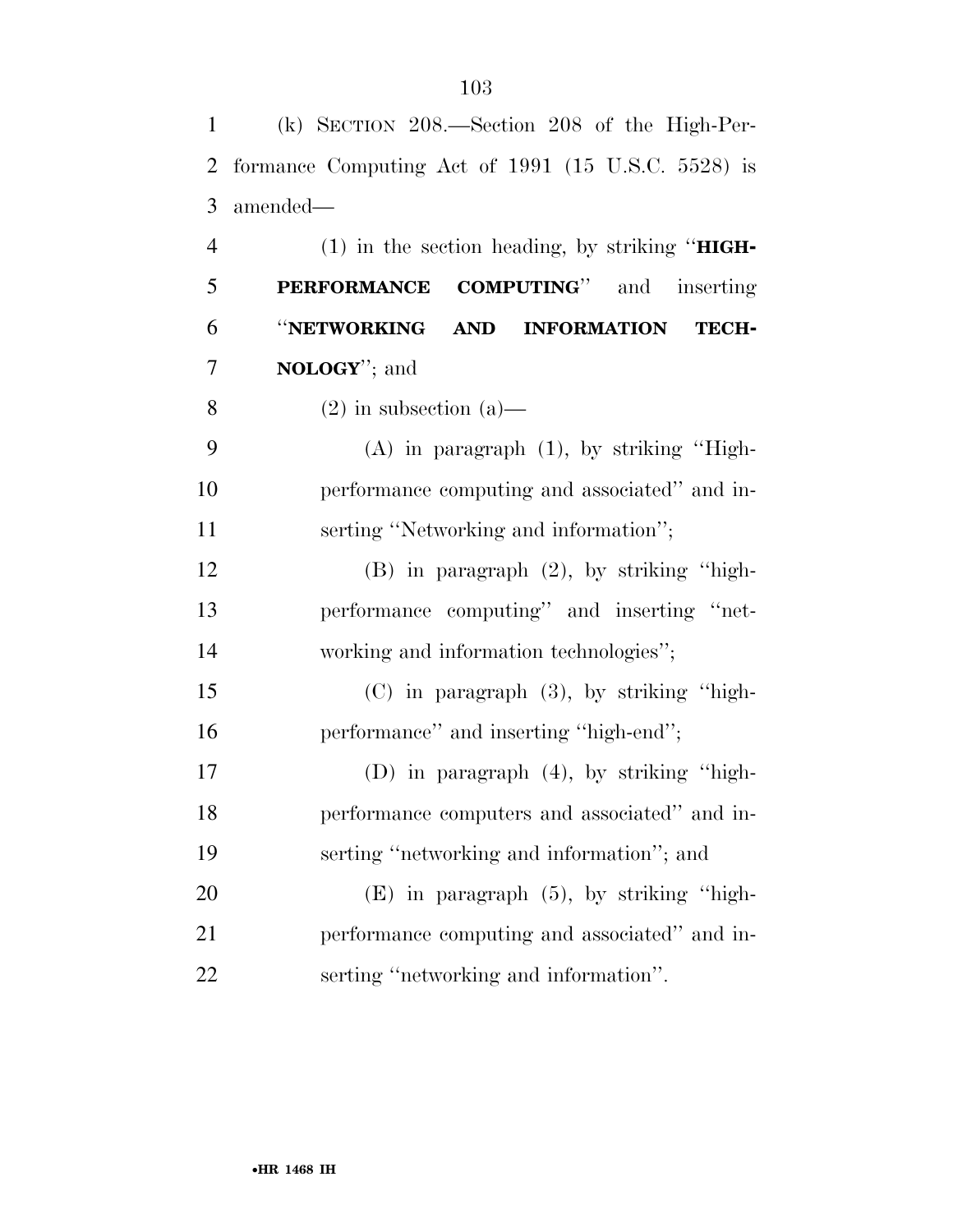(k) SECTION 208.—Section 208 of the High-Performance Computing Act of 1991 (15 U.S.C. 5528) is amended—

(1) in the section heading, by striking "**HIGH-PERFORMANCE COMPUTING**" and inserting "**NETWORKING AND INFORMATION TECHNOLOGY**"; and

(2) in subsection (a)—

(A) in paragraph (1), by striking "High-performance computing and associated" and inserting "Networking and information";

(B) in paragraph (2), by striking "high-performance computing" and inserting "networking and information technologies";

(C) in paragraph (3), by striking "high-performance" and inserting "high-end";

(D) in paragraph (4), by striking "high-performance computers and associated" and inserting "networking and information"; and

(E) in paragraph (5), by striking "high-performance computing and associated" and inserting "networking and information".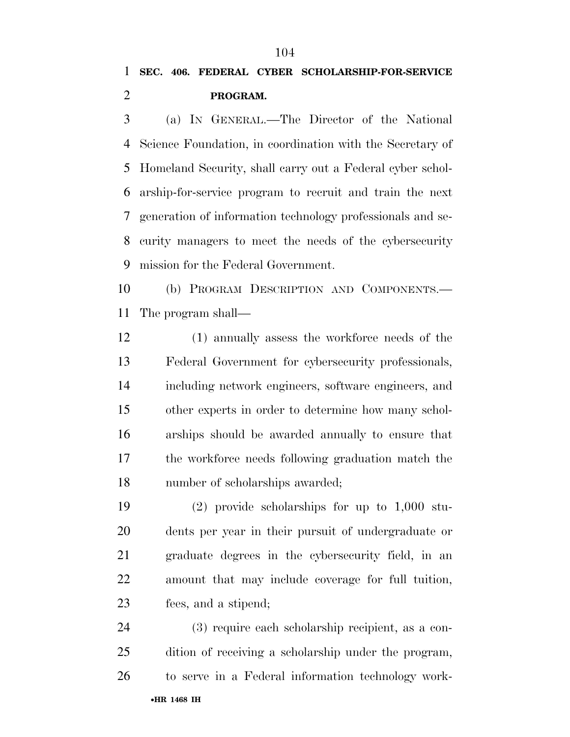**SEC. 406. FEDERAL CYBER SCHOLARSHIP-FOR-SERVICE PROGRAM.**

(a) IN GENERAL.—The Director of the National Science Foundation, in coordination with the Secretary of Homeland Security, shall carry out a Federal cyber scholarship-for-service program to recruit and train the next generation of information technology professionals and security managers to meet the needs of the cybersecurity mission for the Federal Government.

(b) PROGRAM DESCRIPTION AND COMPONENTS.—The program shall—

(1) annually assess the workforce needs of the Federal Government for cybersecurity professionals, including network engineers, software engineers, and other experts in order to determine how many scholarships should be awarded annually to ensure that the workforce needs following graduation match the number of scholarships awarded;

(2) provide scholarships for up to 1,000 students per year in their pursuit of undergraduate or graduate degrees in the cybersecurity field, in an amount that may include coverage for full tuition, fees, and a stipend;

(3) require each scholarship recipient, as a condition of receiving a scholarship under the program, to serve in a Federal information technology work-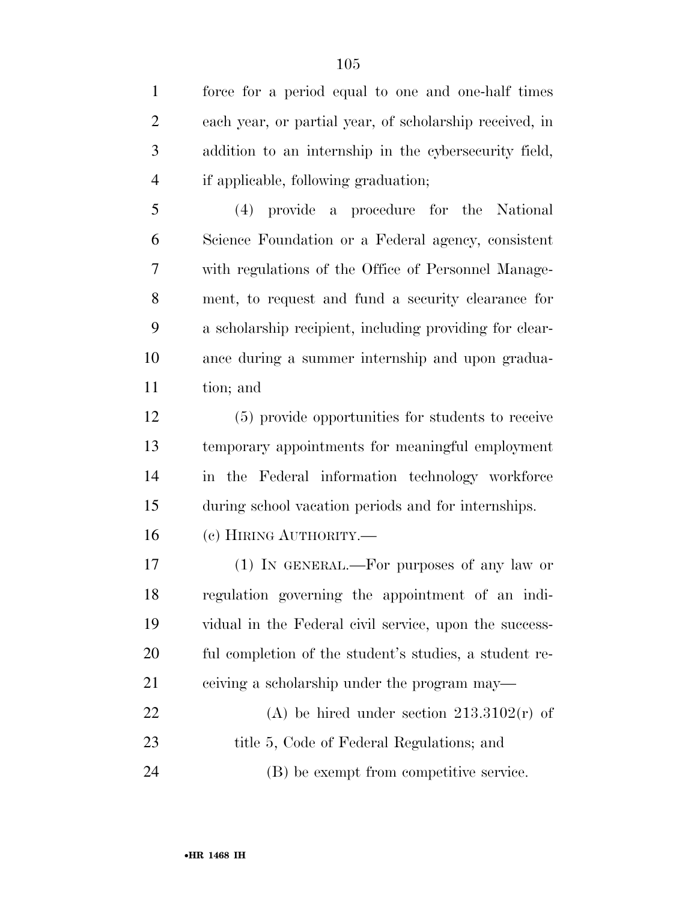force for a period equal to one and one-half times each year, or partial year, of scholarship received, in addition to an internship in the cybersecurity field, if applicable, following graduation;

(4) provide a procedure for the National Science Foundation or a Federal agency, consistent with regulations of the Office of Personnel Management, to request and fund a security clearance for a scholarship recipient, including providing for clearance during a summer internship and upon graduation; and

(5) provide opportunities for students to receive temporary appointments for meaningful employment in the Federal information technology workforce during school vacation periods and for internships.

(c) HIRING AUTHORITY.—

(1) IN GENERAL.—For purposes of any law or regulation governing the appointment of an individual in the Federal civil service, upon the successful completion of the student's studies, a student receiving a scholarship under the program may—

(A) be hired under section 213.3102(r) of title 5, Code of Federal Regulations; and

(B) be exempt from competitive service.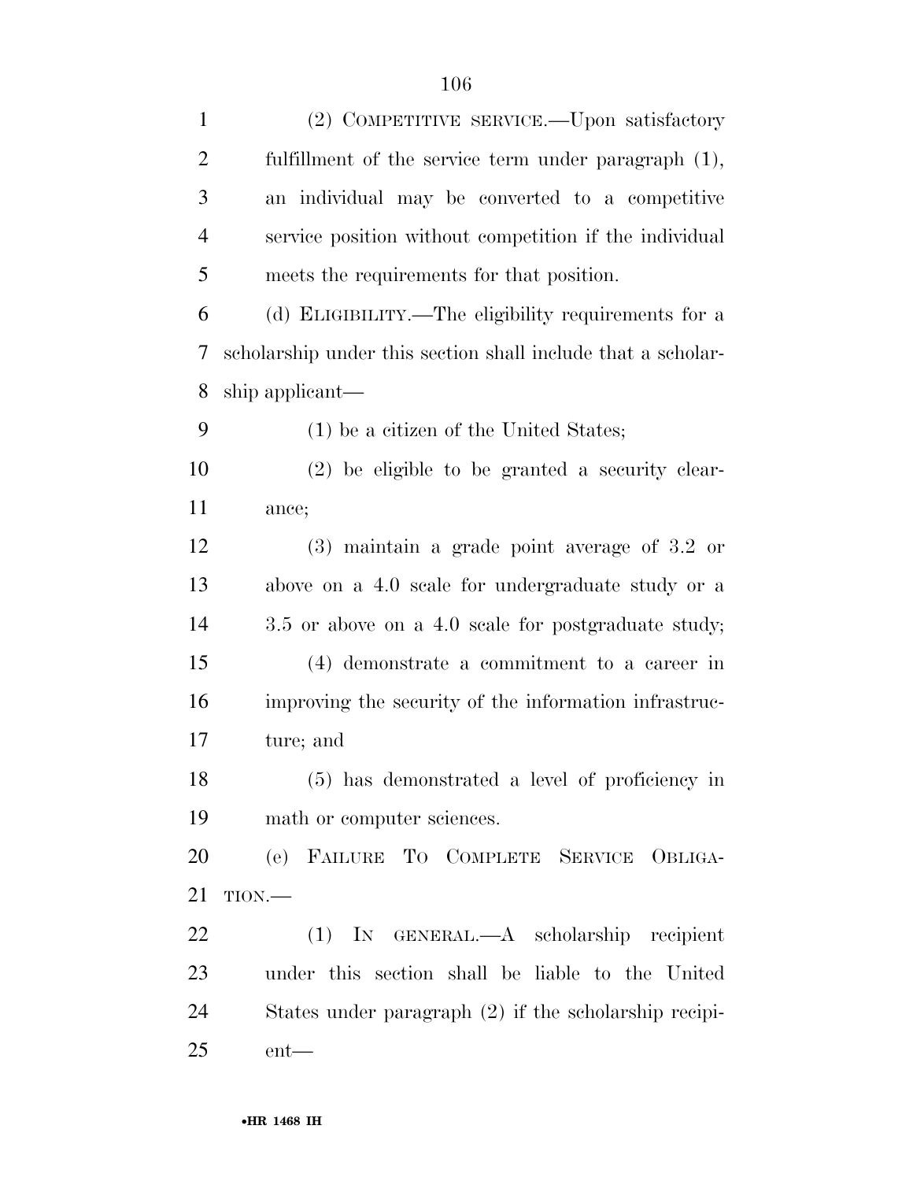(2) COMPETITIVE SERVICE.—Upon satisfactory fulfillment of the service term under paragraph (1), an individual may be converted to a competitive service position without competition if the individual meets the requirements for that position.

(d) ELIGIBILITY.—The eligibility requirements for a scholarship under this section shall include that a scholarship applicant—

(1) be a citizen of the United States;

(2) be eligible to be granted a security clearance;

(3) maintain a grade point average of 3.2 or above on a 4.0 scale for undergraduate study or a 3.5 or above on a 4.0 scale for postgraduate study;

(4) demonstrate a commitment to a career in improving the security of the information infrastructure; and

(5) has demonstrated a level of proficiency in math or computer sciences.

(e) FAILURE TO COMPLETE SERVICE OBLIGATION.—

(1) IN GENERAL.—A scholarship recipient under this section shall be liable to the United States under paragraph (2) if the scholarship recipient—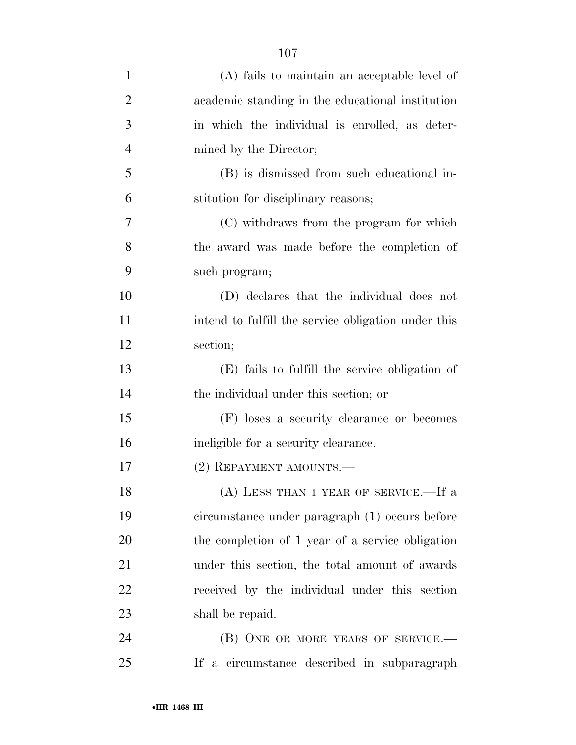(A) fails to maintain an acceptable level of academic standing in the educational institution in which the individual is enrolled, as determined by the Director;

(B) is dismissed from such educational institution for disciplinary reasons;

(C) withdraws from the program for which the award was made before the completion of such program;

(D) declares that the individual does not intend to fulfill the service obligation under this section;

(E) fails to fulfill the service obligation of the individual under this section; or

(F) loses a security clearance or becomes ineligible for a security clearance.

(2) REPAYMENT AMOUNTS.—

(A) LESS THAN 1 YEAR OF SERVICE.—If a circumstance under paragraph (1) occurs before the completion of 1 year of a service obligation under this section, the total amount of awards received by the individual under this section shall be repaid.

(B) ONE OR MORE YEARS OF SERVICE.— If a circumstance described in subparagraph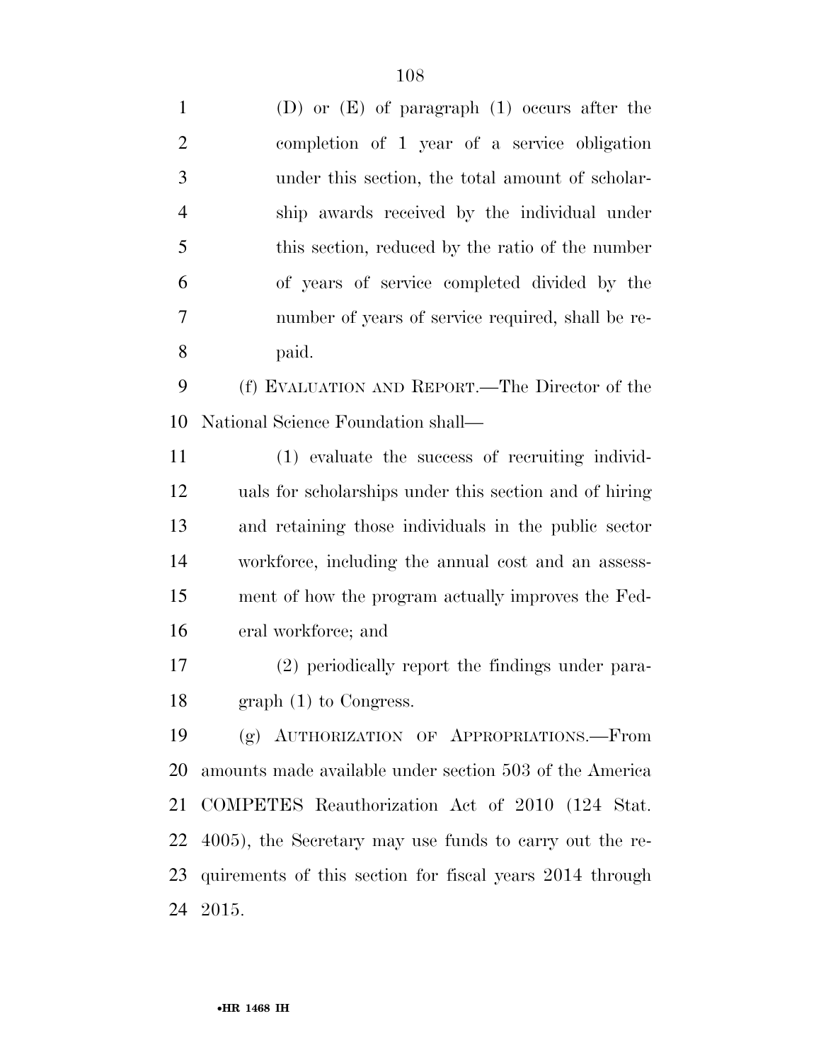(D) or (E) of paragraph (1) occurs after the completion of 1 year of a service obligation under this section, the total amount of scholarship awards received by the individual under this section, reduced by the ratio of the number of years of service completed divided by the number of years of service required, shall be repaid.

(f) EVALUATION AND REPORT.—The Director of the National Science Foundation shall—

(1) evaluate the success of recruiting individuals for scholarships under this section and of hiring and retaining those individuals in the public sector workforce, including the annual cost and an assessment of how the program actually improves the Federal workforce; and

(2) periodically report the findings under paragraph (1) to Congress.

(g) AUTHORIZATION OF APPROPRIATIONS.—From amounts made available under section 503 of the America COMPETES Reauthorization Act of 2010 (124 Stat. 4005), the Secretary may use funds to carry out the requirements of this section for fiscal years 2014 through 2015.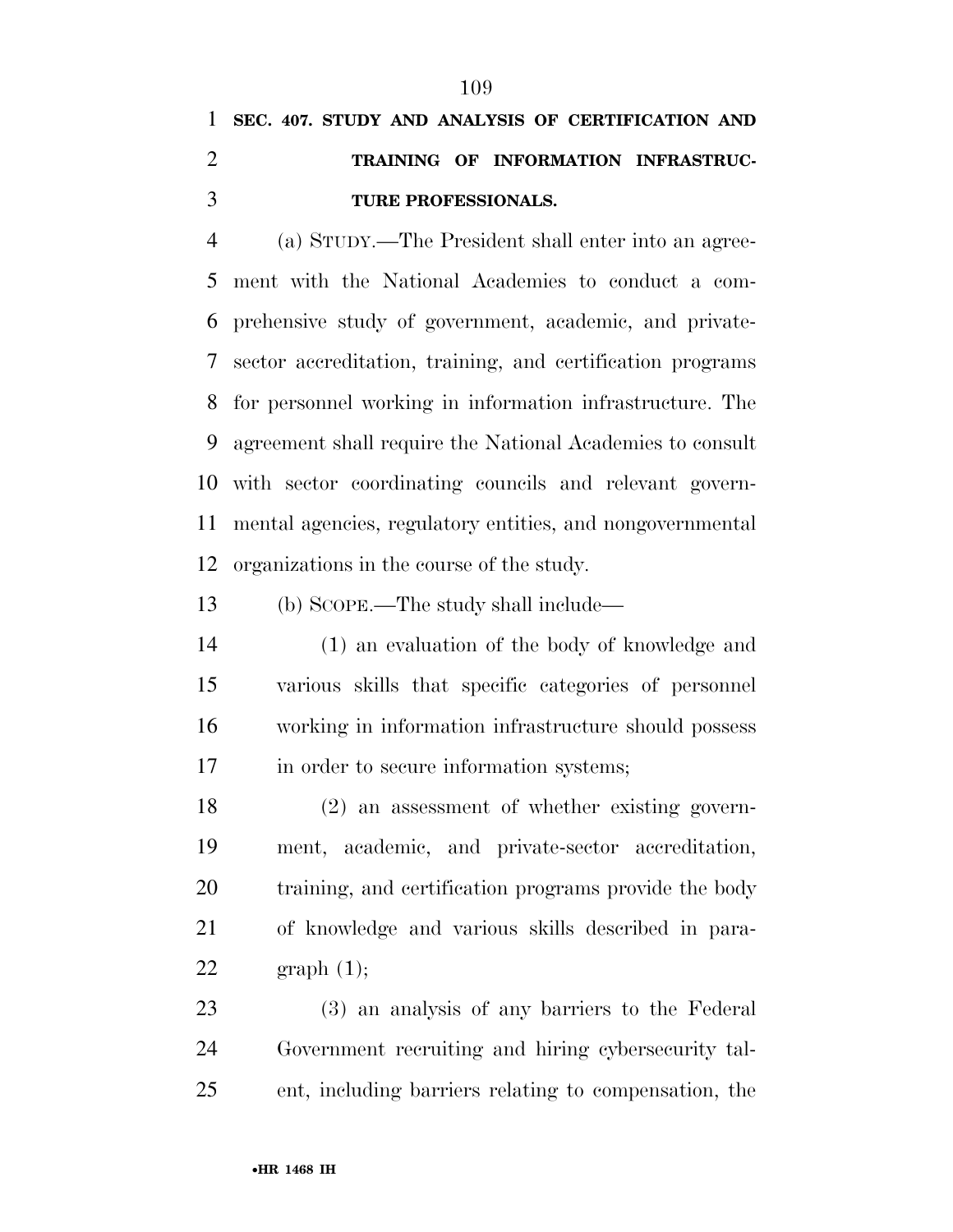**SEC. 407. STUDY AND ANALYSIS OF CERTIFICATION AND TRAINING OF INFORMATION INFRASTRUCTURE PROFESSIONALS.**

(a) STUDY.—The President shall enter into an agreement with the National Academies to conduct a comprehensive study of government, academic, and private-sector accreditation, training, and certification programs for personnel working in information infrastructure. The agreement shall require the National Academies to consult with sector coordinating councils and relevant governmental agencies, regulatory entities, and nongovernmental organizations in the course of the study.

(b) SCOPE.—The study shall include—

(1) an evaluation of the body of knowledge and various skills that specific categories of personnel working in information infrastructure should possess in order to secure information systems;

(2) an assessment of whether existing government, academic, and private-sector accreditation, training, and certification programs provide the body of knowledge and various skills described in paragraph (1);

(3) an analysis of any barriers to the Federal Government recruiting and hiring cybersecurity talent, including barriers relating to compensation, the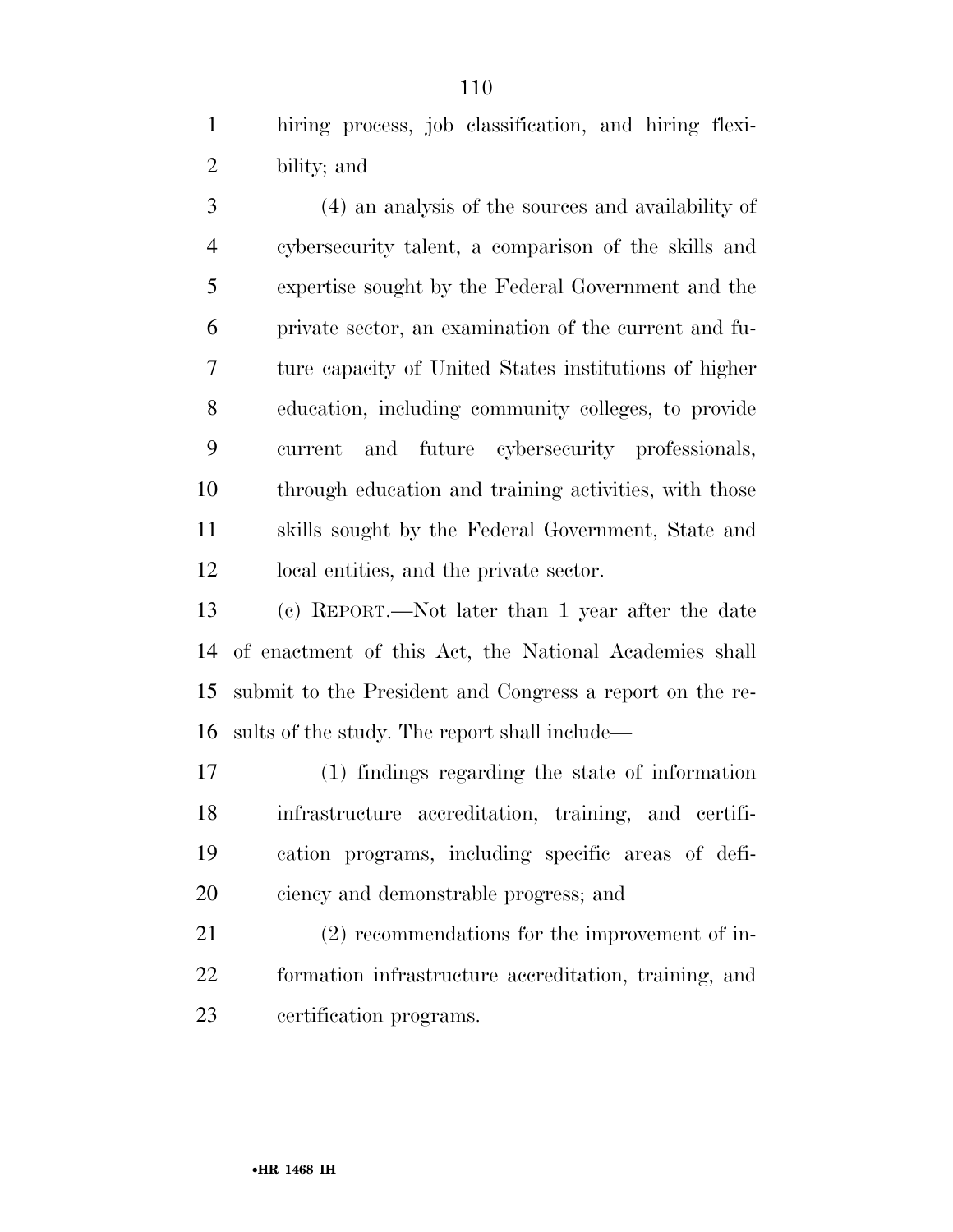hiring process, job classification, and hiring flexibility; and

(4) an analysis of the sources and availability of cybersecurity talent, a comparison of the skills and expertise sought by the Federal Government and the private sector, an examination of the current and future capacity of United States institutions of higher education, including community colleges, to provide current and future cybersecurity professionals, through education and training activities, with those skills sought by the Federal Government, State and local entities, and the private sector.

(c) REPORT.—Not later than 1 year after the date of enactment of this Act, the National Academies shall submit to the President and Congress a report on the results of the study. The report shall include—

(1) findings regarding the state of information infrastructure accreditation, training, and certification programs, including specific areas of deficiency and demonstrable progress; and

(2) recommendations for the improvement of information infrastructure accreditation, training, and certification programs.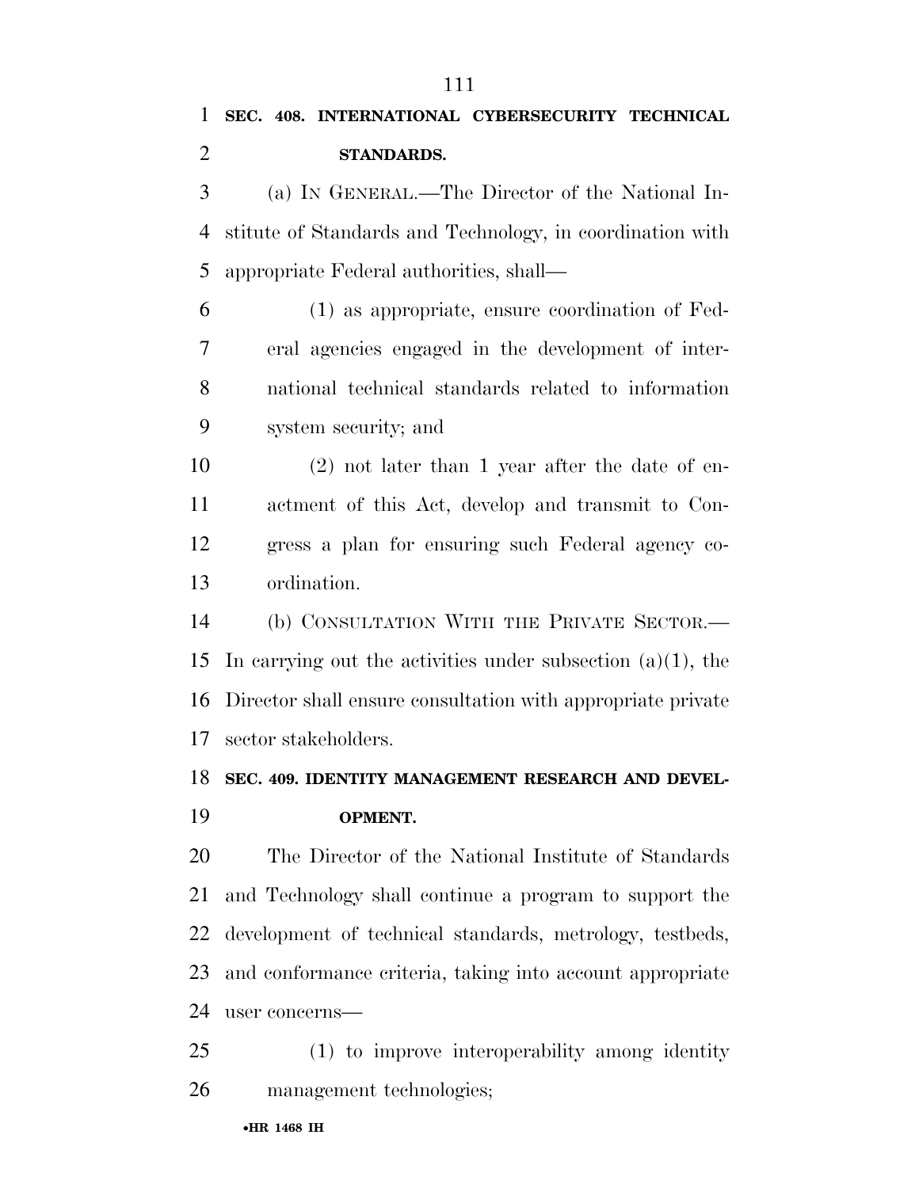**SEC. 408. INTERNATIONAL CYBERSECURITY TECHNICAL STANDARDS.**

(a) IN GENERAL.—The Director of the National Institute of Standards and Technology, in coordination with appropriate Federal authorities, shall—

(1) as appropriate, ensure coordination of Federal agencies engaged in the development of international technical standards related to information system security; and

(2) not later than 1 year after the date of enactment of this Act, develop and transmit to Congress a plan for ensuring such Federal agency coordination.

(b) CONSULTATION WITH THE PRIVATE SECTOR.—In carrying out the activities under subsection (a)(1), the Director shall ensure consultation with appropriate private sector stakeholders.

**SEC. 409. IDENTITY MANAGEMENT RESEARCH AND DEVELOPMENT.**

The Director of the National Institute of Standards and Technology shall continue a program to support the development of technical standards, metrology, testbeds, and conformance criteria, taking into account appropriate user concerns—

(1) to improve interoperability among identity management technologies;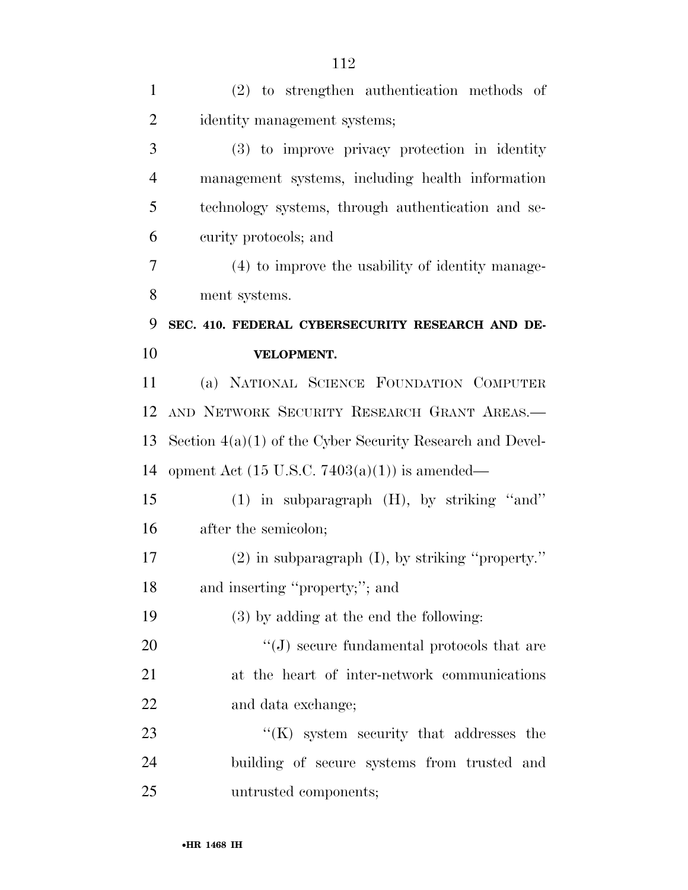(2) to strengthen authentication methods of identity management systems;

(3) to improve privacy protection in identity management systems, including health information technology systems, through authentication and security protocols; and

(4) to improve the usability of identity management systems.

## SEC. 410. FEDERAL CYBERSECURITY RESEARCH AND DEVELOPMENT.

(a) NATIONAL SCIENCE FOUNDATION COMPUTER AND NETWORK SECURITY RESEARCH GRANT AREAS.—Section 4(a)(1) of the Cyber Security Research and Development Act (15 U.S.C. 7403(a)(1)) is amended—

(1) in subparagraph (H), by striking "and" after the semicolon;

(2) in subparagraph (I), by striking "property." and inserting "property;"; and

(3) by adding at the end the following:

"(J) secure fundamental protocols that are at the heart of inter-network communications and data exchange;

"(K) system security that addresses the building of secure systems from trusted and untrusted components;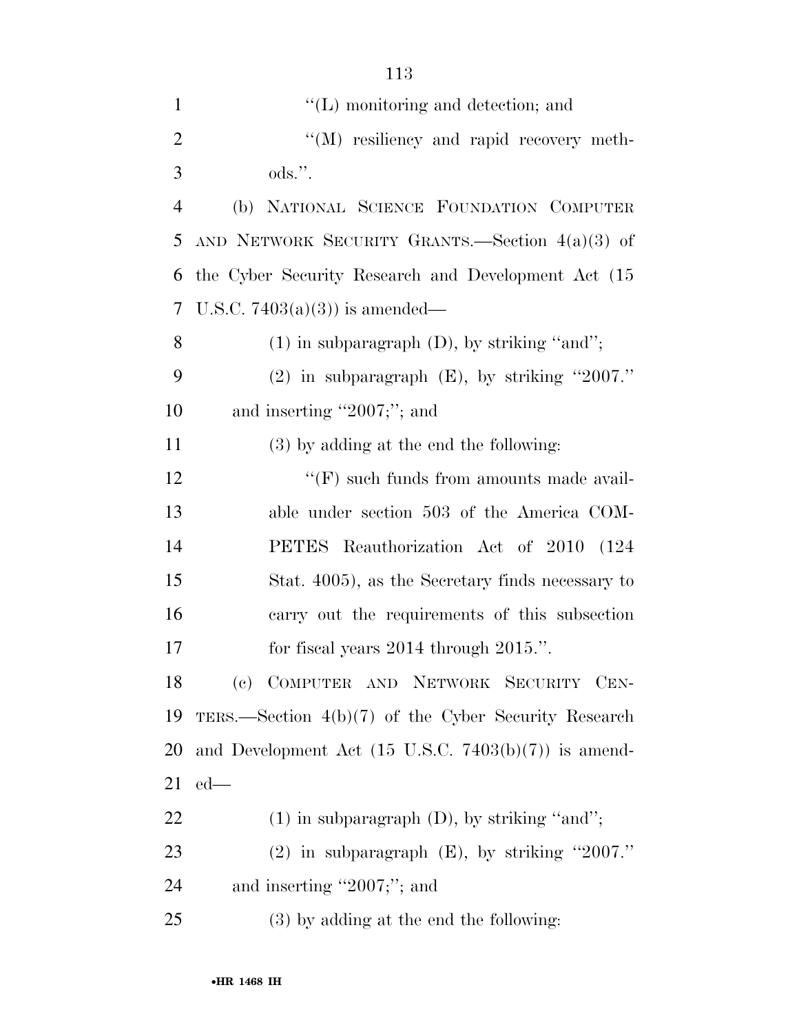"(L) monitoring and detection; and

"(M) resiliency and rapid recovery methods.".

(b) NATIONAL SCIENCE FOUNDATION COMPUTER AND NETWORK SECURITY GRANTS.—Section 4(a)(3) of the Cyber Security Research and Development Act (15 U.S.C. 7403(a)(3)) is amended—

(1) in subparagraph (D), by striking "and";

(2) in subparagraph (E), by striking "2007." and inserting "2007;"; and

(3) by adding at the end the following:

"(F) such funds from amounts made available under section 503 of the America COMPETES Reauthorization Act of 2010 (124 Stat. 4005), as the Secretary finds necessary to carry out the requirements of this subsection for fiscal years 2014 through 2015.".

(c) COMPUTER AND NETWORK SECURITY CENTERS.—Section 4(b)(7) of the Cyber Security Research and Development Act (15 U.S.C. 7403(b)(7)) is amended—

(1) in subparagraph (D), by striking "and";

(2) in subparagraph (E), by striking "2007." and inserting "2007;"; and

(3) by adding at the end the following: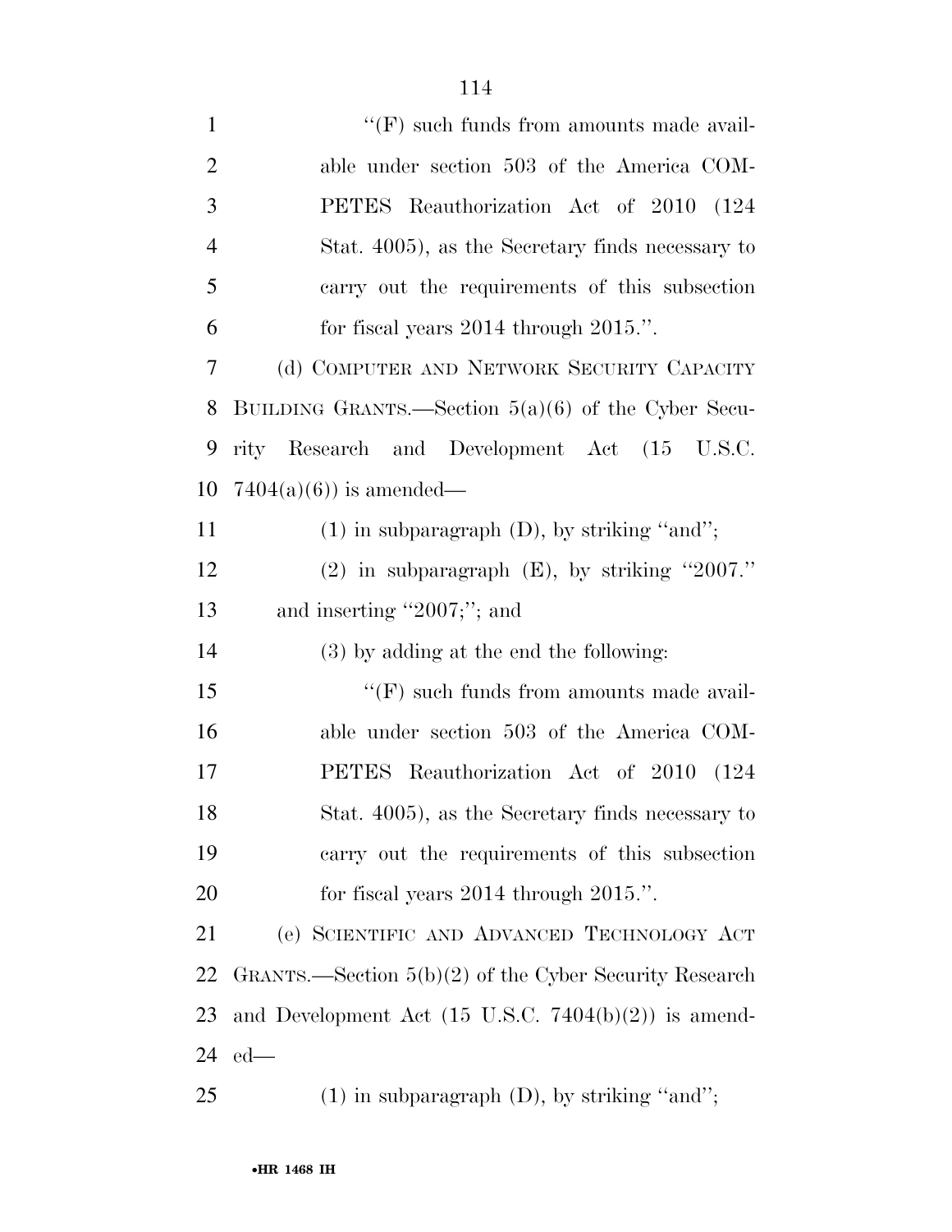''(F) such funds from amounts made available under section 503 of the America COMPETES Reauthorization Act of 2010 (124 Stat. 4005), as the Secretary finds necessary to carry out the requirements of this subsection for fiscal years 2014 through 2015.''.

(d) COMPUTER AND NETWORK SECURITY CAPACITY BUILDING GRANTS.—Section 5(a)(6) of the Cyber Security Research and Development Act (15 U.S.C. 7404(a)(6)) is amended—

(1) in subparagraph (D), by striking ''and'';

(2) in subparagraph (E), by striking ''2007.'' and inserting ''2007;''; and

(3) by adding at the end the following:

''(F) such funds from amounts made available under section 503 of the America COMPETES Reauthorization Act of 2010 (124 Stat. 4005), as the Secretary finds necessary to carry out the requirements of this subsection for fiscal years 2014 through 2015.''.

(e) SCIENTIFIC AND ADVANCED TECHNOLOGY ACT GRANTS.—Section 5(b)(2) of the Cyber Security Research and Development Act (15 U.S.C. 7404(b)(2)) is amended—

(1) in subparagraph (D), by striking ''and'';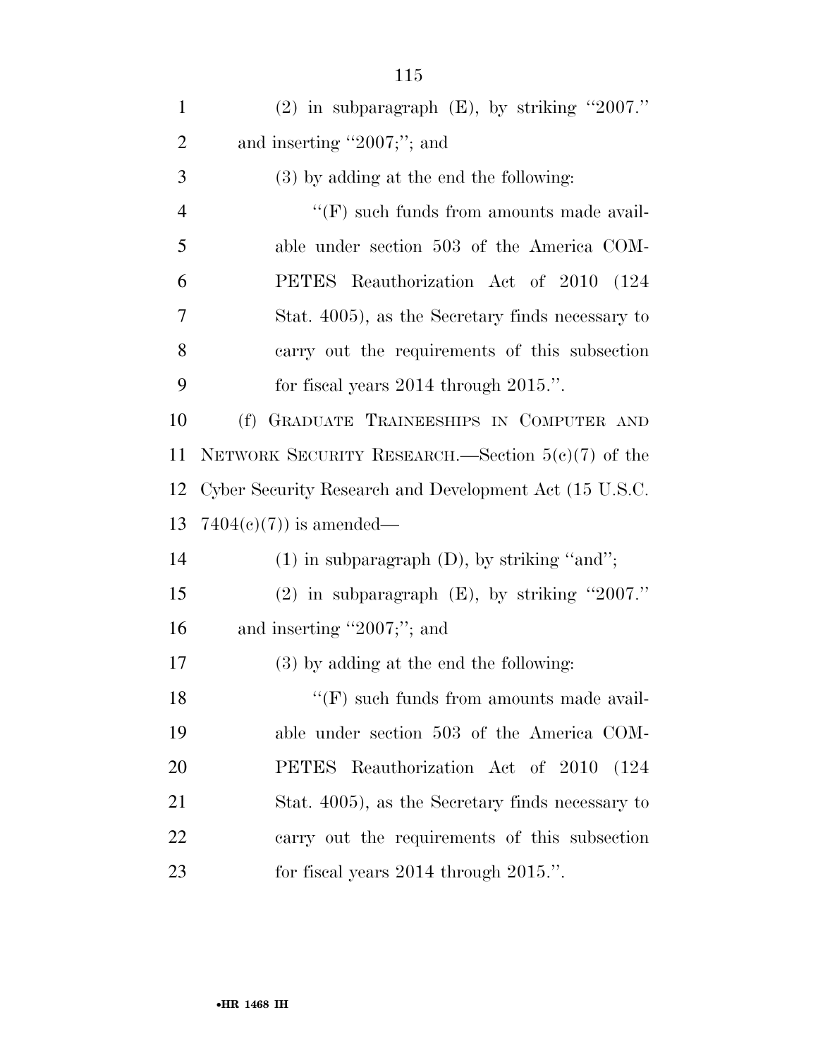(2) in subparagraph (E), by striking "2007." and inserting "2007;"; and

(3) by adding at the end the following:

"(F) such funds from amounts made available under section 503 of the America COMPETES Reauthorization Act of 2010 (124 Stat. 4005), as the Secretary finds necessary to carry out the requirements of this subsection for fiscal years 2014 through 2015.".

(f) GRADUATE TRAINEESHIPS IN COMPUTER AND NETWORK SECURITY RESEARCH.—Section 5(c)(7) of the Cyber Security Research and Development Act (15 U.S.C. 7404(c)(7)) is amended—

(1) in subparagraph (D), by striking "and";

(2) in subparagraph (E), by striking "2007." and inserting "2007;"; and

(3) by adding at the end the following:

"(F) such funds from amounts made available under section 503 of the America COMPETES Reauthorization Act of 2010 (124 Stat. 4005), as the Secretary finds necessary to carry out the requirements of this subsection for fiscal years 2014 through 2015.".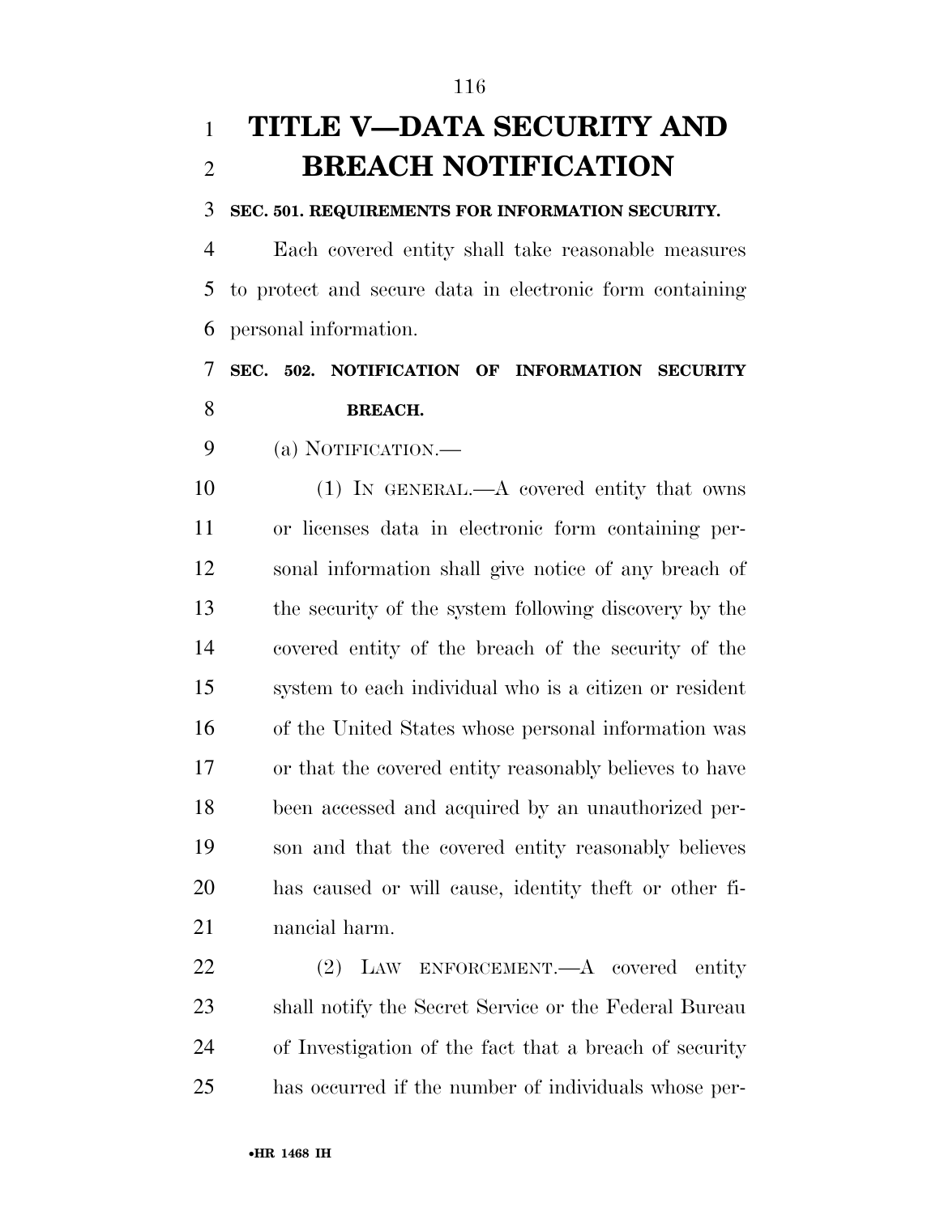# TITLE V—DATA SECURITY AND BREACH NOTIFICATION

**SEC. 501. REQUIREMENTS FOR INFORMATION SECURITY.**

Each covered entity shall take reasonable measures to protect and secure data in electronic form containing personal information.

**SEC. 502. NOTIFICATION OF INFORMATION SECURITY BREACH.**

(a) NOTIFICATION.—

(1) IN GENERAL.—A covered entity that owns or licenses data in electronic form containing personal information shall give notice of any breach of the security of the system following discovery by the covered entity of the breach of the security of the system to each individual who is a citizen or resident of the United States whose personal information was or that the covered entity reasonably believes to have been accessed and acquired by an unauthorized person and that the covered entity reasonably believes has caused or will cause, identity theft or other financial harm.

(2) LAW ENFORCEMENT.—A covered entity shall notify the Secret Service or the Federal Bureau of Investigation of the fact that a breach of security has occurred if the number of individuals whose per-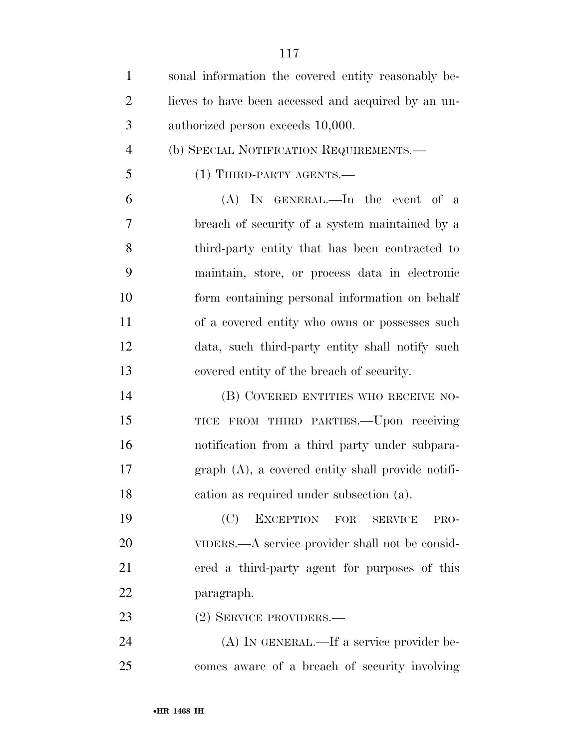sonal information the covered entity reasonably believes to have been accessed and acquired by an unauthorized person exceeds 10,000.

(b) SPECIAL NOTIFICATION REQUIREMENTS.—

(1) THIRD-PARTY AGENTS.—

(A) IN GENERAL.—In the event of a breach of security of a system maintained by a third-party entity that has been contracted to maintain, store, or process data in electronic form containing personal information on behalf of a covered entity who owns or possesses such data, such third-party entity shall notify such covered entity of the breach of security.

(B) COVERED ENTITIES WHO RECEIVE NOTICE FROM THIRD PARTIES.—Upon receiving notification from a third party under subparagraph (A), a covered entity shall provide notification as required under subsection (a).

(C) EXCEPTION FOR SERVICE PROVIDERS.—A service provider shall not be considered a third-party agent for purposes of this paragraph.

(2) SERVICE PROVIDERS.—

(A) IN GENERAL.—If a service provider becomes aware of a breach of security involving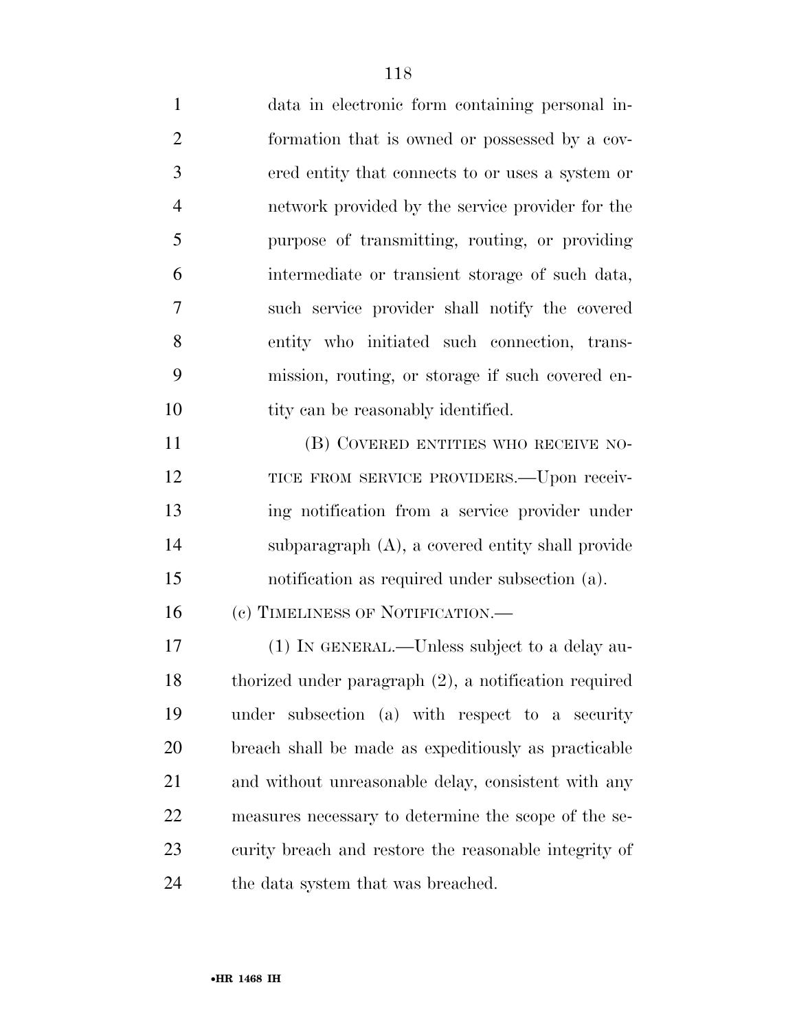data in electronic form containing personal information that is owned or possessed by a covered entity that connects to or uses a system or network provided by the service provider for the purpose of transmitting, routing, or providing intermediate or transient storage of such data, such service provider shall notify the covered entity who initiated such connection, transmission, routing, or storage if such covered entity can be reasonably identified.

(B) COVERED ENTITIES WHO RECEIVE NOTICE FROM SERVICE PROVIDERS.—Upon receiving notification from a service provider under subparagraph (A), a covered entity shall provide notification as required under subsection (a).

(c) TIMELINESS OF NOTIFICATION.—

(1) IN GENERAL.—Unless subject to a delay authorized under paragraph (2), a notification required under subsection (a) with respect to a security breach shall be made as expeditiously as practicable and without unreasonable delay, consistent with any measures necessary to determine the scope of the security breach and restore the reasonable integrity of the data system that was breached.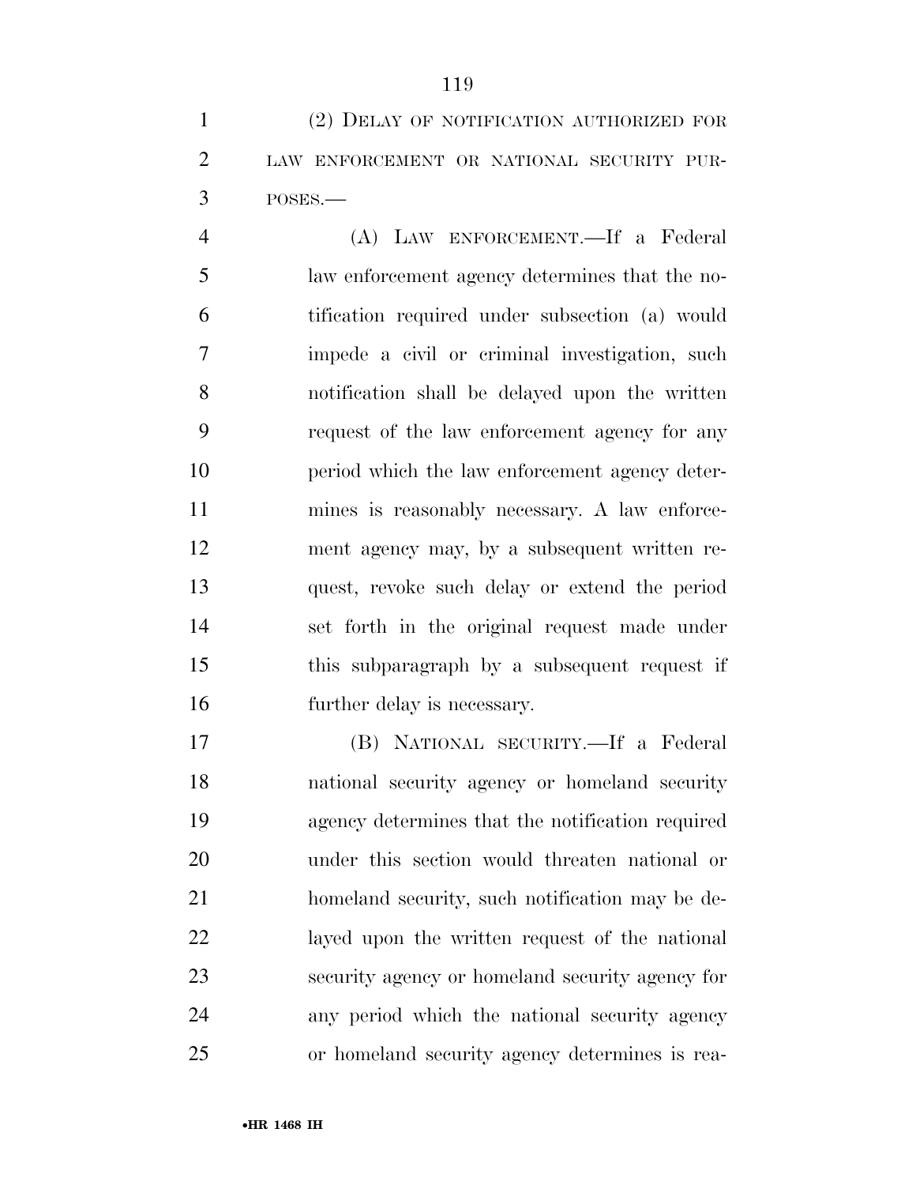(2) DELAY OF NOTIFICATION AUTHORIZED FOR LAW ENFORCEMENT OR NATIONAL SECURITY PURPOSES.—

(A) LAW ENFORCEMENT.—If a Federal law enforcement agency determines that the notification required under subsection (a) would impede a civil or criminal investigation, such notification shall be delayed upon the written request of the law enforcement agency for any period which the law enforcement agency determines is reasonably necessary. A law enforcement agency may, by a subsequent written request, revoke such delay or extend the period set forth in the original request made under this subparagraph by a subsequent request if further delay is necessary.

(B) NATIONAL SECURITY.—If a Federal national security agency or homeland security agency determines that the notification required under this section would threaten national or homeland security, such notification may be delayed upon the written request of the national security agency or homeland security agency for any period which the national security agency or homeland security agency determines is rea-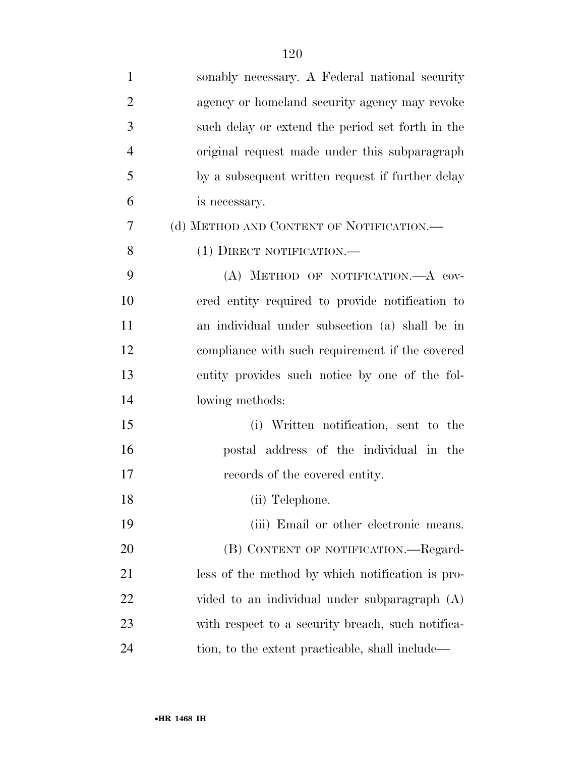sonably necessary. A Federal national security agency or homeland security agency may revoke such delay or extend the period set forth in the original request made under this subparagraph by a subsequent written request if further delay is necessary.

(d) METHOD AND CONTENT OF NOTIFICATION.—

(1) DIRECT NOTIFICATION.—

(A) METHOD OF NOTIFICATION.—A covered entity required to provide notification to an individual under subsection (a) shall be in compliance with such requirement if the covered entity provides such notice by one of the following methods:

(i) Written notification, sent to the postal address of the individual in the records of the covered entity.

(ii) Telephone.

(iii) Email or other electronic means.

(B) CONTENT OF NOTIFICATION.—Regardless of the method by which notification is provided to an individual under subparagraph (A) with respect to a security breach, such notification, to the extent practicable, shall include—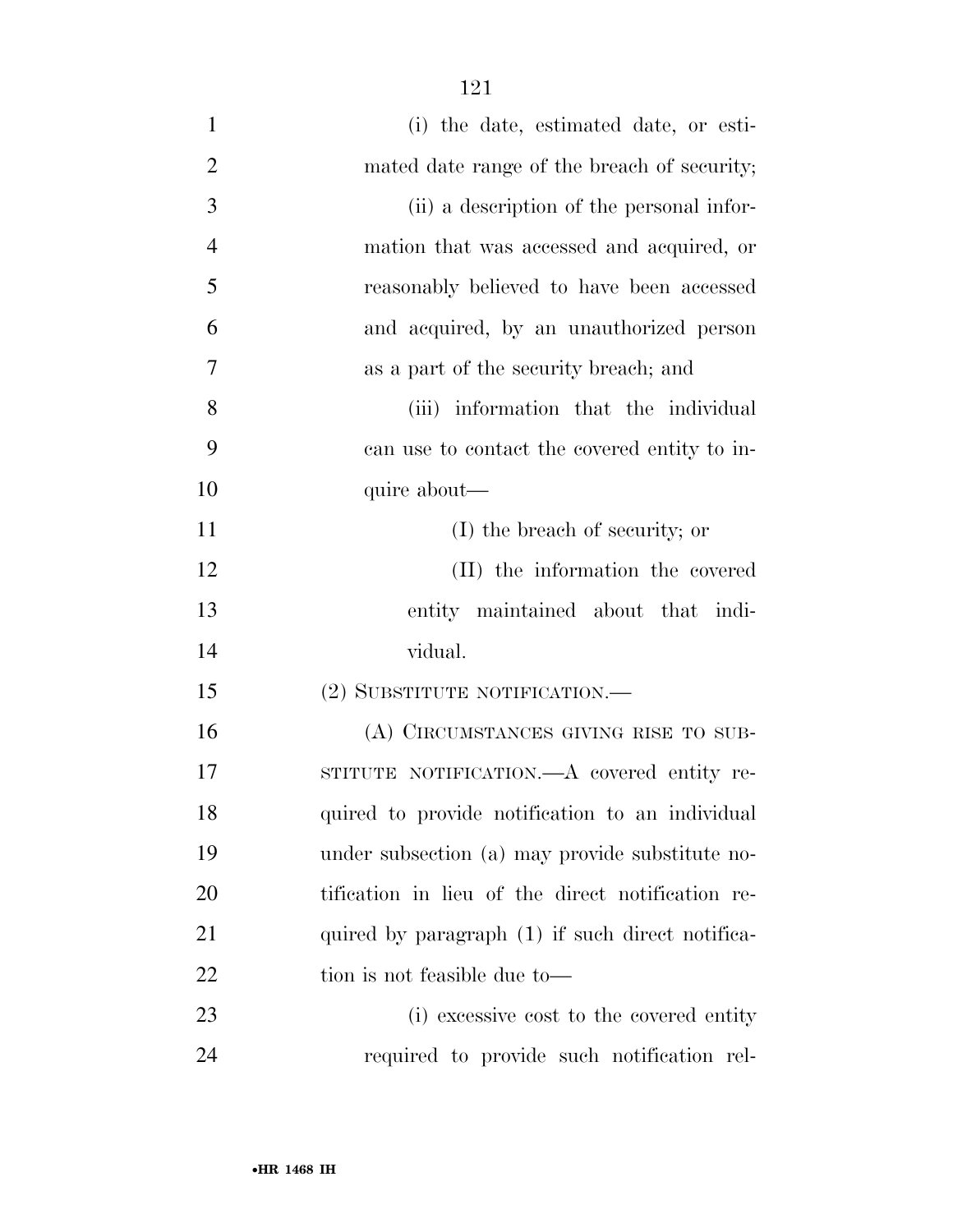(i) the date, estimated date, or estimated date range of the breach of security;

(ii) a description of the personal information that was accessed and acquired, or reasonably believed to have been accessed and acquired, by an unauthorized person as a part of the security breach; and

(iii) information that the individual can use to contact the covered entity to inquire about—

(I) the breach of security; or

(II) the information the covered entity maintained about that individual.

(2) SUBSTITUTE NOTIFICATION.—

(A) CIRCUMSTANCES GIVING RISE TO SUBSTITUTE NOTIFICATION.—A covered entity required to provide notification to an individual under subsection (a) may provide substitute notification in lieu of the direct notification required by paragraph (1) if such direct notification is not feasible due to—

(i) excessive cost to the covered entity required to provide such notification rel-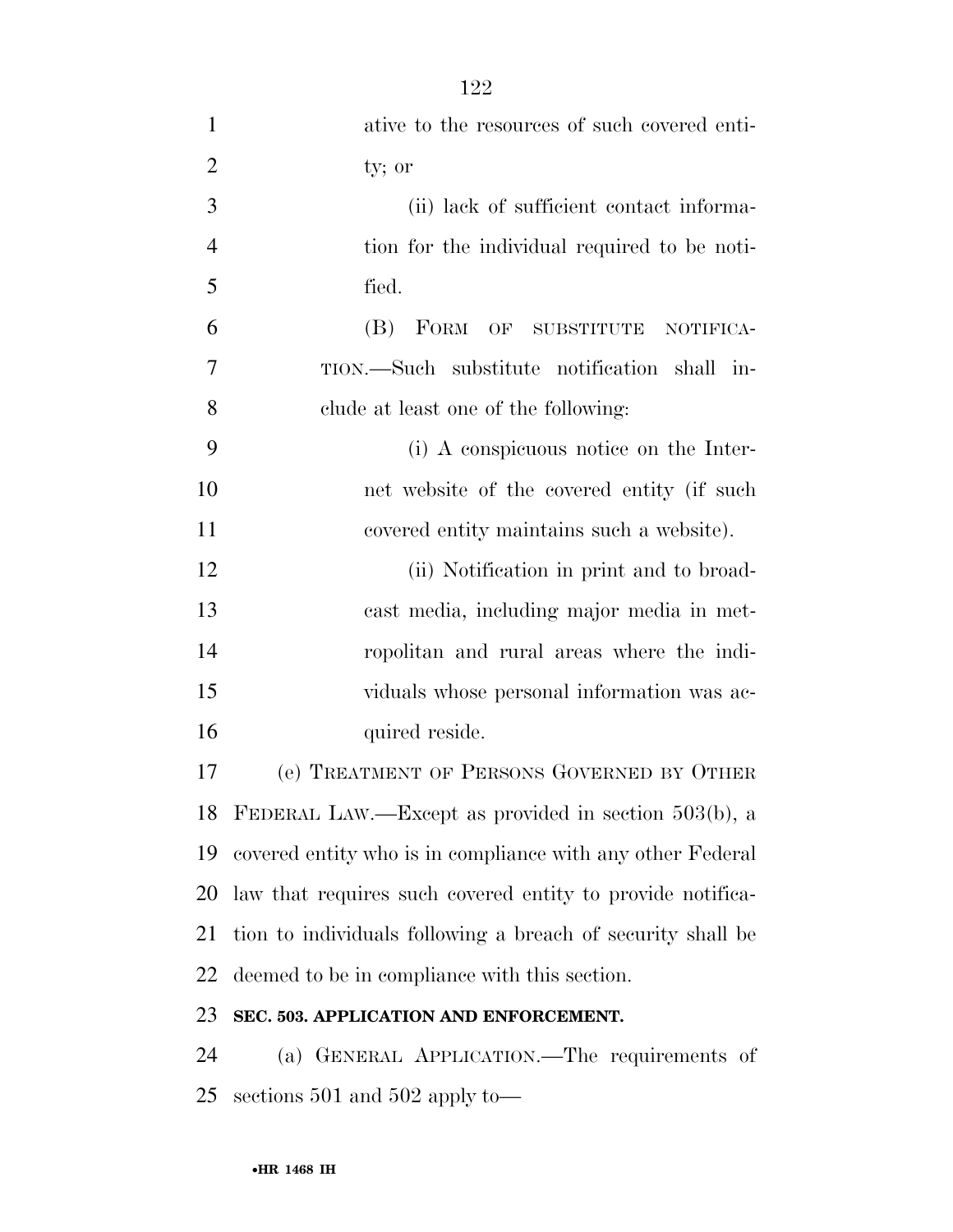ative to the resources of such covered entity; or

(ii) lack of sufficient contact information for the individual required to be notified.

(B) FORM OF SUBSTITUTE NOTIFICATION.—Such substitute notification shall include at least one of the following:

(i) A conspicuous notice on the Internet website of the covered entity (if such covered entity maintains such a website).

(ii) Notification in print and to broadcast media, including major media in metropolitan and rural areas where the individuals whose personal information was acquired reside.

(e) TREATMENT OF PERSONS GOVERNED BY OTHER FEDERAL LAW.—Except as provided in section 503(b), a covered entity who is in compliance with any other Federal law that requires such covered entity to provide notification to individuals following a breach of security shall be deemed to be in compliance with this section.

**SEC. 503. APPLICATION AND ENFORCEMENT.**

(a) GENERAL APPLICATION.—The requirements of sections 501 and 502 apply to—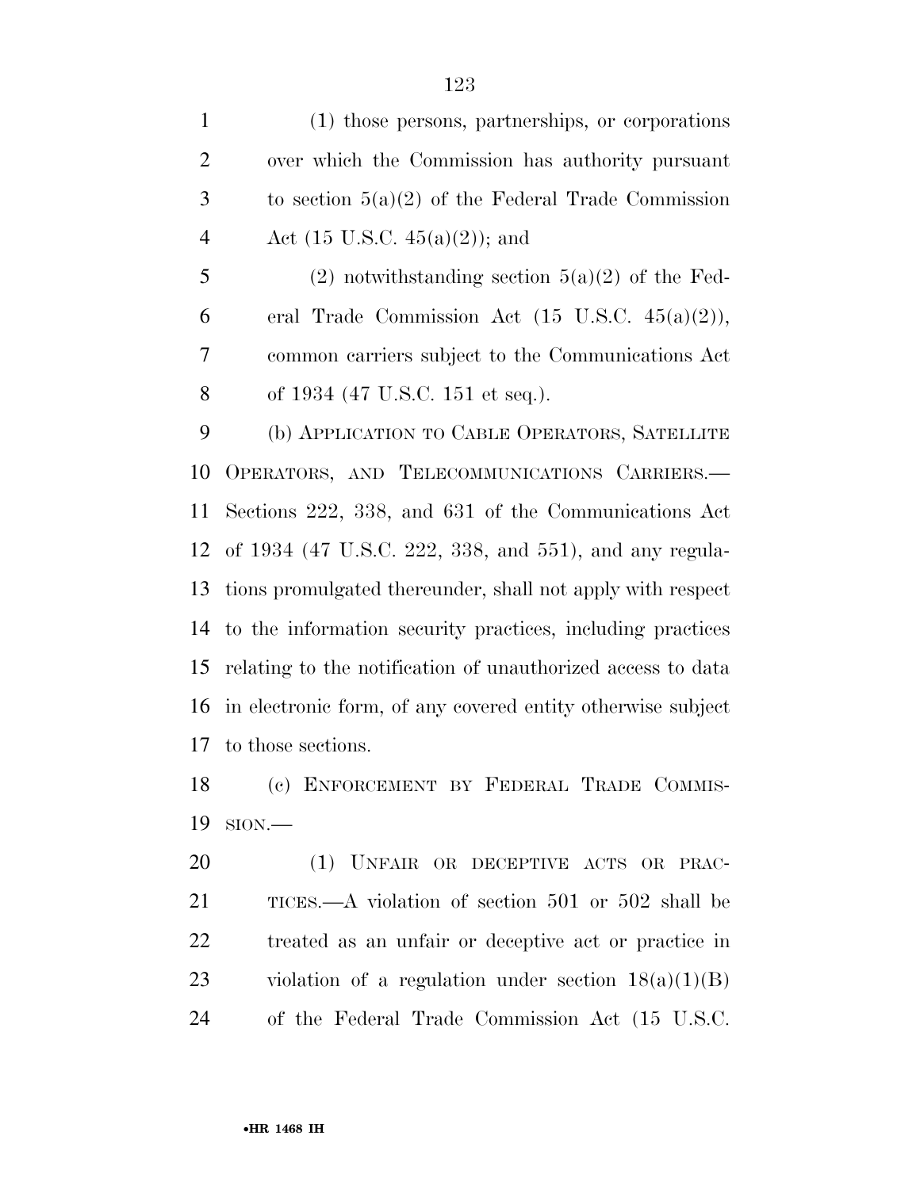(1) those persons, partnerships, or corporations over which the Commission has authority pursuant to section 5(a)(2) of the Federal Trade Commission Act (15 U.S.C. 45(a)(2)); and

(2) notwithstanding section 5(a)(2) of the Federal Trade Commission Act (15 U.S.C. 45(a)(2)), common carriers subject to the Communications Act of 1934 (47 U.S.C. 151 et seq.).

(b) APPLICATION TO CABLE OPERATORS, SATELLITE OPERATORS, AND TELECOMMUNICATIONS CARRIERS.—Sections 222, 338, and 631 of the Communications Act of 1934 (47 U.S.C. 222, 338, and 551), and any regulations promulgated thereunder, shall not apply with respect to the information security practices, including practices relating to the notification of unauthorized access to data in electronic form, of any covered entity otherwise subject to those sections.

(c) ENFORCEMENT BY FEDERAL TRADE COMMISSION.—

(1) UNFAIR OR DECEPTIVE ACTS OR PRACTICES.—A violation of section 501 or 502 shall be treated as an unfair or deceptive act or practice in violation of a regulation under section 18(a)(1)(B) of the Federal Trade Commission Act (15 U.S.C.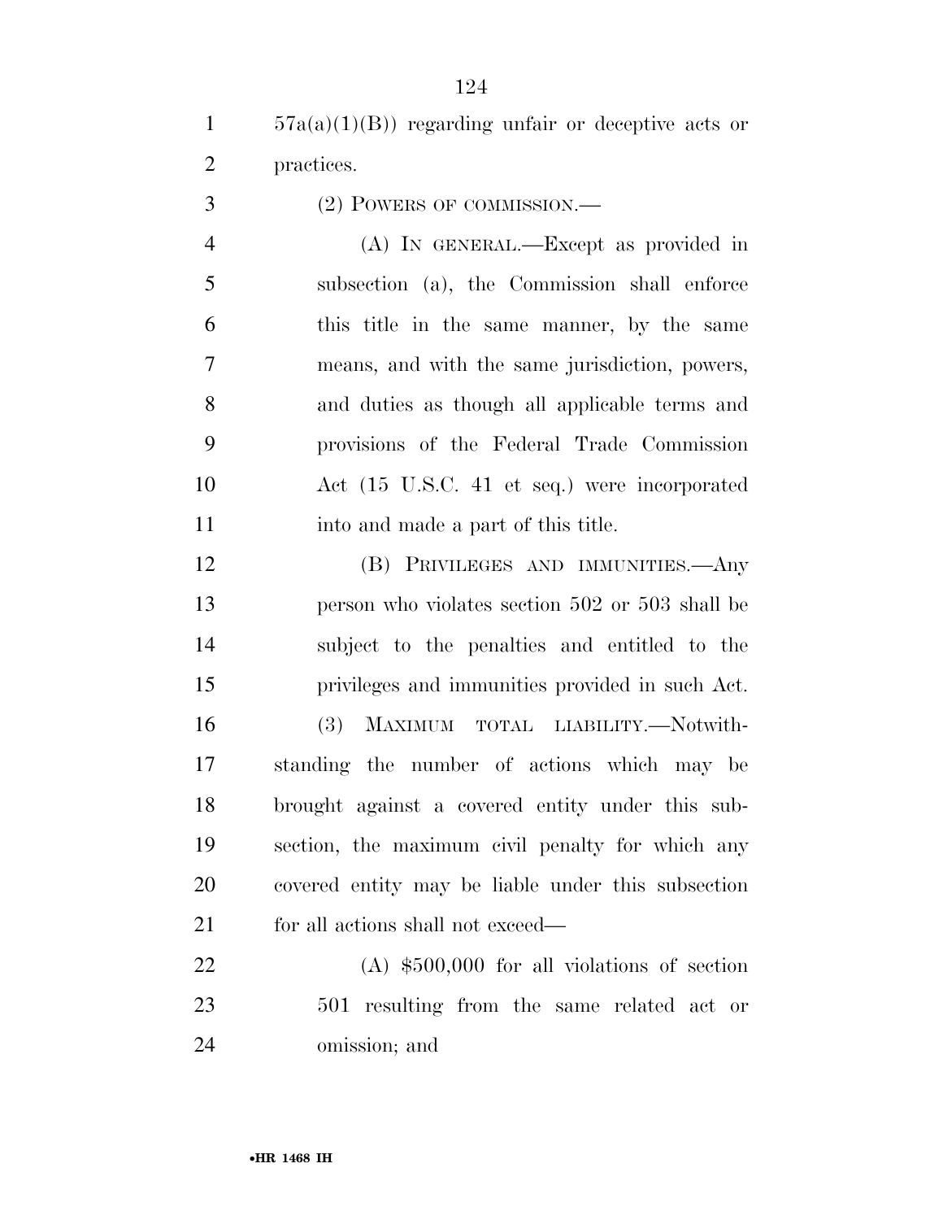57a(a)(1)(B)) regarding unfair or deceptive acts or practices.

(2) POWERS OF COMMISSION.—

(A) IN GENERAL.—Except as provided in subsection (a), the Commission shall enforce this title in the same manner, by the same means, and with the same jurisdiction, powers, and duties as though all applicable terms and provisions of the Federal Trade Commission Act (15 U.S.C. 41 et seq.) were incorporated into and made a part of this title.

(B) PRIVILEGES AND IMMUNITIES.—Any person who violates section 502 or 503 shall be subject to the penalties and entitled to the privileges and immunities provided in such Act.

(3) MAXIMUM TOTAL LIABILITY.—Notwithstanding the number of actions which may be brought against a covered entity under this subsection, the maximum civil penalty for which any covered entity may be liable under this subsection for all actions shall not exceed—

(A) $500,000 for all violations of section 501 resulting from the same related act or omission; and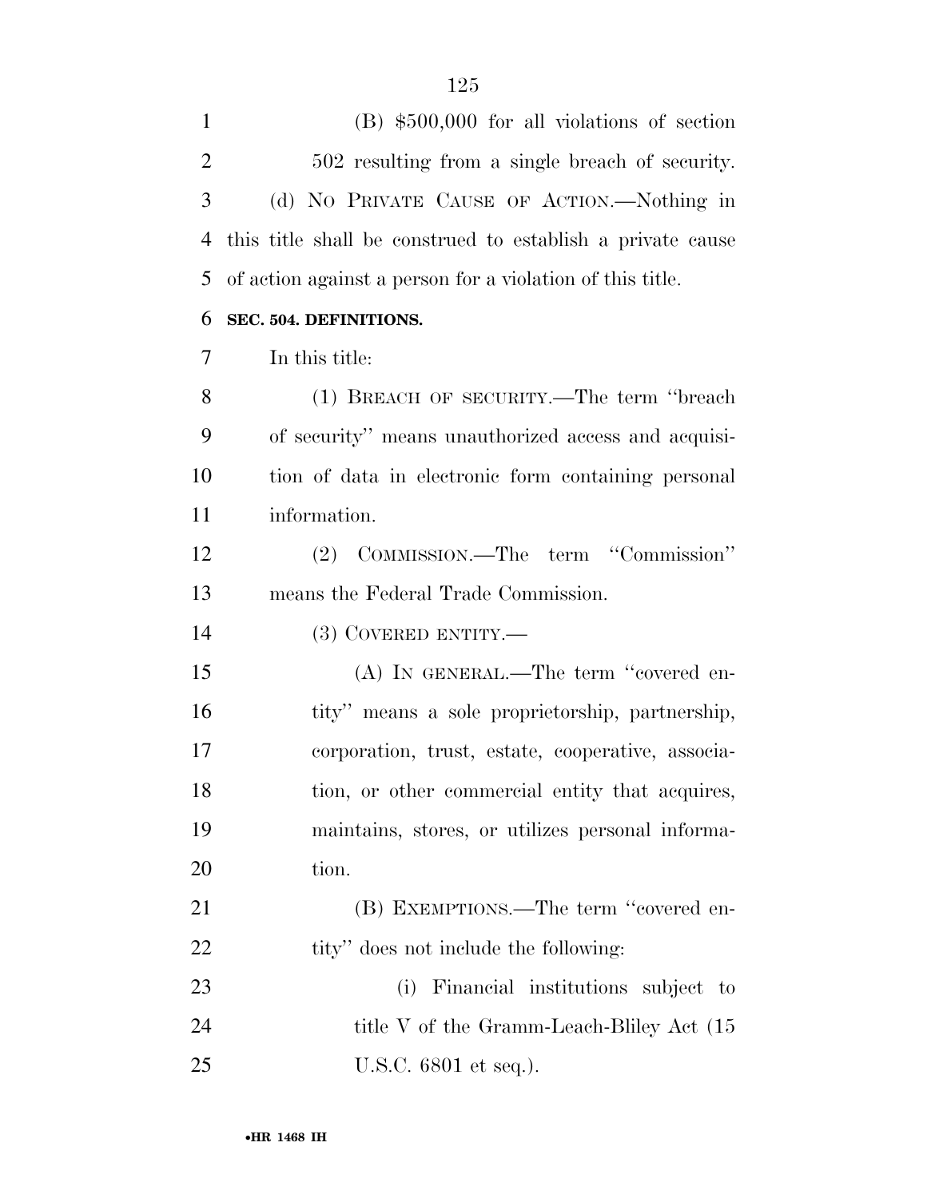(B) $500,000 for all violations of section 502 resulting from a single breach of security.

(d) NO PRIVATE CAUSE OF ACTION.—Nothing in this title shall be construed to establish a private cause of action against a person for a violation of this title.

**SEC. 504. DEFINITIONS.**

In this title:

(1) BREACH OF SECURITY.—The term ''breach of security'' means unauthorized access and acquisition of data in electronic form containing personal information.

(2) COMMISSION.—The term ''Commission'' means the Federal Trade Commission.

(3) COVERED ENTITY.—

(A) IN GENERAL.—The term ''covered entity'' means a sole proprietorship, partnership, corporation, trust, estate, cooperative, association, or other commercial entity that acquires, maintains, stores, or utilizes personal information.

(B) EXEMPTIONS.—The term ''covered entity'' does not include the following:

(i) Financial institutions subject to title V of the Gramm-Leach-Bliley Act (15 U.S.C. 6801 et seq.).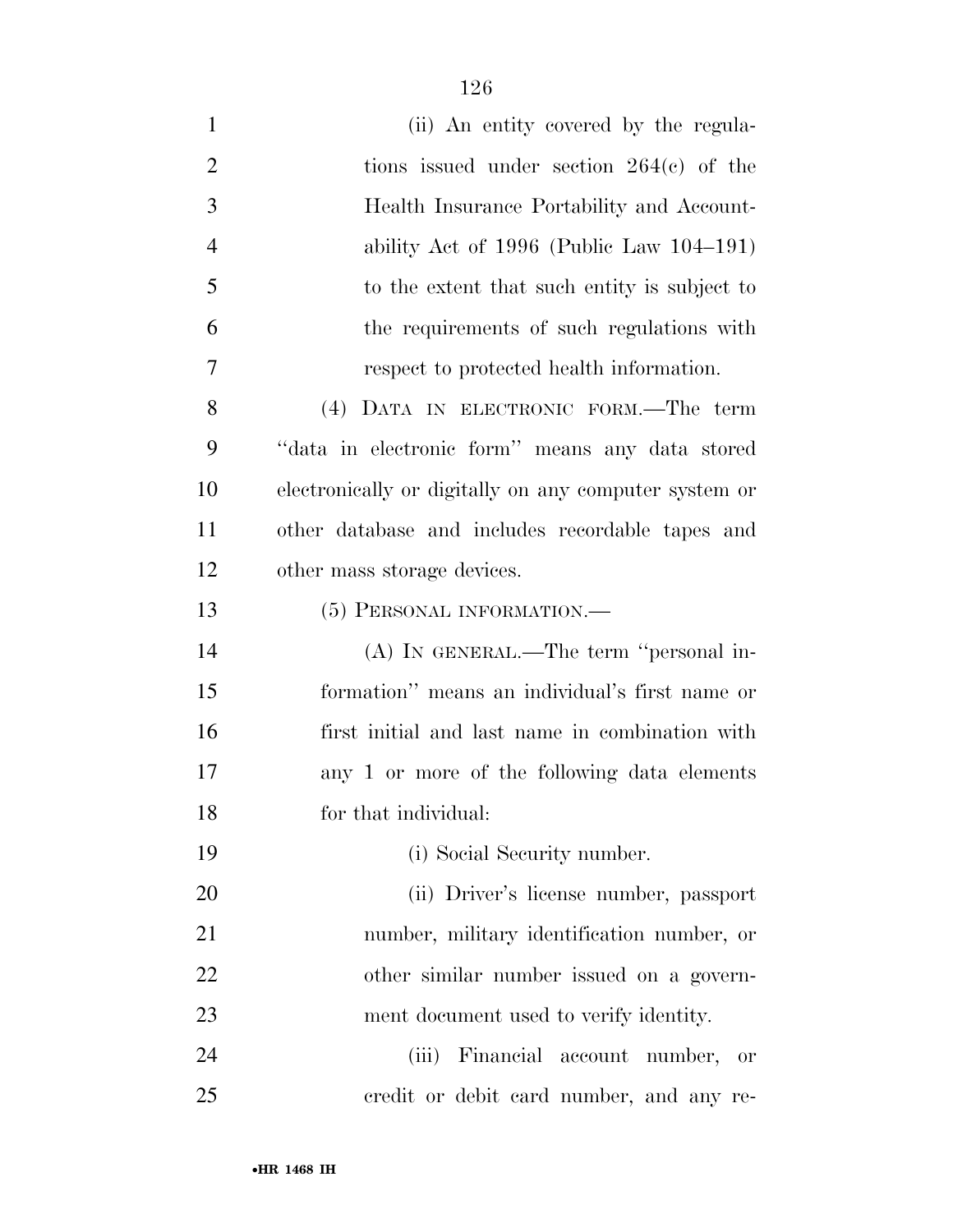(ii) An entity covered by the regulations issued under section 264(c) of the Health Insurance Portability and Accountability Act of 1996 (Public Law 104–191) to the extent that such entity is subject to the requirements of such regulations with respect to protected health information.

(4) DATA IN ELECTRONIC FORM.—The term ''data in electronic form'' means any data stored electronically or digitally on any computer system or other database and includes recordable tapes and other mass storage devices.

(5) PERSONAL INFORMATION.—

(A) IN GENERAL.—The term ''personal information'' means an individual's first name or first initial and last name in combination with any 1 or more of the following data elements for that individual:

(i) Social Security number.

(ii) Driver's license number, passport number, military identification number, or other similar number issued on a government document used to verify identity.

(iii) Financial account number, or credit or debit card number, and any re-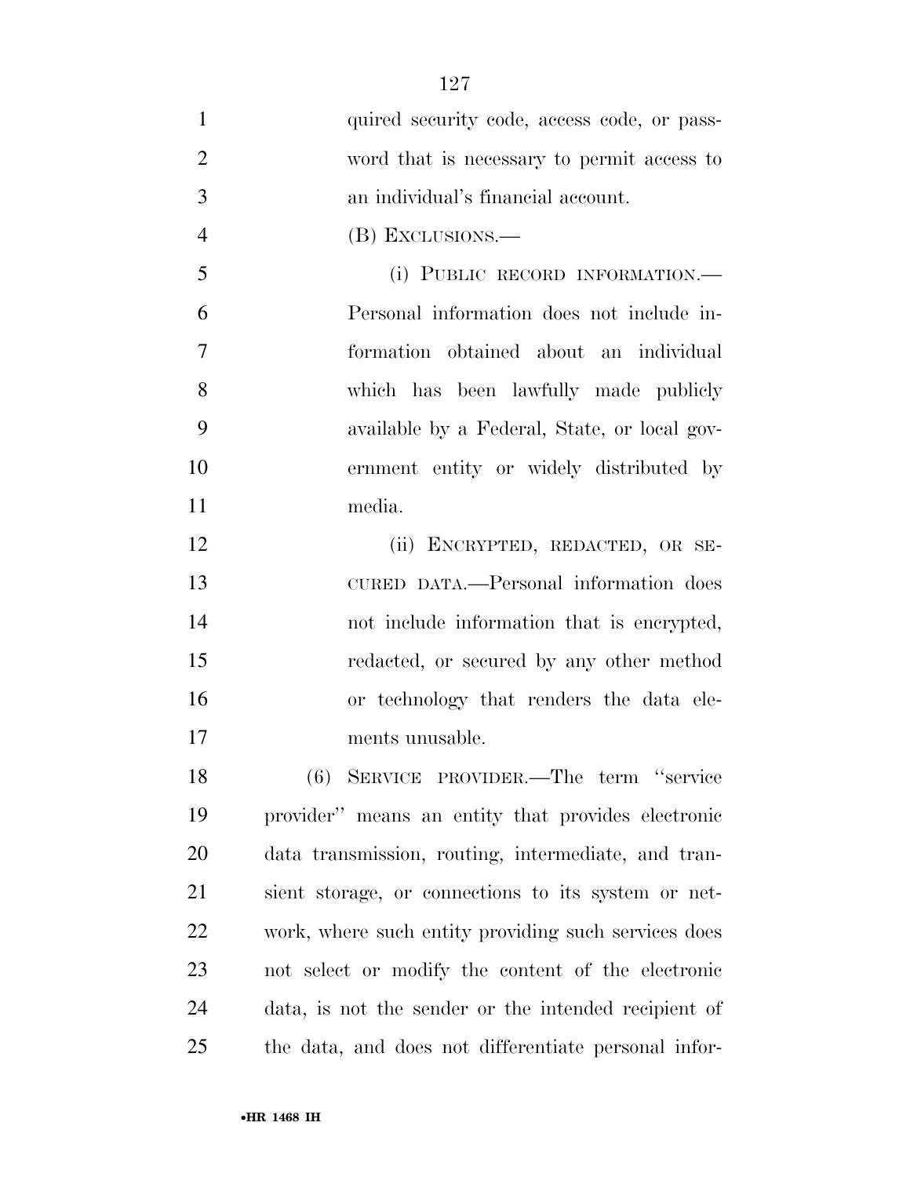quired security code, access code, or password that is necessary to permit access to an individual's financial account.

(B) EXCLUSIONS.—

(i) PUBLIC RECORD INFORMATION.—Personal information does not include information obtained about an individual which has been lawfully made publicly available by a Federal, State, or local government entity or widely distributed by media.

(ii) ENCRYPTED, REDACTED, OR SECURED DATA.—Personal information does not include information that is encrypted, redacted, or secured by any other method or technology that renders the data elements unusable.

(6) SERVICE PROVIDER.—The term "service provider" means an entity that provides electronic data transmission, routing, intermediate, and transient storage, or connections to its system or network, where such entity providing such services does not select or modify the content of the electronic data, is not the sender or the intended recipient of the data, and does not differentiate personal infor-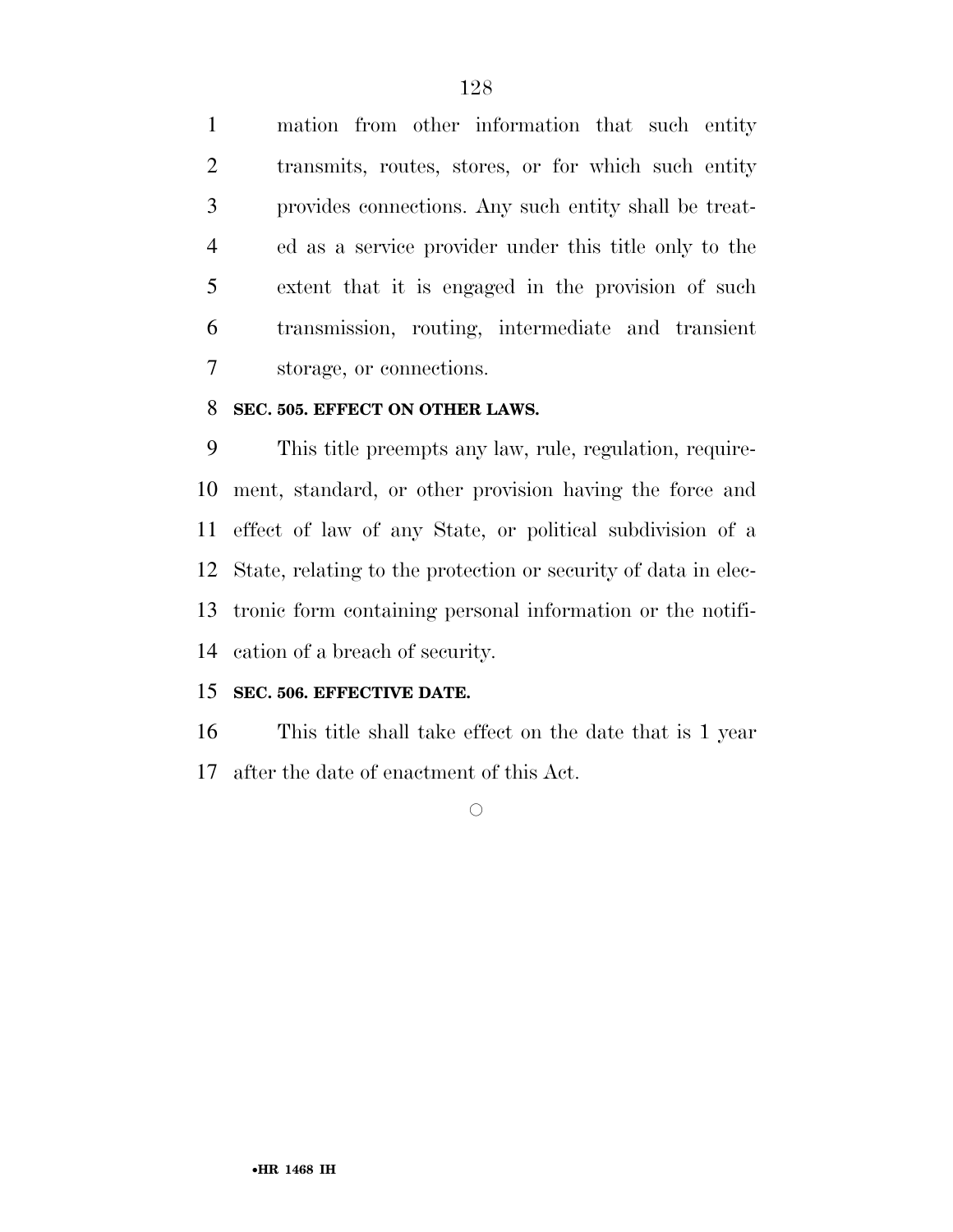mation from other information that such entity transmits, routes, stores, or for which such entity provides connections. Any such entity shall be treated as a service provider under this title only to the extent that it is engaged in the provision of such transmission, routing, intermediate and transient storage, or connections.

**SEC. 505. EFFECT ON OTHER LAWS.**

This title preempts any law, rule, regulation, requirement, standard, or other provision having the force and effect of law of any State, or political subdivision of a State, relating to the protection or security of data in electronic form containing personal information or the notification of a breach of security.

**SEC. 506. EFFECTIVE DATE.**

This title shall take effect on the date that is 1 year after the date of enactment of this Act.

○